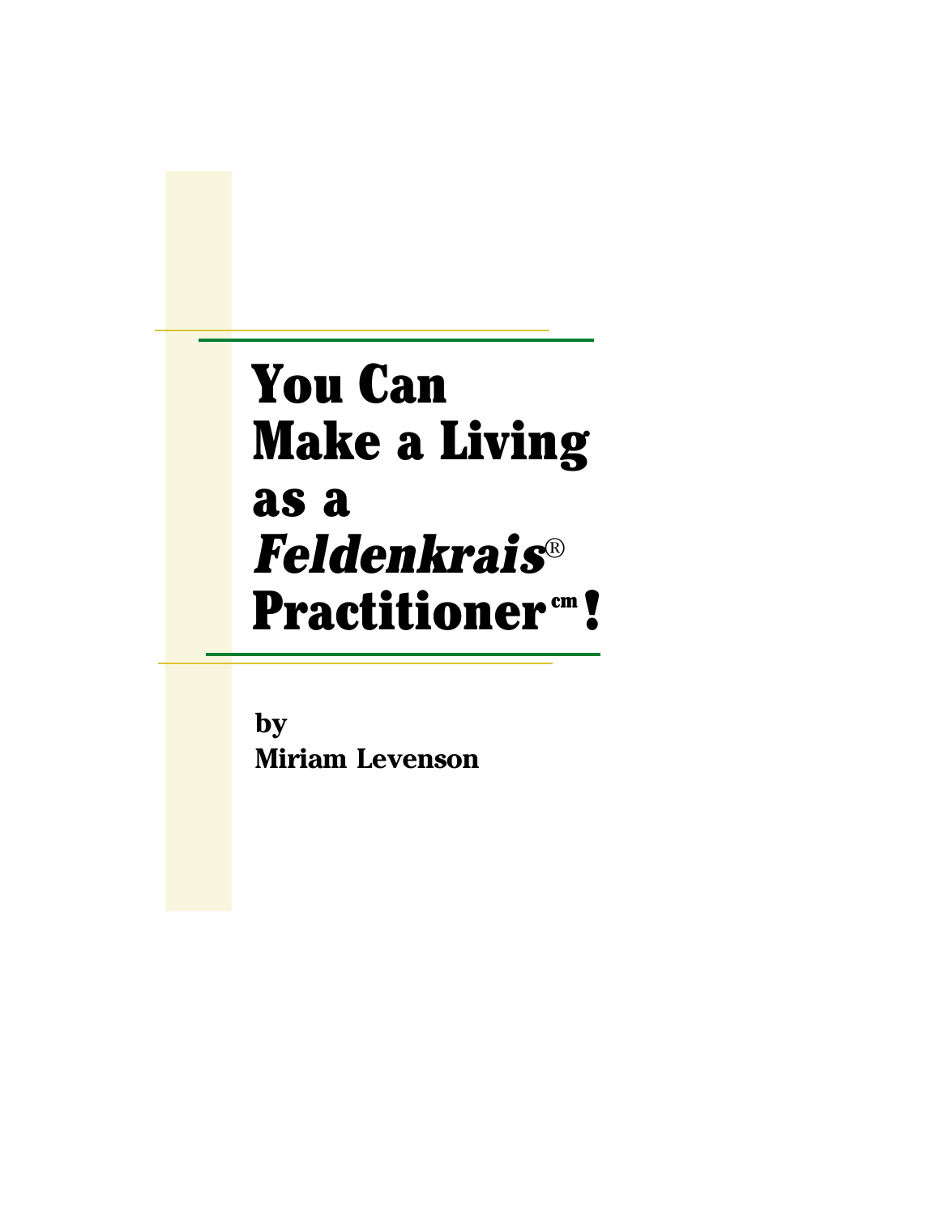# You Can Make a Living as a *Feldenkrais*® Practitioner℠!

**by**
**Miriam Levenson**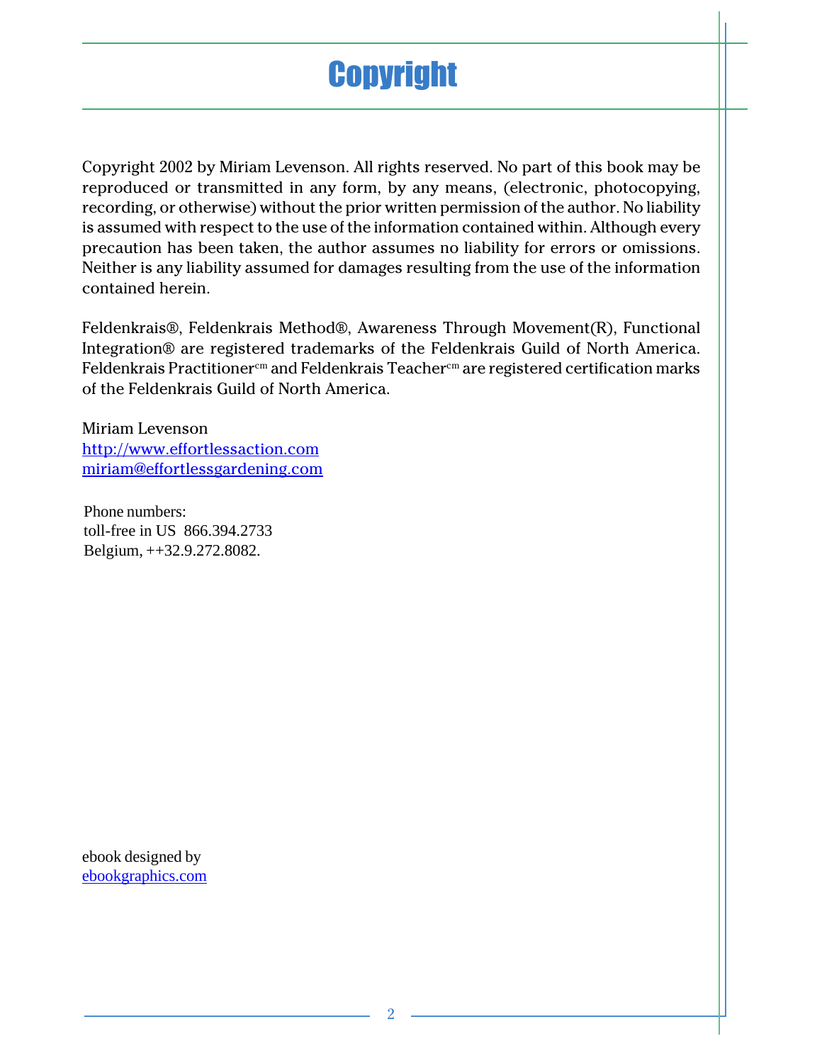# Copyright

Copyright 2002 by Miriam Levenson. All rights reserved. No part of this book may be reproduced or transmitted in any form, by any means, (electronic, photocopying, recording, or otherwise) without the prior written permission of the author. No liability is assumed with respect to the use of the information contained within. Although every precaution has been taken, the author assumes no liability for errors or omissions. Neither is any liability assumed for damages resulting from the use of the information contained herein.

Feldenkrais®, Feldenkrais Method®, Awareness Through Movement(R), Functional Integration® are registered trademarks of the Feldenkrais Guild of North America. Feldenkrais Practitioner[cm] and Feldenkrais Teacher[cm] are registered certification marks of the Feldenkrais Guild of North America.

Miriam Levenson
http://www.effortlessaction.com
miriam@effortlessgardening.com

Phone numbers:
toll-free in US 866.394.2733
Belgium, ++32.9.272.8082.

ebook designed by
ebookgraphics.com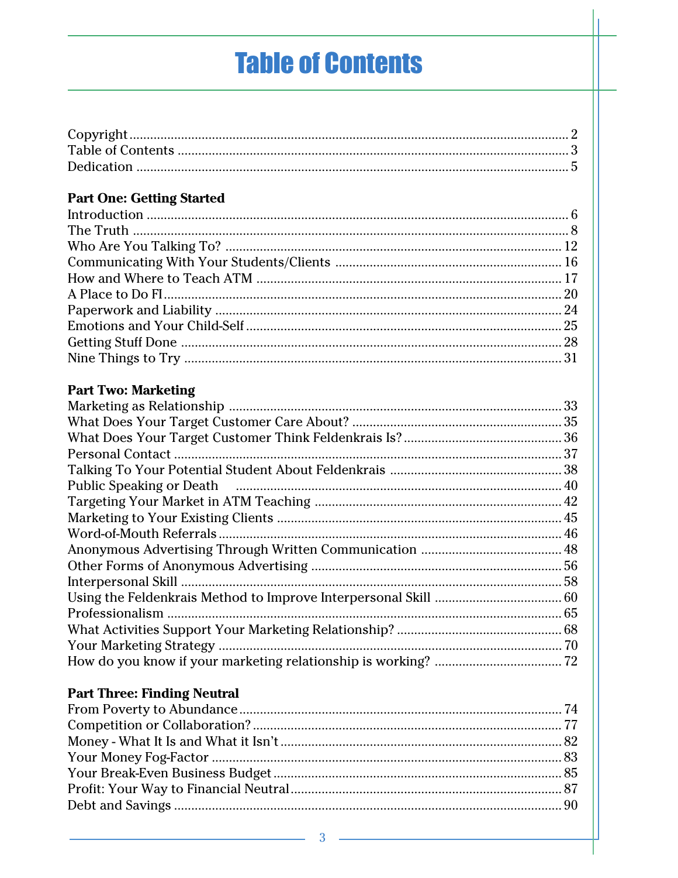# Table of Contents

Copyright ........................................................................................................ 2
Table of Contents ............................................................................................ 3
Dedication ........................................................................................................ 5

**Part One: Getting Started**
Introduction ..................................................................................................... 6
The Truth .......................................................................................................... 8
Who Are You Talking To? .............................................................................. 12
Communicating With Your Students/Clients ............................................... 16
How and Where to Teach ATM ..................................................................... 17
A Place to Do FI .............................................................................................. 20
Paperwork and Liability ................................................................................. 24
Emotions and Your Child-Self ........................................................................ 25
Getting Stuff Done .......................................................................................... 28
Nine Things to Try .......................................................................................... 31

**Part Two: Marketing**
Marketing as Relationship ............................................................................. 33
What Does Your Target Customer Care About? .......................................... 35
What Does Your Target Customer Think Feldenkrais Is? ........................... 36
Personal Contact ............................................................................................. 37
Talking To Your Potential Student About Feldenkrais ............................... 38
Public Speaking or Death ............................................................................... 40
Targeting Your Market in ATM Teaching .................................................... 42
Marketing to Your Existing Clients ............................................................... 45
Word-of-Mouth Referrals ............................................................................... 46
Anonymous Advertising Through Written Communication ...................... 48
Other Forms of Anonymous Advertising ..................................................... 56
Interpersonal Skill ........................................................................................... 58
Using the Feldenkrais Method to Improve Interpersonal Skill .................. 60
Professionalism ............................................................................................... 65
What Activities Support Your Marketing Relationship? ............................. 68
Your Marketing Strategy ................................................................................ 70
How do you know if your marketing relationship is working? .................. 72

**Part Three: Finding Neutral**
From Poverty to Abundance .......................................................................... 74
Competition or Collaboration? ...................................................................... 77
Money - What It Is and What it Isn't ............................................................. 82
Your Money Fog-Factor .................................................................................. 83
Your Break-Even Business Budget ................................................................. 85
Profit: Your Way to Financial Neutral ........................................................... 87
Debt and Savings ............................................................................................. 90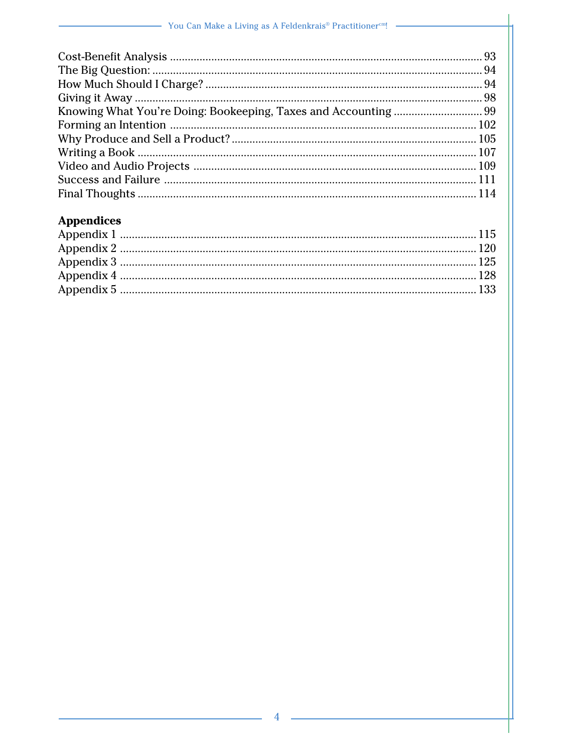Cost-Benefit Analysis ........................................................................................... 93
The Big Question: ................................................................................................ 94
How Much Should I Charge? ................................................................................ 94
Giving it Away ...................................................................................................... 98
Knowing What You're Doing: Bookeeping, Taxes and Accounting ............................. 99
Forming an Intention .......................................................................................... 102
Why Produce and Sell a Product? ........................................................................ 105
Writing a Book .................................................................................................... 107
Video and Audio Projects .................................................................................... 109
Success and Failure ............................................................................................ 111
Final Thoughts ..................................................................................................... 114

**Appendices**

Appendix 1 ......................................................................................................... 115
Appendix 2 ......................................................................................................... 120
Appendix 3 ......................................................................................................... 125
Appendix 4 ......................................................................................................... 128
Appendix 5 ......................................................................................................... 133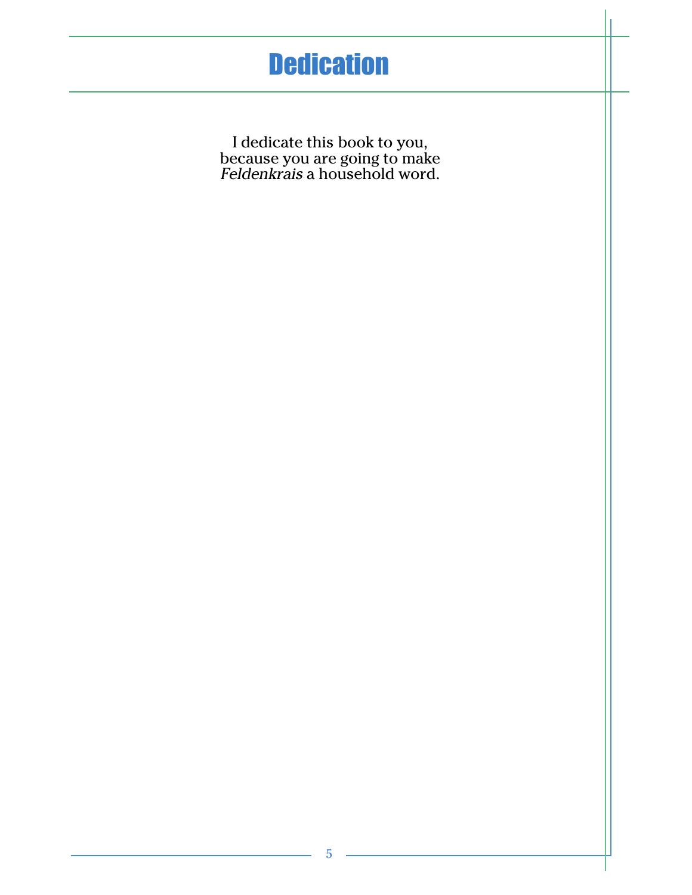# Dedication

I dedicate this book to you,
because you are going to make
*Feldenkrais* a household word.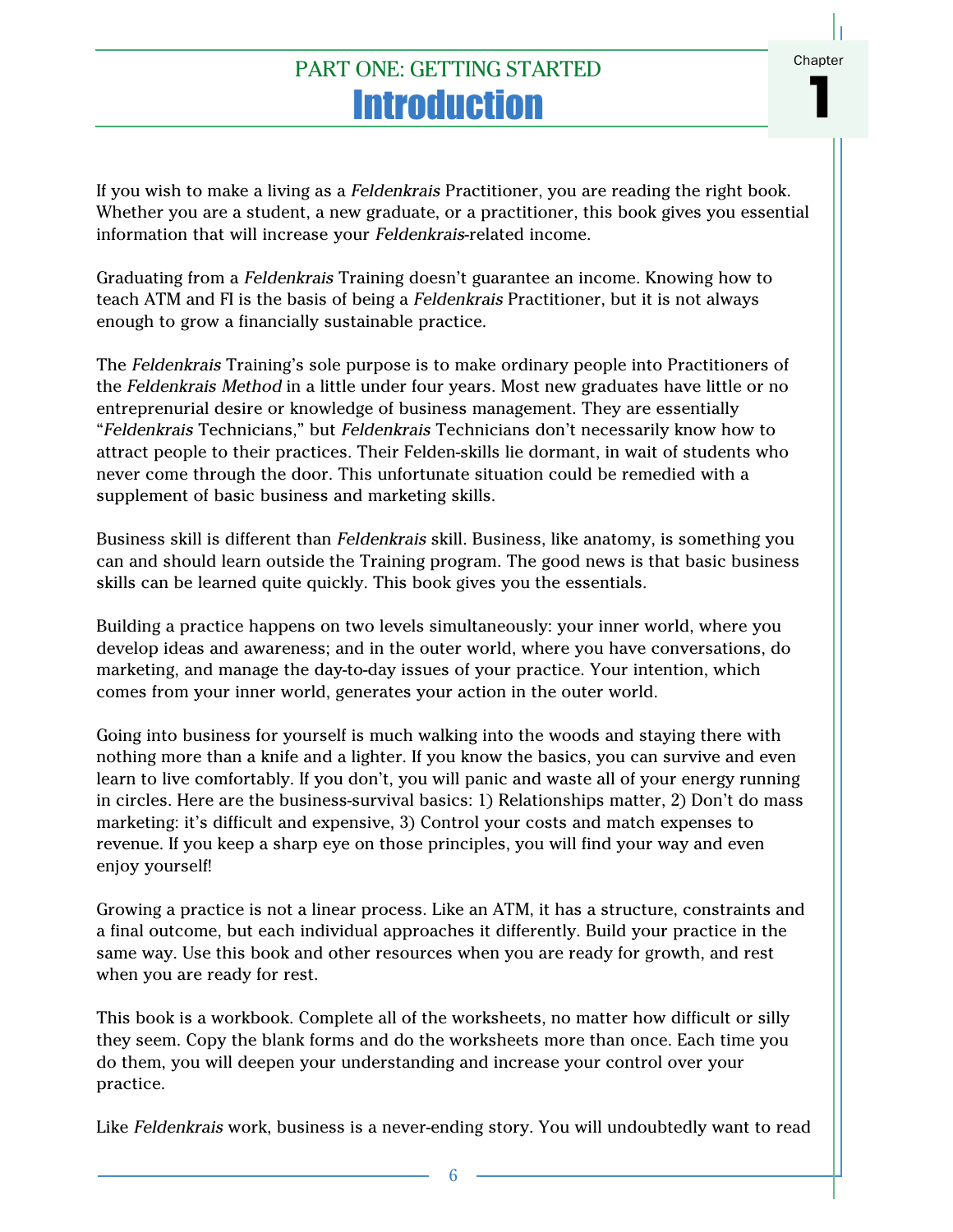# PART ONE: GETTING STARTED

# Introduction

Chapter 1

If you wish to make a living as a *Feldenkrais* Practitioner, you are reading the right book. Whether you are a student, a new graduate, or a practitioner, this book gives you essential information that will increase your *Feldenkrais*-related income.

Graduating from a *Feldenkrais* Training doesn't guarantee an income. Knowing how to teach ATM and FI is the basis of being a *Feldenkrais* Practitioner, but it is not always enough to grow a financially sustainable practice.

The *Feldenkrais* Training's sole purpose is to make ordinary people into Practitioners of the *Feldenkrais Method* in a little under four years. Most new graduates have little or no entreprenurial desire or knowledge of business management. They are essentially "*Feldenkrais* Technicians," but *Feldenkrais* Technicians don't necessarily know how to attract people to their practices. Their Felden-skills lie dormant, in wait of students who never come through the door. This unfortunate situation could be remedied with a supplement of basic business and marketing skills.

Business skill is different than *Feldenkrais* skill. Business, like anatomy, is something you can and should learn outside the Training program. The good news is that basic business skills can be learned quite quickly. This book gives you the essentials.

Building a practice happens on two levels simultaneously: your inner world, where you develop ideas and awareness; and in the outer world, where you have conversations, do marketing, and manage the day-to-day issues of your practice. Your intention, which comes from your inner world, generates your action in the outer world.

Going into business for yourself is much walking into the woods and staying there with nothing more than a knife and a lighter. If you know the basics, you can survive and even learn to live comfortably. If you don't, you will panic and waste all of your energy running in circles. Here are the business-survival basics: 1) Relationships matter, 2) Don't do mass marketing: it's difficult and expensive, 3) Control your costs and match expenses to revenue. If you keep a sharp eye on those principles, you will find your way and even enjoy yourself!

Growing a practice is not a linear process. Like an ATM, it has a structure, constraints and a final outcome, but each individual approaches it differently. Build your practice in the same way. Use this book and other resources when you are ready for growth, and rest when you are ready for rest.

This book is a workbook. Complete all of the worksheets, no matter how difficult or silly they seem. Copy the blank forms and do the worksheets more than once. Each time you do them, you will deepen your understanding and increase your control over your practice.

Like *Feldenkrais* work, business is a never-ending story. You will undoubtedly want to read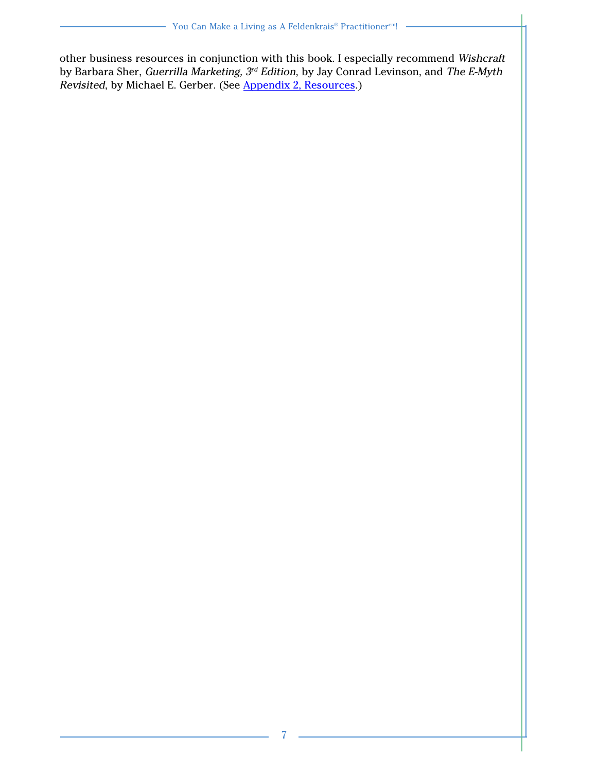other business resources in conjunction with this book. I especially recommend *Wishcraft* by Barbara Sher, *Guerrilla Marketing, 3rd Edition*, by Jay Conrad Levinson, and *The E-Myth Revisited*, by Michael E. Gerber. (See Appendix 2, Resources.)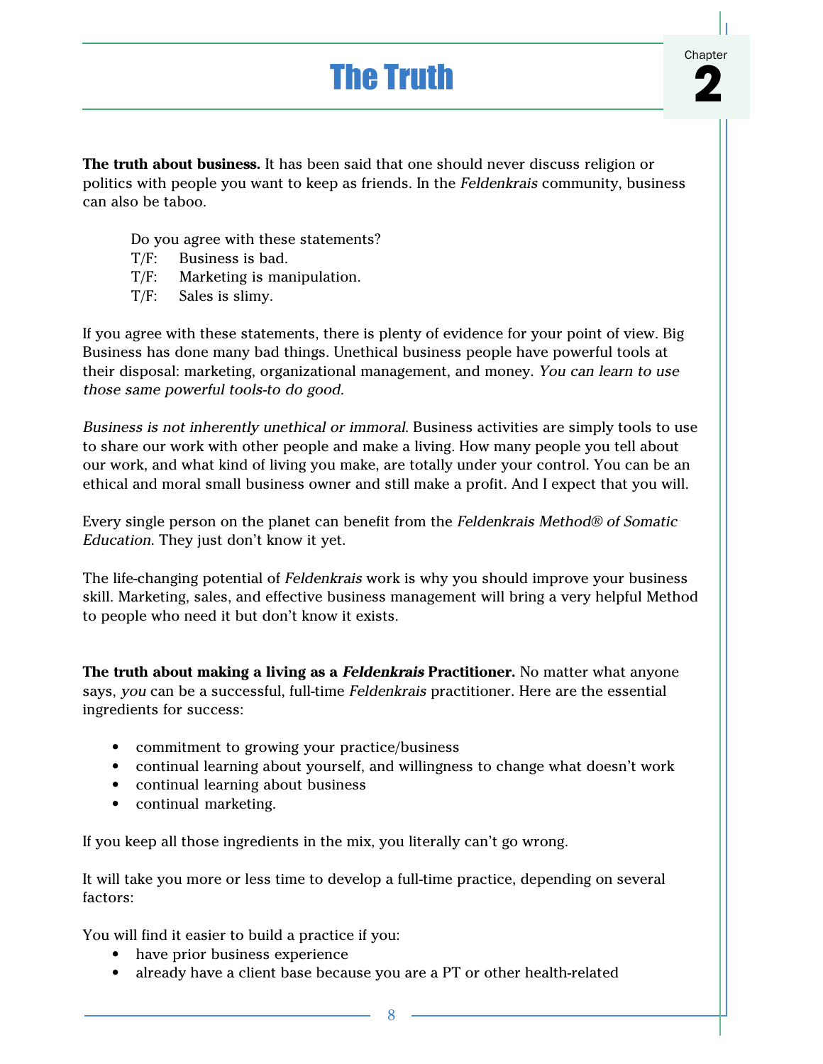# The Truth

Chapter 2

**The truth about business.** It has been said that one should never discuss religion or politics with people you want to keep as friends. In the *Feldenkrais* community, business can also be taboo.

> Do you agree with these statements?
> T/F: Business is bad.
> T/F: Marketing is manipulation.
> T/F: Sales is slimy.

If you agree with these statements, there is plenty of evidence for your point of view. Big Business has done many bad things. Unethical business people have powerful tools at their disposal: marketing, organizational management, and money. *You can learn to use those same powerful tools-to do good.*

*Business is not inherently unethical or immoral*. Business activities are simply tools to use to share our work with other people and make a living. How many people you tell about our work, and what kind of living you make, are totally under your control. You can be an ethical and moral small business owner and still make a profit. And I expect that you will.

Every single person on the planet can benefit from the *Feldenkrais Method® of Somatic Education*. They just don't know it yet.

The life-changing potential of *Feldenkrais* work is why you should improve your business skill. Marketing, sales, and effective business management will bring a very helpful Method to people who need it but don't know it exists.

**The truth about making a living as a *Feldenkrais* Practitioner.** No matter what anyone says, *you* can be a successful, full-time *Feldenkrais* practitioner. Here are the essential ingredients for success:

- commitment to growing your practice/business
- continual learning about yourself, and willingness to change what doesn't work
- continual learning about business
- continual marketing.

If you keep all those ingredients in the mix, you literally can't go wrong.

It will take you more or less time to develop a full-time practice, depending on several factors:

You will find it easier to build a practice if you:

- have prior business experience
- already have a client base because you are a PT or other health-related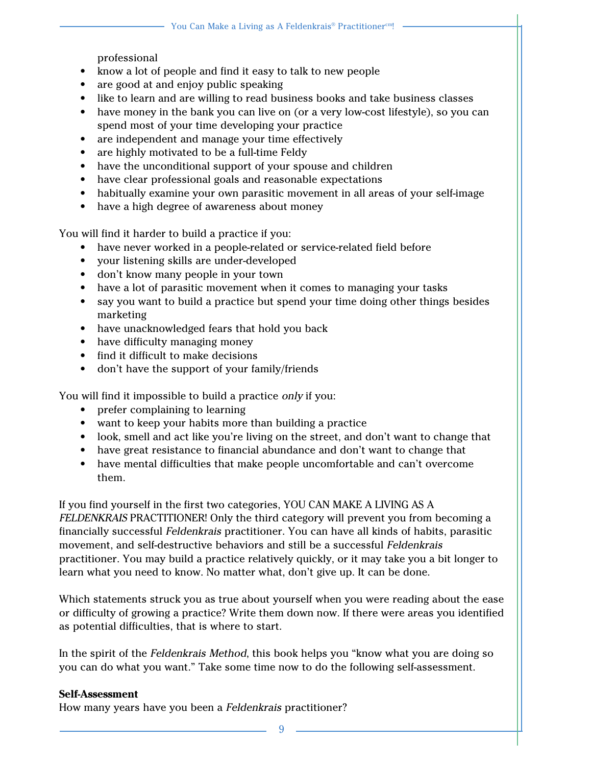professional

- know a lot of people and find it easy to talk to new people
- are good at and enjoy public speaking
- like to learn and are willing to read business books and take business classes
- have money in the bank you can live on (or a very low-cost lifestyle), so you can spend most of your time developing your practice
- are independent and manage your time effectively
- are highly motivated to be a full-time Feldy
- have the unconditional support of your spouse and children
- have clear professional goals and reasonable expectations
- habitually examine your own parasitic movement in all areas of your self-image
- have a high degree of awareness about money

You will find it harder to build a practice if you:

- have never worked in a people-related or service-related field before
- your listening skills are under-developed
- don't know many people in your town
- have a lot of parasitic movement when it comes to managing your tasks
- say you want to build a practice but spend your time doing other things besides marketing
- have unacknowledged fears that hold you back
- have difficulty managing money
- find it difficult to make decisions
- don't have the support of your family/friends

You will find it impossible to build a practice *only* if you:

- prefer complaining to learning
- want to keep your habits more than building a practice
- look, smell and act like you're living on the street, and don't want to change that
- have great resistance to financial abundance and don't want to change that
- have mental difficulties that make people uncomfortable and can't overcome them.

If you find yourself in the first two categories, YOU CAN MAKE A LIVING AS A *FELDENKRAIS* PRACTITIONER! Only the third category will prevent you from becoming a financially successful *Feldenkrais* practitioner. You can have all kinds of habits, parasitic movement, and self-destructive behaviors and still be a successful *Feldenkrais* practitioner. You may build a practice relatively quickly, or it may take you a bit longer to learn what you need to know. No matter what, don't give up. It can be done.

Which statements struck you as true about yourself when you were reading about the ease or difficulty of growing a practice? Write them down now. If there were areas you identified as potential difficulties, that is where to start.

In the spirit of the *Feldenkrais Method*, this book helps you "know what you are doing so you can do what you want." Take some time now to do the following self-assessment.

**Self-Assessment**

How many years have you been a *Feldenkrais* practitioner?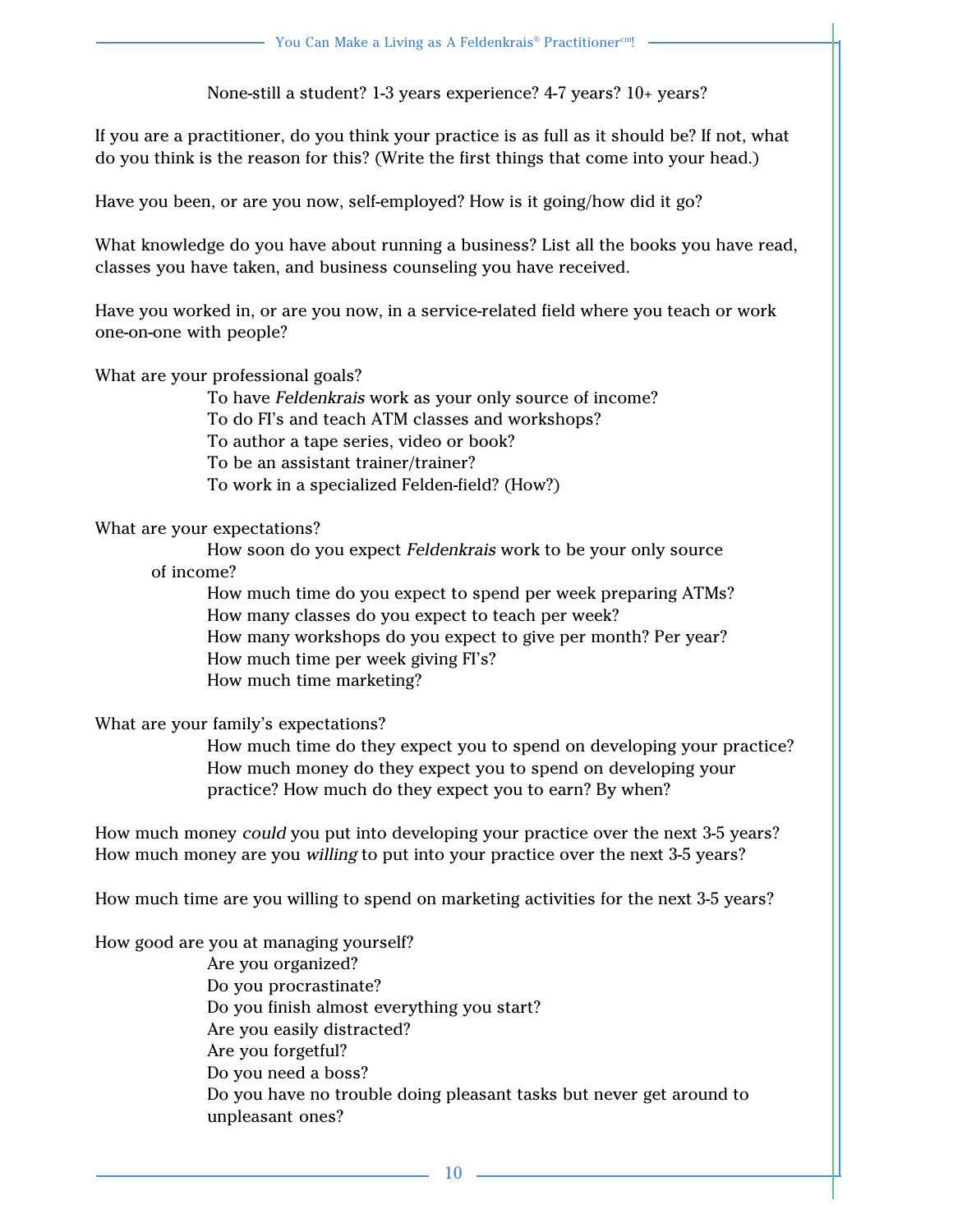None-still a student? 1-3 years experience? 4-7 years? 10+ years?

If you are a practitioner, do you think your practice is as full as it should be? If not, what do you think is the reason for this? (Write the first things that come into your head.)

Have you been, or are you now, self-employed? How is it going/how did it go?

What knowledge do you have about running a business? List all the books you have read, classes you have taken, and business counseling you have received.

Have you worked in, or are you now, in a service-related field where you teach or work one-on-one with people?

What are your professional goals?

- To have *Feldenkrais* work as your only source of income?
- To do FI's and teach ATM classes and workshops?
- To author a tape series, video or book?
- To be an assistant trainer/trainer?
- To work in a specialized Felden-field? (How?)

What are your expectations?

- How soon do you expect *Feldenkrais* work to be your only source of income?
- How much time do you expect to spend per week preparing ATMs?
- How many classes do you expect to teach per week?
- How many workshops do you expect to give per month? Per year?
- How much time per week giving FI's?
- How much time marketing?

What are your family's expectations?

- How much time do they expect you to spend on developing your practice?
- How much money do they expect you to spend on developing your practice? How much do they expect you to earn? By when?

How much money *could* you put into developing your practice over the next 3-5 years? How much money are you *willing* to put into your practice over the next 3-5 years?

How much time are you willing to spend on marketing activities for the next 3-5 years?

How good are you at managing yourself?

- Are you organized?
- Do you procrastinate?
- Do you finish almost everything you start?
- Are you easily distracted?
- Are you forgetful?
- Do you need a boss?
- Do you have no trouble doing pleasant tasks but never get around to unpleasant ones?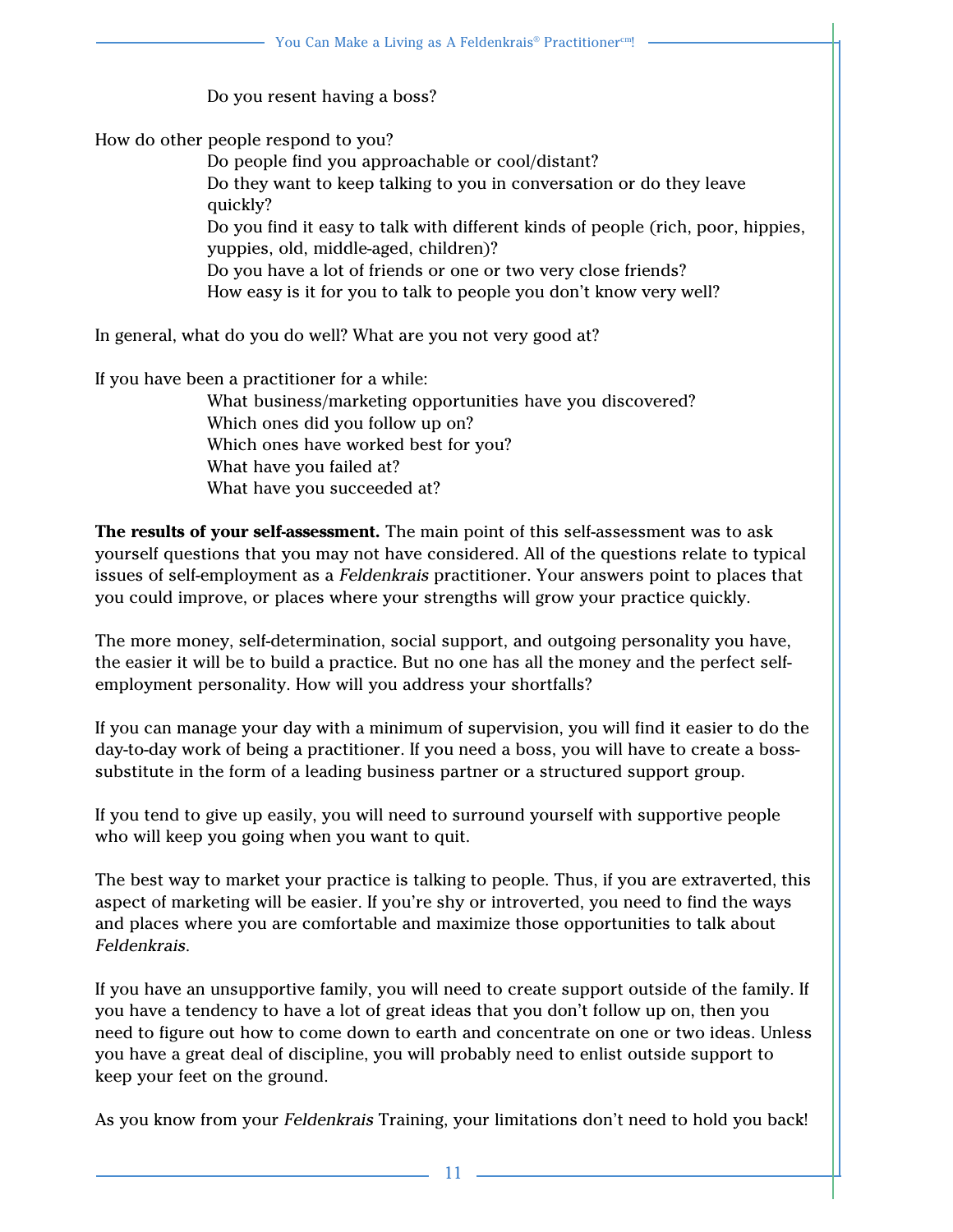Do you resent having a boss?

How do other people respond to you?

Do people find you approachable or cool/distant?
Do they want to keep talking to you in conversation or do they leave quickly?
Do you find it easy to talk with different kinds of people (rich, poor, hippies, yuppies, old, middle-aged, children)?
Do you have a lot of friends or one or two very close friends?
How easy is it for you to talk to people you don't know very well?

In general, what do you do well? What are you not very good at?

If you have been a practitioner for a while:

What business/marketing opportunities have you discovered?
Which ones did you follow up on?
Which ones have worked best for you?
What have you failed at?
What have you succeeded at?

**The results of your self-assessment.** The main point of this self-assessment was to ask yourself questions that you may not have considered. All of the questions relate to typical issues of self-employment as a *Feldenkrais* practitioner. Your answers point to places that you could improve, or places where your strengths will grow your practice quickly.

The more money, self-determination, social support, and outgoing personality you have, the easier it will be to build a practice. But no one has all the money and the perfect self-employment personality. How will you address your shortfalls?

If you can manage your day with a minimum of supervision, you will find it easier to do the day-to-day work of being a practitioner. If you need a boss, you will have to create a boss-substitute in the form of a leading business partner or a structured support group.

If you tend to give up easily, you will need to surround yourself with supportive people who will keep you going when you want to quit.

The best way to market your practice is talking to people. Thus, if you are extraverted, this aspect of marketing will be easier. If you're shy or introverted, you need to find the ways and places where you are comfortable and maximize those opportunities to talk about *Feldenkrais*.

If you have an unsupportive family, you will need to create support outside of the family. If you have a tendency to have a lot of great ideas that you don't follow up on, then you need to figure out how to come down to earth and concentrate on one or two ideas. Unless you have a great deal of discipline, you will probably need to enlist outside support to keep your feet on the ground.

As you know from your *Feldenkrais* Training, your limitations don't need to hold you back!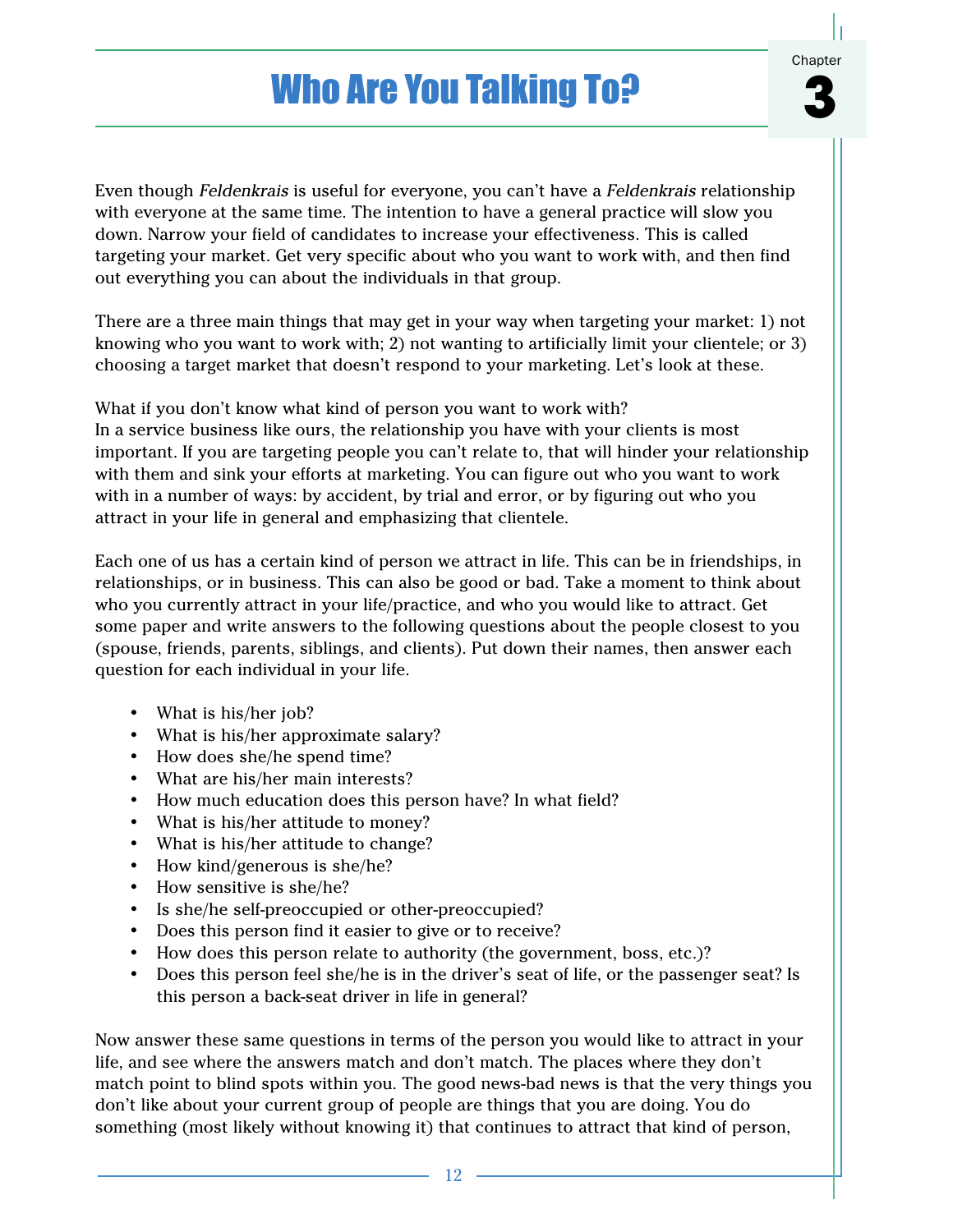Chapter 3

# Who Are You Talking To?

Even though *Feldenkrais* is useful for everyone, you can't have a *Feldenkrais* relationship with everyone at the same time. The intention to have a general practice will slow you down. Narrow your field of candidates to increase your effectiveness. This is called targeting your market. Get very specific about who you want to work with, and then find out everything you can about the individuals in that group.

There are a three main things that may get in your way when targeting your market: 1) not knowing who you want to work with; 2) not wanting to artificially limit your clientele; or 3) choosing a target market that doesn't respond to your marketing. Let's look at these.

What if you don't know what kind of person you want to work with?
In a service business like ours, the relationship you have with your clients is most important. If you are targeting people you can't relate to, that will hinder your relationship with them and sink your efforts at marketing. You can figure out who you want to work with in a number of ways: by accident, by trial and error, or by figuring out who you attract in your life in general and emphasizing that clientele.

Each one of us has a certain kind of person we attract in life. This can be in friendships, in relationships, or in business. This can also be good or bad. Take a moment to think about who you currently attract in your life/practice, and who you would like to attract. Get some paper and write answers to the following questions about the people closest to you (spouse, friends, parents, siblings, and clients). Put down their names, then answer each question for each individual in your life.

- What is his/her job?
- What is his/her approximate salary?
- How does she/he spend time?
- What are his/her main interests?
- How much education does this person have? In what field?
- What is his/her attitude to money?
- What is his/her attitude to change?
- How kind/generous is she/he?
- How sensitive is she/he?
- Is she/he self-preoccupied or other-preoccupied?
- Does this person find it easier to give or to receive?
- How does this person relate to authority (the government, boss, etc.)?
- Does this person feel she/he is in the driver's seat of life, or the passenger seat? Is this person a back-seat driver in life in general?

Now answer these same questions in terms of the person you would like to attract in your life, and see where the answers match and don't match. The places where they don't match point to blind spots within you. The good news-bad news is that the very things you don't like about your current group of people are things that you are doing. You do something (most likely without knowing it) that continues to attract that kind of person,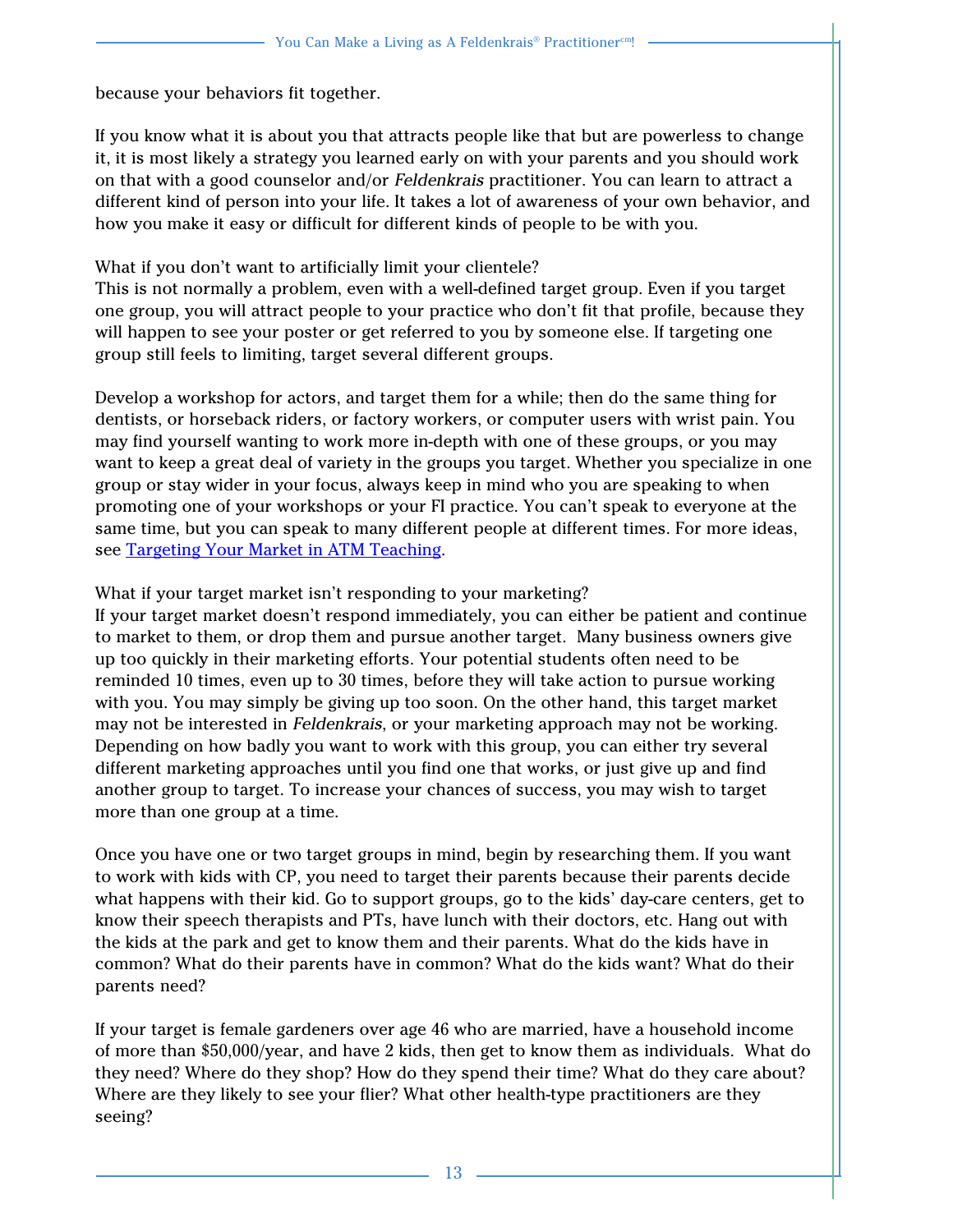because your behaviors fit together.

If you know what it is about you that attracts people like that but are powerless to change it, it is most likely a strategy you learned early on with your parents and you should work on that with a good counselor and/or *Feldenkrais* practitioner. You can learn to attract a different kind of person into your life. It takes a lot of awareness of your own behavior, and how you make it easy or difficult for different kinds of people to be with you.

What if you don't want to artificially limit your clientele?
This is not normally a problem, even with a well-defined target group. Even if you target one group, you will attract people to your practice who don't fit that profile, because they will happen to see your poster or get referred to you by someone else. If targeting one group still feels to limiting, target several different groups.

Develop a workshop for actors, and target them for a while; then do the same thing for dentists, or horseback riders, or factory workers, or computer users with wrist pain. You may find yourself wanting to work more in-depth with one of these groups, or you may want to keep a great deal of variety in the groups you target. Whether you specialize in one group or stay wider in your focus, always keep in mind who you are speaking to when promoting one of your workshops or your FI practice. You can't speak to everyone at the same time, but you can speak to many different people at different times. For more ideas, see Targeting Your Market in ATM Teaching.

What if your target market isn't responding to your marketing?
If your target market doesn't respond immediately, you can either be patient and continue to market to them, or drop them and pursue another target. Many business owners give up too quickly in their marketing efforts. Your potential students often need to be reminded 10 times, even up to 30 times, before they will take action to pursue working with you. You may simply be giving up too soon. On the other hand, this target market may not be interested in *Feldenkrais*, or your marketing approach may not be working. Depending on how badly you want to work with this group, you can either try several different marketing approaches until you find one that works, or just give up and find another group to target. To increase your chances of success, you may wish to target more than one group at a time.

Once you have one or two target groups in mind, begin by researching them. If you want to work with kids with CP, you need to target their parents because their parents decide what happens with their kid. Go to support groups, go to the kids' day-care centers, get to know their speech therapists and PTs, have lunch with their doctors, etc. Hang out with the kids at the park and get to know them and their parents. What do the kids have in common? What do their parents have in common? What do the kids want? What do their parents need?

If your target is female gardeners over age 46 who are married, have a household income of more than $50,000/year, and have 2 kids, then get to know them as individuals. What do they need? Where do they shop? How do they spend their time? What do they care about? Where are they likely to see your flier? What other health-type practitioners are they seeing?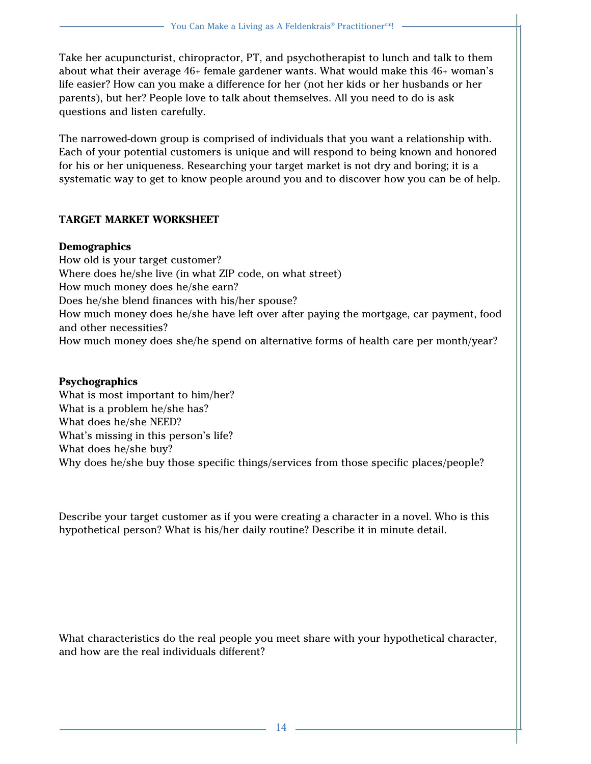Take her acupuncturist, chiropractor, PT, and psychotherapist to lunch and talk to them about what their average 46+ female gardener wants. What would make this 46+ woman's life easier? How can you make a difference for her (not her kids or her husbands or her parents), but her? People love to talk about themselves. All you need to do is ask questions and listen carefully.

The narrowed-down group is comprised of individuals that you want a relationship with. Each of your potential customers is unique and will respond to being known and honored for his or her uniqueness. Researching your target market is not dry and boring; it is a systematic way to get to know people around you and to discover how you can be of help.

**TARGET MARKET WORKSHEET**

**Demographics**

How old is your target customer?
Where does he/she live (in what ZIP code, on what street)
How much money does he/she earn?
Does he/she blend finances with his/her spouse?
How much money does he/she have left over after paying the mortgage, car payment, food and other necessities?
How much money does she/he spend on alternative forms of health care per month/year?

**Psychographics**

What is most important to him/her?
What is a problem he/she has?
What does he/she NEED?
What's missing in this person's life?
What does he/she buy?
Why does he/she buy those specific things/services from those specific places/people?

Describe your target customer as if you were creating a character in a novel. Who is this hypothetical person? What is his/her daily routine? Describe it in minute detail.

What characteristics do the real people you meet share with your hypothetical character, and how are the real individuals different?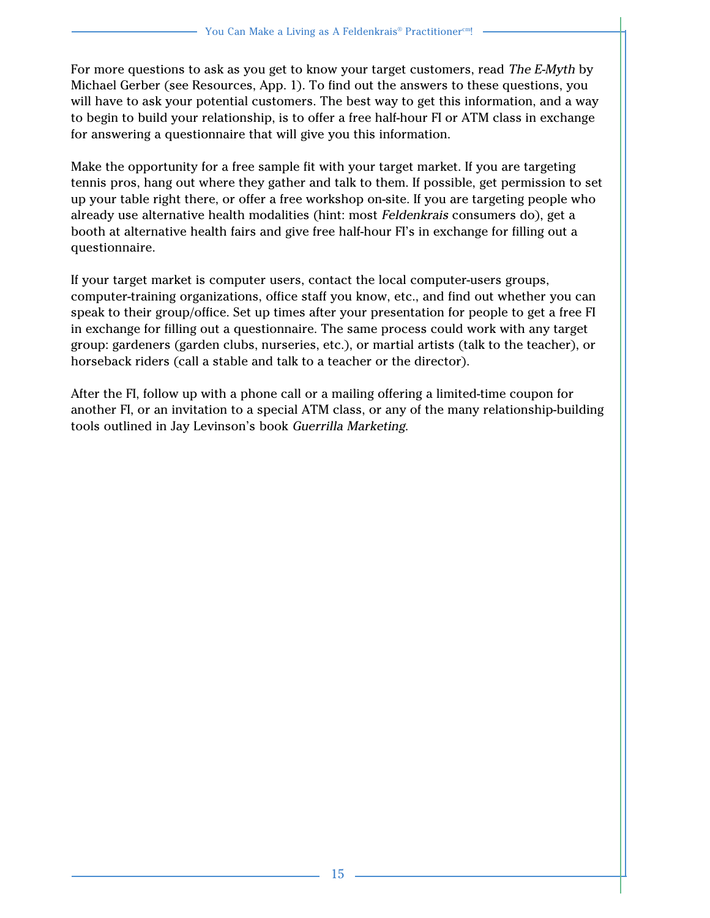For more questions to ask as you get to know your target customers, read *The E-Myth* by Michael Gerber (see Resources, App. 1). To find out the answers to these questions, you will have to ask your potential customers. The best way to get this information, and a way to begin to build your relationship, is to offer a free half-hour FI or ATM class in exchange for answering a questionnaire that will give you this information.

Make the opportunity for a free sample fit with your target market. If you are targeting tennis pros, hang out where they gather and talk to them. If possible, get permission to set up your table right there, or offer a free workshop on-site. If you are targeting people who already use alternative health modalities (hint: most *Feldenkrais* consumers do), get a booth at alternative health fairs and give free half-hour FI's in exchange for filling out a questionnaire.

If your target market is computer users, contact the local computer-users groups, computer-training organizations, office staff you know, etc., and find out whether you can speak to their group/office. Set up times after your presentation for people to get a free FI in exchange for filling out a questionnaire. The same process could work with any target group: gardeners (garden clubs, nurseries, etc.), or martial artists (talk to the teacher), or horseback riders (call a stable and talk to a teacher or the director).

After the FI, follow up with a phone call or a mailing offering a limited-time coupon for another FI, or an invitation to a special ATM class, or any of the many relationship-building tools outlined in Jay Levinson's book *Guerrilla Marketing*.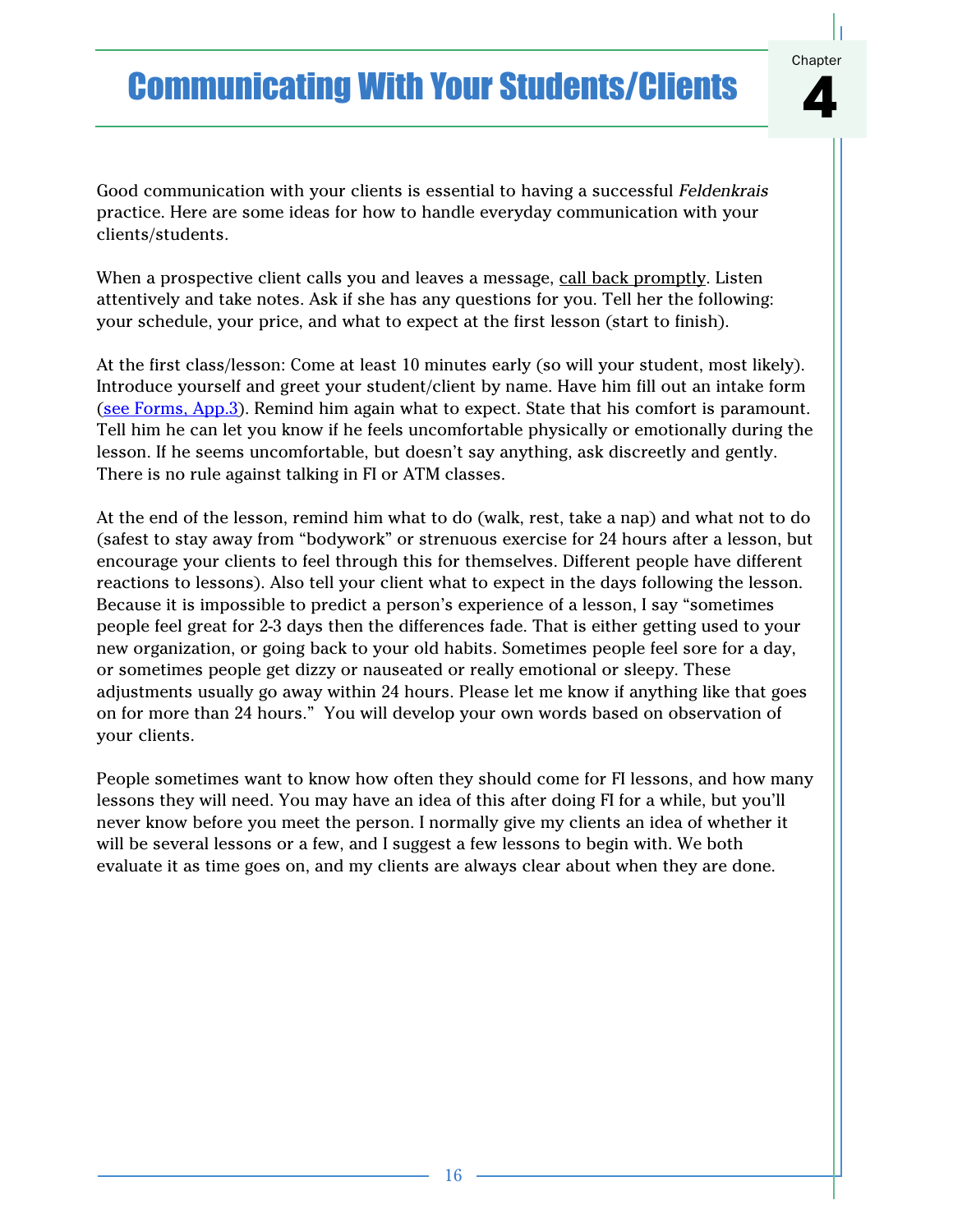# Communicating With Your Students/Clients

Chapter 4

Good communication with your clients is essential to having a successful *Feldenkrais* practice. Here are some ideas for how to handle everyday communication with your clients/students.

When a prospective client calls you and leaves a message, call back promptly. Listen attentively and take notes. Ask if she has any questions for you. Tell her the following: your schedule, your price, and what to expect at the first lesson (start to finish).

At the first class/lesson: Come at least 10 minutes early (so will your student, most likely). Introduce yourself and greet your student/client by name. Have him fill out an intake form (see Forms, App.3). Remind him again what to expect. State that his comfort is paramount. Tell him he can let you know if he feels uncomfortable physically or emotionally during the lesson. If he seems uncomfortable, but doesn't say anything, ask discreetly and gently. There is no rule against talking in FI or ATM classes.

At the end of the lesson, remind him what to do (walk, rest, take a nap) and what not to do (safest to stay away from "bodywork" or strenuous exercise for 24 hours after a lesson, but encourage your clients to feel through this for themselves. Different people have different reactions to lessons). Also tell your client what to expect in the days following the lesson. Because it is impossible to predict a person's experience of a lesson, I say "sometimes people feel great for 2-3 days then the differences fade. That is either getting used to your new organization, or going back to your old habits. Sometimes people feel sore for a day, or sometimes people get dizzy or nauseated or really emotional or sleepy. These adjustments usually go away within 24 hours. Please let me know if anything like that goes on for more than 24 hours." You will develop your own words based on observation of your clients.

People sometimes want to know how often they should come for FI lessons, and how many lessons they will need. You may have an idea of this after doing FI for a while, but you'll never know before you meet the person. I normally give my clients an idea of whether it will be several lessons or a few, and I suggest a few lessons to begin with. We both evaluate it as time goes on, and my clients are always clear about when they are done.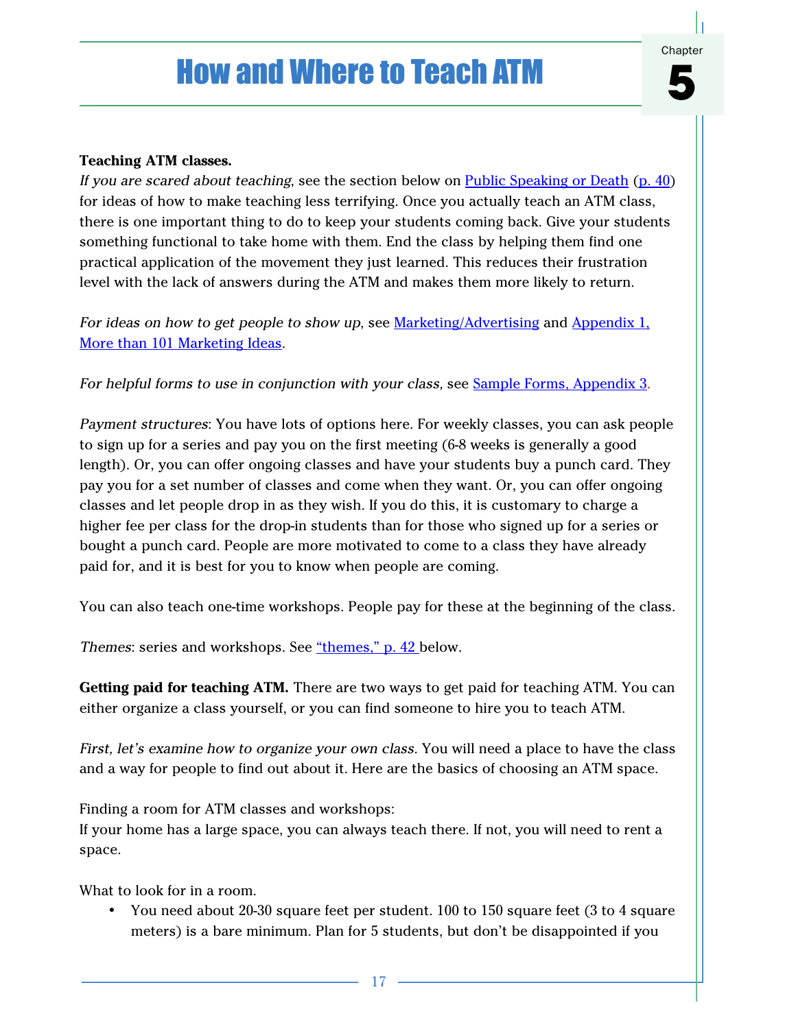Chapter **5**

# How and Where to Teach ATM

**Teaching ATM classes.**
*If you are scared about teaching*, see the section below on [Public Speaking or Death](#) ([p. 40](#)) for ideas of how to make teaching less terrifying. Once you actually teach an ATM class, there is one important thing to do to keep your students coming back. Give your students something functional to take home with them. End the class by helping them find one practical application of the movement they just learned. This reduces their frustration level with the lack of answers during the ATM and makes them more likely to return.

*For ideas on how to get people to show up*, see [Marketing/Advertising](#) and [Appendix 1, More than 101 Marketing Ideas](#).

*For helpful forms to use in conjunction with your class,* see [Sample Forms, Appendix 3](#).

*Payment structures*: You have lots of options here. For weekly classes, you can ask people to sign up for a series and pay you on the first meeting (6-8 weeks is generally a good length). Or, you can offer ongoing classes and have your students buy a punch card. They pay you for a set number of classes and come when they want. Or, you can offer ongoing classes and let people drop in as they wish. If you do this, it is customary to charge a higher fee per class for the drop-in students than for those who signed up for a series or bought a punch card. People are more motivated to come to a class they have already paid for, and it is best for you to know when people are coming.

You can also teach one-time workshops. People pay for these at the beginning of the class.

*Themes*: series and workshops. See [“themes,” p. 42](#) below.

**Getting paid for teaching ATM.** There are two ways to get paid for teaching ATM. You can either organize a class yourself, or you can find someone to hire you to teach ATM.

*First, let’s examine how to organize your own class.* You will need a place to have the class and a way for people to find out about it. Here are the basics of choosing an ATM space.

Finding a room for ATM classes and workshops:
If your home has a large space, you can always teach there. If not, you will need to rent a space.

What to look for in a room.

- You need about 20-30 square feet per student. 100 to 150 square feet (3 to 4 square meters) is a bare minimum. Plan for 5 students, but don’t be disappointed if you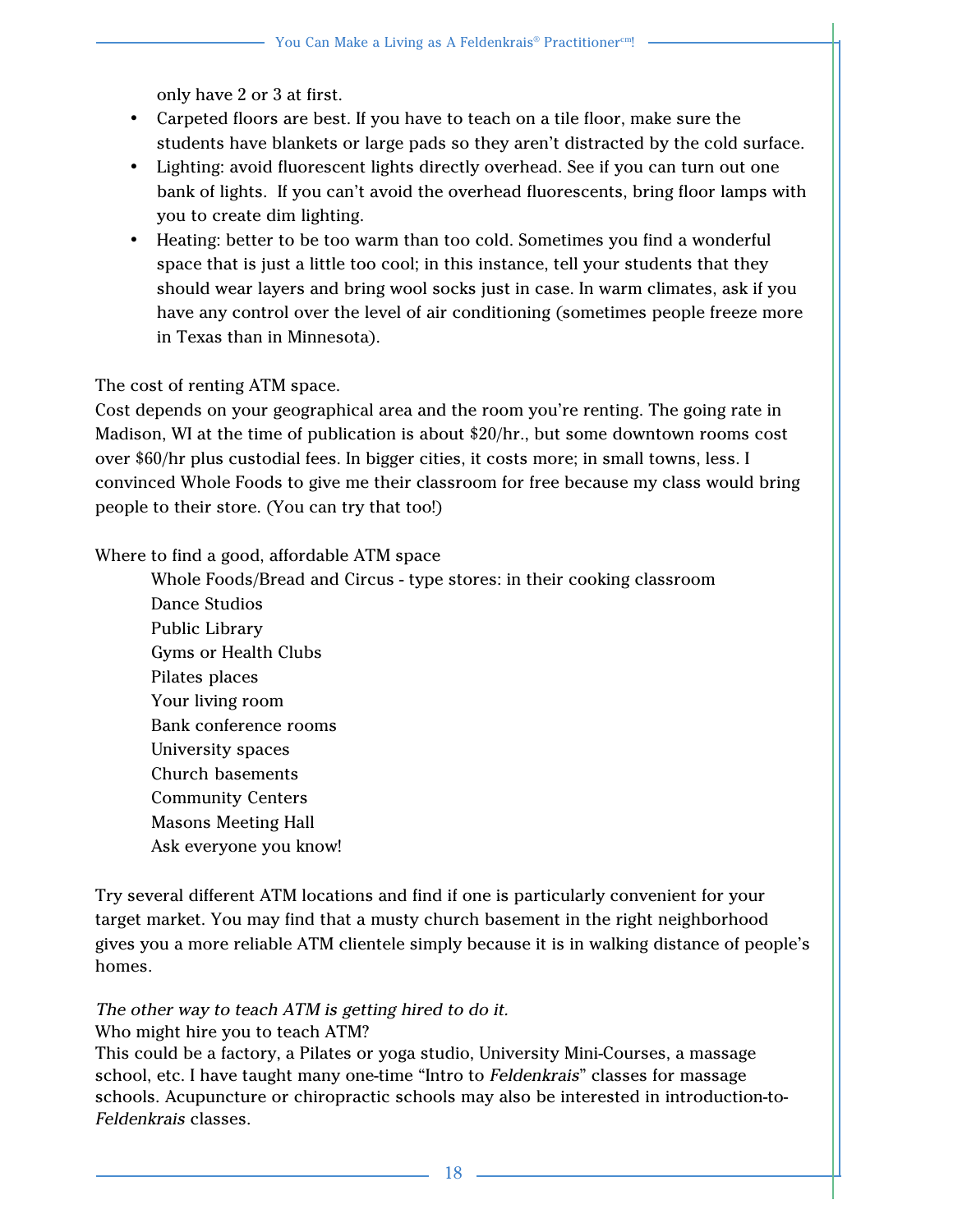only have 2 or 3 at first.

- Carpeted floors are best. If you have to teach on a tile floor, make sure the students have blankets or large pads so they aren't distracted by the cold surface.
- Lighting: avoid fluorescent lights directly overhead. See if you can turn out one bank of lights. If you can't avoid the overhead fluorescents, bring floor lamps with you to create dim lighting.
- Heating: better to be too warm than too cold. Sometimes you find a wonderful space that is just a little too cool; in this instance, tell your students that they should wear layers and bring wool socks just in case. In warm climates, ask if you have any control over the level of air conditioning (sometimes people freeze more in Texas than in Minnesota).

The cost of renting ATM space.

Cost depends on your geographical area and the room you're renting. The going rate in Madison, WI at the time of publication is about $20/hr., but some downtown rooms cost over $60/hr plus custodial fees. In bigger cities, it costs more; in small towns, less. I convinced Whole Foods to give me their classroom for free because my class would bring people to their store. (You can try that too!)

Where to find a good, affordable ATM space

Whole Foods/Bread and Circus - type stores: in their cooking classroom
Dance Studios
Public Library
Gyms or Health Clubs
Pilates places
Your living room
Bank conference rooms
University spaces
Church basements
Community Centers
Masons Meeting Hall
Ask everyone you know!

Try several different ATM locations and find if one is particularly convenient for your target market. You may find that a musty church basement in the right neighborhood gives you a more reliable ATM clientele simply because it is in walking distance of people's homes.

*The other way to teach ATM is getting hired to do it.*

Who might hire you to teach ATM?

This could be a factory, a Pilates or yoga studio, University Mini-Courses, a massage school, etc. I have taught many one-time "Intro to *Feldenkrais*" classes for massage schools. Acupuncture or chiropractic schools may also be interested in introduction-to-*Feldenkrais* classes.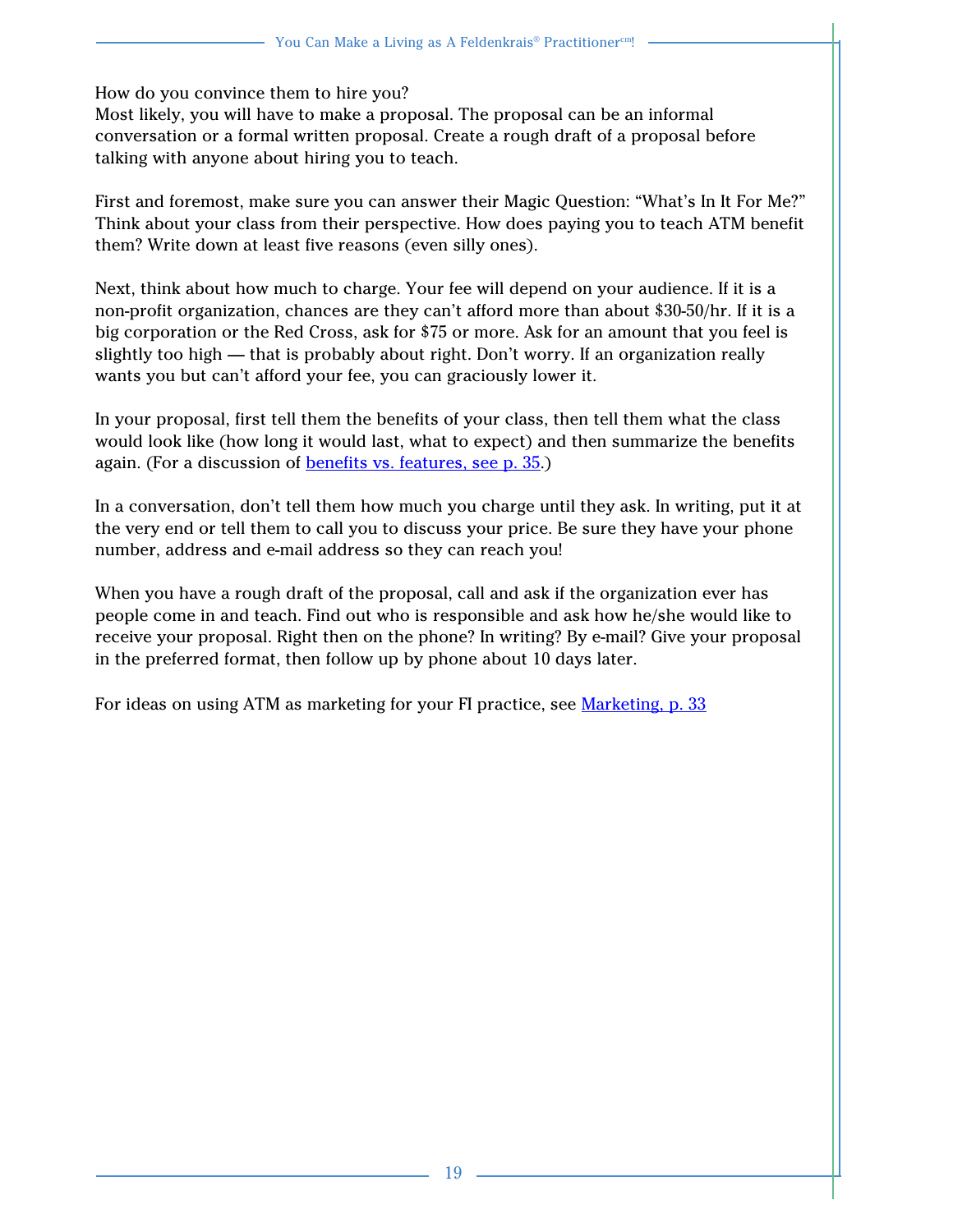How do you convince them to hire you?
Most likely, you will have to make a proposal. The proposal can be an informal conversation or a formal written proposal. Create a rough draft of a proposal before talking with anyone about hiring you to teach.

First and foremost, make sure you can answer their Magic Question: "What's In It For Me?" Think about your class from their perspective. How does paying you to teach ATM benefit them? Write down at least five reasons (even silly ones).

Next, think about how much to charge. Your fee will depend on your audience. If it is a non-profit organization, chances are they can't afford more than about $30-50/hr. If it is a big corporation or the Red Cross, ask for $75 or more. Ask for an amount that you feel is slightly too high — that is probably about right. Don't worry. If an organization really wants you but can't afford your fee, you can graciously lower it.

In your proposal, first tell them the benefits of your class, then tell them what the class would look like (how long it would last, what to expect) and then summarize the benefits again. (For a discussion of benefits vs. features, see p. 35.)

In a conversation, don't tell them how much you charge until they ask. In writing, put it at the very end or tell them to call you to discuss your price. Be sure they have your phone number, address and e-mail address so they can reach you!

When you have a rough draft of the proposal, call and ask if the organization ever has people come in and teach. Find out who is responsible and ask how he/she would like to receive your proposal. Right then on the phone? In writing? By e-mail? Give your proposal in the preferred format, then follow up by phone about 10 days later.

For ideas on using ATM as marketing for your FI practice, see Marketing, p. 33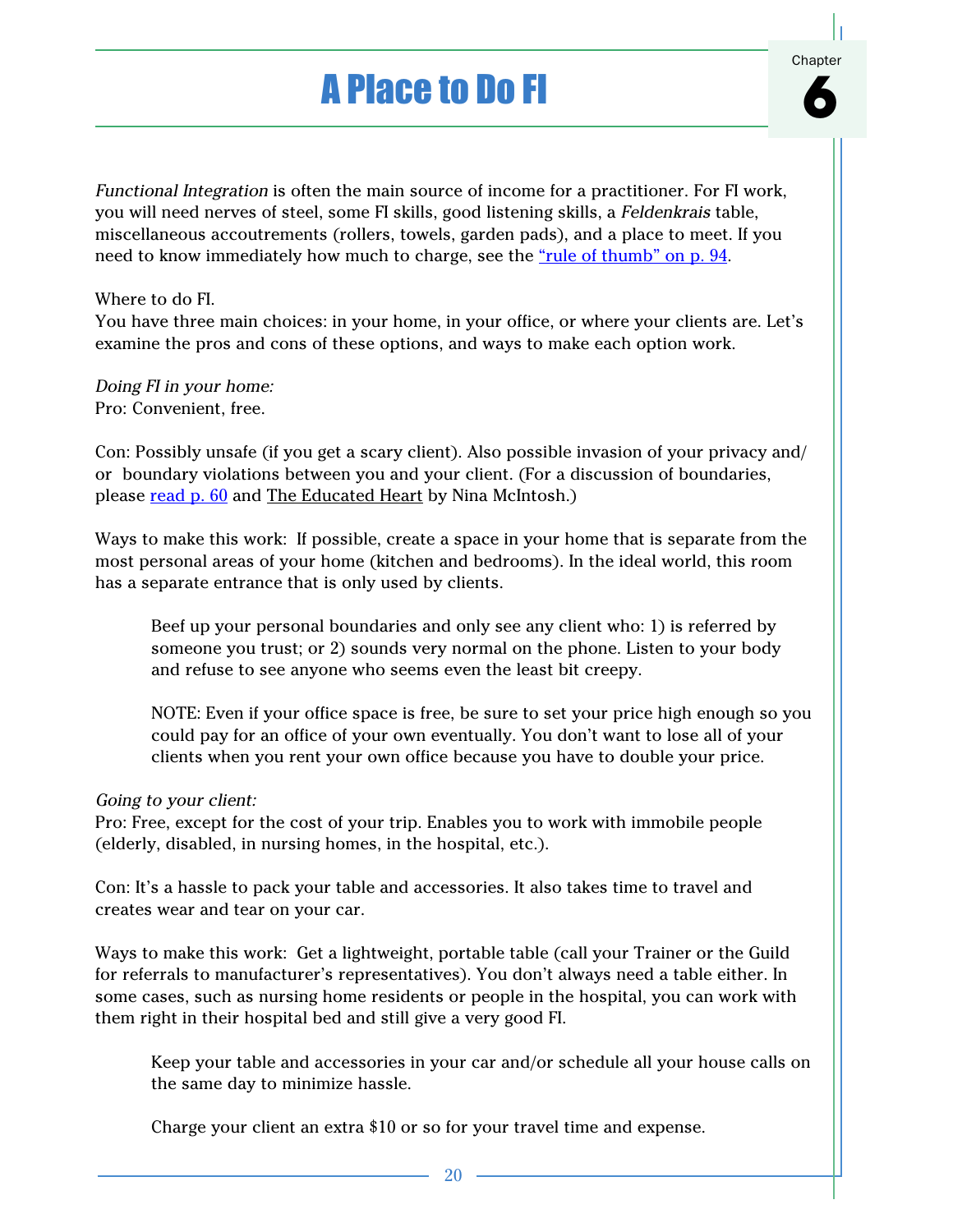# A Place to Do FI

Chapter 6

*Functional Integration* is often the main source of income for a practitioner. For FI work, you will need nerves of steel, some FI skills, good listening skills, a *Feldenkrais* table, miscellaneous accoutrements (rollers, towels, garden pads), and a place to meet. If you need to know immediately how much to charge, see the "rule of thumb" on p. 94.

Where to do FI.
You have three main choices: in your home, in your office, or where your clients are. Let's examine the pros and cons of these options, and ways to make each option work.

*Doing FI in your home:*
Pro: Convenient, free.

Con: Possibly unsafe (if you get a scary client). Also possible invasion of your privacy and/or boundary violations between you and your client. (For a discussion of boundaries, please read p. 60 and The Educated Heart by Nina McIntosh.)

Ways to make this work: If possible, create a space in your home that is separate from the most personal areas of your home (kitchen and bedrooms). In the ideal world, this room has a separate entrance that is only used by clients.

> Beef up your personal boundaries and only see any client who: 1) is referred by someone you trust; or 2) sounds very normal on the phone. Listen to your body and refuse to see anyone who seems even the least bit creepy.
>
> NOTE: Even if your office space is free, be sure to set your price high enough so you could pay for an office of your own eventually. You don't want to lose all of your clients when you rent your own office because you have to double your price.

*Going to your client:*
Pro: Free, except for the cost of your trip. Enables you to work with immobile people (elderly, disabled, in nursing homes, in the hospital, etc.).

Con: It's a hassle to pack your table and accessories. It also takes time to travel and creates wear and tear on your car.

Ways to make this work: Get a lightweight, portable table (call your Trainer or the Guild for referrals to manufacturer's representatives). You don't always need a table either. In some cases, such as nursing home residents or people in the hospital, you can work with them right in their hospital bed and still give a very good FI.

> Keep your table and accessories in your car and/or schedule all your house calls on the same day to minimize hassle.
>
> Charge your client an extra $10 or so for your travel time and expense.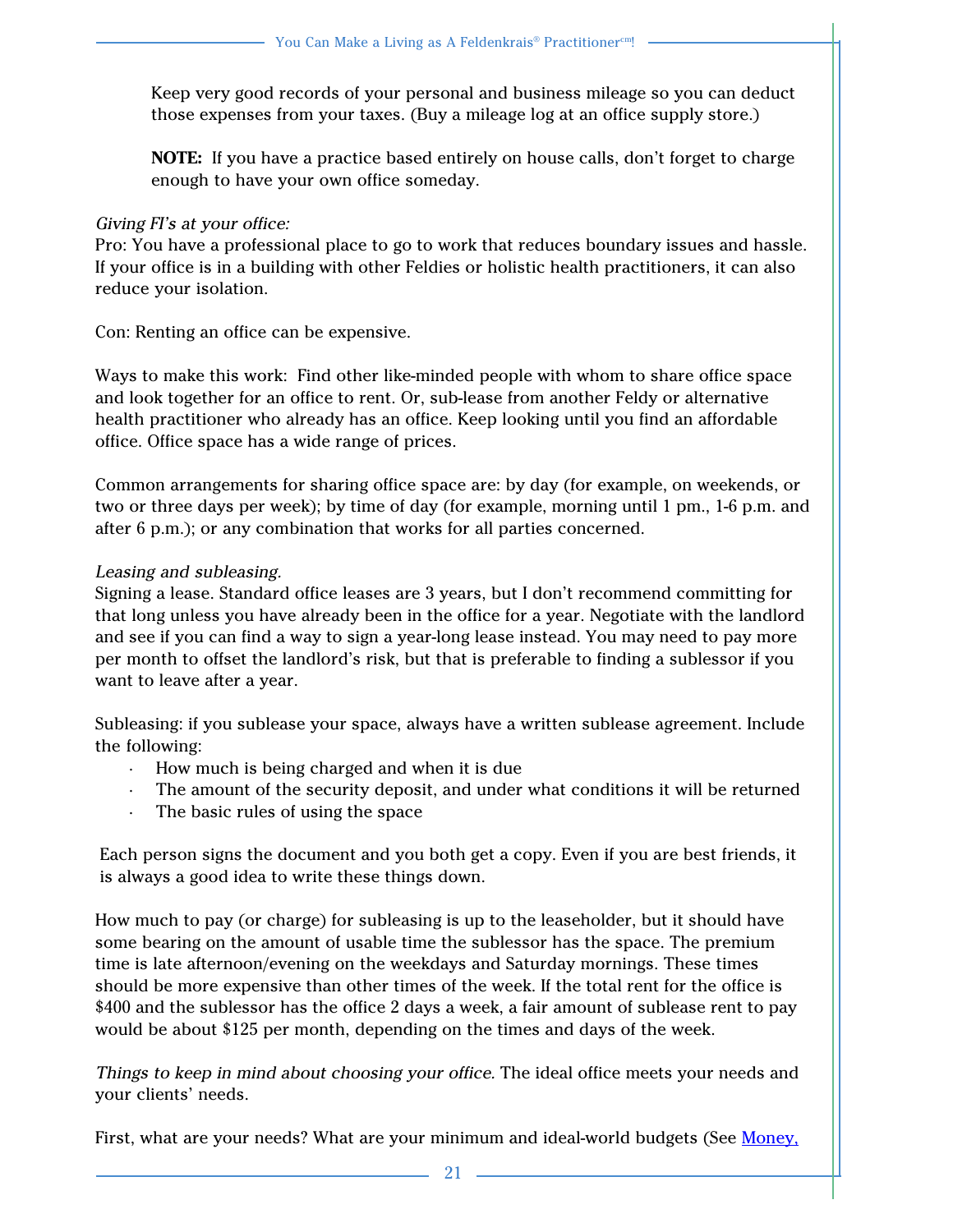Keep very good records of your personal and business mileage so you can deduct those expenses from your taxes. (Buy a mileage log at an office supply store.)

**NOTE:** If you have a practice based entirely on house calls, don't forget to charge enough to have your own office someday.

*Giving FI's at your office:*
Pro: You have a professional place to go to work that reduces boundary issues and hassle. If your office is in a building with other Feldies or holistic health practitioners, it can also reduce your isolation.

Con: Renting an office can be expensive.

Ways to make this work: Find other like-minded people with whom to share office space and look together for an office to rent. Or, sub-lease from another Feldy or alternative health practitioner who already has an office. Keep looking until you find an affordable office. Office space has a wide range of prices.

Common arrangements for sharing office space are: by day (for example, on weekends, or two or three days per week); by time of day (for example, morning until 1 pm., 1-6 p.m. and after 6 p.m.); or any combination that works for all parties concerned.

*Leasing and subleasing.*
Signing a lease. Standard office leases are 3 years, but I don't recommend committing for that long unless you have already been in the office for a year. Negotiate with the landlord and see if you can find a way to sign a year-long lease instead. You may need to pay more per month to offset the landlord's risk, but that is preferable to finding a sublessor if you want to leave after a year.

Subleasing: if you sublease your space, always have a written sublease agreement. Include the following:

- How much is being charged and when it is due
- The amount of the security deposit, and under what conditions it will be returned
- The basic rules of using the space

Each person signs the document and you both get a copy. Even if you are best friends, it is always a good idea to write these things down.

How much to pay (or charge) for subleasing is up to the leaseholder, but it should have some bearing on the amount of usable time the sublessor has the space. The premium time is late afternoon/evening on the weekdays and Saturday mornings. These times should be more expensive than other times of the week. If the total rent for the office is $400 and the sublessor has the office 2 days a week, a fair amount of sublease rent to pay would be about $125 per month, depending on the times and days of the week.

*Things to keep in mind about choosing your office.* The ideal office meets your needs and your clients' needs.

First, what are your needs? What are your minimum and ideal-world budgets (See Money,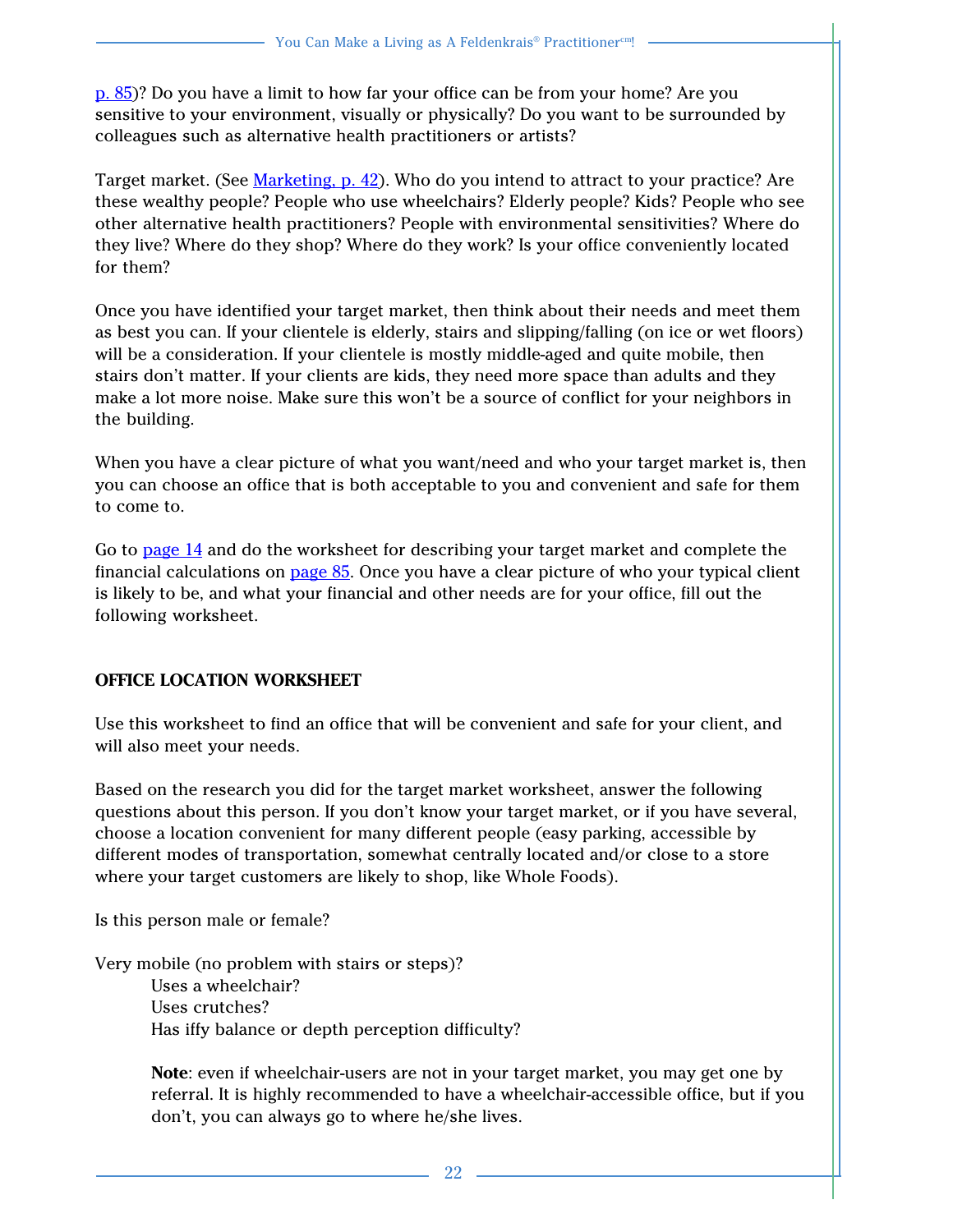p. 85)? Do you have a limit to how far your office can be from your home? Are you sensitive to your environment, visually or physically? Do you want to be surrounded by colleagues such as alternative health practitioners or artists?

Target market. (See Marketing, p. 42). Who do you intend to attract to your practice? Are these wealthy people? People who use wheelchairs? Elderly people? Kids? People who see other alternative health practitioners? People with environmental sensitivities? Where do they live? Where do they shop? Where do they work? Is your office conveniently located for them?

Once you have identified your target market, then think about their needs and meet them as best you can. If your clientele is elderly, stairs and slipping/falling (on ice or wet floors) will be a consideration. If your clientele is mostly middle-aged and quite mobile, then stairs don't matter. If your clients are kids, they need more space than adults and they make a lot more noise. Make sure this won't be a source of conflict for your neighbors in the building.

When you have a clear picture of what you want/need and who your target market is, then you can choose an office that is both acceptable to you and convenient and safe for them to come to.

Go to page 14 and do the worksheet for describing your target market and complete the financial calculations on page 85. Once you have a clear picture of who your typical client is likely to be, and what your financial and other needs are for your office, fill out the following worksheet.

**OFFICE LOCATION WORKSHEET**

Use this worksheet to find an office that will be convenient and safe for your client, and will also meet your needs.

Based on the research you did for the target market worksheet, answer the following questions about this person. If you don't know your target market, or if you have several, choose a location convenient for many different people (easy parking, accessible by different modes of transportation, somewhat centrally located and/or close to a store where your target customers are likely to shop, like Whole Foods).

Is this person male or female?

Very mobile (no problem with stairs or steps)?

Uses a wheelchair?

Uses crutches?

Has iffy balance or depth perception difficulty?

**Note**: even if wheelchair-users are not in your target market, you may get one by referral. It is highly recommended to have a wheelchair-accessible office, but if you don't, you can always go to where he/she lives.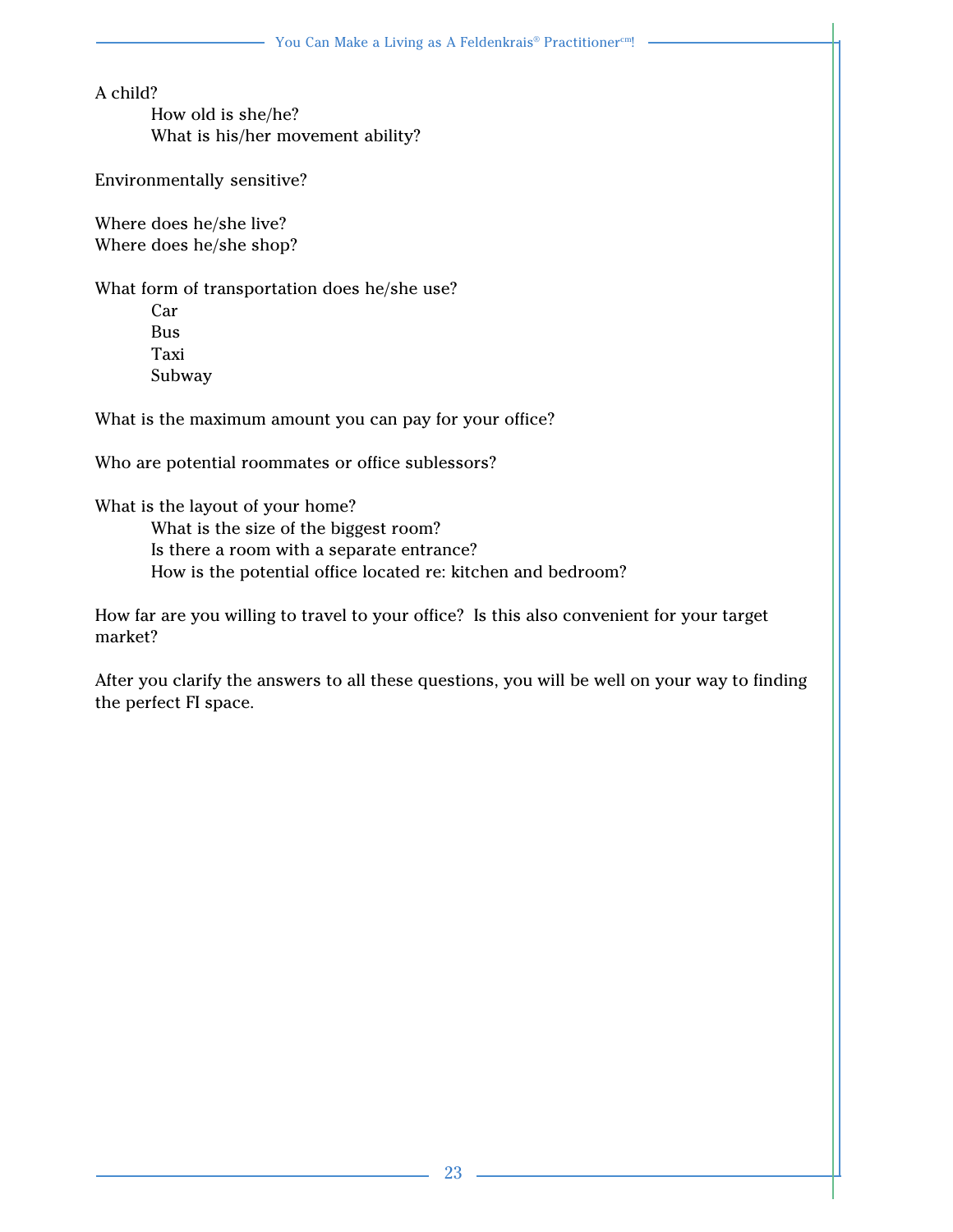A child?

- How old is she/he?
- What is his/her movement ability?

Environmentally sensitive?

Where does he/she live?
Where does he/she shop?

What form of transportation does he/she use?

- Car
- Bus
- Taxi
- Subway

What is the maximum amount you can pay for your office?

Who are potential roommates or office sublessors?

What is the layout of your home?

- What is the size of the biggest room?
- Is there a room with a separate entrance?
- How is the potential office located re: kitchen and bedroom?

How far are you willing to travel to your office? Is this also convenient for your target market?

After you clarify the answers to all these questions, you will be well on your way to finding the perfect FI space.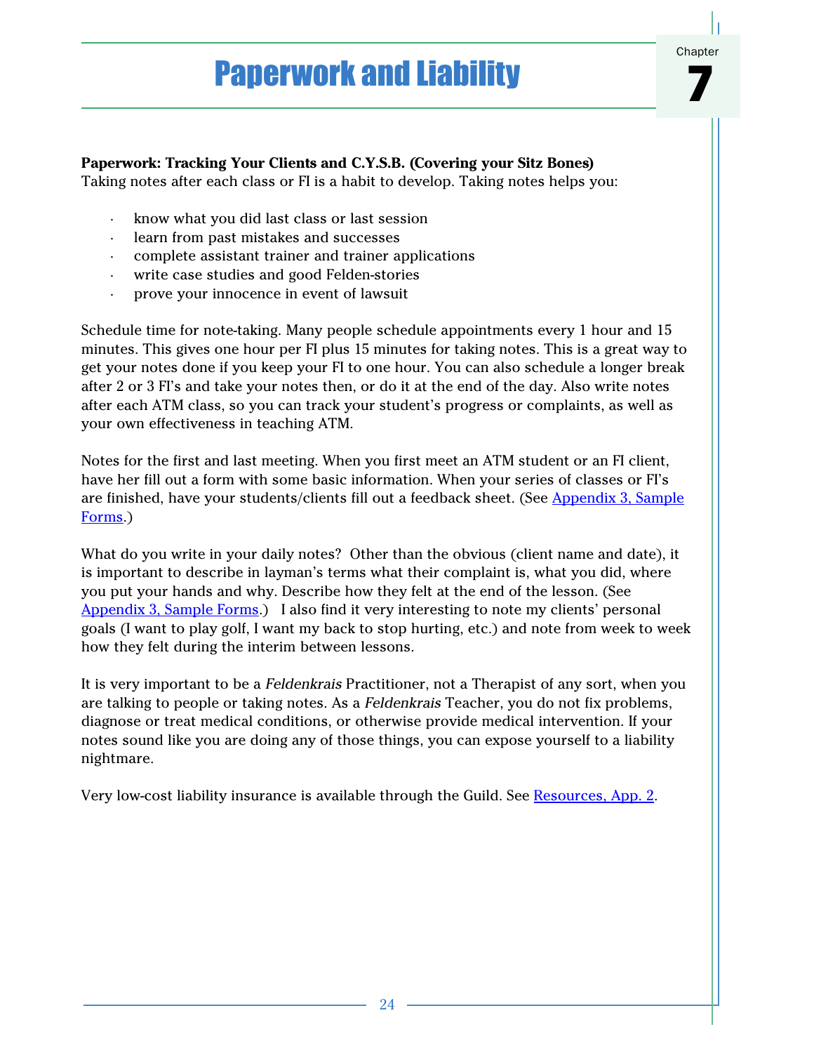# Paperwork and Liability

Chapter 7

**Paperwork: Tracking Your Clients and C.Y.S.B. (Covering your Sitz Bones)**
Taking notes after each class or FI is a habit to develop. Taking notes helps you:

- know what you did last class or last session
- learn from past mistakes and successes
- complete assistant trainer and trainer applications
- write case studies and good Felden-stories
- prove your innocence in event of lawsuit

Schedule time for note-taking. Many people schedule appointments every 1 hour and 15 minutes. This gives one hour per FI plus 15 minutes for taking notes. This is a great way to get your notes done if you keep your FI to one hour. You can also schedule a longer break after 2 or 3 FI's and take your notes then, or do it at the end of the day. Also write notes after each ATM class, so you can track your student's progress or complaints, as well as your own effectiveness in teaching ATM.

Notes for the first and last meeting. When you first meet an ATM student or an FI client, have her fill out a form with some basic information. When your series of classes or FI's are finished, have your students/clients fill out a feedback sheet. (See [Appendix 3, Sample Forms](#).)

What do you write in your daily notes? Other than the obvious (client name and date), it is important to describe in layman's terms what their complaint is, what you did, where you put your hands and why. Describe how they felt at the end of the lesson. (See [Appendix 3, Sample Forms](#).) I also find it very interesting to note my clients' personal goals (I want to play golf, I want my back to stop hurting, etc.) and note from week to week how they felt during the interim between lessons.

It is very important to be a *Feldenkrais* Practitioner, not a Therapist of any sort, when you are talking to people or taking notes. As a *Feldenkrais* Teacher, you do not fix problems, diagnose or treat medical conditions, or otherwise provide medical intervention. If your notes sound like you are doing any of those things, you can expose yourself to a liability nightmare.

Very low-cost liability insurance is available through the Guild. See [Resources, App. 2](#).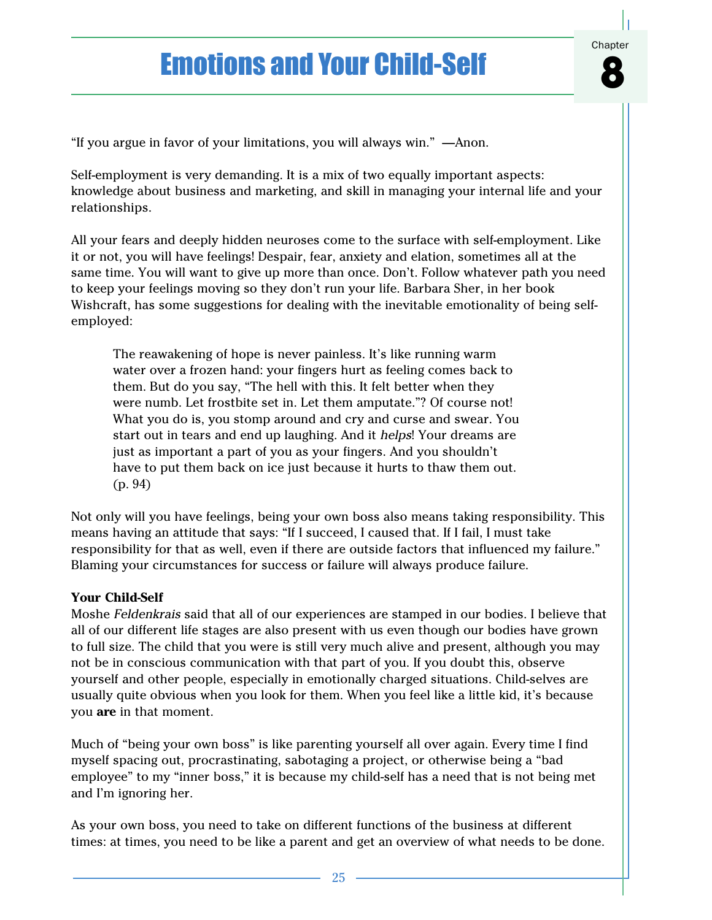# Chapter 8

# Emotions and Your Child-Self

"If you argue in favor of your limitations, you will always win." —Anon.

Self-employment is very demanding. It is a mix of two equally important aspects: knowledge about business and marketing, and skill in managing your internal life and your relationships.

All your fears and deeply hidden neuroses come to the surface with self-employment. Like it or not, you will have feelings! Despair, fear, anxiety and elation, sometimes all at the same time. You will want to give up more than once. Don't. Follow whatever path you need to keep your feelings moving so they don't run your life. Barbara Sher, in her book Wishcraft, has some suggestions for dealing with the inevitable emotionality of being self-employed:

> The reawakening of hope is never painless. It's like running warm water over a frozen hand: your fingers hurt as feeling comes back to them. But do you say, "The hell with this. It felt better when they were numb. Let frostbite set in. Let them amputate."? Of course not! What you do is, you stomp around and cry and curse and swear. You start out in tears and end up laughing. And it *helps*! Your dreams are just as important a part of you as your fingers. And you shouldn't have to put them back on ice just because it hurts to thaw them out. (p. 94)

Not only will you have feelings, being your own boss also means taking responsibility. This means having an attitude that says: "If I succeed, I caused that. If I fail, I must take responsibility for that as well, even if there are outside factors that influenced my failure." Blaming your circumstances for success or failure will always produce failure.

**Your Child-Self**

Moshe *Feldenkrais* said that all of our experiences are stamped in our bodies. I believe that all of our different life stages are also present with us even though our bodies have grown to full size. The child that you were is still very much alive and present, although you may not be in conscious communication with that part of you. If you doubt this, observe yourself and other people, especially in emotionally charged situations. Child-selves are usually quite obvious when you look for them. When you feel like a little kid, it's because you **are** in that moment.

Much of "being your own boss" is like parenting yourself all over again. Every time I find myself spacing out, procrastinating, sabotaging a project, or otherwise being a "bad employee" to my "inner boss," it is because my child-self has a need that is not being met and I'm ignoring her.

As your own boss, you need to take on different functions of the business at different times: at times, you need to be like a parent and get an overview of what needs to be done.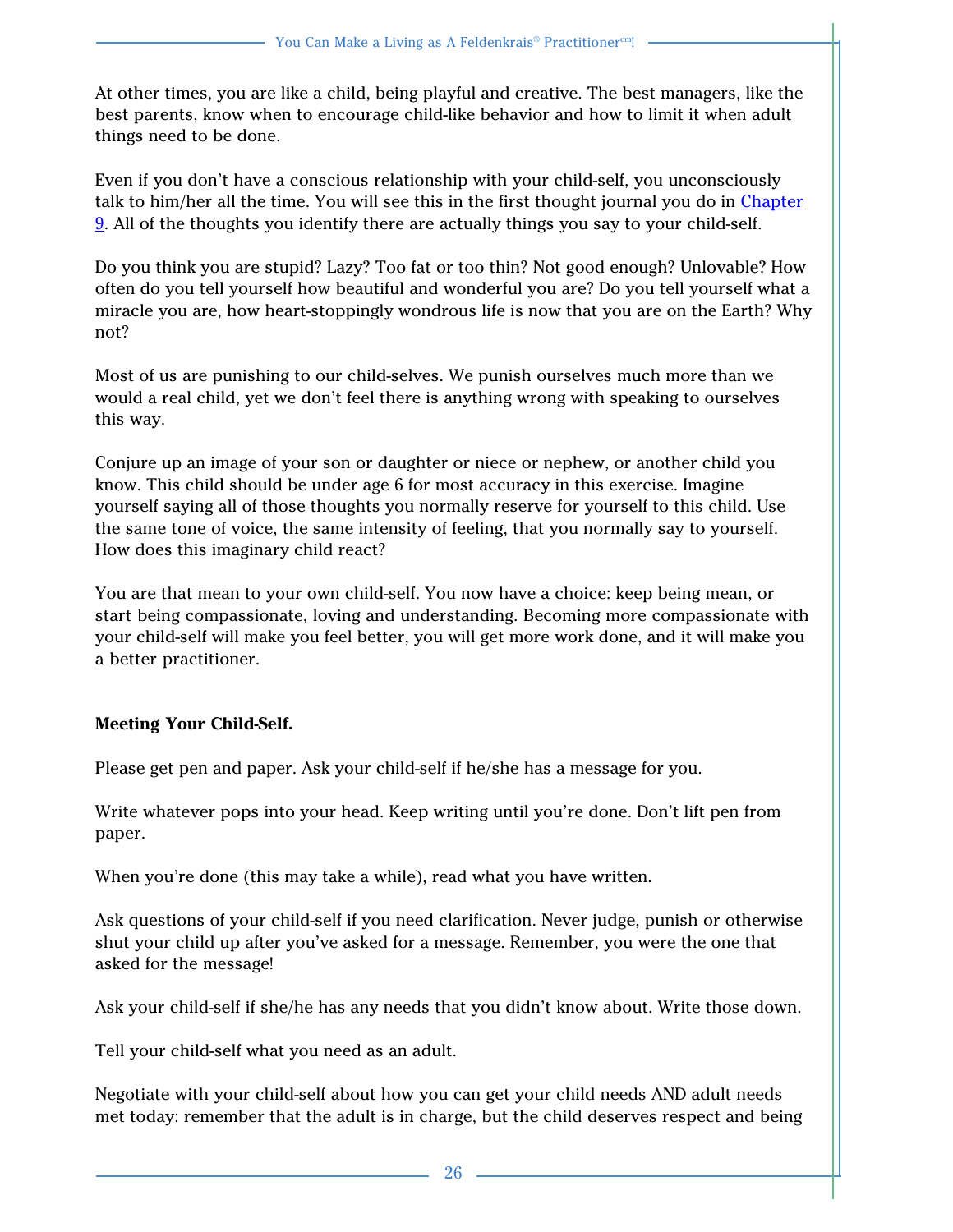At other times, you are like a child, being playful and creative. The best managers, like the best parents, know when to encourage child-like behavior and how to limit it when adult things need to be done.

Even if you don't have a conscious relationship with your child-self, you unconsciously talk to him/her all the time. You will see this in the first thought journal you do in Chapter 9. All of the thoughts you identify there are actually things you say to your child-self.

Do you think you are stupid? Lazy? Too fat or too thin? Not good enough? Unlovable? How often do you tell yourself how beautiful and wonderful you are? Do you tell yourself what a miracle you are, how heart-stoppingly wondrous life is now that you are on the Earth? Why not?

Most of us are punishing to our child-selves. We punish ourselves much more than we would a real child, yet we don't feel there is anything wrong with speaking to ourselves this way.

Conjure up an image of your son or daughter or niece or nephew, or another child you know. This child should be under age 6 for most accuracy in this exercise. Imagine yourself saying all of those thoughts you normally reserve for yourself to this child. Use the same tone of voice, the same intensity of feeling, that you normally say to yourself. How does this imaginary child react?

You are that mean to your own child-self. You now have a choice: keep being mean, or start being compassionate, loving and understanding. Becoming more compassionate with your child-self will make you feel better, you will get more work done, and it will make you a better practitioner.

**Meeting Your Child-Self.**

Please get pen and paper. Ask your child-self if he/she has a message for you.

Write whatever pops into your head. Keep writing until you're done. Don't lift pen from paper.

When you're done (this may take a while), read what you have written.

Ask questions of your child-self if you need clarification. Never judge, punish or otherwise shut your child up after you've asked for a message. Remember, you were the one that asked for the message!

Ask your child-self if she/he has any needs that you didn't know about. Write those down.

Tell your child-self what you need as an adult.

Negotiate with your child-self about how you can get your child needs AND adult needs met today: remember that the adult is in charge, but the child deserves respect and being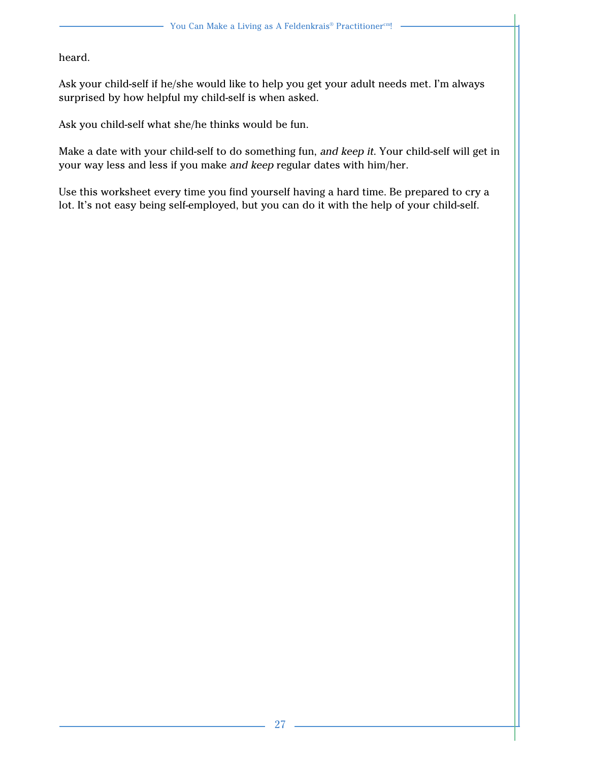heard.

Ask your child-self if he/she would like to help you get your adult needs met. I'm always surprised by how helpful my child-self is when asked.

Ask you child-self what she/he thinks would be fun.

Make a date with your child-self to do something fun, *and keep it*. Your child-self will get in your way less and less if you make *and keep* regular dates with him/her.

Use this worksheet every time you find yourself having a hard time. Be prepared to cry a lot. It's not easy being self-employed, but you can do it with the help of your child-self.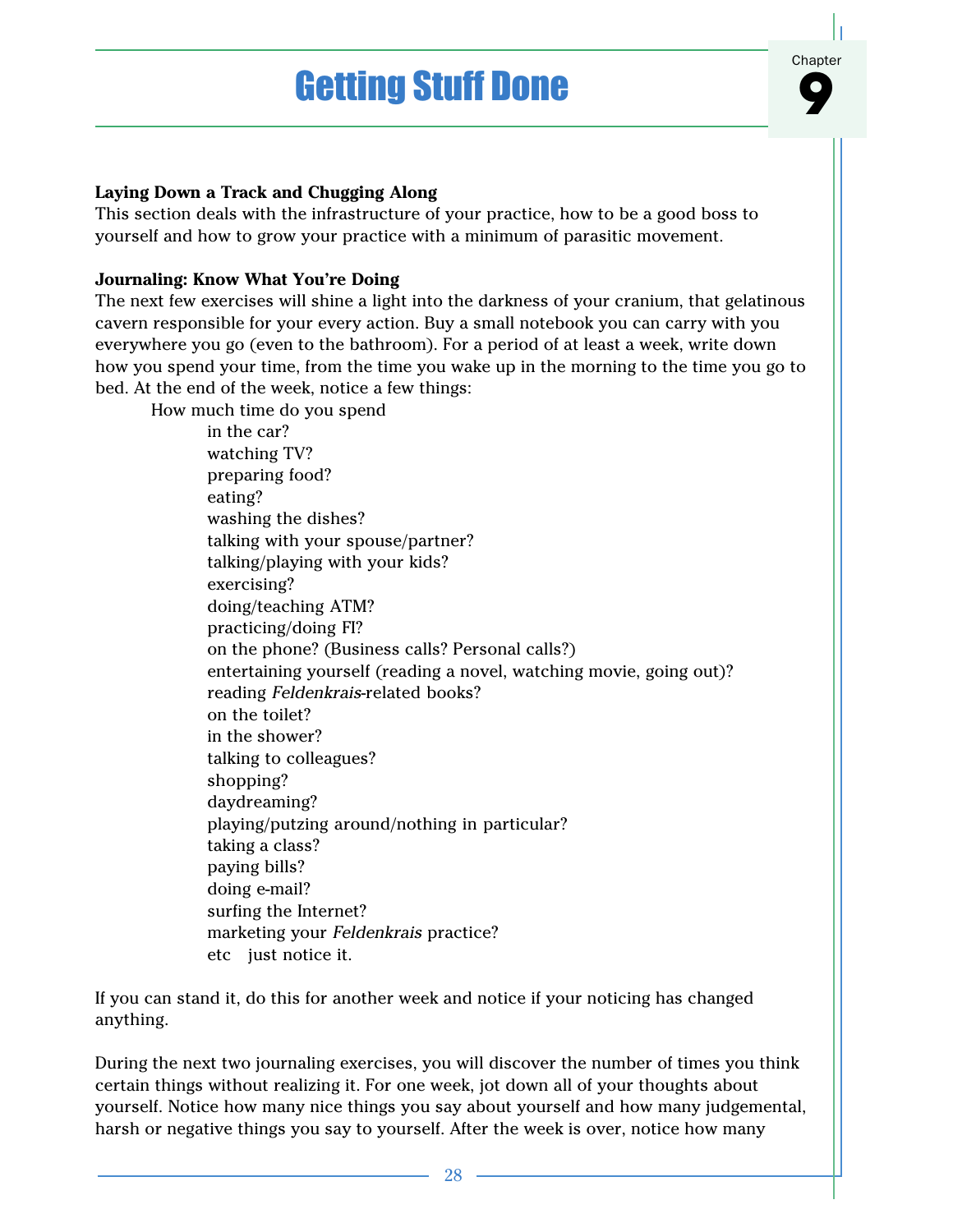# Chapter 9: Getting Stuff Done

**Laying Down a Track and Chugging Along**

This section deals with the infrastructure of your practice, how to be a good boss to yourself and how to grow your practice with a minimum of parasitic movement.

**Journaling: Know What You're Doing**

The next few exercises will shine a light into the darkness of your cranium, that gelatinous cavern responsible for your every action. Buy a small notebook you can carry with you everywhere you go (even to the bathroom). For a period of at least a week, write down how you spend your time, from the time you wake up in the morning to the time you go to bed. At the end of the week, notice a few things:

How much time do you spend

- in the car?
- watching TV?
- preparing food?
- eating?
- washing the dishes?
- talking with your spouse/partner?
- talking/playing with your kids?
- exercising?
- doing/teaching ATM?
- practicing/doing FI?
- on the phone? (Business calls? Personal calls?)
- entertaining yourself (reading a novel, watching movie, going out)?
- reading *Feldenkrais*-related books?
- on the toilet?
- in the shower?
- talking to colleagues?
- shopping?
- daydreaming?
- playing/putzing around/nothing in particular?
- taking a class?
- paying bills?
- doing e-mail?
- surfing the Internet?
- marketing your *Feldenkrais* practice?
- etc just notice it.

If you can stand it, do this for another week and notice if your noticing has changed anything.

During the next two journaling exercises, you will discover the number of times you think certain things without realizing it. For one week, jot down all of your thoughts about yourself. Notice how many nice things you say about yourself and how many judgemental, harsh or negative things you say to yourself. After the week is over, notice how many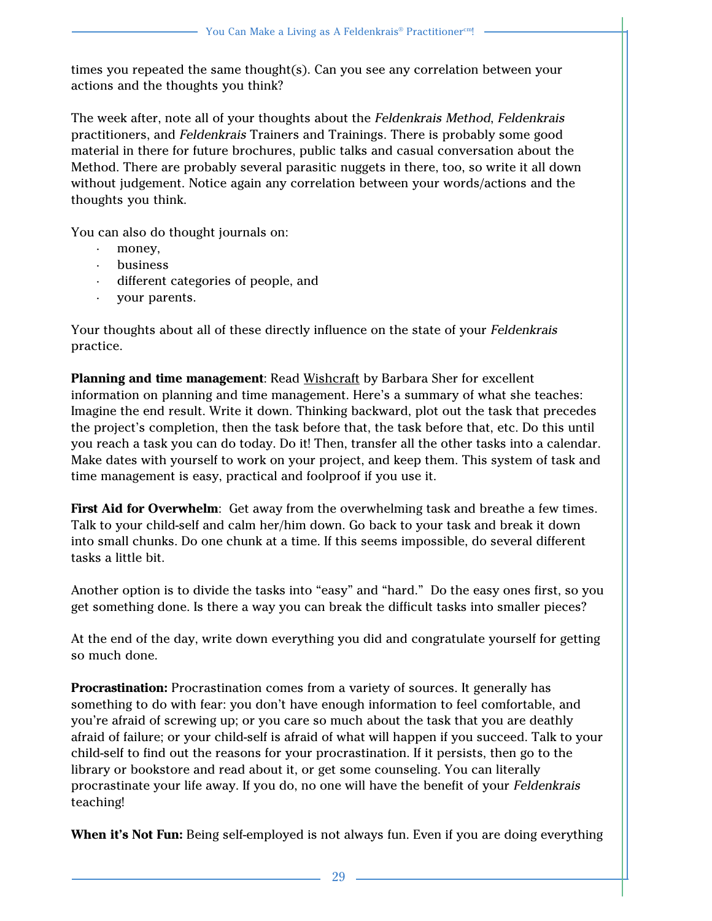times you repeated the same thought(s). Can you see any correlation between your actions and the thoughts you think?

The week after, note all of your thoughts about the *Feldenkrais Method*, *Feldenkrais* practitioners, and *Feldenkrais* Trainers and Trainings. There is probably some good material in there for future brochures, public talks and casual conversation about the Method. There are probably several parasitic nuggets in there, too, so write it all down without judgement. Notice again any correlation between your words/actions and the thoughts you think.

You can also do thought journals on:

- money,
- business
- different categories of people, and
- your parents.

Your thoughts about all of these directly influence on the state of your *Feldenkrais* practice.

**Planning and time management**: Read Wishcraft by Barbara Sher for excellent information on planning and time management. Here's a summary of what she teaches: Imagine the end result. Write it down. Thinking backward, plot out the task that precedes the project's completion, then the task before that, the task before that, etc. Do this until you reach a task you can do today. Do it! Then, transfer all the other tasks into a calendar. Make dates with yourself to work on your project, and keep them. This system of task and time management is easy, practical and foolproof if you use it.

**First Aid for Overwhelm**: Get away from the overwhelming task and breathe a few times. Talk to your child-self and calm her/him down. Go back to your task and break it down into small chunks. Do one chunk at a time. If this seems impossible, do several different tasks a little bit.

Another option is to divide the tasks into "easy" and "hard." Do the easy ones first, so you get something done. Is there a way you can break the difficult tasks into smaller pieces?

At the end of the day, write down everything you did and congratulate yourself for getting so much done.

**Procrastination:** Procrastination comes from a variety of sources. It generally has something to do with fear: you don't have enough information to feel comfortable, and you're afraid of screwing up; or you care so much about the task that you are deathly afraid of failure; or your child-self is afraid of what will happen if you succeed. Talk to your child-self to find out the reasons for your procrastination. If it persists, then go to the library or bookstore and read about it, or get some counseling. You can literally procrastinate your life away. If you do, no one will have the benefit of your *Feldenkrais* teaching!

**When it's Not Fun:** Being self-employed is not always fun. Even if you are doing everything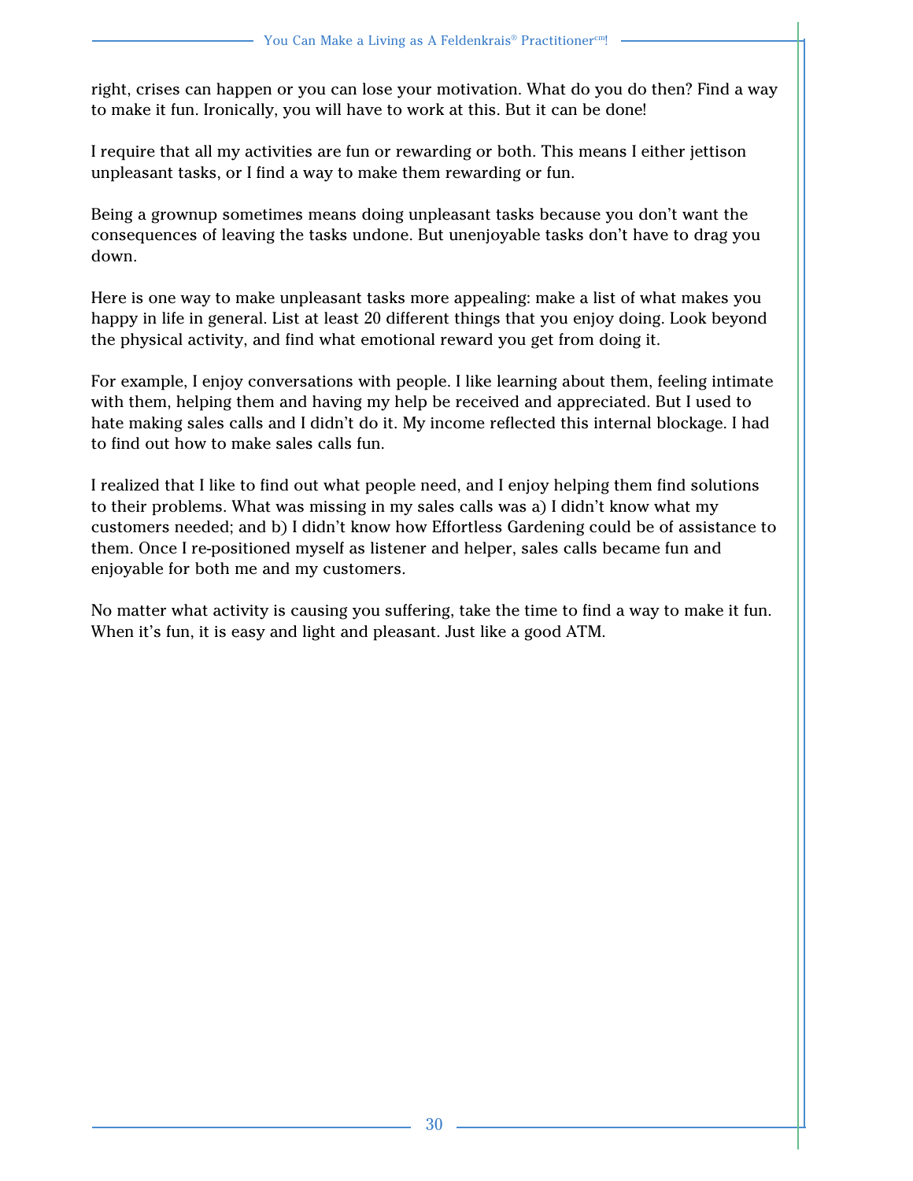right, crises can happen or you can lose your motivation. What do you do then? Find a way to make it fun. Ironically, you will have to work at this. But it can be done!

I require that all my activities are fun or rewarding or both. This means I either jettison unpleasant tasks, or I find a way to make them rewarding or fun.

Being a grownup sometimes means doing unpleasant tasks because you don't want the consequences of leaving the tasks undone. But unenjoyable tasks don't have to drag you down.

Here is one way to make unpleasant tasks more appealing: make a list of what makes you happy in life in general. List at least 20 different things that you enjoy doing. Look beyond the physical activity, and find what emotional reward you get from doing it.

For example, I enjoy conversations with people. I like learning about them, feeling intimate with them, helping them and having my help be received and appreciated. But I used to hate making sales calls and I didn't do it. My income reflected this internal blockage. I had to find out how to make sales calls fun.

I realized that I like to find out what people need, and I enjoy helping them find solutions to their problems. What was missing in my sales calls was a) I didn't know what my customers needed; and b) I didn't know how Effortless Gardening could be of assistance to them. Once I re-positioned myself as listener and helper, sales calls became fun and enjoyable for both me and my customers.

No matter what activity is causing you suffering, take the time to find a way to make it fun. When it's fun, it is easy and light and pleasant. Just like a good ATM.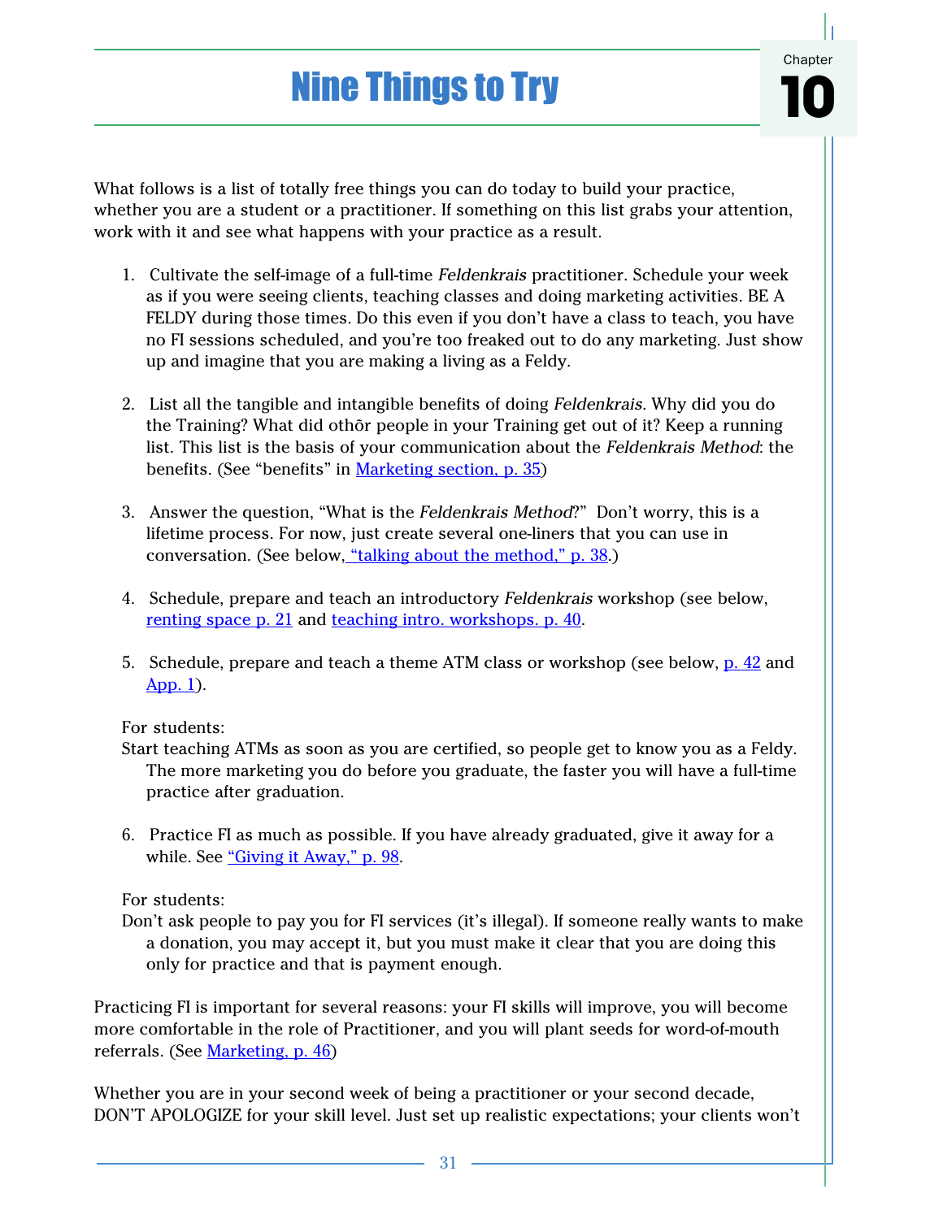# Nine Things to Try

Chapter 10

What follows is a list of totally free things you can do today to build your practice, whether you are a student or a practitioner. If something on this list grabs your attention, work with it and see what happens with your practice as a result.

1. Cultivate the self-image of a full-time *Feldenkrais* practitioner. Schedule your week as if you were seeing clients, teaching classes and doing marketing activities. BE A FELDY during those times. Do this even if you don't have a class to teach, you have no FI sessions scheduled, and you're too freaked out to do any marketing. Just show up and imagine that you are making a living as a Feldy.

2. List all the tangible and intangible benefits of doing *Feldenkrais*. Why did you do the Training? What did othõr people in your Training get out of it? Keep a running list. This list is the basis of your communication about the *Feldenkrais Method*: the benefits. (See "benefits" in Marketing section, p. 35)

3. Answer the question, "What is the *Feldenkrais Method*?" Don't worry, this is a lifetime process. For now, just create several one-liners that you can use in conversation. (See below, "talking about the method," p. 38.)

4. Schedule, prepare and teach an introductory *Feldenkrais* workshop (see below, renting space p. 21 and teaching intro. workshops. p. 40.

5. Schedule, prepare and teach a theme ATM class or workshop (see below, p. 42 and App. 1).

For students:
Start teaching ATMs as soon as you are certified, so people get to know you as a Feldy. The more marketing you do before you graduate, the faster you will have a full-time practice after graduation.

6. Practice FI as much as possible. If you have already graduated, give it away for a while. See "Giving it Away," p. 98.

For students:
Don't ask people to pay you for FI services (it's illegal). If someone really wants to make a donation, you may accept it, but you must make it clear that you are doing this only for practice and that is payment enough.

Practicing FI is important for several reasons: your FI skills will improve, you will become more comfortable in the role of Practitioner, and you will plant seeds for word-of-mouth referrals. (See Marketing, p. 46)

Whether you are in your second week of being a practitioner or your second decade, DON'T APOLOGIZE for your skill level. Just set up realistic expectations; your clients won't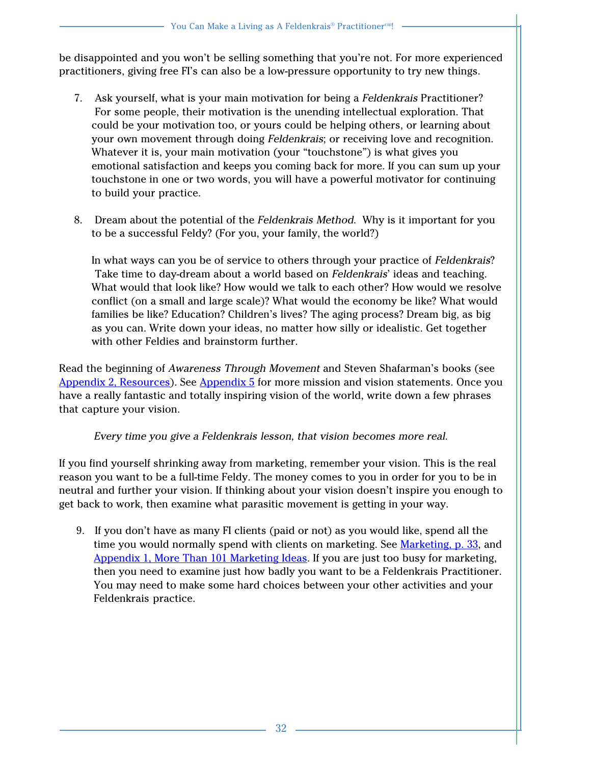be disappointed and you won't be selling something that you're not. For more experienced practitioners, giving free FI's can also be a low-pressure opportunity to try new things.

7. Ask yourself, what is your main motivation for being a *Feldenkrais* Practitioner? For some people, their motivation is the unending intellectual exploration. That could be your motivation too, or yours could be helping others, or learning about your own movement through doing *Feldenkrais*; or receiving love and recognition. Whatever it is, your main motivation (your "touchstone") is what gives you emotional satisfaction and keeps you coming back for more. If you can sum up your touchstone in one or two words, you will have a powerful motivator for continuing to build your practice.

8. Dream about the potential of the *Feldenkrais Method*. Why is it important for you to be a successful Feldy? (For you, your family, the world?)

   In what ways can you be of service to others through your practice of *Feldenkrais*? Take time to day-dream about a world based on *Feldenkrais*' ideas and teaching. What would that look like? How would we talk to each other? How would we resolve conflict (on a small and large scale)? What would the economy be like? What would families be like? Education? Children's lives? The aging process? Dream big, as big as you can. Write down your ideas, no matter how silly or idealistic. Get together with other Feldies and brainstorm further.

Read the beginning of *Awareness Through Movement* and Steven Shafarman's books (see Appendix 2, Resources). See Appendix 5 for more mission and vision statements. Once you have a really fantastic and totally inspiring vision of the world, write down a few phrases that capture your vision.

> *Every time you give a Feldenkrais lesson, that vision becomes more real.*

If you find yourself shrinking away from marketing, remember your vision. This is the real reason you want to be a full-time Feldy. The money comes to you in order for you to be in neutral and further your vision. If thinking about your vision doesn't inspire you enough to get back to work, then examine what parasitic movement is getting in your way.

9. If you don't have as many FI clients (paid or not) as you would like, spend all the time you would normally spend with clients on marketing. See Marketing, p. 33, and Appendix 1, More Than 101 Marketing Ideas. If you are just too busy for marketing, then you need to examine just how badly you want to be a Feldenkrais Practitioner. You may need to make some hard choices between your other activities and your Feldenkrais practice.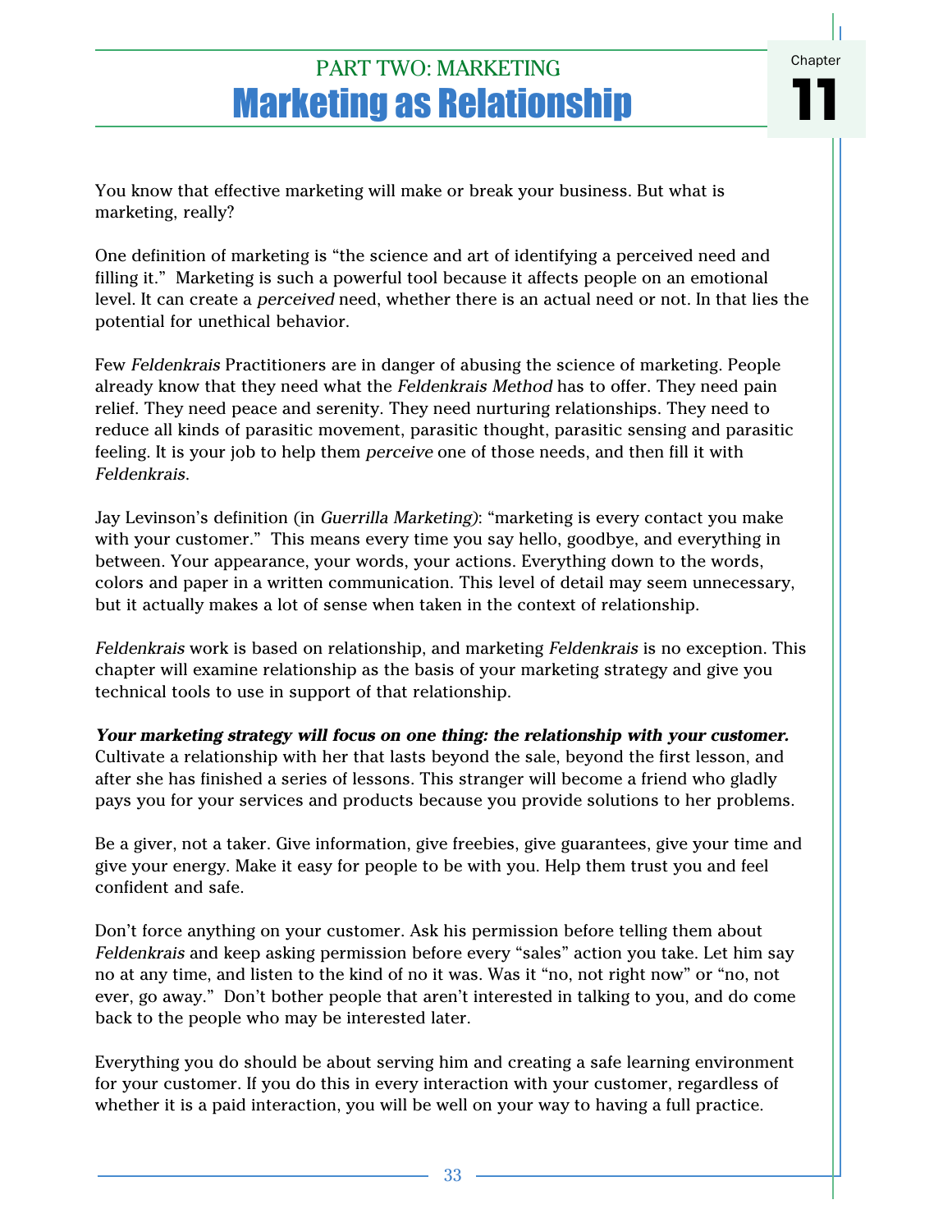PART TWO: MARKETING

# Marketing as Relationship

Chapter 11

You know that effective marketing will make or break your business. But what is marketing, really?

One definition of marketing is “the science and art of identifying a perceived need and filling it.” Marketing is such a powerful tool because it affects people on an emotional level. It can create a *perceived* need, whether there is an actual need or not. In that lies the potential for unethical behavior.

Few *Feldenkrais* Practitioners are in danger of abusing the science of marketing. People already know that they need what the *Feldenkrais Method* has to offer. They need pain relief. They need peace and serenity. They need nurturing relationships. They need to reduce all kinds of parasitic movement, parasitic thought, parasitic sensing and parasitic feeling. It is your job to help them *perceive* one of those needs, and then fill it with *Feldenkrais*.

Jay Levinson’s definition (in *Guerrilla Marketing*): “marketing is every contact you make with your customer.” This means every time you say hello, goodbye, and everything in between. Your appearance, your words, your actions. Everything down to the words, colors and paper in a written communication. This level of detail may seem unnecessary, but it actually makes a lot of sense when taken in the context of relationship.

*Feldenkrais* work is based on relationship, and marketing *Feldenkrais* is no exception. This chapter will examine relationship as the basis of your marketing strategy and give you technical tools to use in support of that relationship.

***Your marketing strategy will focus on one thing: the relationship with your customer.*** Cultivate a relationship with her that lasts beyond the sale, beyond the first lesson, and after she has finished a series of lessons. This stranger will become a friend who gladly pays you for your services and products because you provide solutions to her problems.

Be a giver, not a taker. Give information, give freebies, give guarantees, give your time and give your energy. Make it easy for people to be with you. Help them trust you and feel confident and safe.

Don’t force anything on your customer. Ask his permission before telling them about *Feldenkrais* and keep asking permission before every “sales” action you take. Let him say no at any time, and listen to the kind of no it was. Was it “no, not right now” or “no, not ever, go away.” Don’t bother people that aren’t interested in talking to you, and do come back to the people who may be interested later.

Everything you do should be about serving him and creating a safe learning environment for your customer. If you do this in every interaction with your customer, regardless of whether it is a paid interaction, you will be well on your way to having a full practice.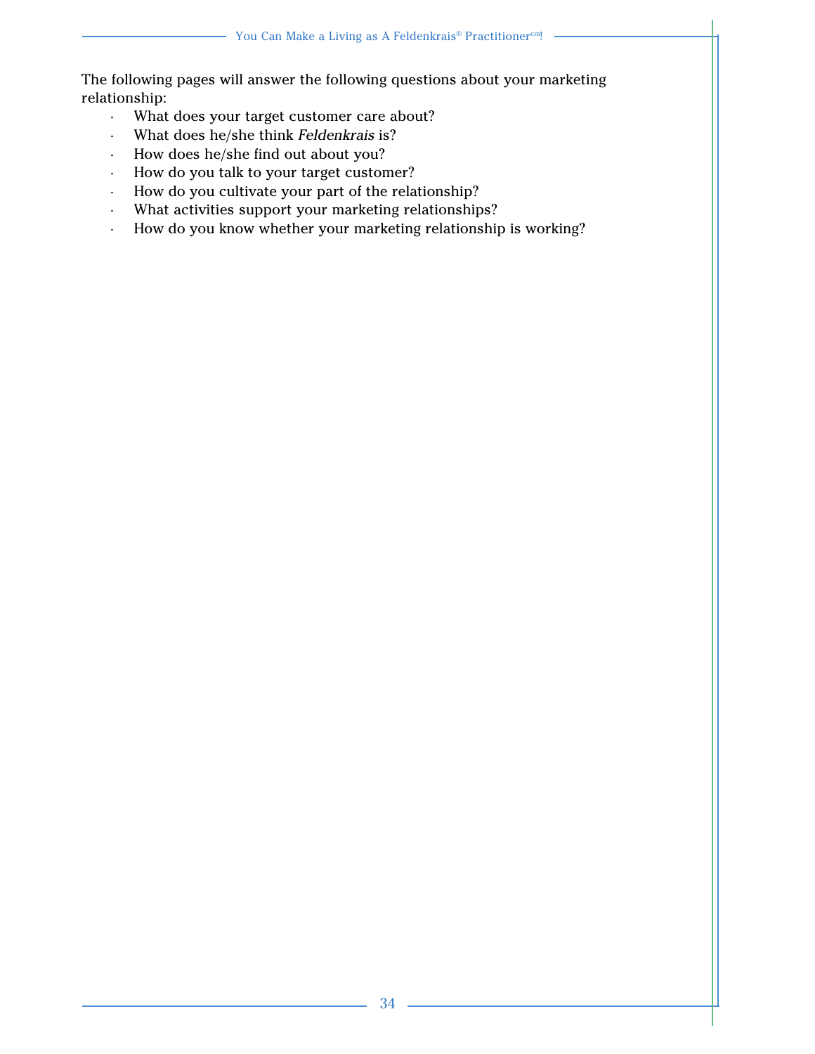The following pages will answer the following questions about your marketing relationship:

- What does your target customer care about?
- What does he/she think *Feldenkrais* is?
- How does he/she find out about you?
- How do you talk to your target customer?
- How do you cultivate your part of the relationship?
- What activities support your marketing relationships?
- How do you know whether your marketing relationship is working?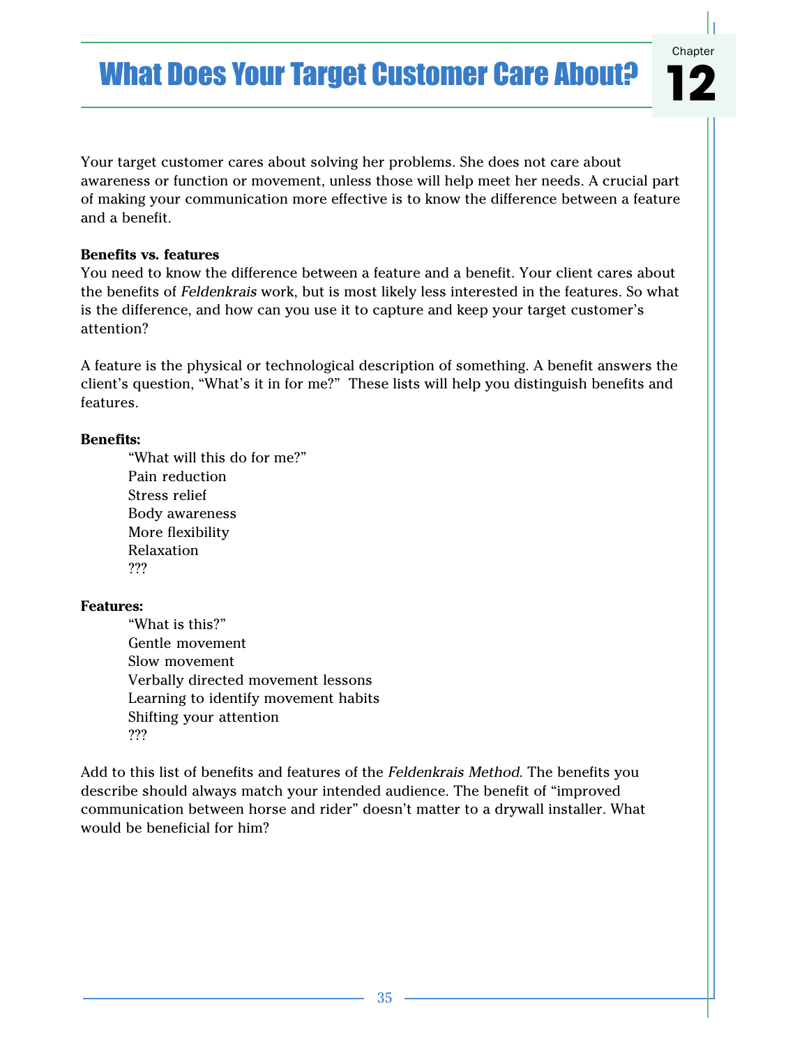# What Does Your Target Customer Care About?

Chapter 12

Your target customer cares about solving her problems. She does not care about awareness or function or movement, unless those will help meet her needs. A crucial part of making your communication more effective is to know the difference between a feature and a benefit.

**Benefits vs. features**

You need to know the difference between a feature and a benefit. Your client cares about the benefits of *Feldenkrais* work, but is most likely less interested in the features. So what is the difference, and how can you use it to capture and keep your target customer's attention?

A feature is the physical or technological description of something. A benefit answers the client's question, "What's it in for me?" These lists will help you distinguish benefits and features.

**Benefits:**

> "What will this do for me?"
> Pain reduction
> Stress relief
> Body awareness
> More flexibility
> Relaxation
> ???

**Features:**

> "What is this?"
> Gentle movement
> Slow movement
> Verbally directed movement lessons
> Learning to identify movement habits
> Shifting your attention
> ???

Add to this list of benefits and features of the *Feldenkrais Method*. The benefits you describe should always match your intended audience. The benefit of "improved communication between horse and rider" doesn't matter to a drywall installer. What would be beneficial for him?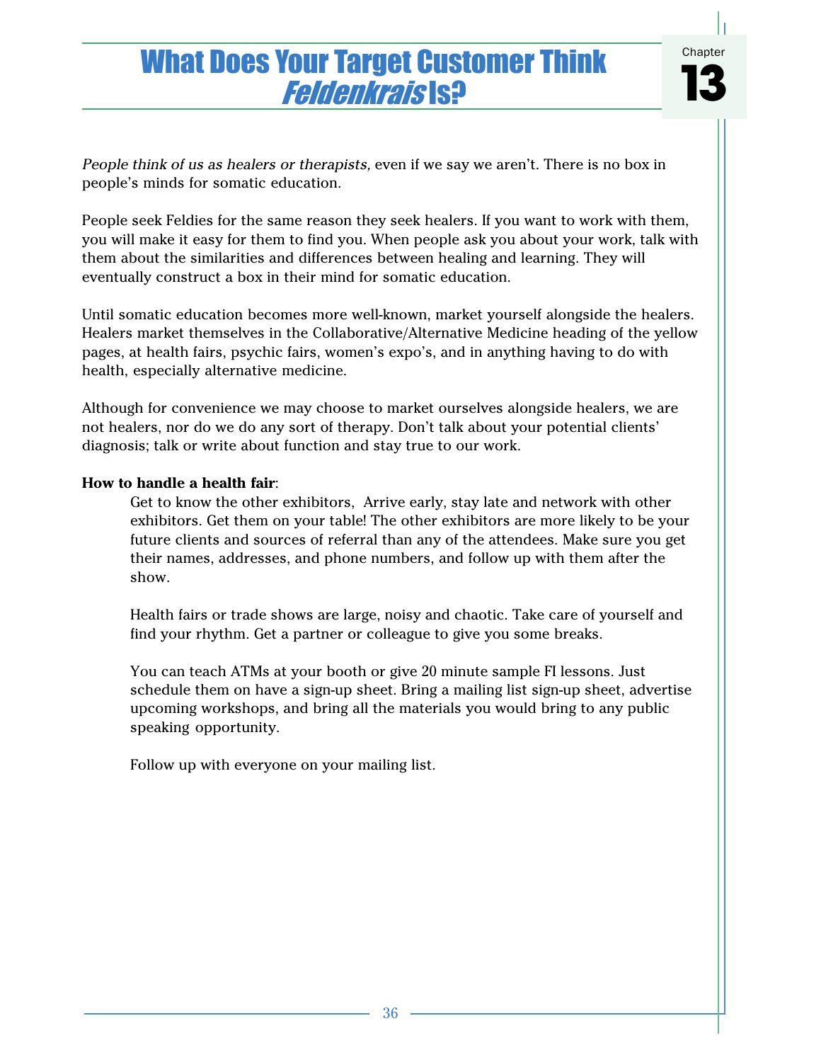# What Does Your Target Customer Think *Feldenkrais* Is?

Chapter 13

*People think of us as healers or therapists,* even if we say we aren't. There is no box in people's minds for somatic education.

People seek Feldies for the same reason they seek healers. If you want to work with them, you will make it easy for them to find you. When people ask you about your work, talk with them about the similarities and differences between healing and learning. They will eventually construct a box in their mind for somatic education.

Until somatic education becomes more well-known, market yourself alongside the healers. Healers market themselves in the Collaborative/Alternative Medicine heading of the yellow pages, at health fairs, psychic fairs, women's expo's, and in anything having to do with health, especially alternative medicine.

Although for convenience we may choose to market ourselves alongside healers, we are not healers, nor do we do any sort of therapy. Don't talk about your potential clients' diagnosis; talk or write about function and stay true to our work.

**How to handle a health fair**:

> Get to know the other exhibitors,  Arrive early, stay late and network with other exhibitors. Get them on your table! The other exhibitors are more likely to be your future clients and sources of referral than any of the attendees. Make sure you get their names, addresses, and phone numbers, and follow up with them after the show.
>
> Health fairs or trade shows are large, noisy and chaotic. Take care of yourself and find your rhythm. Get a partner or colleague to give you some breaks.
>
> You can teach ATMs at your booth or give 20 minute sample FI lessons. Just schedule them on have a sign-up sheet. Bring a mailing list sign-up sheet, advertise upcoming workshops, and bring all the materials you would bring to any public speaking opportunity.
>
> Follow up with everyone on your mailing list.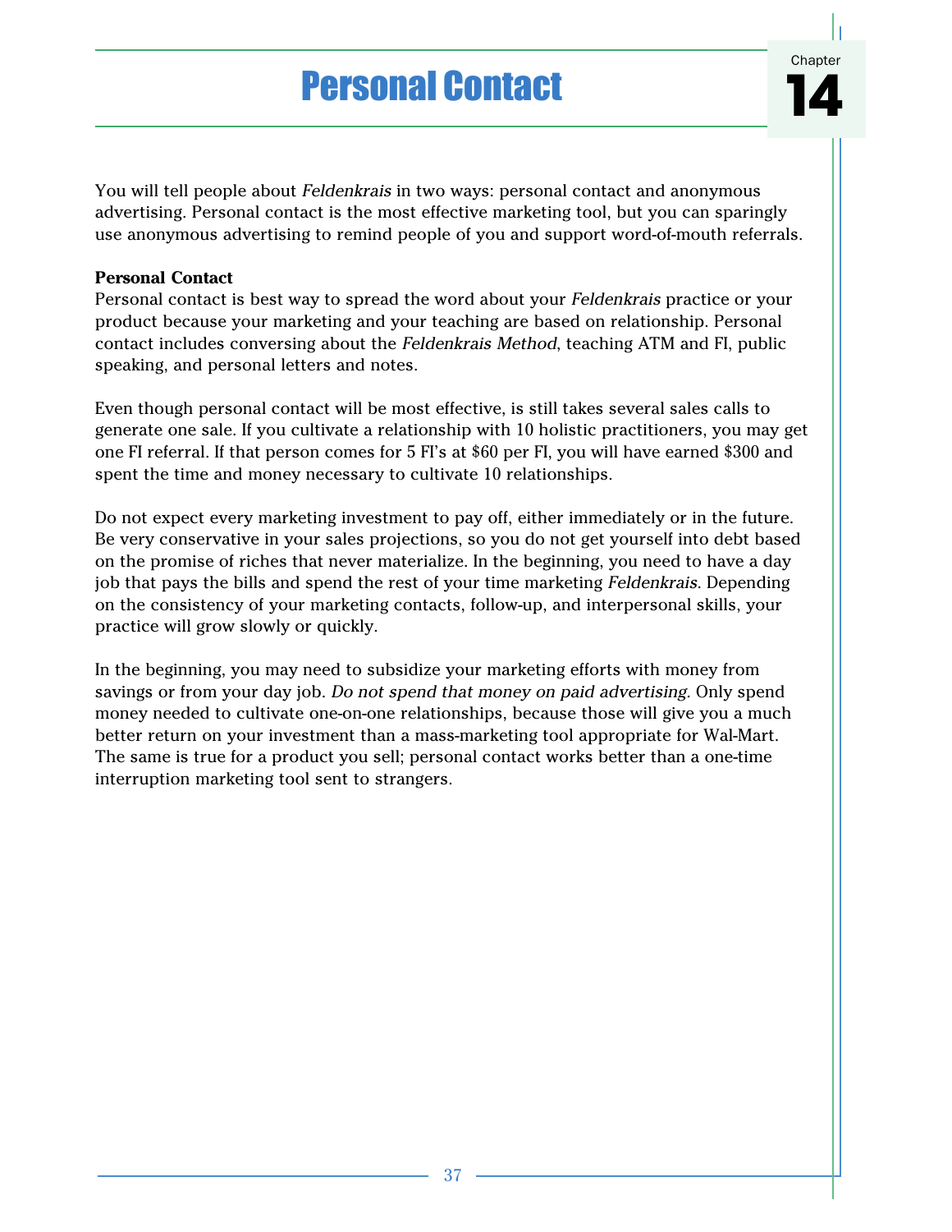# Personal Contact

Chapter 14

You will tell people about *Feldenkrais* in two ways: personal contact and anonymous advertising. Personal contact is the most effective marketing tool, but you can sparingly use anonymous advertising to remind people of you and support word-of-mouth referrals.

**Personal Contact**

Personal contact is best way to spread the word about your *Feldenkrais* practice or your product because your marketing and your teaching are based on relationship. Personal contact includes conversing about the *Feldenkrais Method*, teaching ATM and FI, public speaking, and personal letters and notes.

Even though personal contact will be most effective, is still takes several sales calls to generate one sale. If you cultivate a relationship with 10 holistic practitioners, you may get one FI referral. If that person comes for 5 FI's at $60 per FI, you will have earned $300 and spent the time and money necessary to cultivate 10 relationships.

Do not expect every marketing investment to pay off, either immediately or in the future. Be very conservative in your sales projections, so you do not get yourself into debt based on the promise of riches that never materialize. In the beginning, you need to have a day job that pays the bills and spend the rest of your time marketing *Feldenkrais*. Depending on the consistency of your marketing contacts, follow-up, and interpersonal skills, your practice will grow slowly or quickly.

In the beginning, you may need to subsidize your marketing efforts with money from savings or from your day job. *Do not spend that money on paid advertising.* Only spend money needed to cultivate one-on-one relationships, because those will give you a much better return on your investment than a mass-marketing tool appropriate for Wal-Mart. The same is true for a product you sell; personal contact works better than a one-time interruption marketing tool sent to strangers.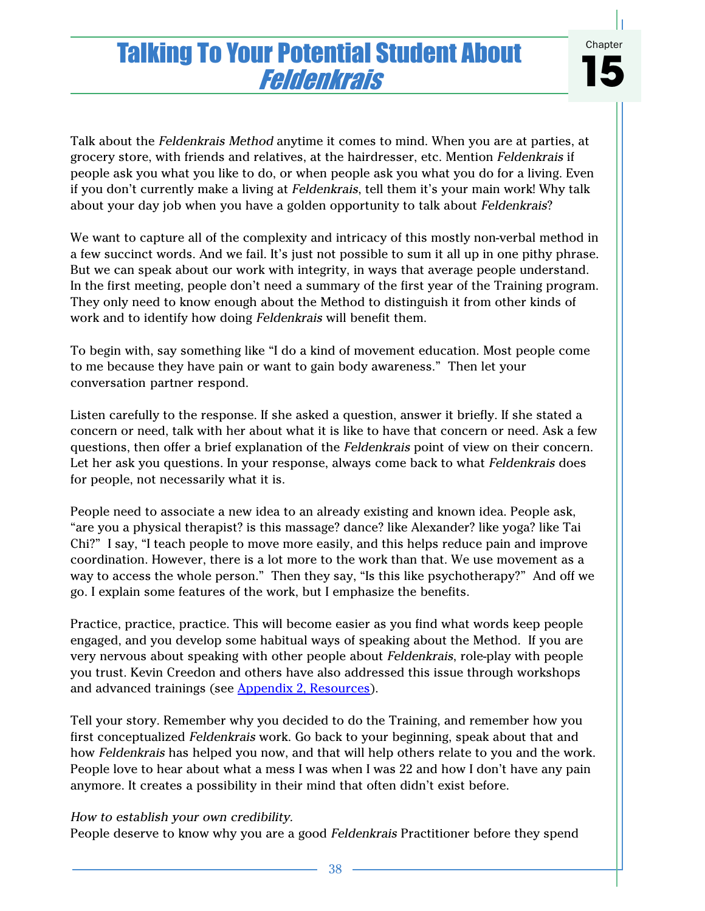# Talking To Your Potential Student About *Feldenkrais*

Chapter 15

Talk about the *Feldenkrais Method* anytime it comes to mind. When you are at parties, at grocery store, with friends and relatives, at the hairdresser, etc. Mention *Feldenkrais* if people ask you what you like to do, or when people ask you what you do for a living. Even if you don't currently make a living at *Feldenkrais*, tell them it's your main work! Why talk about your day job when you have a golden opportunity to talk about *Feldenkrais*?

We want to capture all of the complexity and intricacy of this mostly non-verbal method in a few succinct words. And we fail. It's just not possible to sum it all up in one pithy phrase. But we can speak about our work with integrity, in ways that average people understand. In the first meeting, people don't need a summary of the first year of the Training program. They only need to know enough about the Method to distinguish it from other kinds of work and to identify how doing *Feldenkrais* will benefit them.

To begin with, say something like "I do a kind of movement education. Most people come to me because they have pain or want to gain body awareness." Then let your conversation partner respond.

Listen carefully to the response. If she asked a question, answer it briefly. If she stated a concern or need, talk with her about what it is like to have that concern or need. Ask a few questions, then offer a brief explanation of the *Feldenkrais* point of view on their concern. Let her ask you questions. In your response, always come back to what *Feldenkrais* does for people, not necessarily what it is.

People need to associate a new idea to an already existing and known idea. People ask, "are you a physical therapist? is this massage? dance? like Alexander? like yoga? like Tai Chi?" I say, "I teach people to move more easily, and this helps reduce pain and improve coordination. However, there is a lot more to the work than that. We use movement as a way to access the whole person." Then they say, "Is this like psychotherapy?" And off we go. I explain some features of the work, but I emphasize the benefits.

Practice, practice, practice. This will become easier as you find what words keep people engaged, and you develop some habitual ways of speaking about the Method. If you are very nervous about speaking with other people about *Feldenkrais*, role-play with people you trust. Kevin Creedon and others have also addressed this issue through workshops and advanced trainings (see [Appendix 2, Resources](#)).

Tell your story. Remember why you decided to do the Training, and remember how you first conceptualized *Feldenkrais* work. Go back to your beginning, speak about that and how *Feldenkrais* has helped you now, and that will help others relate to you and the work. People love to hear about what a mess I was when I was 22 and how I don't have any pain anymore. It creates a possibility in their mind that often didn't exist before.

*How to establish your own credibility.*

People deserve to know why you are a good *Feldenkrais* Practitioner before they spend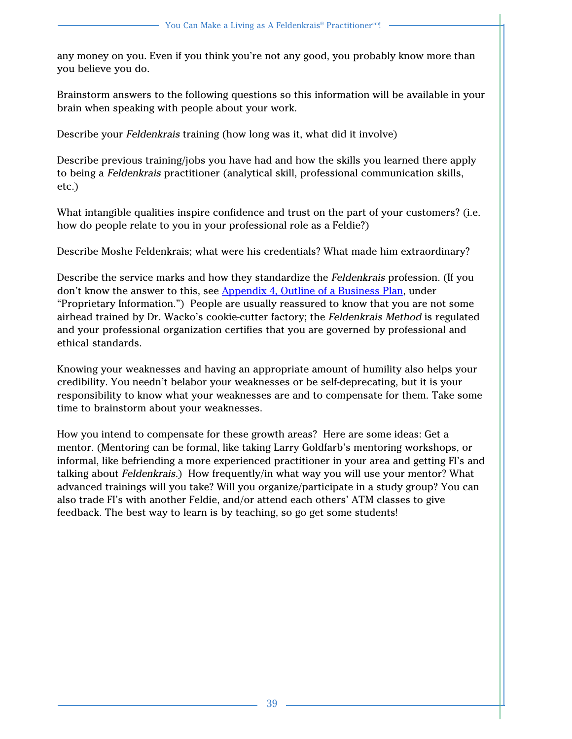any money on you. Even if you think you're not any good, you probably know more than you believe you do.

Brainstorm answers to the following questions so this information will be available in your brain when speaking with people about your work.

Describe your *Feldenkrais* training (how long was it, what did it involve)

Describe previous training/jobs you have had and how the skills you learned there apply to being a *Feldenkrais* practitioner (analytical skill, professional communication skills, etc.)

What intangible qualities inspire confidence and trust on the part of your customers? (i.e. how do people relate to you in your professional role as a Feldie?)

Describe Moshe Feldenkrais; what were his credentials? What made him extraordinary?

Describe the service marks and how they standardize the *Feldenkrais* profession. (If you don't know the answer to this, see Appendix 4, Outline of a Business Plan, under "Proprietary Information.") People are usually reassured to know that you are not some airhead trained by Dr. Wacko's cookie-cutter factory; the *Feldenkrais Method* is regulated and your professional organization certifies that you are governed by professional and ethical standards.

Knowing your weaknesses and having an appropriate amount of humility also helps your credibility. You needn't belabor your weaknesses or be self-deprecating, but it is your responsibility to know what your weaknesses are and to compensate for them. Take some time to brainstorm about your weaknesses.

How you intend to compensate for these growth areas? Here are some ideas: Get a mentor. (Mentoring can be formal, like taking Larry Goldfarb's mentoring workshops, or informal, like befriending a more experienced practitioner in your area and getting FI's and talking about *Feldenkrais*.) How frequently/in what way you will use your mentor? What advanced trainings will you take? Will you organize/participate in a study group? You can also trade FI's with another Feldie, and/or attend each others' ATM classes to give feedback. The best way to learn is by teaching, so go get some students!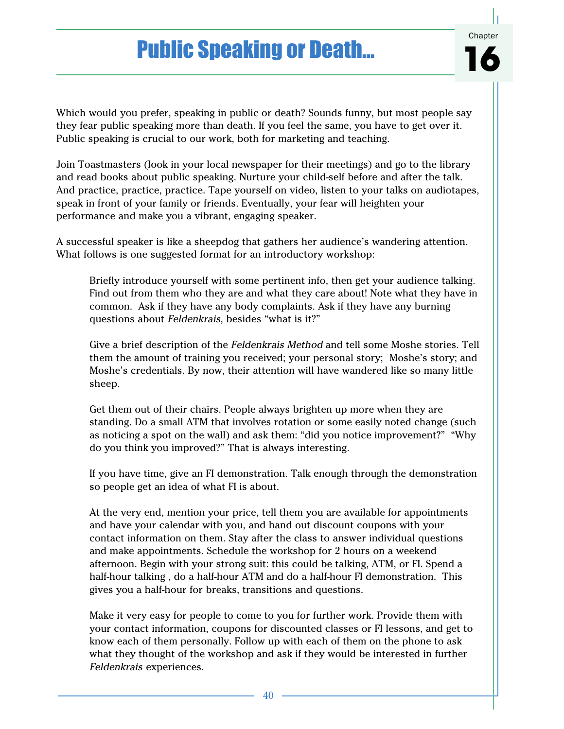# Public Speaking or Death...

Chapter 16

Which would you prefer, speaking in public or death? Sounds funny, but most people say they fear public speaking more than death. If you feel the same, you have to get over it. Public speaking is crucial to our work, both for marketing and teaching.

Join Toastmasters (look in your local newspaper for their meetings) and go to the library and read books about public speaking. Nurture your child-self before and after the talk. And practice, practice, practice. Tape yourself on video, listen to your talks on audiotapes, speak in front of your family or friends. Eventually, your fear will heighten your performance and make you a vibrant, engaging speaker.

A successful speaker is like a sheepdog that gathers her audience's wandering attention. What follows is one suggested format for an introductory workshop:

> Briefly introduce yourself with some pertinent info, then get your audience talking. Find out from them who they are and what they care about! Note what they have in common. Ask if they have any body complaints. Ask if they have any burning questions about *Feldenkrais*, besides "what is it?"
>
> Give a brief description of the *Feldenkrais Method* and tell some Moshe stories. Tell them the amount of training you received; your personal story; Moshe's story; and Moshe's credentials. By now, their attention will have wandered like so many little sheep.
>
> Get them out of their chairs. People always brighten up more when they are standing. Do a small ATM that involves rotation or some easily noted change (such as noticing a spot on the wall) and ask them: "did you notice improvement?" "Why do you think you improved?" That is always interesting.
>
> If you have time, give an FI demonstration. Talk enough through the demonstration so people get an idea of what FI is about.
>
> At the very end, mention your price, tell them you are available for appointments and have your calendar with you, and hand out discount coupons with your contact information on them. Stay after the class to answer individual questions and make appointments. Schedule the workshop for 2 hours on a weekend afternoon. Begin with your strong suit: this could be talking, ATM, or FI. Spend a half-hour talking , do a half-hour ATM and do a half-hour FI demonstration. This gives you a half-hour for breaks, transitions and questions.
>
> Make it very easy for people to come to you for further work. Provide them with your contact information, coupons for discounted classes or FI lessons, and get to know each of them personally. Follow up with each of them on the phone to ask what they thought of the workshop and ask if they would be interested in further *Feldenkrais* experiences.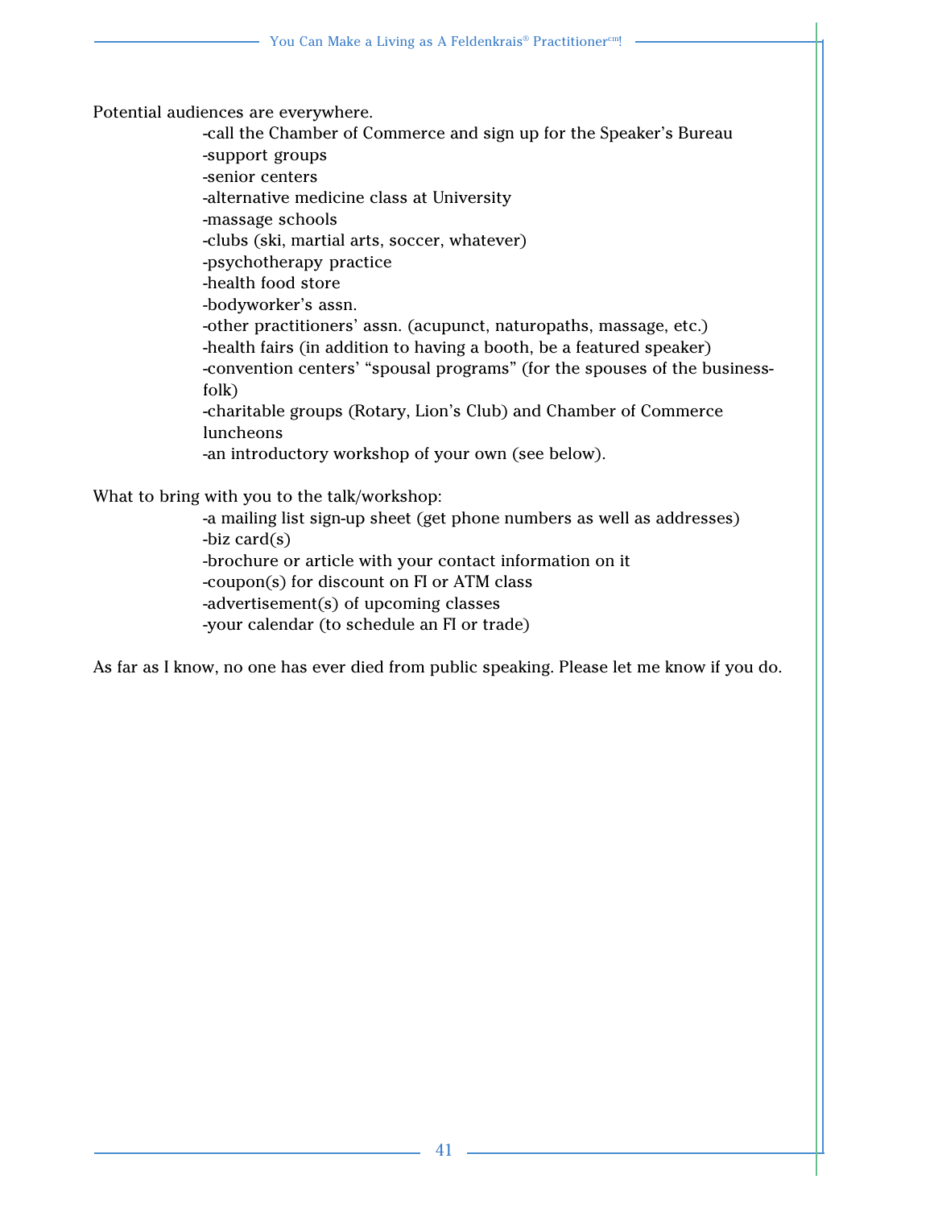Potential audiences are everywhere.

-call the Chamber of Commerce and sign up for the Speaker's Bureau
-support groups
-senior centers
-alternative medicine class at University
-massage schools
-clubs (ski, martial arts, soccer, whatever)
-psychotherapy practice
-health food store
-bodyworker's assn.
-other practitioners' assn. (acupunct, naturopaths, massage, etc.)
-health fairs (in addition to having a booth, be a featured speaker)
-convention centers' "spousal programs" (for the spouses of the business-folk)
-charitable groups (Rotary, Lion's Club) and Chamber of Commerce luncheons
-an introductory workshop of your own (see below).

What to bring with you to the talk/workshop:

-a mailing list sign-up sheet (get phone numbers as well as addresses)
-biz card(s)
-brochure or article with your contact information on it
-coupon(s) for discount on FI or ATM class
-advertisement(s) of upcoming classes
-your calendar (to schedule an FI or trade)

As far as I know, no one has ever died from public speaking. Please let me know if you do.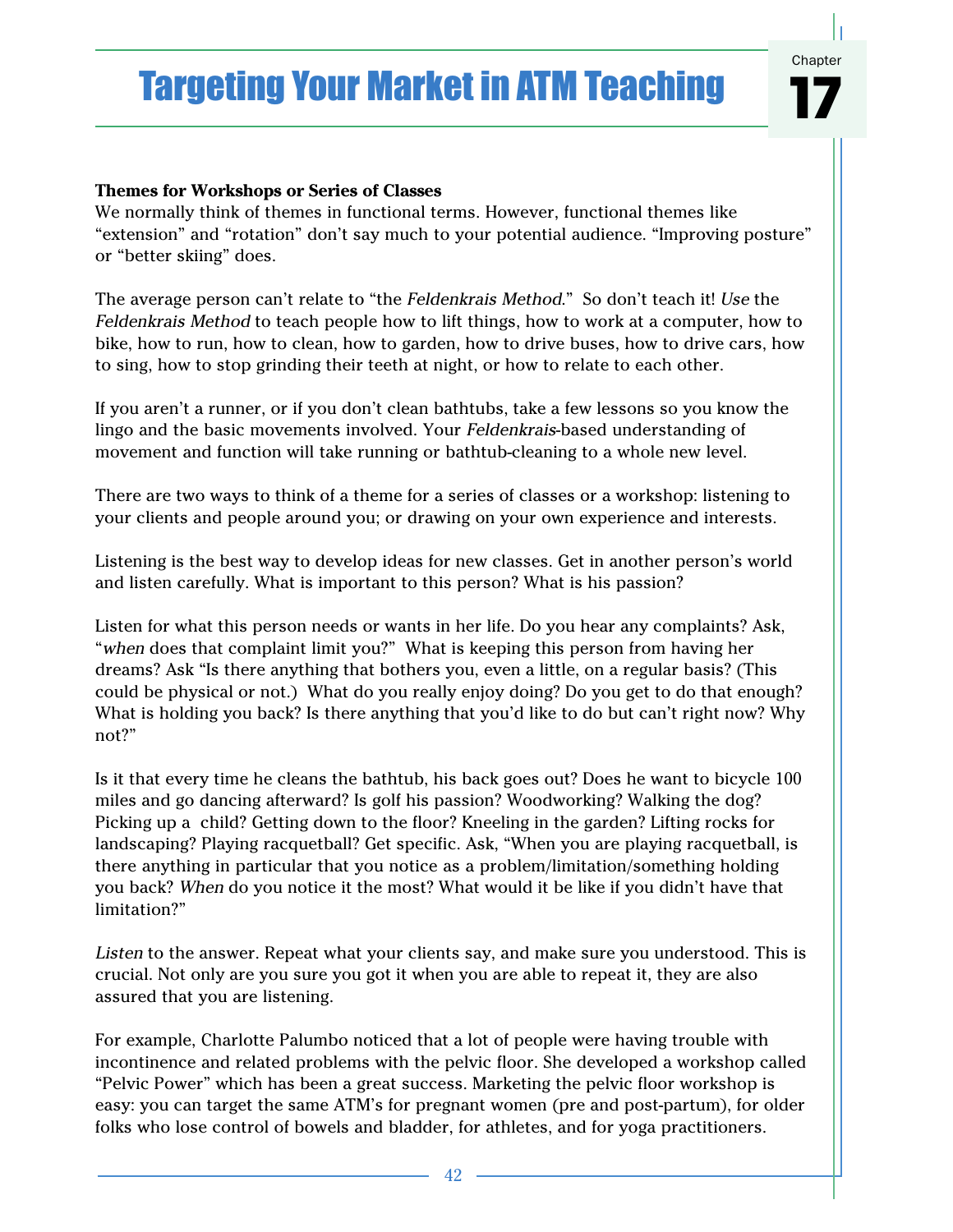# Targeting Your Market in ATM Teaching

Chapter 17

**Themes for Workshops or Series of Classes**

We normally think of themes in functional terms. However, functional themes like "extension" and "rotation" don't say much to your potential audience. "Improving posture" or "better skiing" does.

The average person can't relate to "the *Feldenkrais Method*." So don't teach it! *Use* the *Feldenkrais Method* to teach people how to lift things, how to work at a computer, how to bike, how to run, how to clean, how to garden, how to drive buses, how to drive cars, how to sing, how to stop grinding their teeth at night, or how to relate to each other.

If you aren't a runner, or if you don't clean bathtubs, take a few lessons so you know the lingo and the basic movements involved. Your *Feldenkrais*-based understanding of movement and function will take running or bathtub-cleaning to a whole new level.

There are two ways to think of a theme for a series of classes or a workshop: listening to your clients and people around you; or drawing on your own experience and interests.

Listening is the best way to develop ideas for new classes. Get in another person's world and listen carefully. What is important to this person? What is his passion?

Listen for what this person needs or wants in her life. Do you hear any complaints? Ask, "*when* does that complaint limit you?" What is keeping this person from having her dreams? Ask "Is there anything that bothers you, even a little, on a regular basis? (This could be physical or not.) What do you really enjoy doing? Do you get to do that enough? What is holding you back? Is there anything that you'd like to do but can't right now? Why not?"

Is it that every time he cleans the bathtub, his back goes out? Does he want to bicycle 100 miles and go dancing afterward? Is golf his passion? Woodworking? Walking the dog? Picking up a child? Getting down to the floor? Kneeling in the garden? Lifting rocks for landscaping? Playing racquetball? Get specific. Ask, "When you are playing racquetball, is there anything in particular that you notice as a problem/limitation/something holding you back? *When* do you notice it the most? What would it be like if you didn't have that limitation?"

*Listen* to the answer. Repeat what your clients say, and make sure you understood. This is crucial. Not only are you sure you got it when you are able to repeat it, they are also assured that you are listening.

For example, Charlotte Palumbo noticed that a lot of people were having trouble with incontinence and related problems with the pelvic floor. She developed a workshop called "Pelvic Power" which has been a great success. Marketing the pelvic floor workshop is easy: you can target the same ATM's for pregnant women (pre and post-partum), for older folks who lose control of bowels and bladder, for athletes, and for yoga practitioners.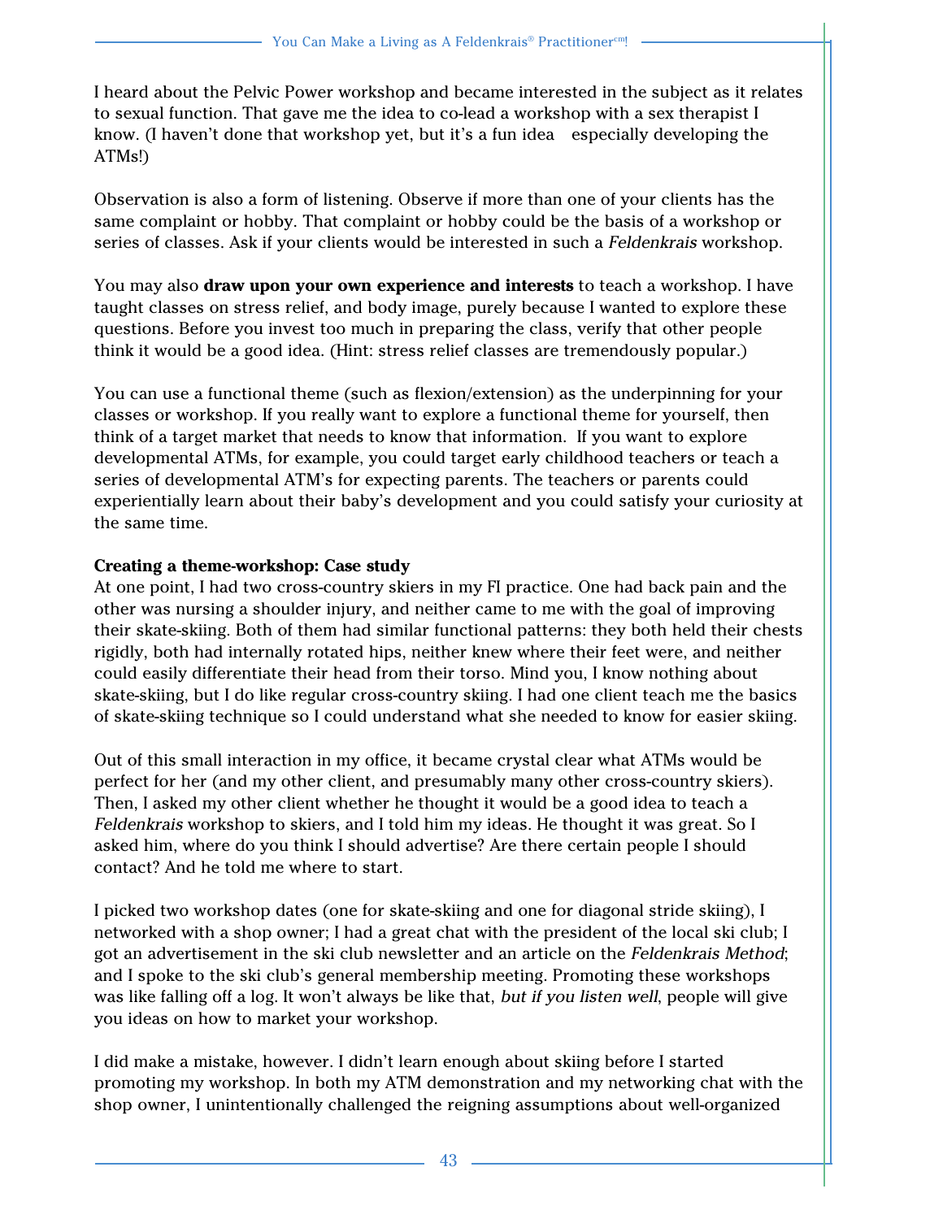I heard about the Pelvic Power workshop and became interested in the subject as it relates to sexual function. That gave me the idea to co-lead a workshop with a sex therapist I know. (I haven't done that workshop yet, but it's a fun idea especially developing the ATMs!)

Observation is also a form of listening. Observe if more than one of your clients has the same complaint or hobby. That complaint or hobby could be the basis of a workshop or series of classes. Ask if your clients would be interested in such a *Feldenkrais* workshop.

You may also **draw upon your own experience and interests** to teach a workshop. I have taught classes on stress relief, and body image, purely because I wanted to explore these questions. Before you invest too much in preparing the class, verify that other people think it would be a good idea. (Hint: stress relief classes are tremendously popular.)

You can use a functional theme (such as flexion/extension) as the underpinning for your classes or workshop. If you really want to explore a functional theme for yourself, then think of a target market that needs to know that information. If you want to explore developmental ATMs, for example, you could target early childhood teachers or teach a series of developmental ATM's for expecting parents. The teachers or parents could experientially learn about their baby's development and you could satisfy your curiosity at the same time.

**Creating a theme-workshop: Case study**

At one point, I had two cross-country skiers in my FI practice. One had back pain and the other was nursing a shoulder injury, and neither came to me with the goal of improving their skate-skiing. Both of them had similar functional patterns: they both held their chests rigidly, both had internally rotated hips, neither knew where their feet were, and neither could easily differentiate their head from their torso. Mind you, I know nothing about skate-skiing, but I do like regular cross-country skiing. I had one client teach me the basics of skate-skiing technique so I could understand what she needed to know for easier skiing.

Out of this small interaction in my office, it became crystal clear what ATMs would be perfect for her (and my other client, and presumably many other cross-country skiers). Then, I asked my other client whether he thought it would be a good idea to teach a *Feldenkrais* workshop to skiers, and I told him my ideas. He thought it was great. So I asked him, where do you think I should advertise? Are there certain people I should contact? And he told me where to start.

I picked two workshop dates (one for skate-skiing and one for diagonal stride skiing), I networked with a shop owner; I had a great chat with the president of the local ski club; I got an advertisement in the ski club newsletter and an article on the *Feldenkrais Method*; and I spoke to the ski club's general membership meeting. Promoting these workshops was like falling off a log. It won't always be like that, *but if you listen well*, people will give you ideas on how to market your workshop.

I did make a mistake, however. I didn't learn enough about skiing before I started promoting my workshop. In both my ATM demonstration and my networking chat with the shop owner, I unintentionally challenged the reigning assumptions about well-organized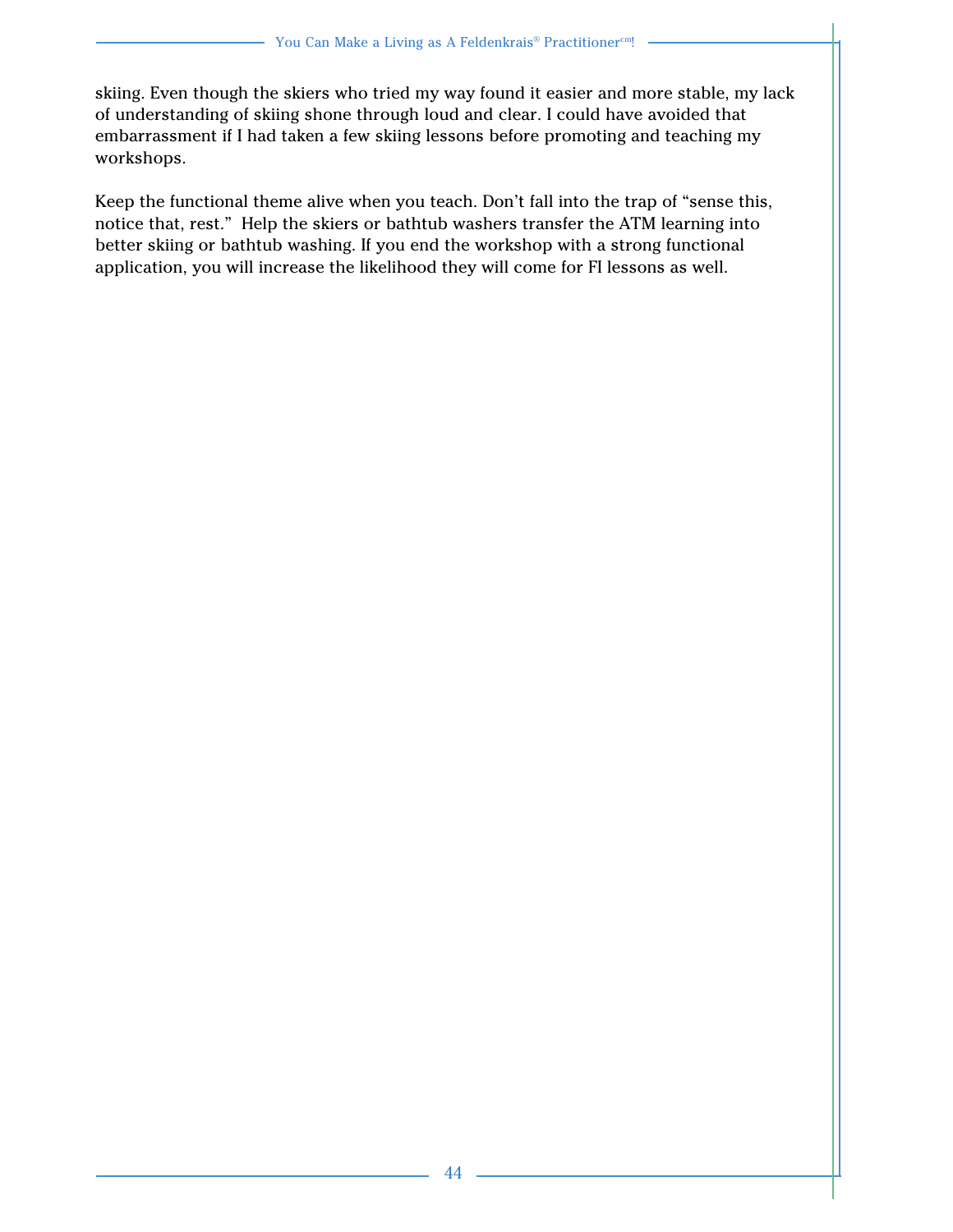skiing. Even though the skiers who tried my way found it easier and more stable, my lack of understanding of skiing shone through loud and clear. I could have avoided that embarrassment if I had taken a few skiing lessons before promoting and teaching my workshops.

Keep the functional theme alive when you teach. Don't fall into the trap of "sense this, notice that, rest." Help the skiers or bathtub washers transfer the ATM learning into better skiing or bathtub washing. If you end the workshop with a strong functional application, you will increase the likelihood they will come for FI lessons as well.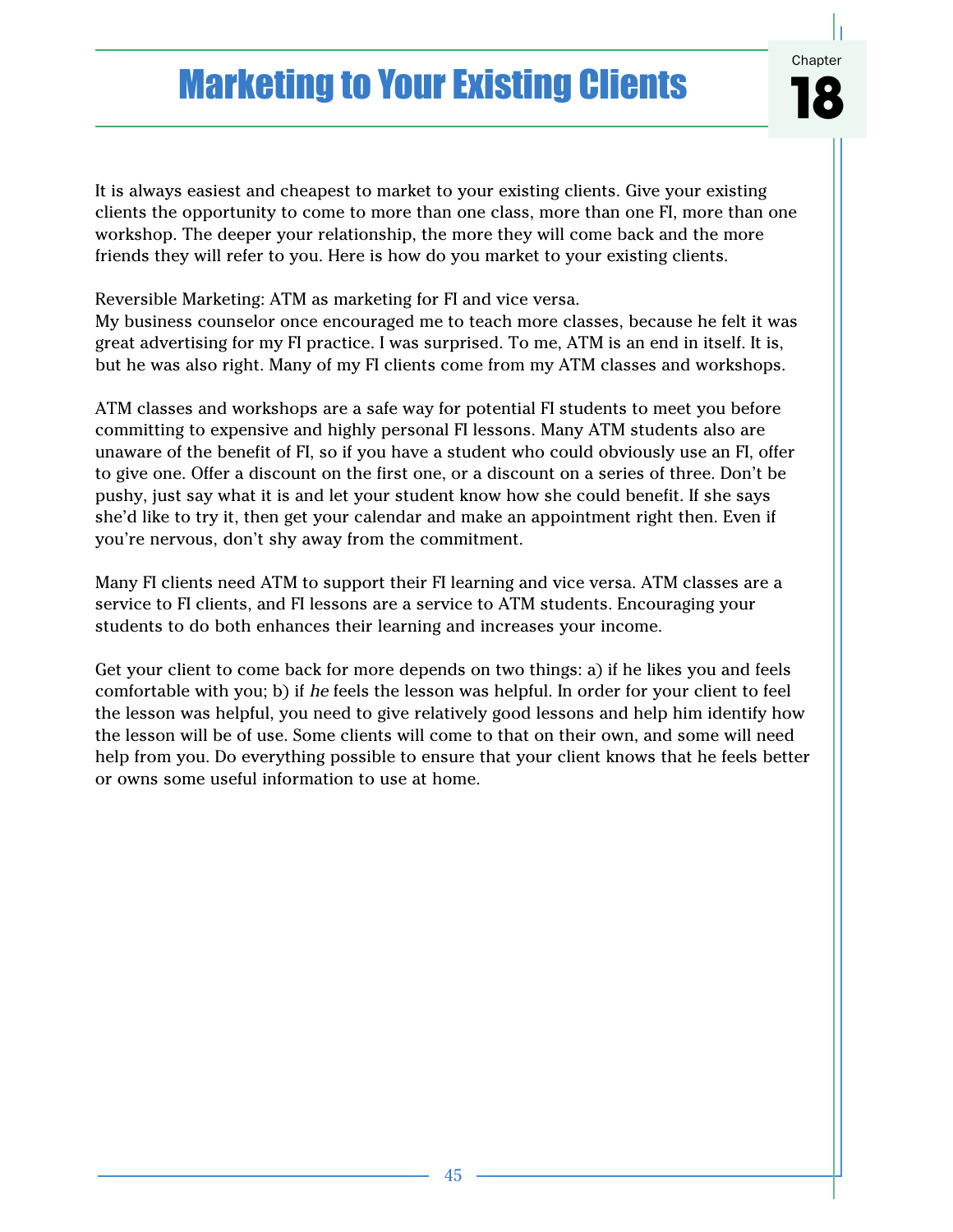# Chapter 18

# Marketing to Your Existing Clients

It is always easiest and cheapest to market to your existing clients. Give your existing clients the opportunity to come to more than one class, more than one FI, more than one workshop. The deeper your relationship, the more they will come back and the more friends they will refer to you. Here is how do you market to your existing clients.

Reversible Marketing: ATM as marketing for FI and vice versa.
My business counselor once encouraged me to teach more classes, because he felt it was great advertising for my FI practice. I was surprised. To me, ATM is an end in itself. It is, but he was also right. Many of my FI clients come from my ATM classes and workshops.

ATM classes and workshops are a safe way for potential FI students to meet you before committing to expensive and highly personal FI lessons. Many ATM students also are unaware of the benefit of FI, so if you have a student who could obviously use an FI, offer to give one. Offer a discount on the first one, or a discount on a series of three. Don't be pushy, just say what it is and let your student know how she could benefit. If she says she'd like to try it, then get your calendar and make an appointment right then. Even if you're nervous, don't shy away from the commitment.

Many FI clients need ATM to support their FI learning and vice versa. ATM classes are a service to FI clients, and FI lessons are a service to ATM students. Encouraging your students to do both enhances their learning and increases your income.

Get your client to come back for more depends on two things: a) if he likes you and feels comfortable with you; b) if *he* feels the lesson was helpful. In order for your client to feel the lesson was helpful, you need to give relatively good lessons and help him identify how the lesson will be of use. Some clients will come to that on their own, and some will need help from you. Do everything possible to ensure that your client knows that he feels better or owns some useful information to use at home.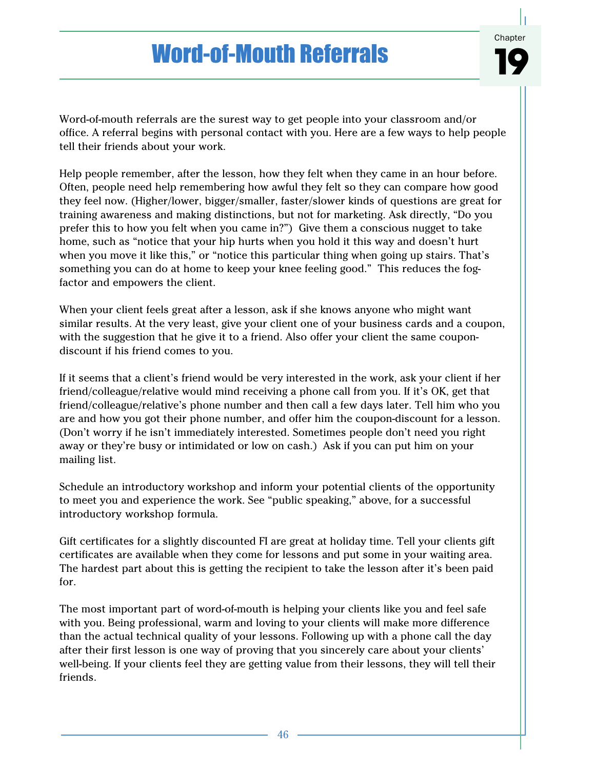Chapter 19

# Word-of-Mouth Referrals

Word-of-mouth referrals are the surest way to get people into your classroom and/or office. A referral begins with personal contact with you. Here are a few ways to help people tell their friends about your work.

Help people remember, after the lesson, how they felt when they came in an hour before. Often, people need help remembering how awful they felt so they can compare how good they feel now. (Higher/lower, bigger/smaller, faster/slower kinds of questions are great for training awareness and making distinctions, but not for marketing. Ask directly, "Do you prefer this to how you felt when you came in?") Give them a conscious nugget to take home, such as "notice that your hip hurts when you hold it this way and doesn't hurt when you move it like this," or "notice this particular thing when going up stairs. That's something you can do at home to keep your knee feeling good." This reduces the fog-factor and empowers the client.

When your client feels great after a lesson, ask if she knows anyone who might want similar results. At the very least, give your client one of your business cards and a coupon, with the suggestion that he give it to a friend. Also offer your client the same coupon-discount if his friend comes to you.

If it seems that a client's friend would be very interested in the work, ask your client if her friend/colleague/relative would mind receiving a phone call from you. If it's OK, get that friend/colleague/relative's phone number and then call a few days later. Tell him who you are and how you got their phone number, and offer him the coupon-discount for a lesson. (Don't worry if he isn't immediately interested. Sometimes people don't need you right away or they're busy or intimidated or low on cash.) Ask if you can put him on your mailing list.

Schedule an introductory workshop and inform your potential clients of the opportunity to meet you and experience the work. See "public speaking," above, for a successful introductory workshop formula.

Gift certificates for a slightly discounted FI are great at holiday time. Tell your clients gift certificates are available when they come for lessons and put some in your waiting area. The hardest part about this is getting the recipient to take the lesson after it's been paid for.

The most important part of word-of-mouth is helping your clients like you and feel safe with you. Being professional, warm and loving to your clients will make more difference than the actual technical quality of your lessons. Following up with a phone call the day after their first lesson is one way of proving that you sincerely care about your clients' well-being. If your clients feel they are getting value from their lessons, they will tell their friends.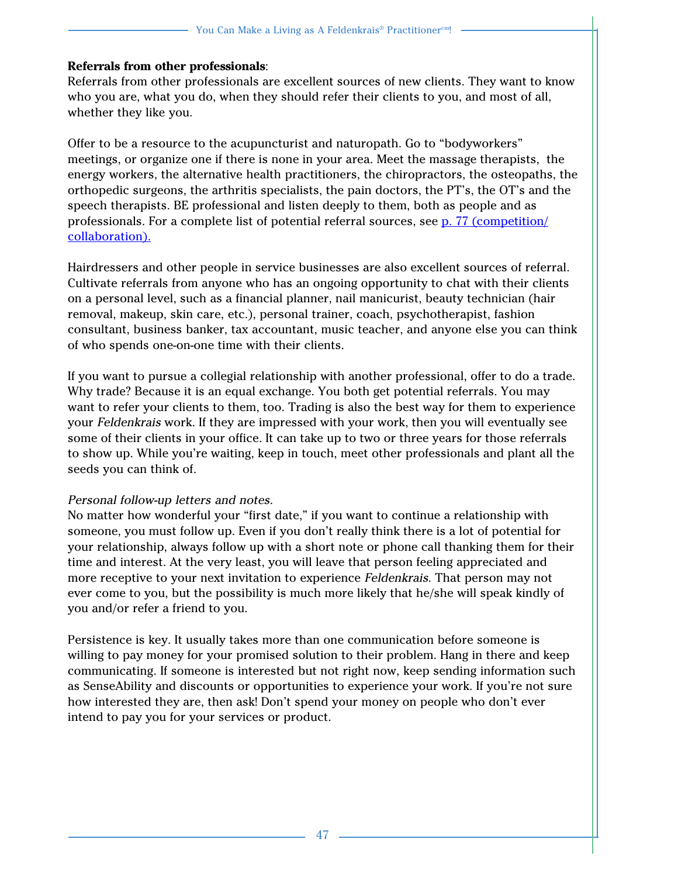**Referrals from other professionals**:
Referrals from other professionals are excellent sources of new clients. They want to know who you are, what you do, when they should refer their clients to you, and most of all, whether they like you.

Offer to be a resource to the acupuncturist and naturopath. Go to “bodyworkers” meetings, or organize one if there is none in your area. Meet the massage therapists, the energy workers, the alternative health practitioners, the chiropractors, the osteopaths, the orthopedic surgeons, the arthritis specialists, the pain doctors, the PT’s, the OT’s and the speech therapists. BE professional and listen deeply to them, both as people and as professionals. For a complete list of potential referral sources, see p. 77 (competition/collaboration).

Hairdressers and other people in service businesses are also excellent sources of referral. Cultivate referrals from anyone who has an ongoing opportunity to chat with their clients on a personal level, such as a financial planner, nail manicurist, beauty technician (hair removal, makeup, skin care, etc.), personal trainer, coach, psychotherapist, fashion consultant, business banker, tax accountant, music teacher, and anyone else you can think of who spends one-on-one time with their clients.

If you want to pursue a collegial relationship with another professional, offer to do a trade. Why trade? Because it is an equal exchange. You both get potential referrals. You may want to refer your clients to them, too. Trading is also the best way for them to experience your *Feldenkrais* work. If they are impressed with your work, then you will eventually see some of their clients in your office. It can take up to two or three years for those referrals to show up. While you’re waiting, keep in touch, meet other professionals and plant all the seeds you can think of.

*Personal follow-up letters and notes.*
No matter how wonderful your “first date,” if you want to continue a relationship with someone, you must follow up. Even if you don’t really think there is a lot of potential for your relationship, always follow up with a short note or phone call thanking them for their time and interest. At the very least, you will leave that person feeling appreciated and more receptive to your next invitation to experience *Feldenkrais*. That person may not ever come to you, but the possibility is much more likely that he/she will speak kindly of you and/or refer a friend to you.

Persistence is key. It usually takes more than one communication before someone is willing to pay money for your promised solution to their problem. Hang in there and keep communicating. If someone is interested but not right now, keep sending information such as SenseAbility and discounts or opportunities to experience your work. If you’re not sure how interested they are, then ask! Don’t spend your money on people who don’t ever intend to pay you for your services or product.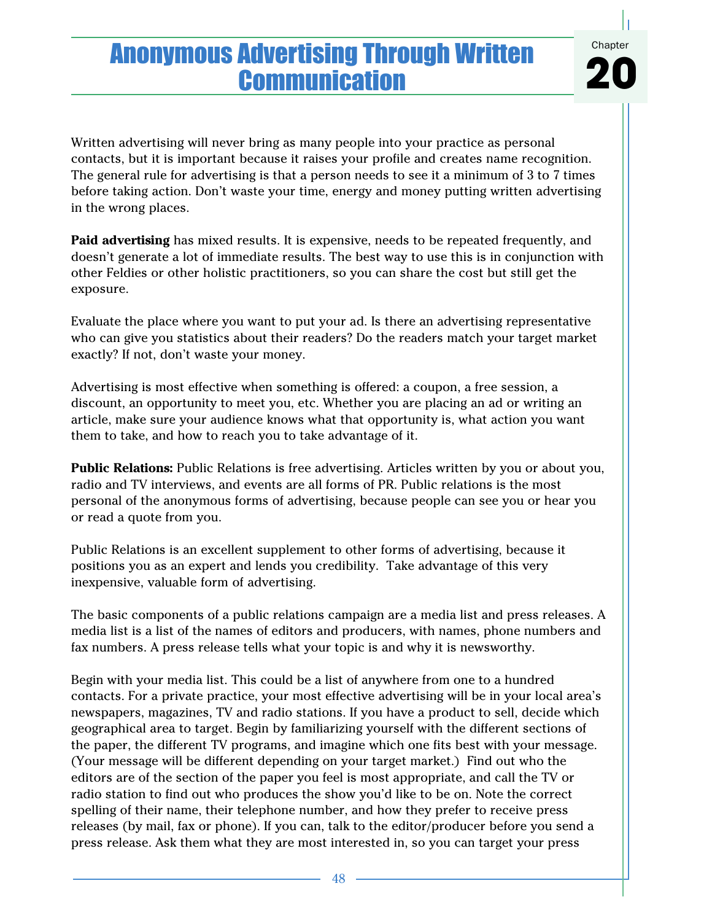# Anonymous Advertising Through Written Communication

Chapter 20

Written advertising will never bring as many people into your practice as personal contacts, but it is important because it raises your profile and creates name recognition. The general rule for advertising is that a person needs to see it a minimum of 3 to 7 times before taking action. Don't waste your time, energy and money putting written advertising in the wrong places.

**Paid advertising** has mixed results. It is expensive, needs to be repeated frequently, and doesn't generate a lot of immediate results. The best way to use this is in conjunction with other Feldies or other holistic practitioners, so you can share the cost but still get the exposure.

Evaluate the place where you want to put your ad. Is there an advertising representative who can give you statistics about their readers? Do the readers match your target market exactly? If not, don't waste your money.

Advertising is most effective when something is offered: a coupon, a free session, a discount, an opportunity to meet you, etc. Whether you are placing an ad or writing an article, make sure your audience knows what that opportunity is, what action you want them to take, and how to reach you to take advantage of it.

**Public Relations:** Public Relations is free advertising. Articles written by you or about you, radio and TV interviews, and events are all forms of PR. Public relations is the most personal of the anonymous forms of advertising, because people can see you or hear you or read a quote from you.

Public Relations is an excellent supplement to other forms of advertising, because it positions you as an expert and lends you credibility. Take advantage of this very inexpensive, valuable form of advertising.

The basic components of a public relations campaign are a media list and press releases. A media list is a list of the names of editors and producers, with names, phone numbers and fax numbers. A press release tells what your topic is and why it is newsworthy.

Begin with your media list. This could be a list of anywhere from one to a hundred contacts. For a private practice, your most effective advertising will be in your local area's newspapers, magazines, TV and radio stations. If you have a product to sell, decide which geographical area to target. Begin by familiarizing yourself with the different sections of the paper, the different TV programs, and imagine which one fits best with your message. (Your message will be different depending on your target market.) Find out who the editors are of the section of the paper you feel is most appropriate, and call the TV or radio station to find out who produces the show you'd like to be on. Note the correct spelling of their name, their telephone number, and how they prefer to receive press releases (by mail, fax or phone). If you can, talk to the editor/producer before you send a press release. Ask them what they are most interested in, so you can target your press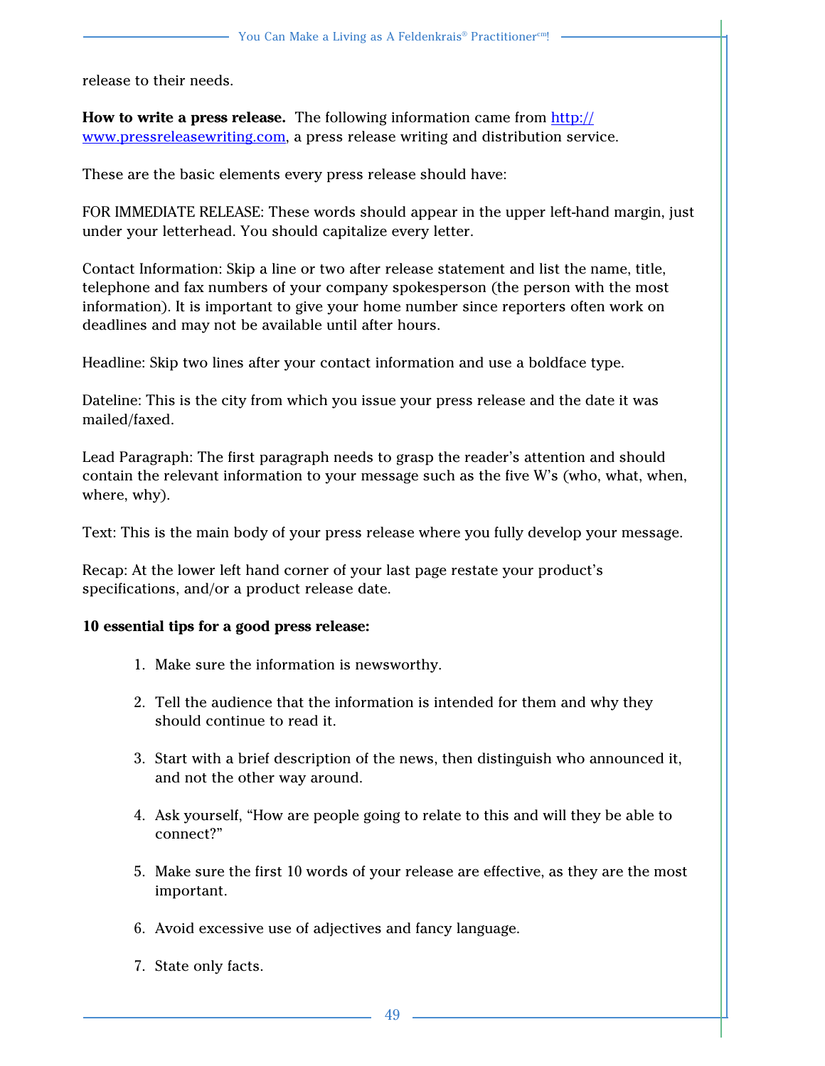release to their needs.

**How to write a press release.** The following information came from http://www.pressreleasewriting.com, a press release writing and distribution service.

These are the basic elements every press release should have:

FOR IMMEDIATE RELEASE: These words should appear in the upper left-hand margin, just under your letterhead. You should capitalize every letter.

Contact Information: Skip a line or two after release statement and list the name, title, telephone and fax numbers of your company spokesperson (the person with the most information). It is important to give your home number since reporters often work on deadlines and may not be available until after hours.

Headline: Skip two lines after your contact information and use a boldface type.

Dateline: This is the city from which you issue your press release and the date it was mailed/faxed.

Lead Paragraph: The first paragraph needs to grasp the reader's attention and should contain the relevant information to your message such as the five W's (who, what, when, where, why).

Text: This is the main body of your press release where you fully develop your message.

Recap: At the lower left hand corner of your last page restate your product's specifications, and/or a product release date.

**10 essential tips for a good press release:**

1. Make sure the information is newsworthy.

2. Tell the audience that the information is intended for them and why they should continue to read it.

3. Start with a brief description of the news, then distinguish who announced it, and not the other way around.

4. Ask yourself, "How are people going to relate to this and will they be able to connect?"

5. Make sure the first 10 words of your release are effective, as they are the most important.

6. Avoid excessive use of adjectives and fancy language.

7. State only facts.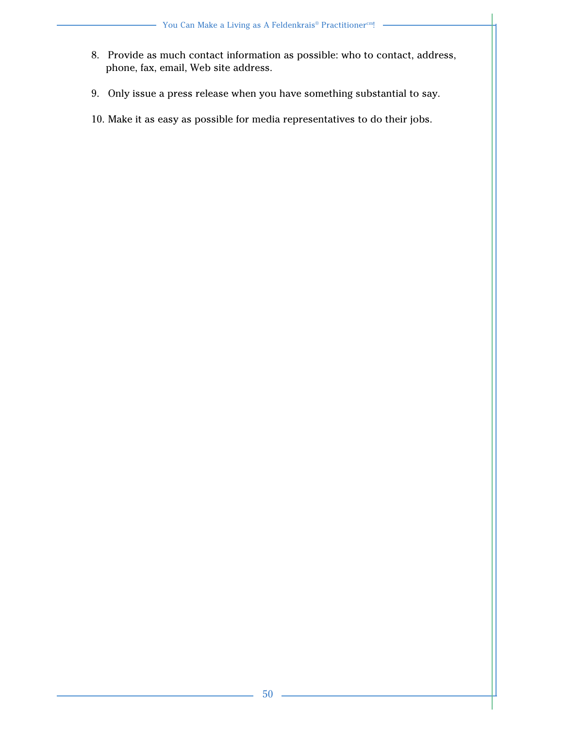8. Provide as much contact information as possible: who to contact, address, phone, fax, email, Web site address.

9. Only issue a press release when you have something substantial to say.

10. Make it as easy as possible for media representatives to do their jobs.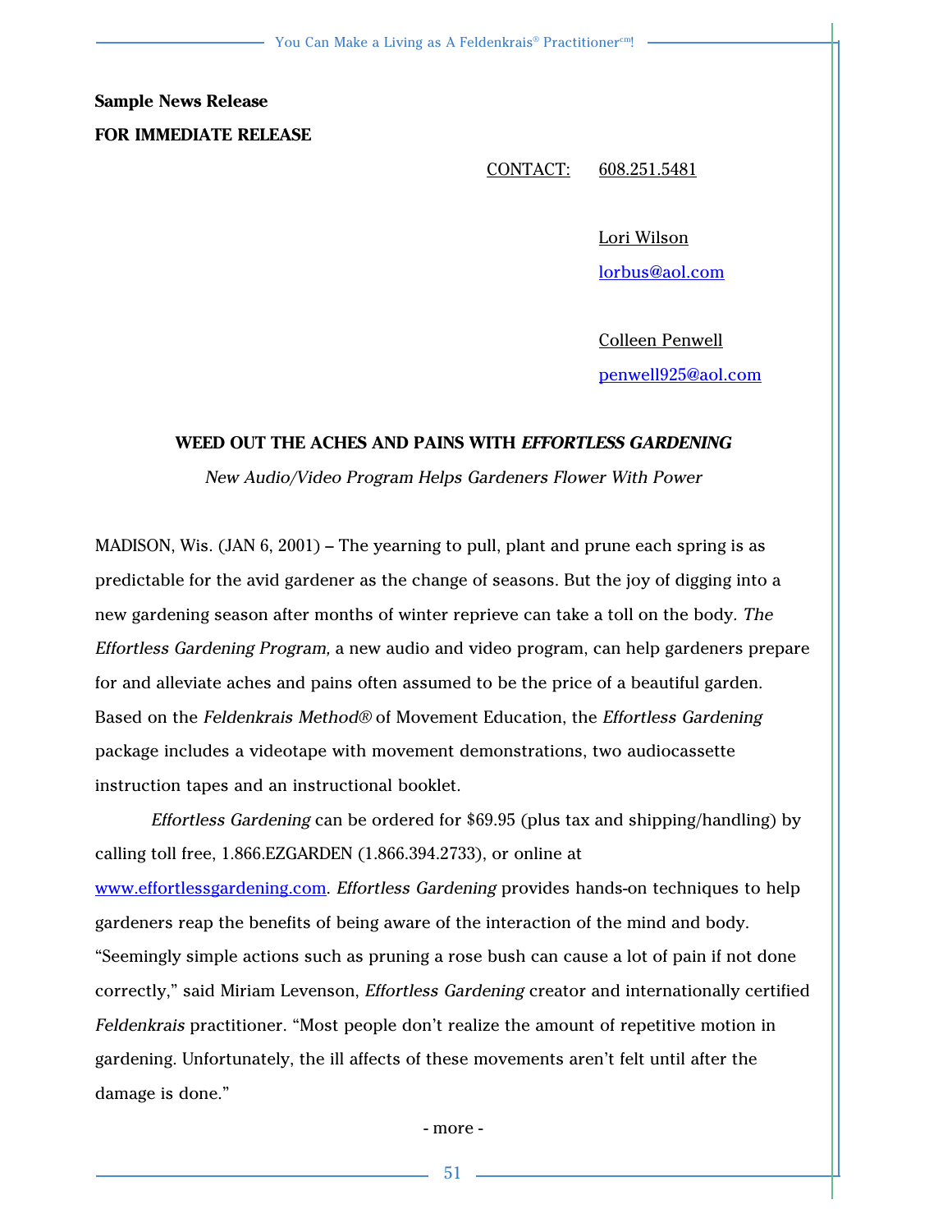**Sample News Release**

**FOR IMMEDIATE RELEASE**

CONTACT: 608.251.5481

Lori Wilson
lorbus@aol.com

Colleen Penwell
penwell925@aol.com

**WEED OUT THE ACHES AND PAINS WITH *EFFORTLESS GARDENING***

*New Audio/Video Program Helps Gardeners Flower With Power*

MADISON, Wis. (JAN 6, 2001) – The yearning to pull, plant and prune each spring is as predictable for the avid gardener as the change of seasons. But the joy of digging into a new gardening season after months of winter reprieve can take a toll on the body. *The Effortless Gardening Program,* a new audio and video program, can help gardeners prepare for and alleviate aches and pains often assumed to be the price of a beautiful garden. Based on the *Feldenkrais Method®* of Movement Education, the *Effortless Gardening* package includes a videotape with movement demonstrations, two audiocassette instruction tapes and an instructional booklet.

*Effortless Gardening* can be ordered for $69.95 (plus tax and shipping/handling) by calling toll free, 1.866.EZGARDEN (1.866.394.2733), or online at www.effortlessgardening.com. *Effortless Gardening* provides hands-on techniques to help gardeners reap the benefits of being aware of the interaction of the mind and body. "Seemingly simple actions such as pruning a rose bush can cause a lot of pain if not done correctly," said Miriam Levenson, *Effortless Gardening* creator and internationally certified *Feldenkrais* practitioner. "Most people don't realize the amount of repetitive motion in gardening. Unfortunately, the ill affects of these movements aren't felt until after the damage is done."

- more -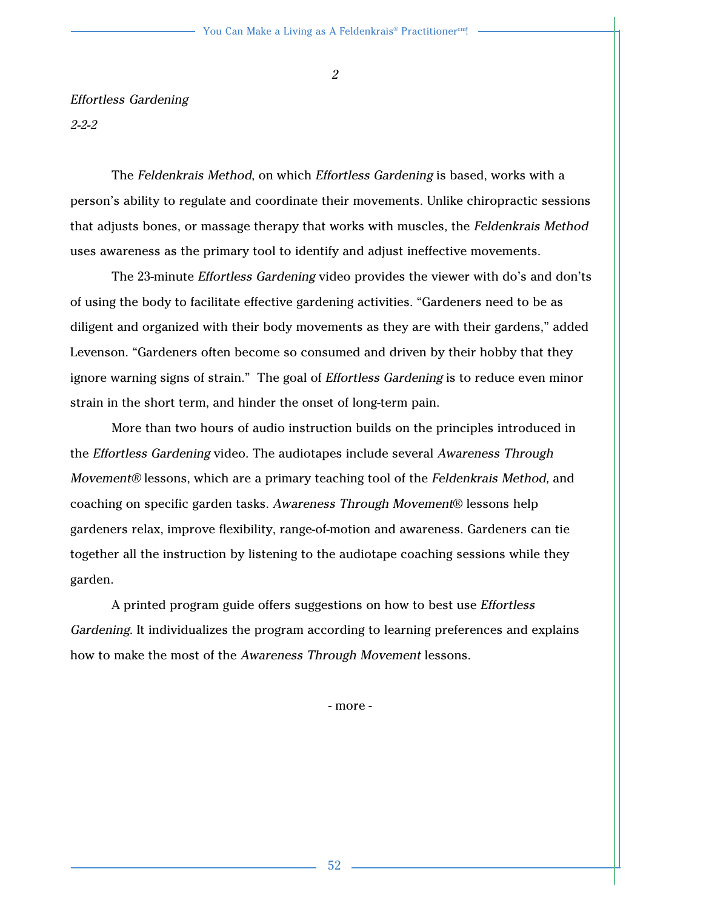*2*

*Effortless Gardening*

*2-2-2*

The *Feldenkrais Method*, on which *Effortless Gardening* is based, works with a person's ability to regulate and coordinate their movements. Unlike chiropractic sessions that adjusts bones, or massage therapy that works with muscles, the *Feldenkrais Method* uses awareness as the primary tool to identify and adjust ineffective movements.

The 23-minute *Effortless Gardening* video provides the viewer with do's and don'ts of using the body to facilitate effective gardening activities. "Gardeners need to be as diligent and organized with their body movements as they are with their gardens," added Levenson. "Gardeners often become so consumed and driven by their hobby that they ignore warning signs of strain." The goal of *Effortless Gardening* is to reduce even minor strain in the short term, and hinder the onset of long-term pain.

More than two hours of audio instruction builds on the principles introduced in the *Effortless Gardening* video. The audiotapes include several *Awareness Through Movement®* lessons, which are a primary teaching tool of the *Feldenkrais Method,* and coaching on specific garden tasks. *Awareness Through Movement®* lessons help gardeners relax, improve flexibility, range-of-motion and awareness. Gardeners can tie together all the instruction by listening to the audiotape coaching sessions while they garden.

A printed program guide offers suggestions on how to best use *Effortless Gardening*. It individualizes the program according to learning preferences and explains how to make the most of the *Awareness Through Movement* lessons.

- more -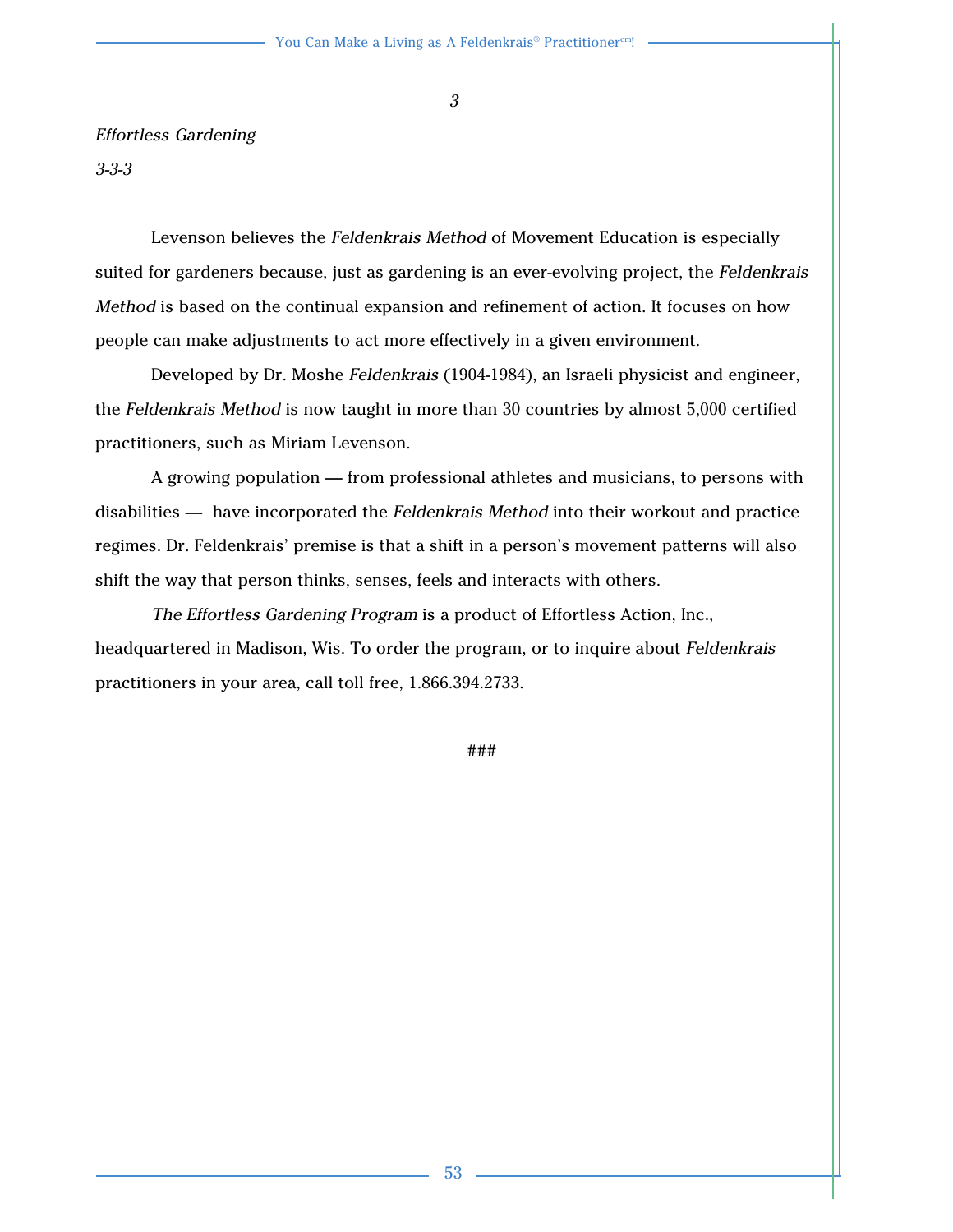*3*

*Effortless Gardening*

*3-3-3*

Levenson believes the *Feldenkrais Method* of Movement Education is especially suited for gardeners because, just as gardening is an ever-evolving project, the *Feldenkrais Method* is based on the continual expansion and refinement of action. It focuses on how people can make adjustments to act more effectively in a given environment.

Developed by Dr. Moshe *Feldenkrais* (1904-1984), an Israeli physicist and engineer, the *Feldenkrais Method* is now taught in more than 30 countries by almost 5,000 certified practitioners, such as Miriam Levenson.

A growing population — from professional athletes and musicians, to persons with disabilities — have incorporated the *Feldenkrais Method* into their workout and practice regimes. Dr. Feldenkrais' premise is that a shift in a person's movement patterns will also shift the way that person thinks, senses, feels and interacts with others.

*The Effortless Gardening Program* is a product of Effortless Action, Inc., headquartered in Madison, Wis. To order the program, or to inquire about *Feldenkrais* practitioners in your area, call toll free, 1.866.394.2733.

###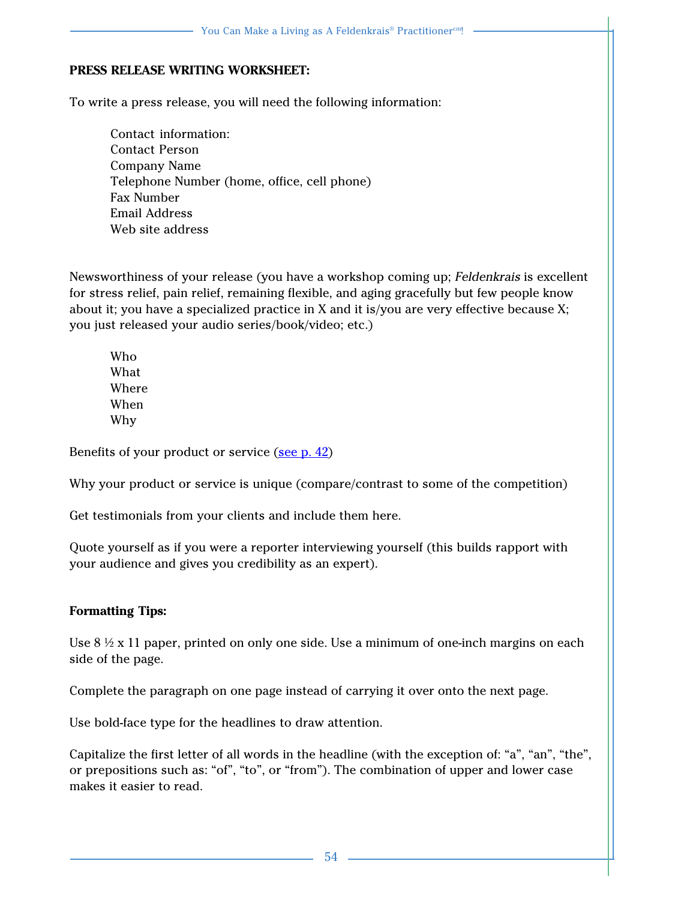**PRESS RELEASE WRITING WORKSHEET:**

To write a press release, you will need the following information:

Contact information:
Contact Person
Company Name
Telephone Number (home, office, cell phone)
Fax Number
Email Address
Web site address

Newsworthiness of your release (you have a workshop coming up; *Feldenkrais* is excellent for stress relief, pain relief, remaining flexible, and aging gracefully but few people know about it; you have a specialized practice in X and it is/you are very effective because X; you just released your audio series/book/video; etc.)

Who
What
Where
When
Why

Benefits of your product or service (see p. 42)

Why your product or service is unique (compare/contrast to some of the competition)

Get testimonials from your clients and include them here.

Quote yourself as if you were a reporter interviewing yourself (this builds rapport with your audience and gives you credibility as an expert).

**Formatting Tips:**

Use 8 ½ x 11 paper, printed on only one side. Use a minimum of one-inch margins on each side of the page.

Complete the paragraph on one page instead of carrying it over onto the next page.

Use bold-face type for the headlines to draw attention.

Capitalize the first letter of all words in the headline (with the exception of: “a”, “an”, “the”, or prepositions such as: “of”, “to”, or “from”). The combination of upper and lower case makes it easier to read.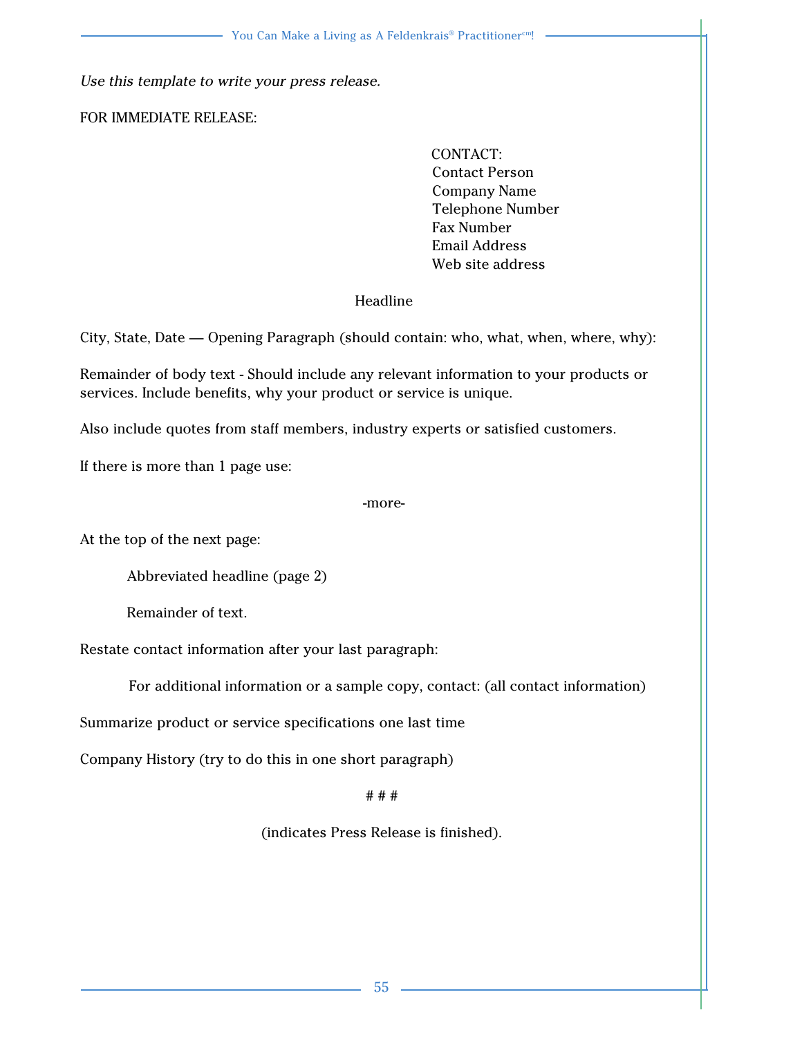*Use this template to write your press release.*

FOR IMMEDIATE RELEASE:

CONTACT:
Contact Person
Company Name
Telephone Number
Fax Number
Email Address
Web site address

Headline

City, State, Date — Opening Paragraph (should contain: who, what, when, where, why):

Remainder of body text - Should include any relevant information to your products or services. Include benefits, why your product or service is unique.

Also include quotes from staff members, industry experts or satisfied customers.

If there is more than 1 page use:

-more-

At the top of the next page:

Abbreviated headline (page 2)

Remainder of text.

Restate contact information after your last paragraph:

For additional information or a sample copy, contact: (all contact information)

Summarize product or service specifications one last time

Company History (try to do this in one short paragraph)

# # #

(indicates Press Release is finished).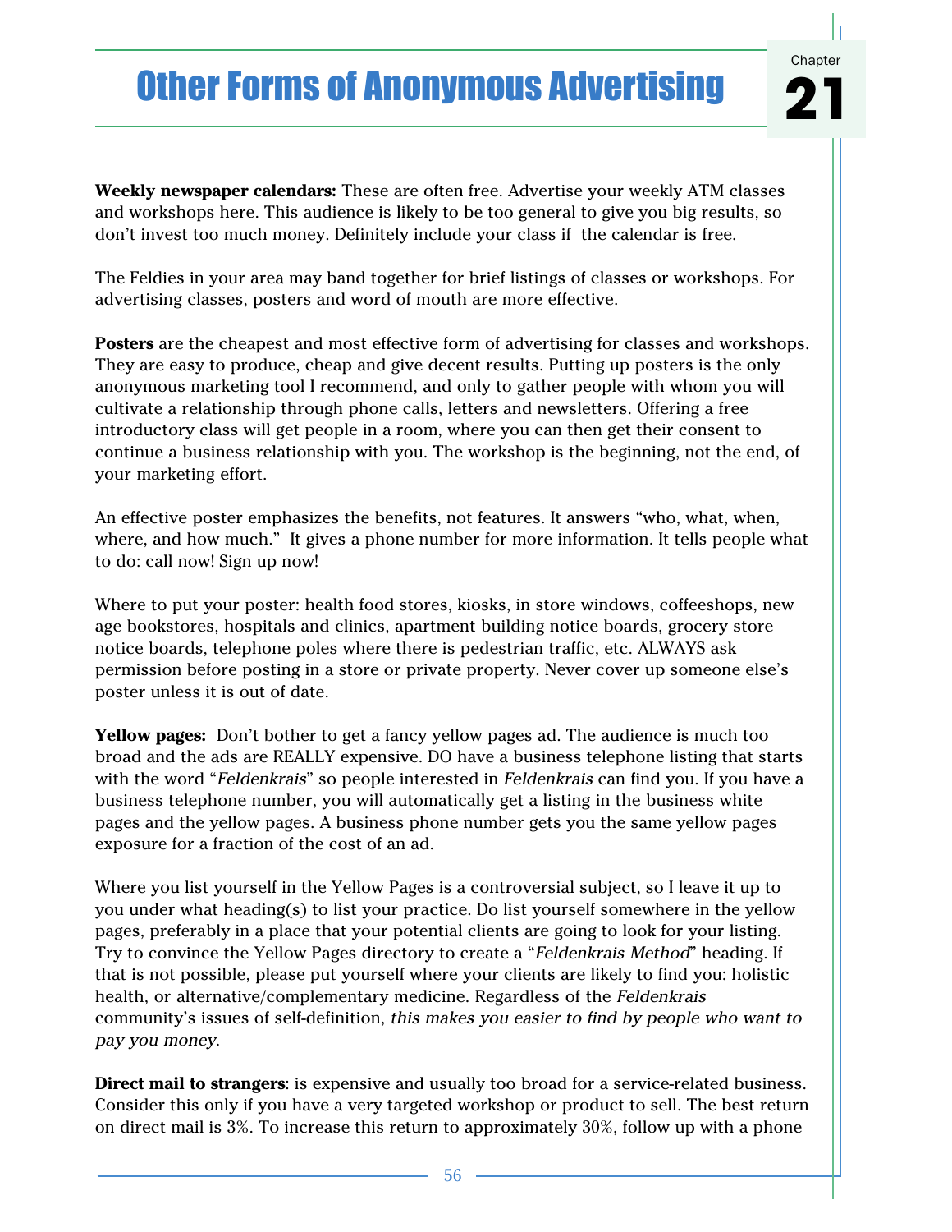# Other Forms of Anonymous Advertising

Chapter 21

**Weekly newspaper calendars:** These are often free. Advertise your weekly ATM classes and workshops here. This audience is likely to be too general to give you big results, so don't invest too much money. Definitely include your class if the calendar is free.

The Feldies in your area may band together for brief listings of classes or workshops. For advertising classes, posters and word of mouth are more effective.

**Posters** are the cheapest and most effective form of advertising for classes and workshops. They are easy to produce, cheap and give decent results. Putting up posters is the only anonymous marketing tool I recommend, and only to gather people with whom you will cultivate a relationship through phone calls, letters and newsletters. Offering a free introductory class will get people in a room, where you can then get their consent to continue a business relationship with you. The workshop is the beginning, not the end, of your marketing effort.

An effective poster emphasizes the benefits, not features. It answers "who, what, when, where, and how much." It gives a phone number for more information. It tells people what to do: call now! Sign up now!

Where to put your poster: health food stores, kiosks, in store windows, coffeeshops, new age bookstores, hospitals and clinics, apartment building notice boards, grocery store notice boards, telephone poles where there is pedestrian traffic, etc. ALWAYS ask permission before posting in a store or private property. Never cover up someone else's poster unless it is out of date.

**Yellow pages:** Don't bother to get a fancy yellow pages ad. The audience is much too broad and the ads are REALLY expensive. DO have a business telephone listing that starts with the word "*Feldenkrais*" so people interested in *Feldenkrais* can find you. If you have a business telephone number, you will automatically get a listing in the business white pages and the yellow pages. A business phone number gets you the same yellow pages exposure for a fraction of the cost of an ad.

Where you list yourself in the Yellow Pages is a controversial subject, so I leave it up to you under what heading(s) to list your practice. Do list yourself somewhere in the yellow pages, preferably in a place that your potential clients are going to look for your listing. Try to convince the Yellow Pages directory to create a "*Feldenkrais Method*" heading. If that is not possible, please put yourself where your clients are likely to find you: holistic health, or alternative/complementary medicine. Regardless of the *Feldenkrais* community's issues of self-definition, *this makes you easier to find by people who want to pay you money*.

**Direct mail to strangers**: is expensive and usually too broad for a service-related business. Consider this only if you have a very targeted workshop or product to sell. The best return on direct mail is 3%. To increase this return to approximately 30%, follow up with a phone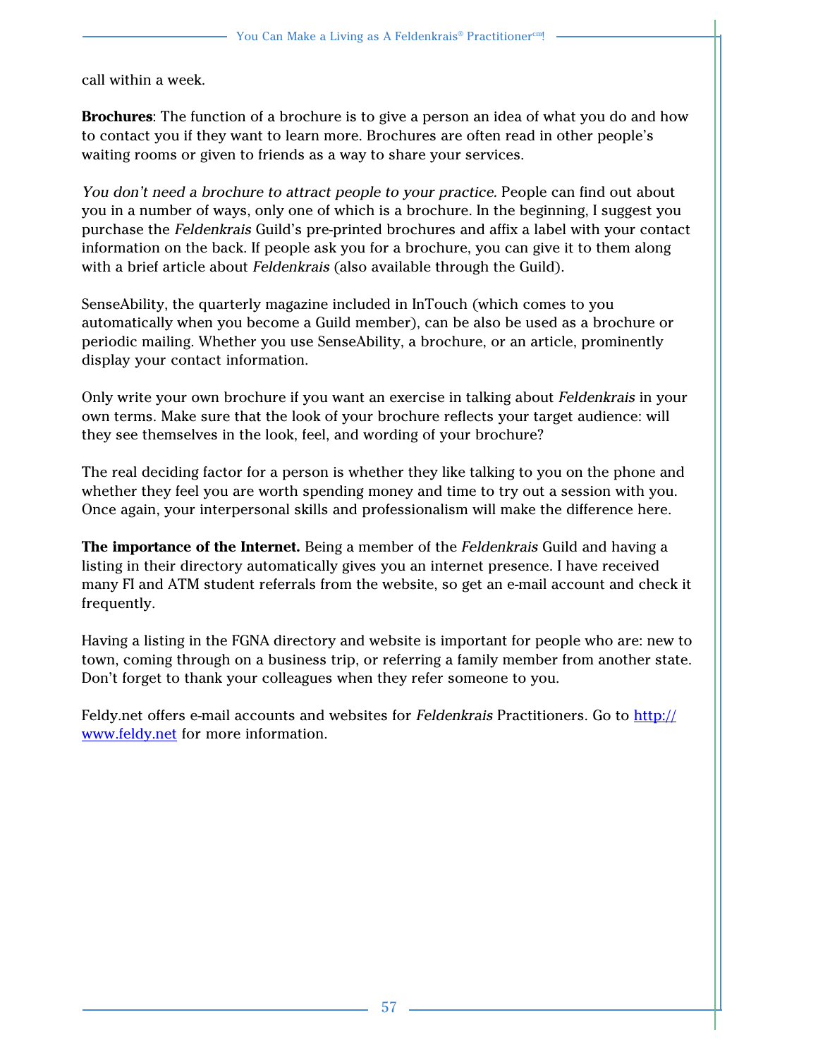call within a week.

**Brochures**: The function of a brochure is to give a person an idea of what you do and how to contact you if they want to learn more. Brochures are often read in other people's waiting rooms or given to friends as a way to share your services.

*You don't need a brochure to attract people to your practice.* People can find out about you in a number of ways, only one of which is a brochure. In the beginning, I suggest you purchase the *Feldenkrais* Guild's pre-printed brochures and affix a label with your contact information on the back. If people ask you for a brochure, you can give it to them along with a brief article about *Feldenkrais* (also available through the Guild).

SenseAbility, the quarterly magazine included in InTouch (which comes to you automatically when you become a Guild member), can be also be used as a brochure or periodic mailing. Whether you use SenseAbility, a brochure, or an article, prominently display your contact information.

Only write your own brochure if you want an exercise in talking about *Feldenkrais* in your own terms. Make sure that the look of your brochure reflects your target audience: will they see themselves in the look, feel, and wording of your brochure?

The real deciding factor for a person is whether they like talking to you on the phone and whether they feel you are worth spending money and time to try out a session with you. Once again, your interpersonal skills and professionalism will make the difference here.

**The importance of the Internet.** Being a member of the *Feldenkrais* Guild and having a listing in their directory automatically gives you an internet presence. I have received many FI and ATM student referrals from the website, so get an e-mail account and check it frequently.

Having a listing in the FGNA directory and website is important for people who are: new to town, coming through on a business trip, or referring a family member from another state. Don't forget to thank your colleagues when they refer someone to you.

Feldy.net offers e-mail accounts and websites for *Feldenkrais* Practitioners. Go to [http://www.feldy.net](http://www.feldy.net) for more information.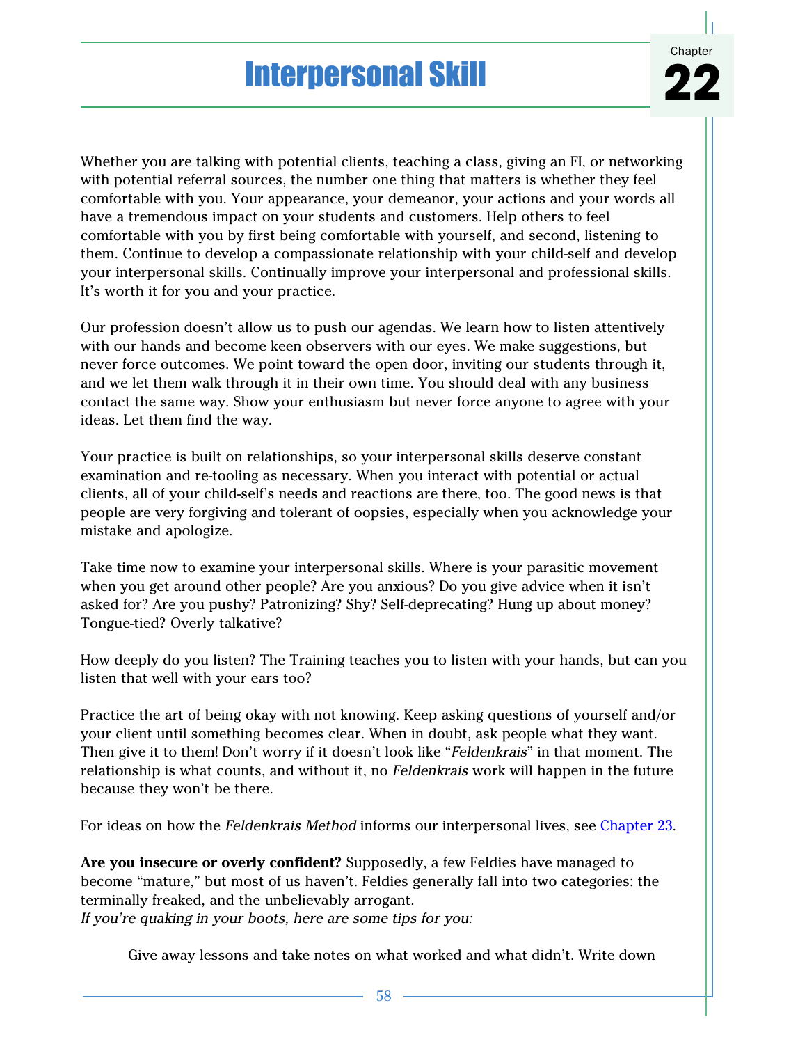# Interpersonal Skill

Chapter 22

Whether you are talking with potential clients, teaching a class, giving an FI, or networking with potential referral sources, the number one thing that matters is whether they feel comfortable with you. Your appearance, your demeanor, your actions and your words all have a tremendous impact on your students and customers. Help others to feel comfortable with you by first being comfortable with yourself, and second, listening to them. Continue to develop a compassionate relationship with your child-self and develop your interpersonal skills. Continually improve your interpersonal and professional skills. It's worth it for you and your practice.

Our profession doesn't allow us to push our agendas. We learn how to listen attentively with our hands and become keen observers with our eyes. We make suggestions, but never force outcomes. We point toward the open door, inviting our students through it, and we let them walk through it in their own time. You should deal with any business contact the same way. Show your enthusiasm but never force anyone to agree with your ideas. Let them find the way.

Your practice is built on relationships, so your interpersonal skills deserve constant examination and re-tooling as necessary. When you interact with potential or actual clients, all of your child-self's needs and reactions are there, too. The good news is that people are very forgiving and tolerant of oopsies, especially when you acknowledge your mistake and apologize.

Take time now to examine your interpersonal skills. Where is your parasitic movement when you get around other people? Are you anxious? Do you give advice when it isn't asked for? Are you pushy? Patronizing? Shy? Self-deprecating? Hung up about money? Tongue-tied? Overly talkative?

How deeply do you listen? The Training teaches you to listen with your hands, but can you listen that well with your ears too?

Practice the art of being okay with not knowing. Keep asking questions of yourself and/or your client until something becomes clear. When in doubt, ask people what they want. Then give it to them! Don't worry if it doesn't look like "*Feldenkrais*" in that moment. The relationship is what counts, and without it, no *Feldenkrais* work will happen in the future because they won't be there.

For ideas on how the *Feldenkrais Method* informs our interpersonal lives, see [Chapter 23](#).

**Are you insecure or overly confident?** Supposedly, a few Feldies have managed to become "mature," but most of us haven't. Feldies generally fall into two categories: the terminally freaked, and the unbelievably arrogant.
*If you're quaking in your boots, here are some tips for you:*

Give away lessons and take notes on what worked and what didn't. Write down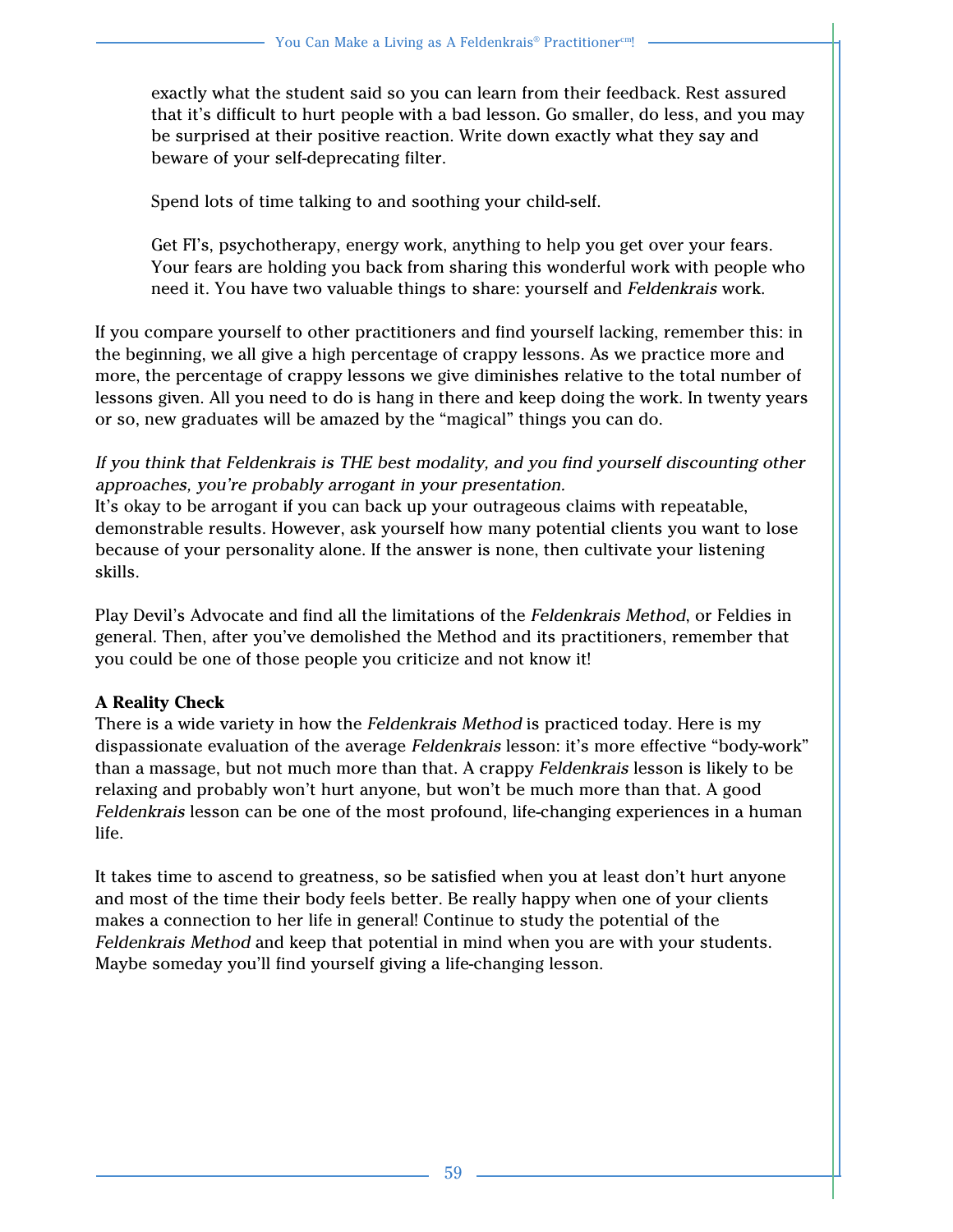exactly what the student said so you can learn from their feedback. Rest assured that it's difficult to hurt people with a bad lesson. Go smaller, do less, and you may be surprised at their positive reaction. Write down exactly what they say and beware of your self-deprecating filter.

Spend lots of time talking to and soothing your child-self.

Get FI's, psychotherapy, energy work, anything to help you get over your fears. Your fears are holding you back from sharing this wonderful work with people who need it. You have two valuable things to share: yourself and *Feldenkrais* work.

If you compare yourself to other practitioners and find yourself lacking, remember this: in the beginning, we all give a high percentage of crappy lessons. As we practice more and more, the percentage of crappy lessons we give diminishes relative to the total number of lessons given. All you need to do is hang in there and keep doing the work. In twenty years or so, new graduates will be amazed by the "magical" things you can do.

*If you think that Feldenkrais is THE best modality, and you find yourself discounting other approaches, you're probably arrogant in your presentation.*
It's okay to be arrogant if you can back up your outrageous claims with repeatable, demonstrable results. However, ask yourself how many potential clients you want to lose because of your personality alone. If the answer is none, then cultivate your listening skills.

Play Devil's Advocate and find all the limitations of the *Feldenkrais Method*, or Feldies in general. Then, after you've demolished the Method and its practitioners, remember that you could be one of those people you criticize and not know it!

**A Reality Check**
There is a wide variety in how the *Feldenkrais Method* is practiced today. Here is my dispassionate evaluation of the average *Feldenkrais* lesson: it's more effective "body-work" than a massage, but not much more than that. A crappy *Feldenkrais* lesson is likely to be relaxing and probably won't hurt anyone, but won't be much more than that. A good *Feldenkrais* lesson can be one of the most profound, life-changing experiences in a human life.

It takes time to ascend to greatness, so be satisfied when you at least don't hurt anyone and most of the time their body feels better. Be really happy when one of your clients makes a connection to her life in general! Continue to study the potential of the *Feldenkrais Method* and keep that potential in mind when you are with your students. Maybe someday you'll find yourself giving a life-changing lesson.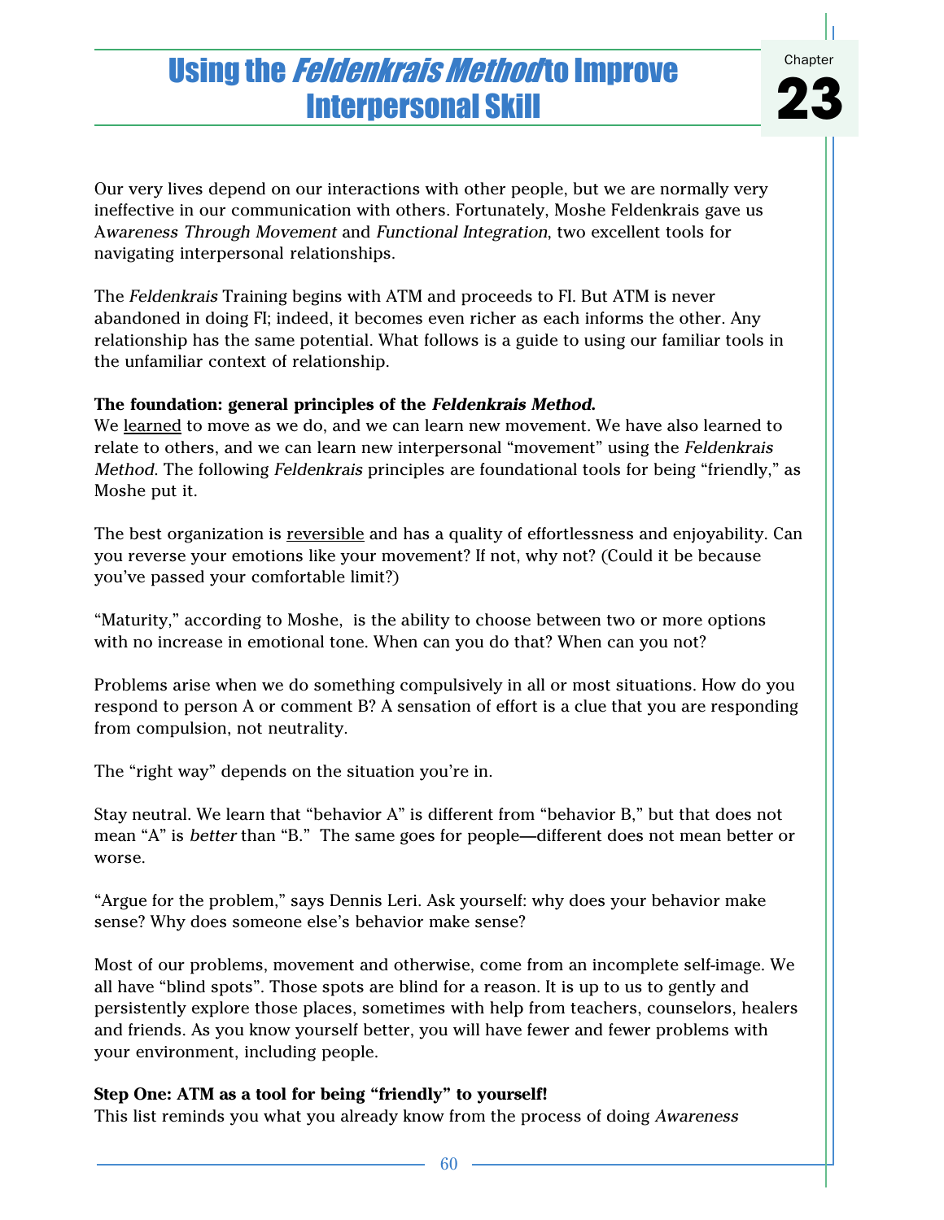# Using the *Feldenkrais Method* to Improve Interpersonal Skill

Chapter 23

Our very lives depend on our interactions with other people, but we are normally very ineffective in our communication with others. Fortunately, Moshe Feldenkrais gave us A*wareness Through Movement* and *Functional Integration*, two excellent tools for navigating interpersonal relationships.

The *Feldenkrais* Training begins with ATM and proceeds to FI. But ATM is never abandoned in doing FI; indeed, it becomes even richer as each informs the other. Any relationship has the same potential. What follows is a guide to using our familiar tools in the unfamiliar context of relationship.

**The foundation: general principles of the *Feldenkrais Method*.**

We <u>learned</u> to move as we do, and we can learn new movement. We have also learned to relate to others, and we can learn new interpersonal "movement" using the *Feldenkrais Method*. The following *Feldenkrais* principles are foundational tools for being "friendly," as Moshe put it.

The best organization is <u>reversible</u> and has a quality of effortlessness and enjoyability. Can you reverse your emotions like your movement? If not, why not? (Could it be because you've passed your comfortable limit?)

"Maturity," according to Moshe, is the ability to choose between two or more options with no increase in emotional tone. When can you do that? When can you not?

Problems arise when we do something compulsively in all or most situations. How do you respond to person A or comment B? A sensation of effort is a clue that you are responding from compulsion, not neutrality.

The "right way" depends on the situation you're in.

Stay neutral. We learn that "behavior A" is different from "behavior B," but that does not mean "A" is *better* than "B." The same goes for people—different does not mean better or worse.

"Argue for the problem," says Dennis Leri. Ask yourself: why does your behavior make sense? Why does someone else's behavior make sense?

Most of our problems, movement and otherwise, come from an incomplete self-image. We all have "blind spots". Those spots are blind for a reason. It is up to us to gently and persistently explore those places, sometimes with help from teachers, counselors, healers and friends. As you know yourself better, you will have fewer and fewer problems with your environment, including people.

**Step One: ATM as a tool for being "friendly" to yourself!**

This list reminds you what you already know from the process of doing *Awareness*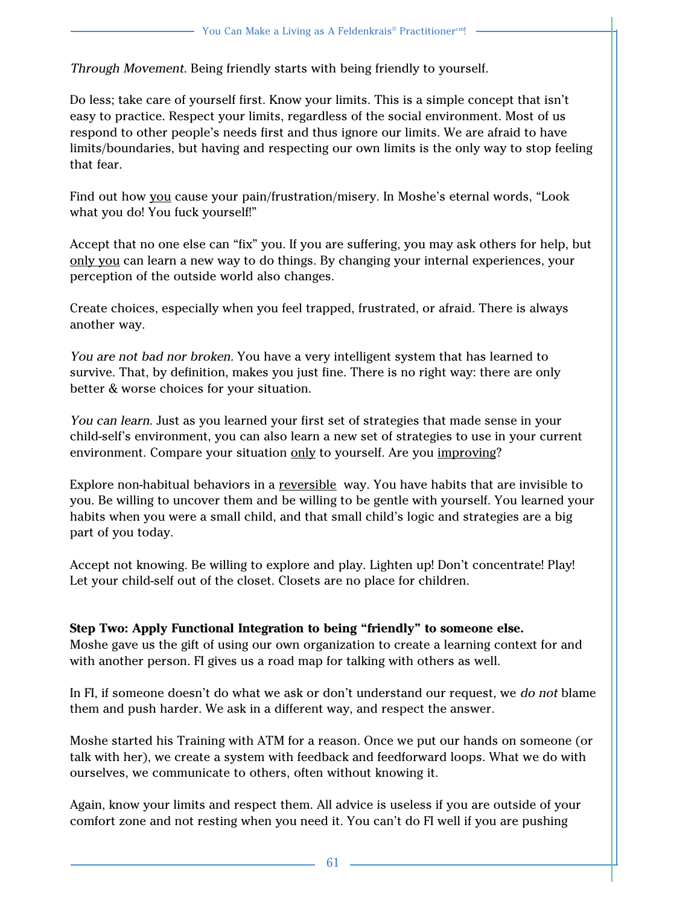*Through Movement*. Being friendly starts with being friendly to yourself.

Do less; take care of yourself first. Know your limits. This is a simple concept that isn't easy to practice. Respect your limits, regardless of the social environment. Most of us respond to other people's needs first and thus ignore our limits. We are afraid to have limits/boundaries, but having and respecting our own limits is the only way to stop feeling that fear.

Find out how <u>you</u> cause your pain/frustration/misery. In Moshe's eternal words, "Look what you do! You fuck yourself!"

Accept that no one else can "fix" you. If you are suffering, you may ask others for help, but <u>only you</u> can learn a new way to do things. By changing your internal experiences, your perception of the outside world also changes.

Create choices, especially when you feel trapped, frustrated, or afraid. There is always another way.

*You are not bad nor broken*. You have a very intelligent system that has learned to survive. That, by definition, makes you just fine. There is no right way: there are only better & worse choices for your situation.

*You can learn*. Just as you learned your first set of strategies that made sense in your child-self's environment, you can also learn a new set of strategies to use in your current environment. Compare your situation <u>only</u> to yourself. Are you <u>improving</u>?

Explore non-habitual behaviors in a <u>reversible</u> way. You have habits that are invisible to you. Be willing to uncover them and be willing to be gentle with yourself. You learned your habits when you were a small child, and that small child's logic and strategies are a big part of you today.

Accept not knowing. Be willing to explore and play. Lighten up! Don't concentrate! Play! Let your child-self out of the closet. Closets are no place for children.

**Step Two: Apply Functional Integration to being "friendly" to someone else.**
Moshe gave us the gift of using our own organization to create a learning context for and with another person. FI gives us a road map for talking with others as well.

In FI, if someone doesn't do what we ask or don't understand our request, we *do not* blame them and push harder. We ask in a different way, and respect the answer.

Moshe started his Training with ATM for a reason. Once we put our hands on someone (or talk with her), we create a system with feedback and feedforward loops. What we do with ourselves, we communicate to others, often without knowing it.

Again, know your limits and respect them. All advice is useless if you are outside of your comfort zone and not resting when you need it. You can't do FI well if you are pushing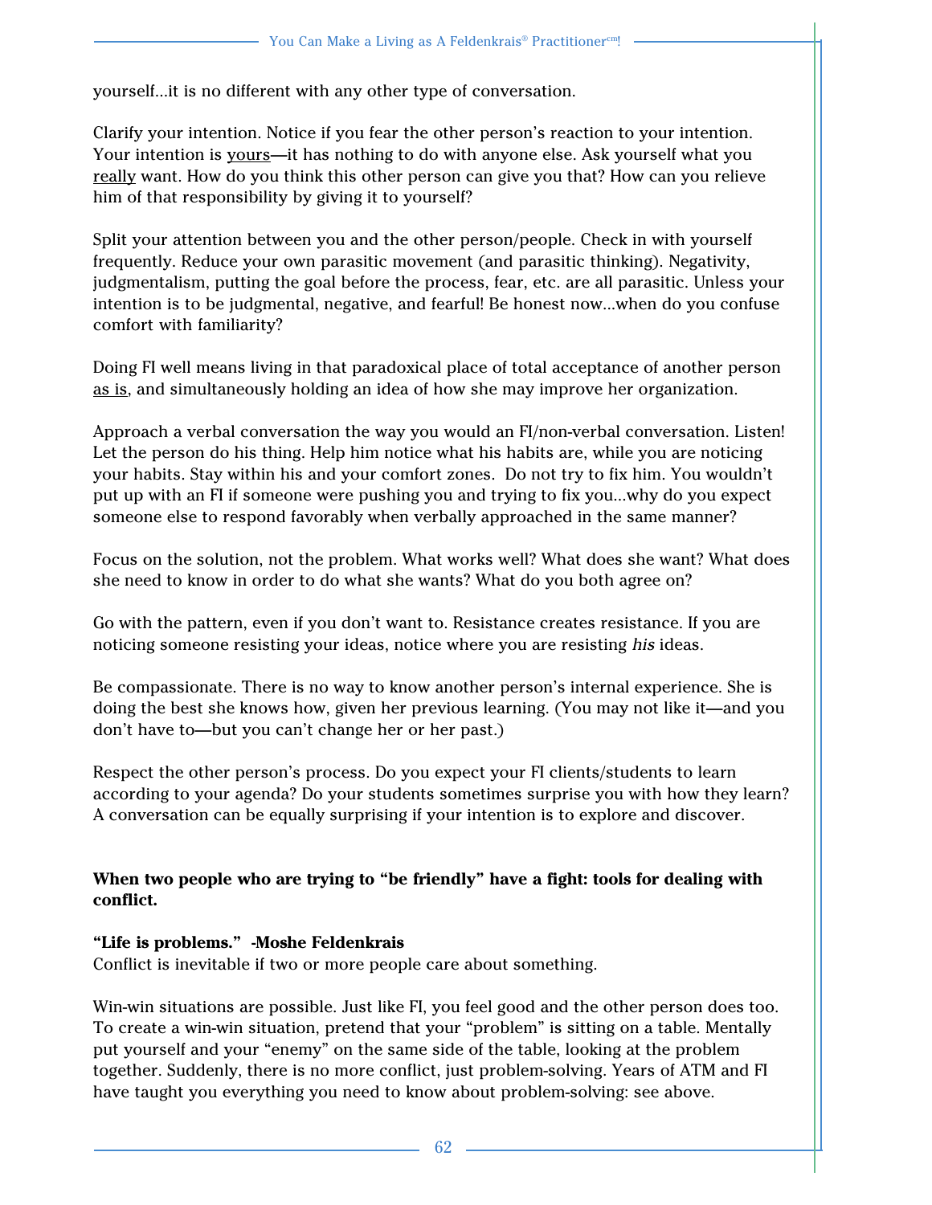yourself…it is no different with any other type of conversation.

Clarify your intention. Notice if you fear the other person's reaction to your intention. Your intention is <u>yours</u>—it has nothing to do with anyone else. Ask yourself what you <u>really</u> want. How do you think this other person can give you that? How can you relieve him of that responsibility by giving it to yourself?

Split your attention between you and the other person/people. Check in with yourself frequently. Reduce your own parasitic movement (and parasitic thinking). Negativity, judgmentalism, putting the goal before the process, fear, etc. are all parasitic. Unless your intention is to be judgmental, negative, and fearful! Be honest now…when do you confuse comfort with familiarity?

Doing FI well means living in that paradoxical place of total acceptance of another person <u>as is</u>, and simultaneously holding an idea of how she may improve her organization.

Approach a verbal conversation the way you would an FI/non-verbal conversation. Listen! Let the person do his thing. Help him notice what his habits are, while you are noticing your habits. Stay within his and your comfort zones. Do not try to fix him. You wouldn't put up with an FI if someone were pushing you and trying to fix you…why do you expect someone else to respond favorably when verbally approached in the same manner?

Focus on the solution, not the problem. What works well? What does she want? What does she need to know in order to do what she wants? What do you both agree on?

Go with the pattern, even if you don't want to. Resistance creates resistance. If you are noticing someone resisting your ideas, notice where you are resisting *his* ideas.

Be compassionate. There is no way to know another person's internal experience. She is doing the best she knows how, given her previous learning. (You may not like it—and you don't have to—but you can't change her or her past.)

Respect the other person's process. Do you expect your FI clients/students to learn according to your agenda? Do your students sometimes surprise you with how they learn? A conversation can be equally surprising if your intention is to explore and discover.

**When two people who are trying to "be friendly" have a fight: tools for dealing with conflict.**

**"Life is problems." -Moshe Feldenkrais**
Conflict is inevitable if two or more people care about something.

Win-win situations are possible. Just like FI, you feel good and the other person does too. To create a win-win situation, pretend that your "problem" is sitting on a table. Mentally put yourself and your "enemy" on the same side of the table, looking at the problem together. Suddenly, there is no more conflict, just problem-solving. Years of ATM and FI have taught you everything you need to know about problem-solving: see above.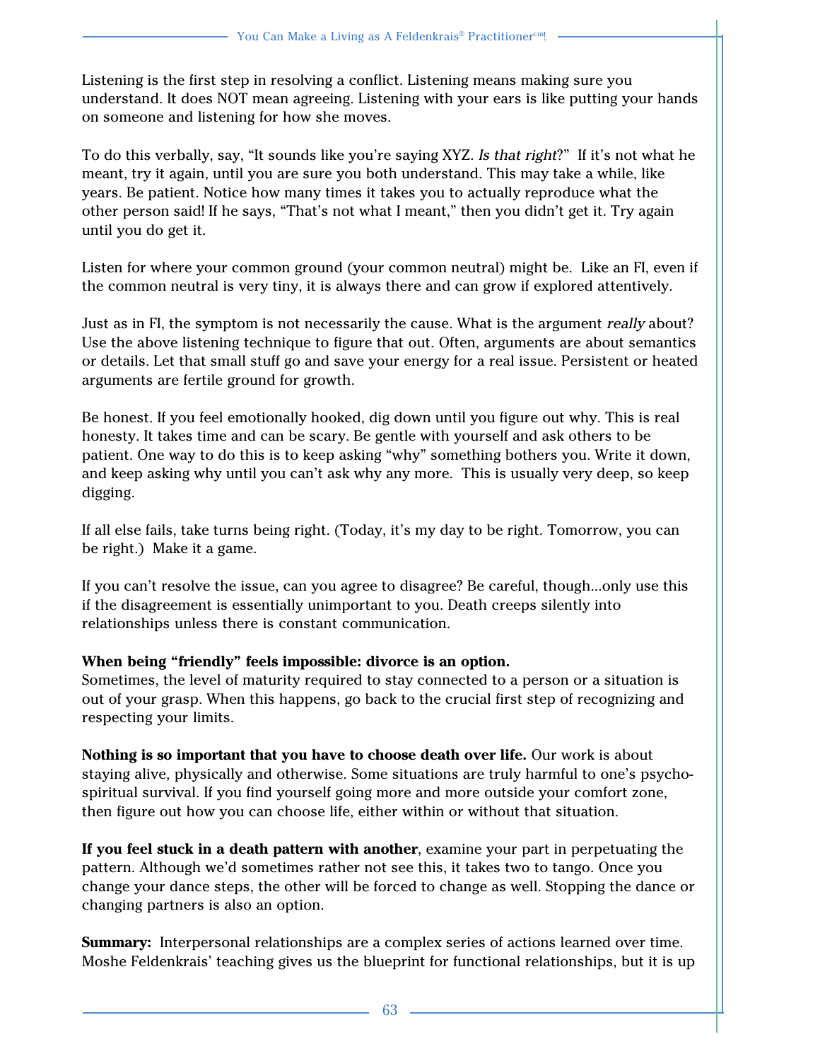Listening is the first step in resolving a conflict. Listening means making sure you understand. It does NOT mean agreeing. Listening with your ears is like putting your hands on someone and listening for how she moves.

To do this verbally, say, “It sounds like you’re saying XYZ. *Is that right*?” If it’s not what he meant, try it again, until you are sure you both understand. This may take a while, like years. Be patient. Notice how many times it takes you to actually reproduce what the other person said! If he says, “That’s not what I meant,” then you didn’t get it. Try again until you do get it.

Listen for where your common ground (your common neutral) might be. Like an FI, even if the common neutral is very tiny, it is always there and can grow if explored attentively.

Just as in FI, the symptom is not necessarily the cause. What is the argument *really* about? Use the above listening technique to figure that out. Often, arguments are about semantics or details. Let that small stuff go and save your energy for a real issue. Persistent or heated arguments are fertile ground for growth.

Be honest. If you feel emotionally hooked, dig down until you figure out why. This is real honesty. It takes time and can be scary. Be gentle with yourself and ask others to be patient. One way to do this is to keep asking “why” something bothers you. Write it down, and keep asking why until you can’t ask why any more. This is usually very deep, so keep digging.

If all else fails, take turns being right. (Today, it’s my day to be right. Tomorrow, you can be right.) Make it a game.

If you can’t resolve the issue, can you agree to disagree? Be careful, though…only use this if the disagreement is essentially unimportant to you. Death creeps silently into relationships unless there is constant communication.

**When being “friendly” feels impossible: divorce is an option.**
Sometimes, the level of maturity required to stay connected to a person or a situation is out of your grasp. When this happens, go back to the crucial first step of recognizing and respecting your limits.

**Nothing is so important that you have to choose death over life.** Our work is about staying alive, physically and otherwise. Some situations are truly harmful to one’s psycho-spiritual survival. If you find yourself going more and more outside your comfort zone, then figure out how you can choose life, either within or without that situation.

**If you feel stuck in a death pattern with another**, examine your part in perpetuating the pattern. Although we’d sometimes rather not see this, it takes two to tango. Once you change your dance steps, the other will be forced to change as well. Stopping the dance or changing partners is also an option.

**Summary:** Interpersonal relationships are a complex series of actions learned over time. Moshe Feldenkrais’ teaching gives us the blueprint for functional relationships, but it is up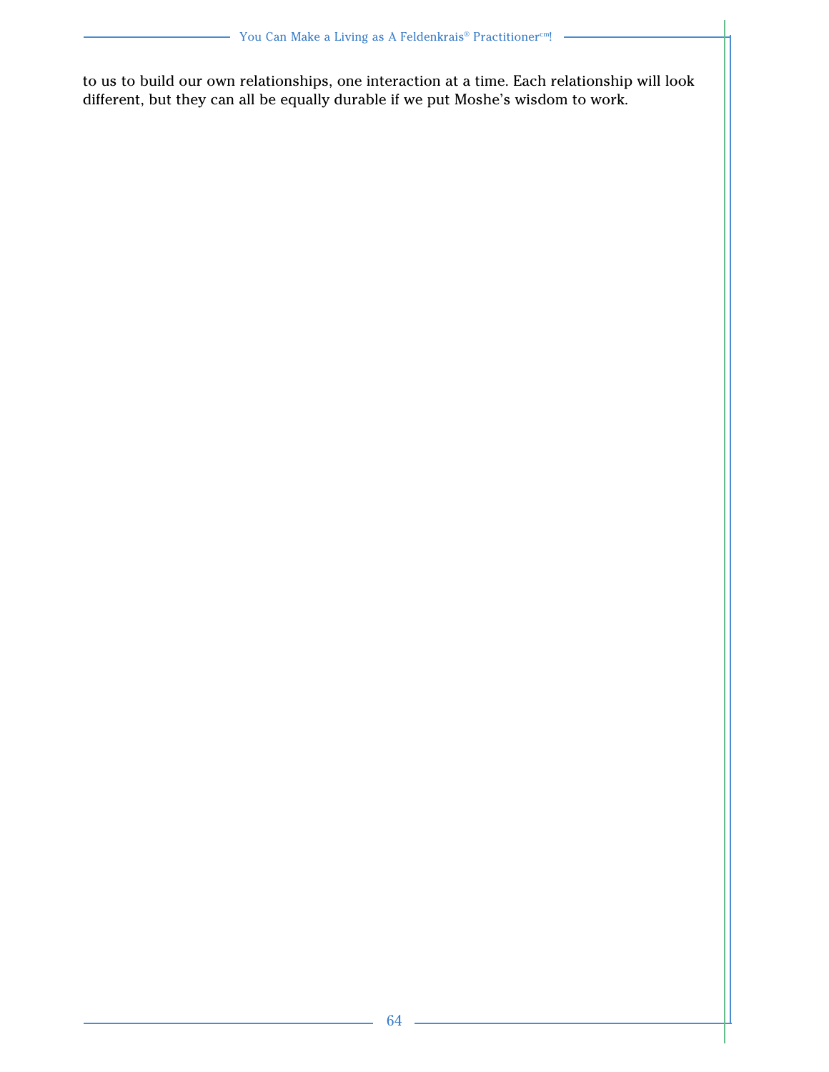to us to build our own relationships, one interaction at a time. Each relationship will look different, but they can all be equally durable if we put Moshe's wisdom to work.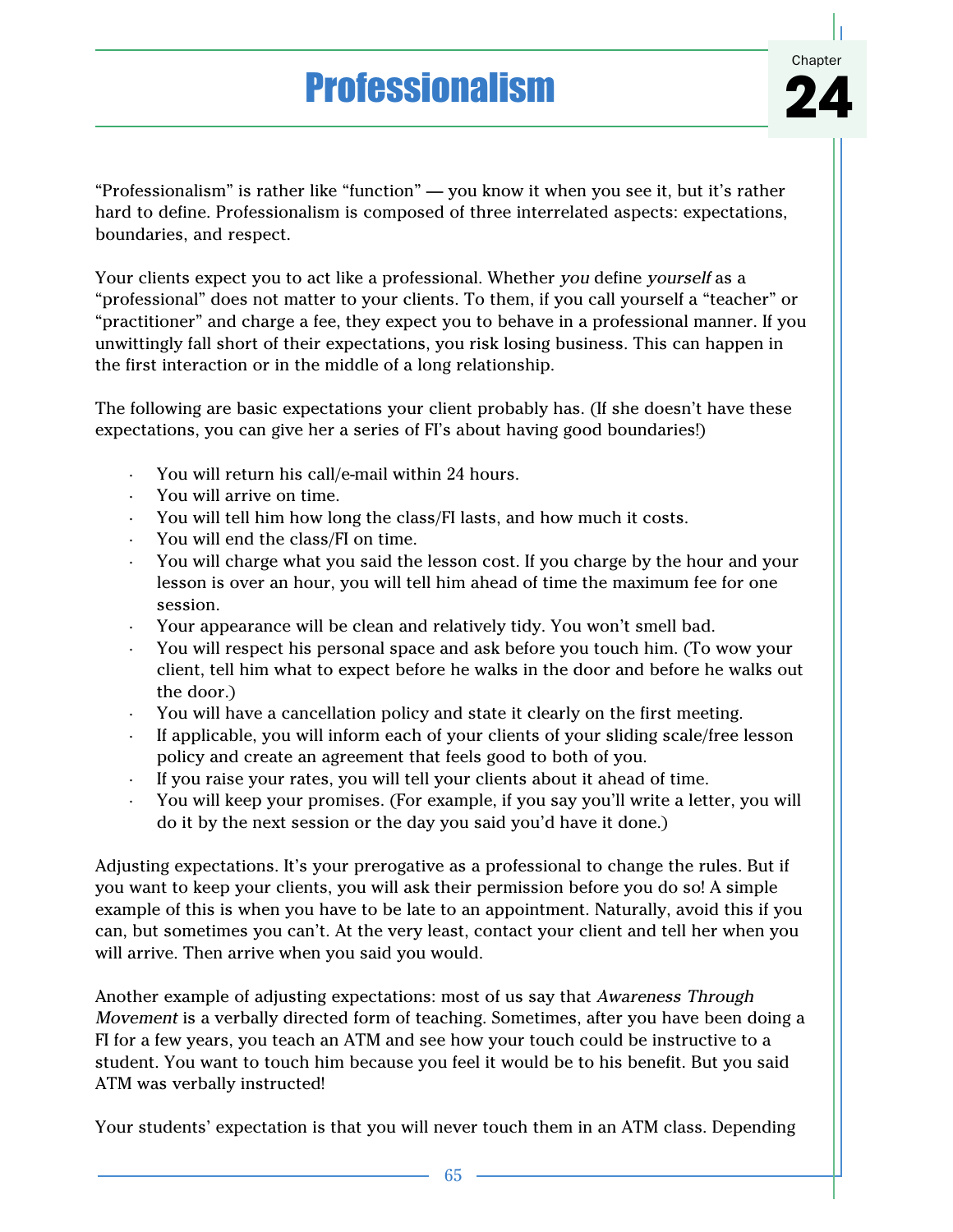# Chapter 24

# Professionalism

"Professionalism" is rather like "function" — you know it when you see it, but it's rather hard to define. Professionalism is composed of three interrelated aspects: expectations, boundaries, and respect.

Your clients expect you to act like a professional. Whether *you* define *yourself* as a "professional" does not matter to your clients. To them, if you call yourself a "teacher" or "practitioner" and charge a fee, they expect you to behave in a professional manner. If you unwittingly fall short of their expectations, you risk losing business. This can happen in the first interaction or in the middle of a long relationship.

The following are basic expectations your client probably has. (If she doesn't have these expectations, you can give her a series of FI's about having good boundaries!)

- You will return his call/e-mail within 24 hours.
- You will arrive on time.
- You will tell him how long the class/FI lasts, and how much it costs.
- You will end the class/FI on time.
- You will charge what you said the lesson cost. If you charge by the hour and your lesson is over an hour, you will tell him ahead of time the maximum fee for one session.
- Your appearance will be clean and relatively tidy. You won't smell bad.
- You will respect his personal space and ask before you touch him. (To wow your client, tell him what to expect before he walks in the door and before he walks out the door.)
- You will have a cancellation policy and state it clearly on the first meeting.
- If applicable, you will inform each of your clients of your sliding scale/free lesson policy and create an agreement that feels good to both of you.
- If you raise your rates, you will tell your clients about it ahead of time.
- You will keep your promises. (For example, if you say you'll write a letter, you will do it by the next session or the day you said you'd have it done.)

Adjusting expectations. It's your prerogative as a professional to change the rules. But if you want to keep your clients, you will ask their permission before you do so! A simple example of this is when you have to be late to an appointment. Naturally, avoid this if you can, but sometimes you can't. At the very least, contact your client and tell her when you will arrive. Then arrive when you said you would.

Another example of adjusting expectations: most of us say that *Awareness Through Movement* is a verbally directed form of teaching. Sometimes, after you have been doing a FI for a few years, you teach an ATM and see how your touch could be instructive to a student. You want to touch him because you feel it would be to his benefit. But you said ATM was verbally instructed!

Your students' expectation is that you will never touch them in an ATM class. Depending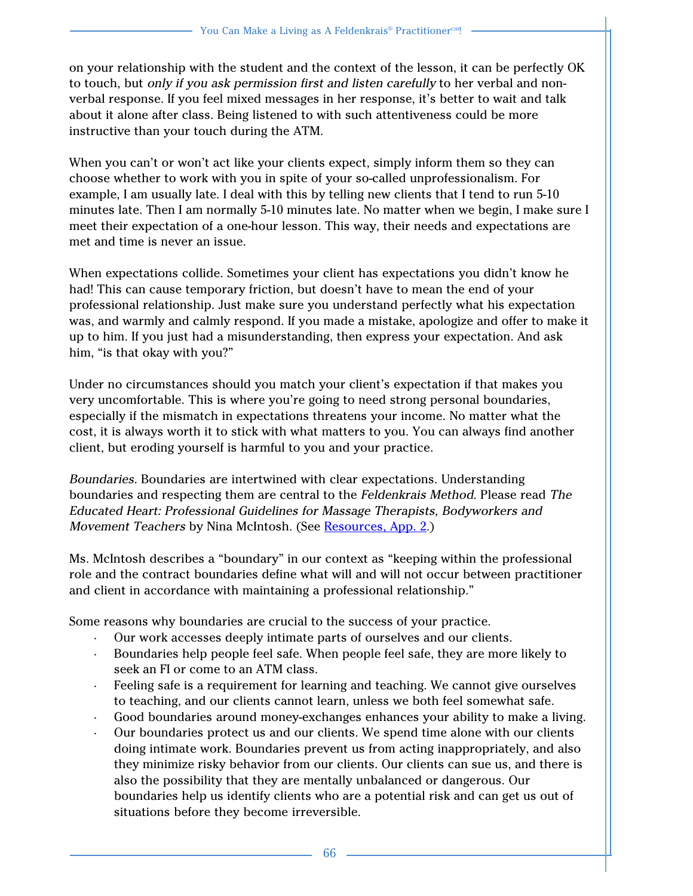on your relationship with the student and the context of the lesson, it can be perfectly OK to touch, but *only if you ask permission first and listen carefully* to her verbal and non-verbal response. If you feel mixed messages in her response, it's better to wait and talk about it alone after class. Being listened to with such attentiveness could be more instructive than your touch during the ATM.

When you can't or won't act like your clients expect, simply inform them so they can choose whether to work with you in spite of your so-called unprofessionalism. For example, I am usually late. I deal with this by telling new clients that I tend to run 5-10 minutes late. Then I am normally 5-10 minutes late. No matter when we begin, I make sure I meet their expectation of a one-hour lesson. This way, their needs and expectations are met and time is never an issue.

When expectations collide. Sometimes your client has expectations you didn't know he had! This can cause temporary friction, but doesn't have to mean the end of your professional relationship. Just make sure you understand perfectly what his expectation was, and warmly and calmly respond. If you made a mistake, apologize and offer to make it up to him. If you just had a misunderstanding, then express your expectation. And ask him, "is that okay with you?"

Under no circumstances should you match your client's expectation if that makes you very uncomfortable. This is where you're going to need strong personal boundaries, especially if the mismatch in expectations threatens your income. No matter what the cost, it is always worth it to stick with what matters to you. You can always find another client, but eroding yourself is harmful to you and your practice.

*Boundaries.* Boundaries are intertwined with clear expectations. Understanding boundaries and respecting them are central to the *Feldenkrais Method*. Please read *The Educated Heart: Professional Guidelines for Massage Therapists, Bodyworkers and Movement Teachers* by Nina McIntosh. (See [Resources, App. 2](#).)

Ms. McIntosh describes a "boundary" in our context as "keeping within the professional role and the contract boundaries define what will and will not occur between practitioner and client in accordance with maintaining a professional relationship."

Some reasons why boundaries are crucial to the success of your practice.

- Our work accesses deeply intimate parts of ourselves and our clients.
- Boundaries help people feel safe. When people feel safe, they are more likely to seek an FI or come to an ATM class.
- Feeling safe is a requirement for learning and teaching. We cannot give ourselves to teaching, and our clients cannot learn, unless we both feel somewhat safe.
- Good boundaries around money-exchanges enhances your ability to make a living.
- Our boundaries protect us and our clients. We spend time alone with our clients doing intimate work. Boundaries prevent us from acting inappropriately, and also they minimize risky behavior from our clients. Our clients can sue us, and there is also the possibility that they are mentally unbalanced or dangerous. Our boundaries help us identify clients who are a potential risk and can get us out of situations before they become irreversible.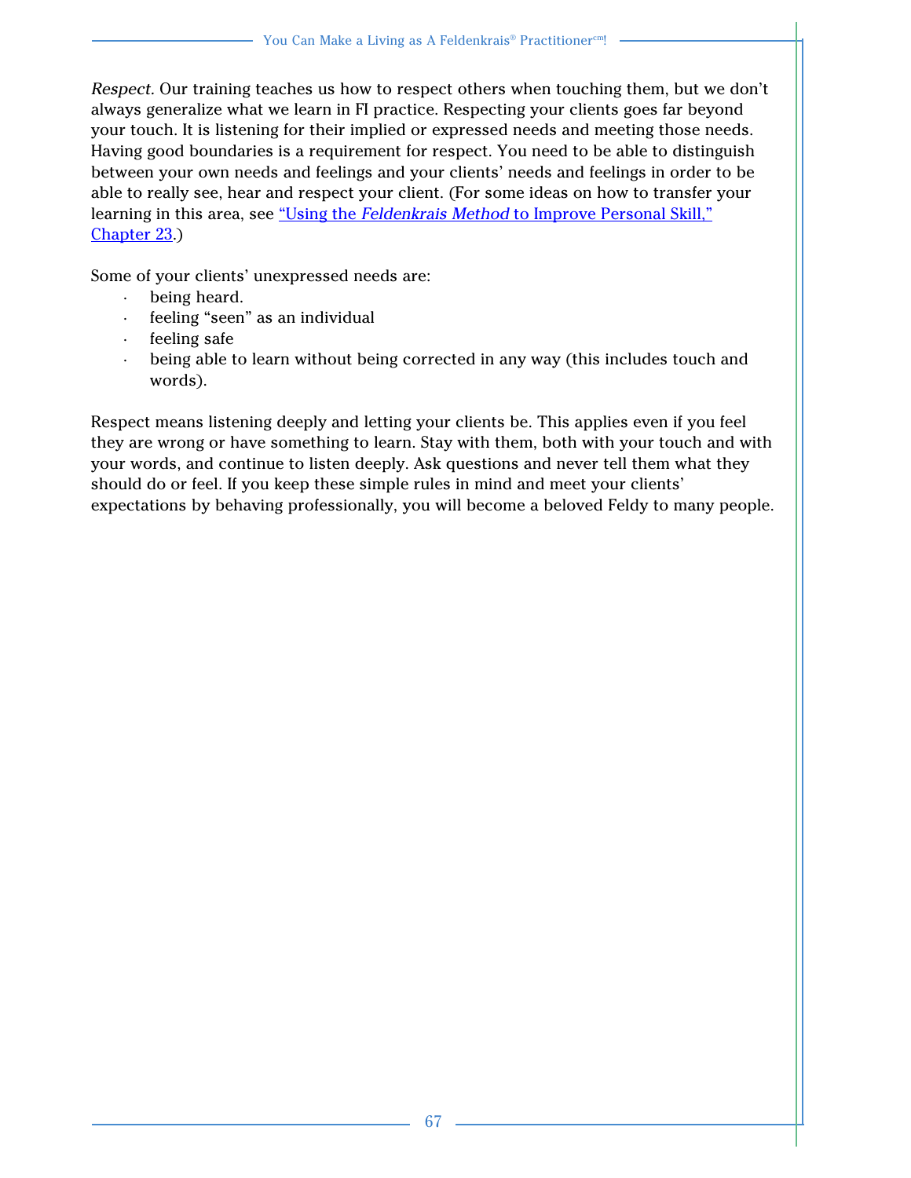*Respect.* Our training teaches us how to respect others when touching them, but we don't always generalize what we learn in FI practice. Respecting your clients goes far beyond your touch. It is listening for their implied or expressed needs and meeting those needs. Having good boundaries is a requirement for respect. You need to be able to distinguish between your own needs and feelings and your clients' needs and feelings in order to be able to really see, hear and respect your client. (For some ideas on how to transfer your learning in this area, see "Using the *Feldenkrais Method* to Improve Personal Skill," Chapter 23.)

Some of your clients' unexpressed needs are:

- being heard.
- feeling "seen" as an individual
- feeling safe
- being able to learn without being corrected in any way (this includes touch and words).

Respect means listening deeply and letting your clients be. This applies even if you feel they are wrong or have something to learn. Stay with them, both with your touch and with your words, and continue to listen deeply. Ask questions and never tell them what they should do or feel. If you keep these simple rules in mind and meet your clients' expectations by behaving professionally, you will become a beloved Feldy to many people.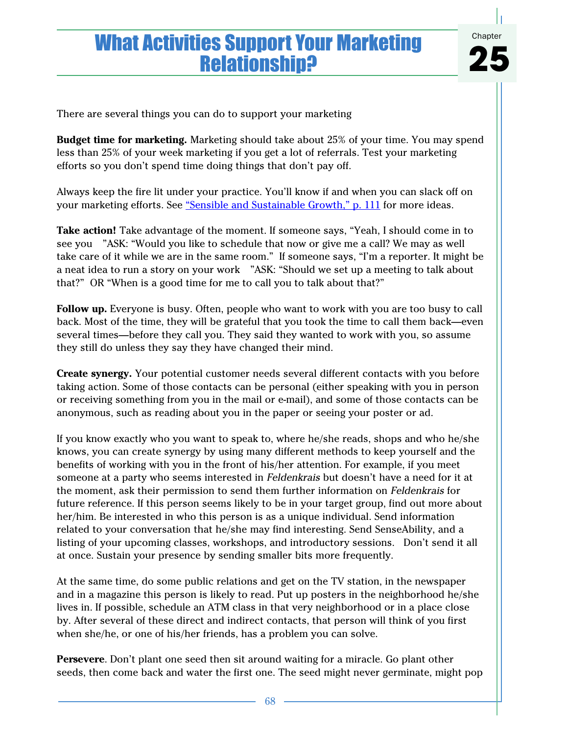# What Activities Support Your Marketing Relationship?

Chapter 25

There are several things you can do to support your marketing

**Budget time for marketing.** Marketing should take about 25% of your time. You may spend less than 25% of your week marketing if you get a lot of referrals. Test your marketing efforts so you don't spend time doing things that don't pay off.

Always keep the fire lit under your practice. You'll know if and when you can slack off on your marketing efforts. See "Sensible and Sustainable Growth," p. 111 for more ideas.

**Take action!** Take advantage of the moment. If someone says, "Yeah, I should come in to see you "ASK: "Would you like to schedule that now or give me a call? We may as well take care of it while we are in the same room." If someone says, "I'm a reporter. It might be a neat idea to run a story on your work "ASK: "Should we set up a meeting to talk about that?" OR "When is a good time for me to call you to talk about that?"

**Follow up.** Everyone is busy. Often, people who want to work with you are too busy to call back. Most of the time, they will be grateful that you took the time to call them back—even several times—before they call you. They said they wanted to work with you, so assume they still do unless they say they have changed their mind.

**Create synergy.** Your potential customer needs several different contacts with you before taking action. Some of those contacts can be personal (either speaking with you in person or receiving something from you in the mail or e-mail), and some of those contacts can be anonymous, such as reading about you in the paper or seeing your poster or ad.

If you know exactly who you want to speak to, where he/she reads, shops and who he/she knows, you can create synergy by using many different methods to keep yourself and the benefits of working with you in the front of his/her attention. For example, if you meet someone at a party who seems interested in *Feldenkrais* but doesn't have a need for it at the moment, ask their permission to send them further information on *Feldenkrais* for future reference. If this person seems likely to be in your target group, find out more about her/him. Be interested in who this person is as a unique individual. Send information related to your conversation that he/she may find interesting. Send SenseAbility, and a listing of your upcoming classes, workshops, and introductory sessions. Don't send it all at once. Sustain your presence by sending smaller bits more frequently.

At the same time, do some public relations and get on the TV station, in the newspaper and in a magazine this person is likely to read. Put up posters in the neighborhood he/she lives in. If possible, schedule an ATM class in that very neighborhood or in a place close by. After several of these direct and indirect contacts, that person will think of you first when she/he, or one of his/her friends, has a problem you can solve.

**Persevere**. Don't plant one seed then sit around waiting for a miracle. Go plant other seeds, then come back and water the first one. The seed might never germinate, might pop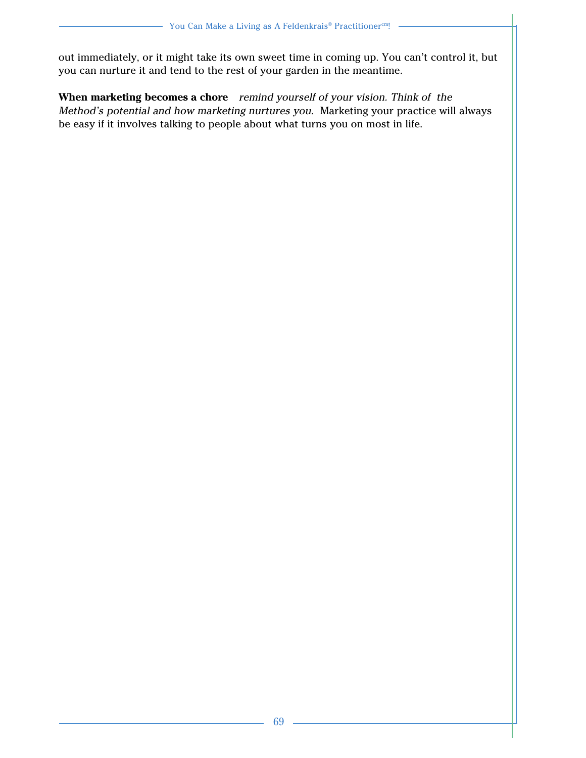out immediately, or it might take its own sweet time in coming up. You can't control it, but you can nurture it and tend to the rest of your garden in the meantime.

**When marketing becomes a chore** *remind yourself of your vision. Think of the Method's potential and how marketing nurtures you.* Marketing your practice will always be easy if it involves talking to people about what turns you on most in life.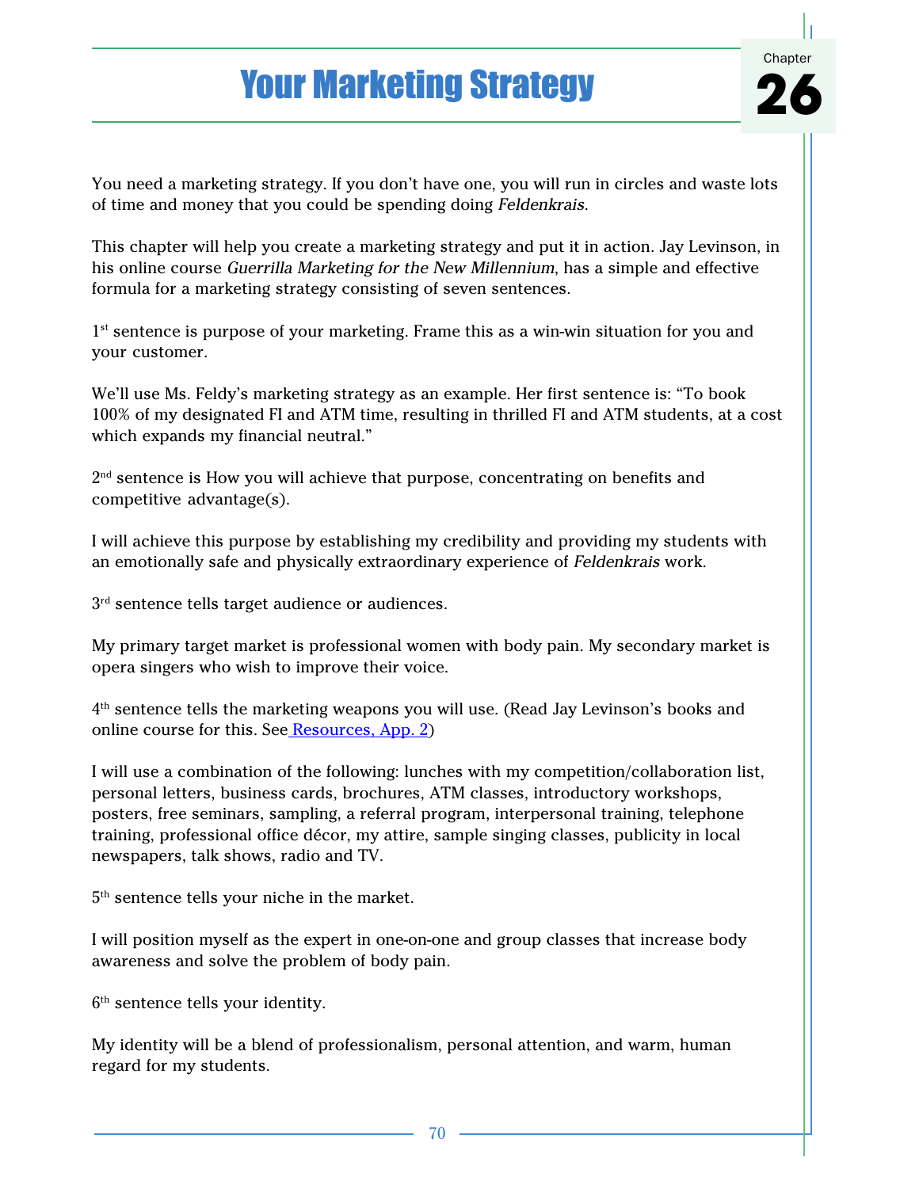# Your Marketing Strategy

Chapter 26

You need a marketing strategy. If you don't have one, you will run in circles and waste lots of time and money that you could be spending doing *Feldenkrais*.

This chapter will help you create a marketing strategy and put it in action. Jay Levinson, in his online course *Guerrilla Marketing for the New Millennium*, has a simple and effective formula for a marketing strategy consisting of seven sentences.

1st sentence is purpose of your marketing. Frame this as a win-win situation for you and your customer.

We'll use Ms. Feldy's marketing strategy as an example. Her first sentence is: "To book 100% of my designated FI and ATM time, resulting in thrilled FI and ATM students, at a cost which expands my financial neutral."

2nd sentence is How you will achieve that purpose, concentrating on benefits and competitive advantage(s).

I will achieve this purpose by establishing my credibility and providing my students with an emotionally safe and physically extraordinary experience of *Feldenkrais* work.

3rd sentence tells target audience or audiences.

My primary target market is professional women with body pain. My secondary market is opera singers who wish to improve their voice.

4th sentence tells the marketing weapons you will use. (Read Jay Levinson's books and online course for this. See Resources, App. 2)

I will use a combination of the following: lunches with my competition/collaboration list, personal letters, business cards, brochures, ATM classes, introductory workshops, posters, free seminars, sampling, a referral program, interpersonal training, telephone training, professional office décor, my attire, sample singing classes, publicity in local newspapers, talk shows, radio and TV.

5th sentence tells your niche in the market.

I will position myself as the expert in one-on-one and group classes that increase body awareness and solve the problem of body pain.

6th sentence tells your identity.

My identity will be a blend of professionalism, personal attention, and warm, human regard for my students.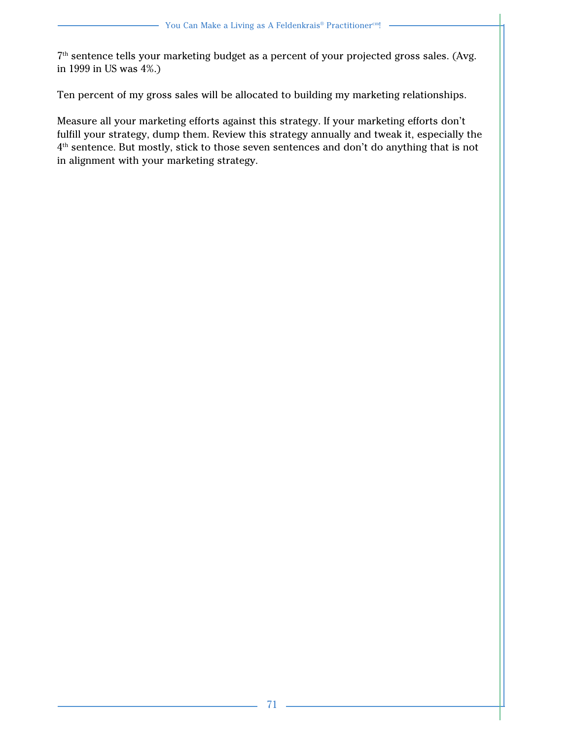7th sentence tells your marketing budget as a percent of your projected gross sales. (Avg. in 1999 in US was 4%.)

Ten percent of my gross sales will be allocated to building my marketing relationships.

Measure all your marketing efforts against this strategy. If your marketing efforts don't fulfill your strategy, dump them. Review this strategy annually and tweak it, especially the 4th sentence. But mostly, stick to those seven sentences and don't do anything that is not in alignment with your marketing strategy.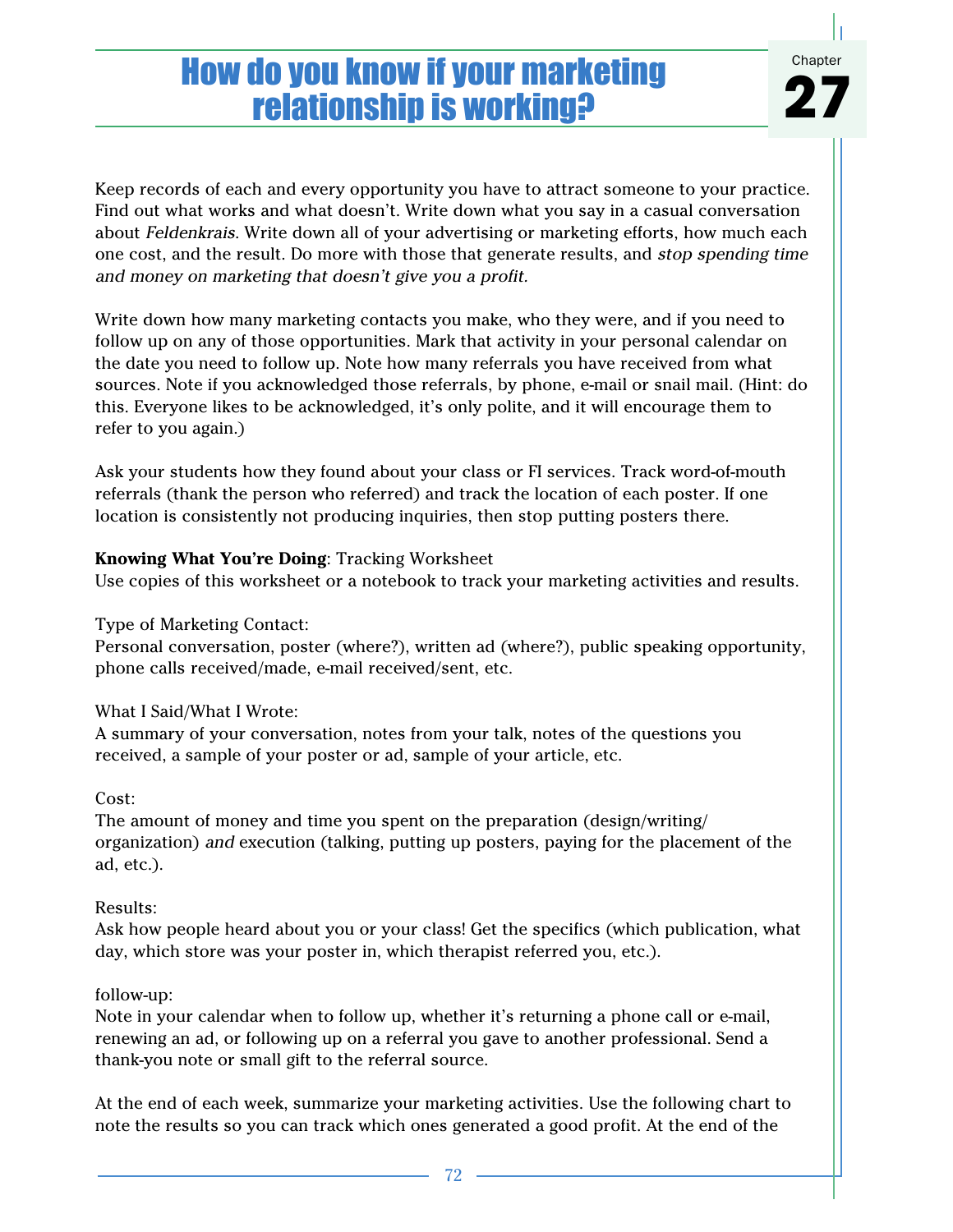# How do you know if your marketing relationship is working?

Chapter 27

Keep records of each and every opportunity you have to attract someone to your practice. Find out what works and what doesn't. Write down what you say in a casual conversation about *Feldenkrais*. Write down all of your advertising or marketing efforts, how much each one cost, and the result. Do more with those that generate results, and *stop spending time and money on marketing that doesn't give you a profit.*

Write down how many marketing contacts you make, who they were, and if you need to follow up on any of those opportunities. Mark that activity in your personal calendar on the date you need to follow up. Note how many referrals you have received from what sources. Note if you acknowledged those referrals, by phone, e-mail or snail mail. (Hint: do this. Everyone likes to be acknowledged, it's only polite, and it will encourage them to refer to you again.)

Ask your students how they found about your class or FI services. Track word-of-mouth referrals (thank the person who referred) and track the location of each poster. If one location is consistently not producing inquiries, then stop putting posters there.

**Knowing What You're Doing**: Tracking Worksheet
Use copies of this worksheet or a notebook to track your marketing activities and results.

Type of Marketing Contact:
Personal conversation, poster (where?), written ad (where?), public speaking opportunity, phone calls received/made, e-mail received/sent, etc.

What I Said/What I Wrote:
A summary of your conversation, notes from your talk, notes of the questions you received, a sample of your poster or ad, sample of your article, etc.

Cost:
The amount of money and time you spent on the preparation (design/writing/organization) *and* execution (talking, putting up posters, paying for the placement of the ad, etc.).

Results:
Ask how people heard about you or your class! Get the specifics (which publication, what day, which store was your poster in, which therapist referred you, etc.).

follow-up:
Note in your calendar when to follow up, whether it's returning a phone call or e-mail, renewing an ad, or following up on a referral you gave to another professional. Send a thank-you note or small gift to the referral source.

At the end of each week, summarize your marketing activities. Use the following chart to note the results so you can track which ones generated a good profit. At the end of the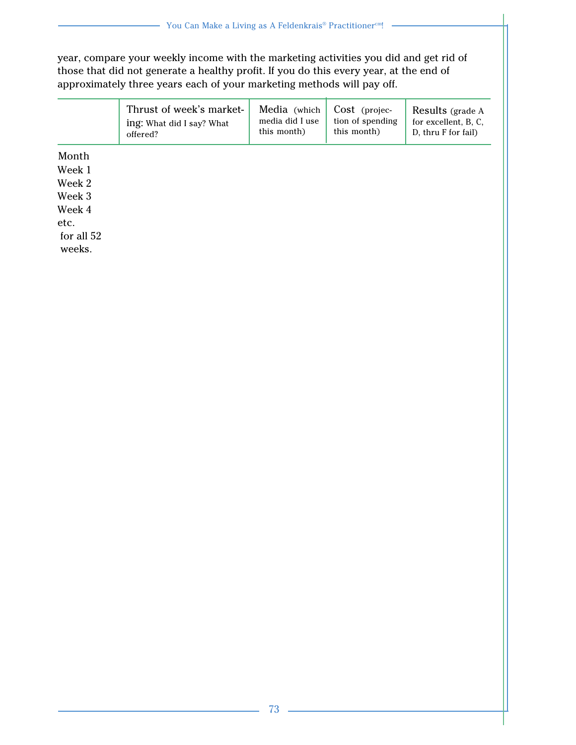year, compare your weekly income with the marketing activities you did and get rid of those that did not generate a healthy profit. If you do this every year, at the end of approximately three years each of your marketing methods will pay off.

| | Thrust of week's marketing: What did I say? What offered? | Media (which media did I use this month) | Cost (projection of spending this month) | Results (grade A for excellent, B, C, D, thru F for fail) |
|---|---|---|---|---|
| Month | | | | |
| Week 1 | | | | |
| Week 2 | | | | |
| Week 3 | | | | |
| Week 4 | | | | |
| etc. for all 52 weeks. | | | | |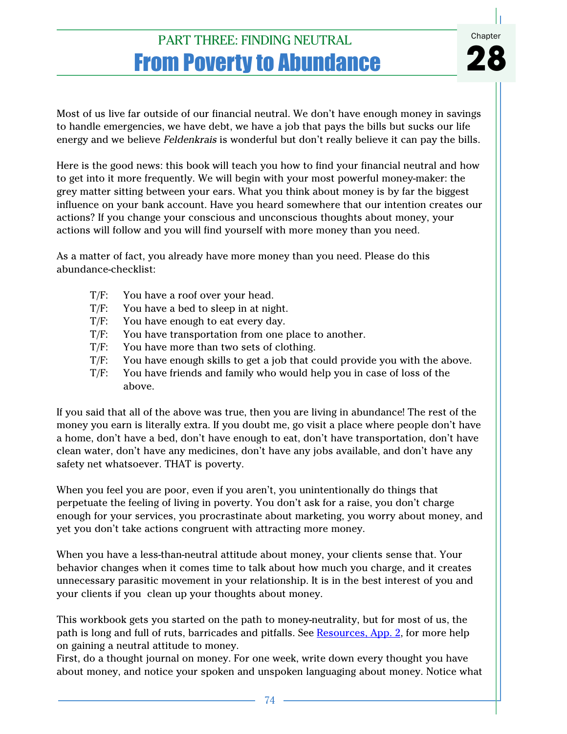PART THREE: FINDING NEUTRAL

# From Poverty to Abundance

Chapter **28**

Most of us live far outside of our financial neutral. We don't have enough money in savings to handle emergencies, we have debt, we have a job that pays the bills but sucks our life energy and we believe *Feldenkrais* is wonderful but don't really believe it can pay the bills.

Here is the good news: this book will teach you how to find your financial neutral and how to get into it more frequently. We will begin with your most powerful money-maker: the grey matter sitting between your ears. What you think about money is by far the biggest influence on your bank account. Have you heard somewhere that our intention creates our actions? If you change your conscious and unconscious thoughts about money, your actions will follow and you will find yourself with more money than you need.

As a matter of fact, you already have more money than you need. Please do this abundance-checklist:

- T/F: You have a roof over your head.
- T/F: You have a bed to sleep in at night.
- T/F: You have enough to eat every day.
- T/F: You have transportation from one place to another.
- T/F: You have more than two sets of clothing.
- T/F: You have enough skills to get a job that could provide you with the above.
- T/F: You have friends and family who would help you in case of loss of the above.

If you said that all of the above was true, then you are living in abundance! The rest of the money you earn is literally extra. If you doubt me, go visit a place where people don't have a home, don't have a bed, don't have enough to eat, don't have transportation, don't have clean water, don't have any medicines, don't have any jobs available, and don't have any safety net whatsoever. THAT is poverty.

When you feel you are poor, even if you aren't, you unintentionally do things that perpetuate the feeling of living in poverty. You don't ask for a raise, you don't charge enough for your services, you procrastinate about marketing, you worry about money, and yet you don't take actions congruent with attracting more money.

When you have a less-than-neutral attitude about money, your clients sense that. Your behavior changes when it comes time to talk about how much you charge, and it creates unnecessary parasitic movement in your relationship. It is in the best interest of you and your clients if you clean up your thoughts about money.

This workbook gets you started on the path to money-neutrality, but for most of us, the path is long and full of ruts, barricades and pitfalls. See Resources, App. 2, for more help on gaining a neutral attitude to money.

First, do a thought journal on money. For one week, write down every thought you have about money, and notice your spoken and unspoken languaging about money. Notice what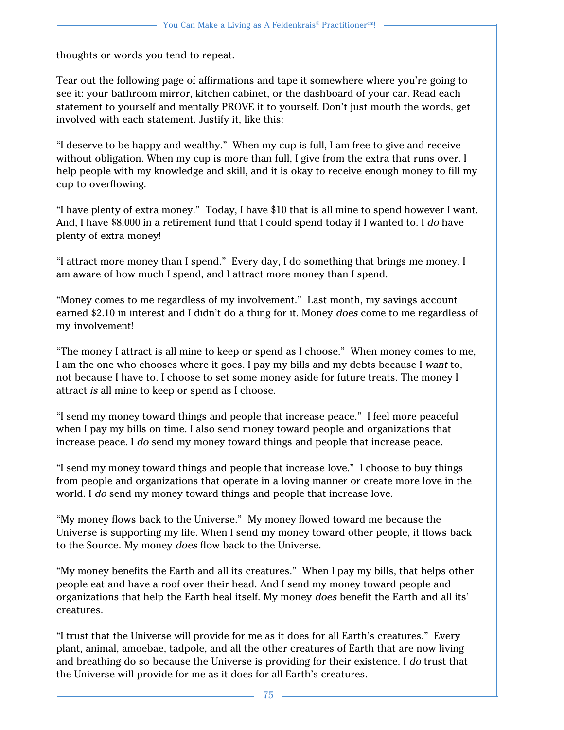thoughts or words you tend to repeat.

Tear out the following page of affirmations and tape it somewhere where you're going to see it: your bathroom mirror, kitchen cabinet, or the dashboard of your car. Read each statement to yourself and mentally PROVE it to yourself. Don't just mouth the words, get involved with each statement. Justify it, like this:

"I deserve to be happy and wealthy." When my cup is full, I am free to give and receive without obligation. When my cup is more than full, I give from the extra that runs over. I help people with my knowledge and skill, and it is okay to receive enough money to fill my cup to overflowing.

"I have plenty of extra money." Today, I have $10 that is all mine to spend however I want. And, I have $8,000 in a retirement fund that I could spend today if I wanted to. I *do* have plenty of extra money!

"I attract more money than I spend." Every day, I do something that brings me money. I am aware of how much I spend, and I attract more money than I spend.

"Money comes to me regardless of my involvement." Last month, my savings account earned $2.10 in interest and I didn't do a thing for it. Money *does* come to me regardless of my involvement!

"The money I attract is all mine to keep or spend as I choose." When money comes to me, I am the one who chooses where it goes. I pay my bills and my debts because I *want* to, not because I have to. I choose to set some money aside for future treats. The money I attract *is* all mine to keep or spend as I choose.

"I send my money toward things and people that increase peace." I feel more peaceful when I pay my bills on time. I also send money toward people and organizations that increase peace. I *do* send my money toward things and people that increase peace.

"I send my money toward things and people that increase love." I choose to buy things from people and organizations that operate in a loving manner or create more love in the world. I *do* send my money toward things and people that increase love.

"My money flows back to the Universe." My money flowed toward me because the Universe is supporting my life. When I send my money toward other people, it flows back to the Source. My money *does* flow back to the Universe.

"My money benefits the Earth and all its creatures." When I pay my bills, that helps other people eat and have a roof over their head. And I send my money toward people and organizations that help the Earth heal itself. My money *does* benefit the Earth and all its' creatures.

"I trust that the Universe will provide for me as it does for all Earth's creatures." Every plant, animal, amoebae, tadpole, and all the other creatures of Earth that are now living and breathing do so because the Universe is providing for their existence. I *do* trust that the Universe will provide for me as it does for all Earth's creatures.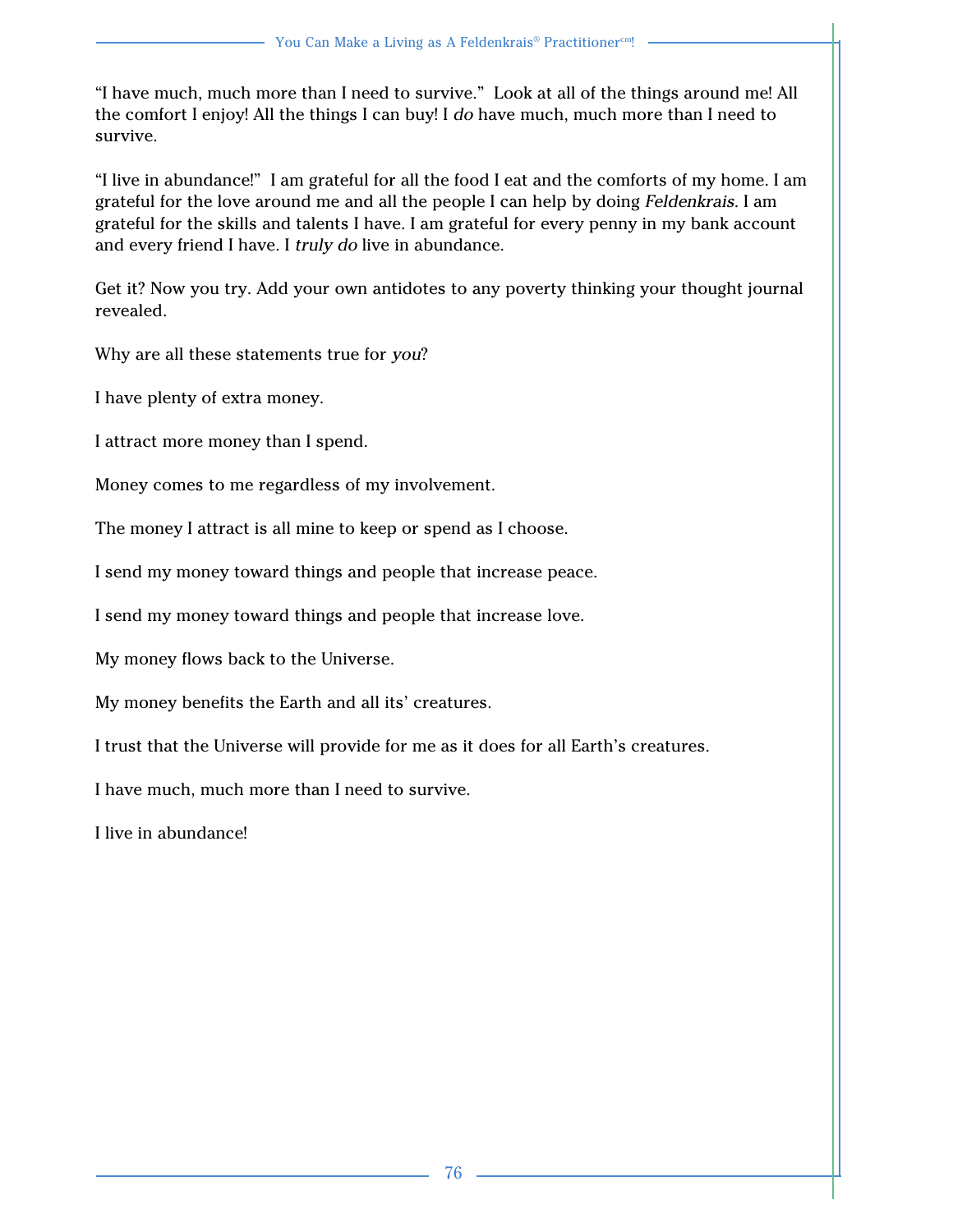"I have much, much more than I need to survive." Look at all of the things around me! All the comfort I enjoy! All the things I can buy! I *do* have much, much more than I need to survive.

"I live in abundance!" I am grateful for all the food I eat and the comforts of my home. I am grateful for the love around me and all the people I can help by doing *Feldenkrais*. I am grateful for the skills and talents I have. I am grateful for every penny in my bank account and every friend I have. I *truly do* live in abundance.

Get it? Now you try. Add your own antidotes to any poverty thinking your thought journal revealed.

Why are all these statements true for *you*?

I have plenty of extra money.

I attract more money than I spend.

Money comes to me regardless of my involvement.

The money I attract is all mine to keep or spend as I choose.

I send my money toward things and people that increase peace.

I send my money toward things and people that increase love.

My money flows back to the Universe.

My money benefits the Earth and all its' creatures.

I trust that the Universe will provide for me as it does for all Earth's creatures.

I have much, much more than I need to survive.

I live in abundance!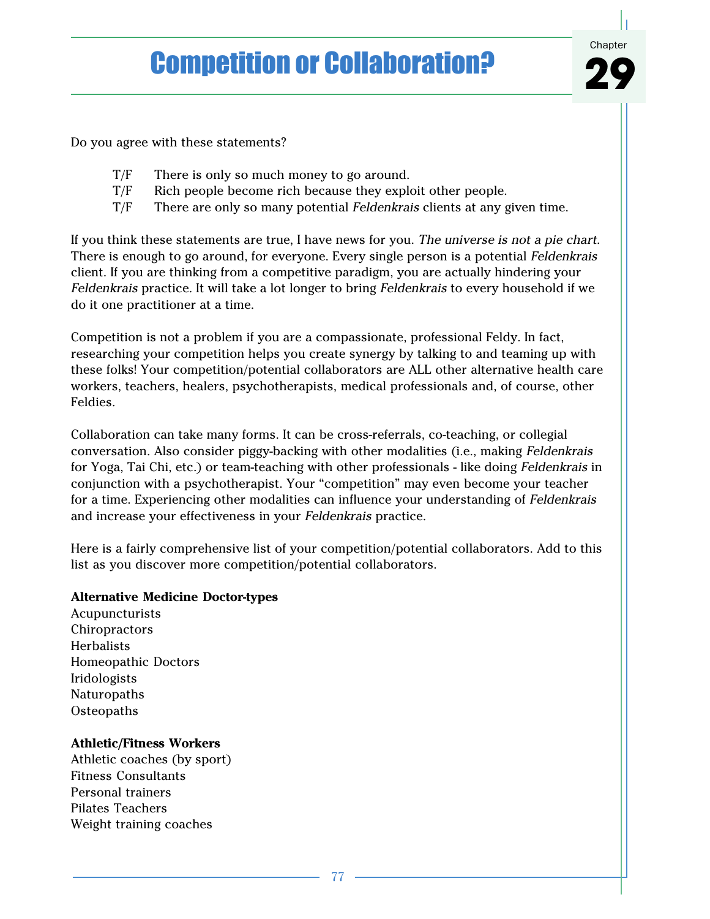# Competition or Collaboration?

Chapter 29

Do you agree with these statements?

- T/F There is only so much money to go around.
- T/F Rich people become rich because they exploit other people.
- T/F There are only so many potential *Feldenkrais* clients at any given time.

If you think these statements are true, I have news for you. *The universe is not a pie chart*. There is enough to go around, for everyone. Every single person is a potential *Feldenkrais* client. If you are thinking from a competitive paradigm, you are actually hindering your *Feldenkrais* practice. It will take a lot longer to bring *Feldenkrais* to every household if we do it one practitioner at a time.

Competition is not a problem if you are a compassionate, professional Feldy. In fact, researching your competition helps you create synergy by talking to and teaming up with these folks! Your competition/potential collaborators are ALL other alternative health care workers, teachers, healers, psychotherapists, medical professionals and, of course, other Feldies.

Collaboration can take many forms. It can be cross-referrals, co-teaching, or collegial conversation. Also consider piggy-backing with other modalities (i.e., making *Feldenkrais* for Yoga, Tai Chi, etc.) or team-teaching with other professionals - like doing *Feldenkrais* in conjunction with a psychotherapist. Your "competition" may even become your teacher for a time. Experiencing other modalities can influence your understanding of *Feldenkrais* and increase your effectiveness in your *Feldenkrais* practice.

Here is a fairly comprehensive list of your competition/potential collaborators. Add to this list as you discover more competition/potential collaborators.

**Alternative Medicine Doctor-types**

Acupuncturists
Chiropractors
Herbalists
Homeopathic Doctors
Iridologists
Naturopaths
Osteopaths

**Athletic/Fitness Workers**

Athletic coaches (by sport)
Fitness Consultants
Personal trainers
Pilates Teachers
Weight training coaches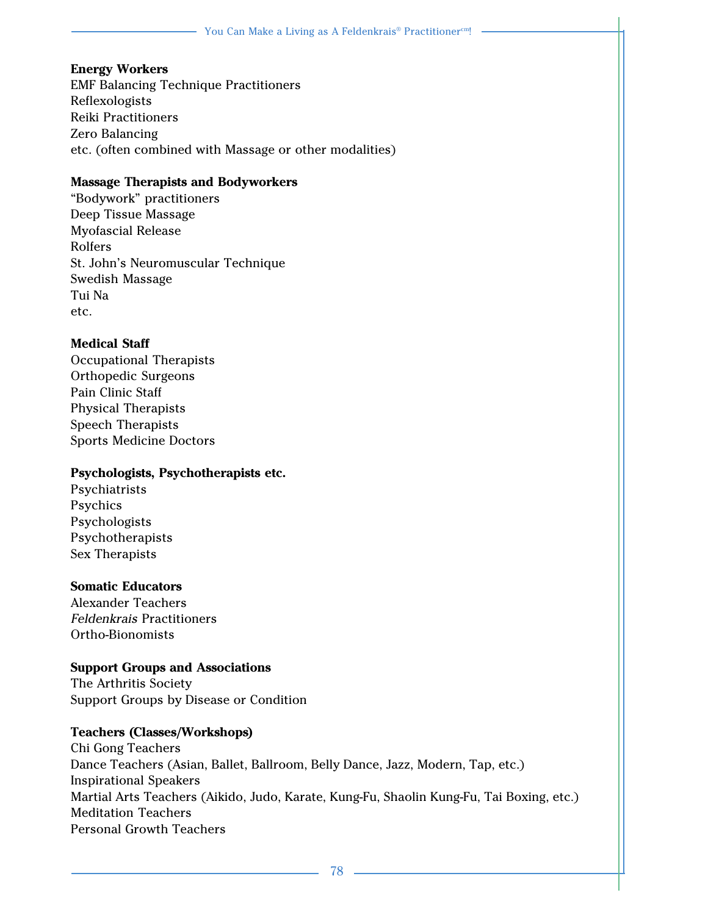**Energy Workers**
EMF Balancing Technique Practitioners
Reflexologists
Reiki Practitioners
Zero Balancing
etc. (often combined with Massage or other modalities)

**Massage Therapists and Bodyworkers**
“Bodywork” practitioners
Deep Tissue Massage
Myofascial Release
Rolfers
St. John’s Neuromuscular Technique
Swedish Massage
Tui Na
etc.

**Medical Staff**
Occupational Therapists
Orthopedic Surgeons
Pain Clinic Staff
Physical Therapists
Speech Therapists
Sports Medicine Doctors

**Psychologists, Psychotherapists etc.**
Psychiatrists
Psychics
Psychologists
Psychotherapists
Sex Therapists

**Somatic Educators**
Alexander Teachers
*Feldenkrais* Practitioners
Ortho-Bionomists

**Support Groups and Associations**
The Arthritis Society
Support Groups by Disease or Condition

**Teachers (Classes/Workshops)**
Chi Gong Teachers
Dance Teachers (Asian, Ballet, Ballroom, Belly Dance, Jazz, Modern, Tap, etc.)
Inspirational Speakers
Martial Arts Teachers (Aikido, Judo, Karate, Kung-Fu, Shaolin Kung-Fu, Tai Boxing, etc.)
Meditation Teachers
Personal Growth Teachers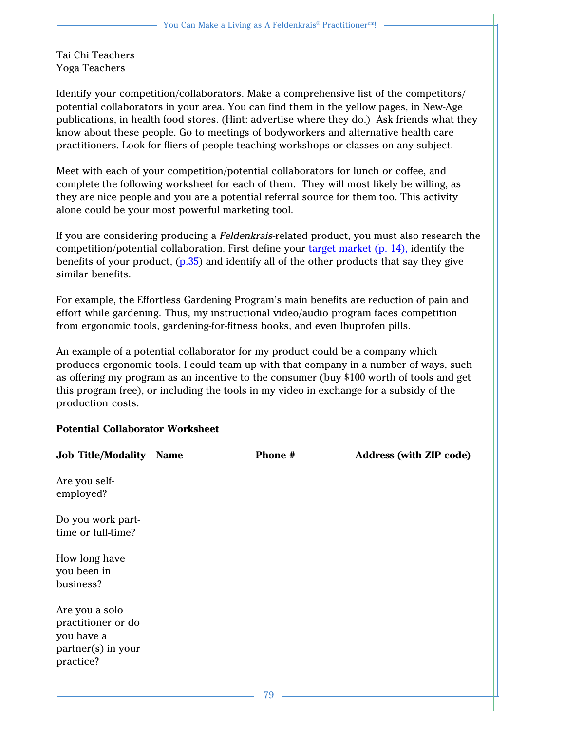Tai Chi Teachers
Yoga Teachers

Identify your competition/collaborators. Make a comprehensive list of the competitors/ potential collaborators in your area. You can find them in the yellow pages, in New-Age publications, in health food stores. (Hint: advertise where they do.) Ask friends what they know about these people. Go to meetings of bodyworkers and alternative health care practitioners. Look for fliers of people teaching workshops or classes on any subject.

Meet with each of your competition/potential collaborators for lunch or coffee, and complete the following worksheet for each of them. They will most likely be willing, as they are nice people and you are a potential referral source for them too. This activity alone could be your most powerful marketing tool.

If you are considering producing a *Feldenkrais*-related product, you must also research the competition/potential collaboration. First define your target market (p. 14), identify the benefits of your product, (p.35) and identify all of the other products that say they give similar benefits.

For example, the Effortless Gardening Program's main benefits are reduction of pain and effort while gardening. Thus, my instructional video/audio program faces competition from ergonomic tools, gardening-for-fitness books, and even Ibuprofen pills.

An example of a potential collaborator for my product could be a company which produces ergonomic tools. I could team up with that company in a number of ways, such as offering my program as an incentive to the consumer (buy $100 worth of tools and get this program free), or including the tools in my video in exchange for a subsidy of the production costs.

**Potential Collaborator Worksheet**

| Job Title/Modality | Name | Phone # | Address (with ZIP code) |
|---|---|---|---|
| Are you self-employed? | | | |
| Do you work part-time or full-time? | | | |
| How long have you been in business? | | | |
| Are you a solo practitioner or do you have a partner(s) in your practice? | | | |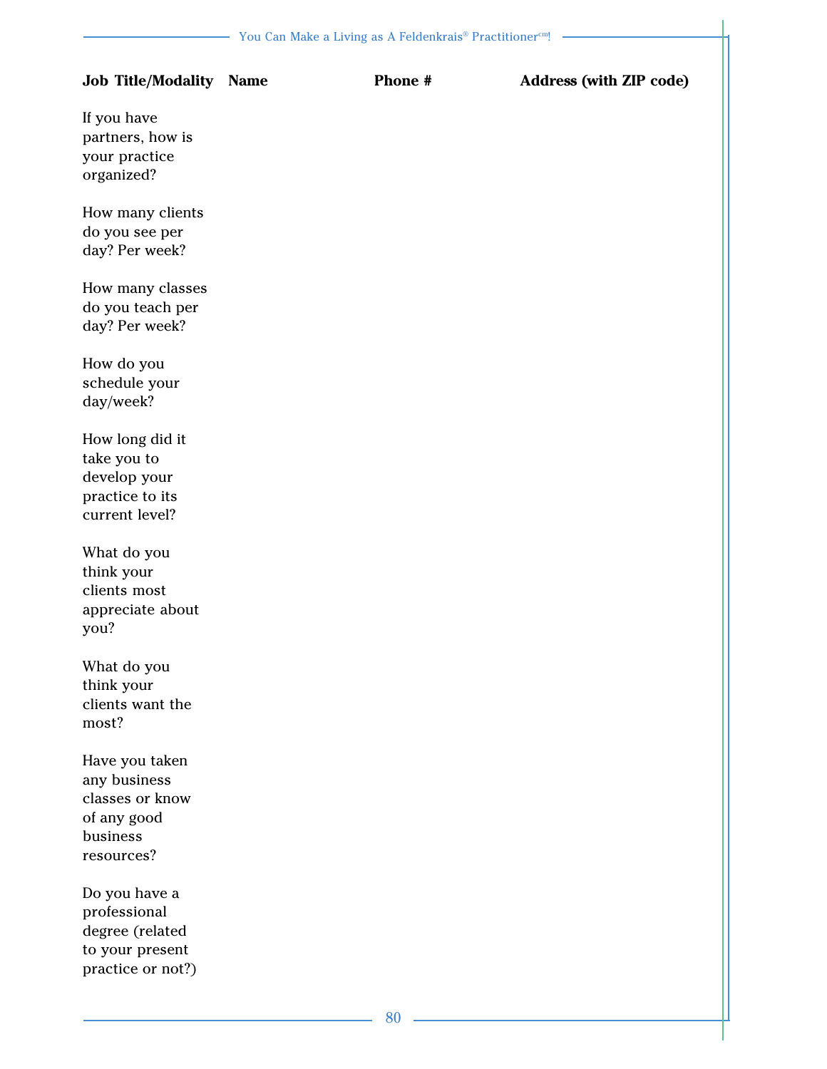| Job Title/Modality | Name | Phone # | Address (with ZIP code) |
|---|---|---|---|
| If you have partners, how is your practice organized? | | | |
| How many clients do you see per day? Per week? | | | |
| How many classes do you teach per day? Per week? | | | |
| How do you schedule your day/week? | | | |
| How long did it take you to develop your practice to its current level? | | | |
| What do you think your clients most appreciate about you? | | | |
| What do you think your clients want the most? | | | |
| Have you taken any business classes or know of any good business resources? | | | |
| Do you have a professional degree (related to your present practice or not?) | | | |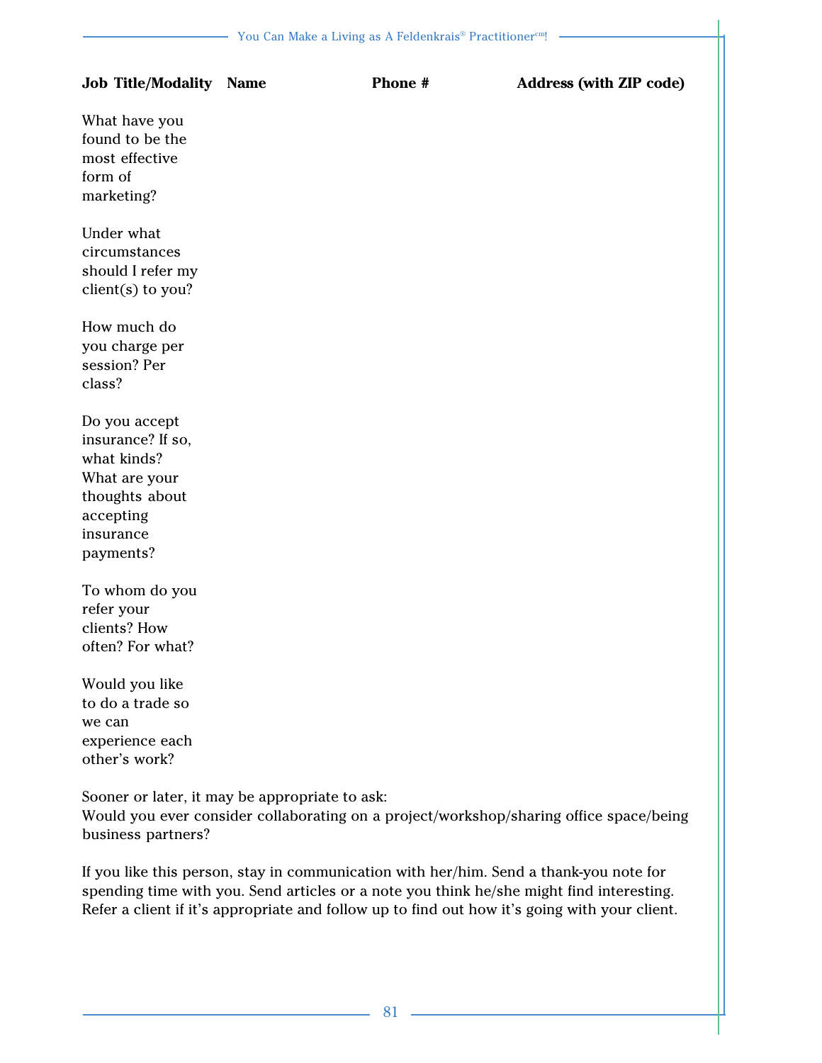| Job Title/Modality | Name | Phone # | Address (with ZIP code) |
|---|---|---|---|

What have you found to be the most effective form of marketing?

Under what circumstances should I refer my client(s) to you?

How much do you charge per session? Per class?

Do you accept insurance? If so, what kinds? What are your thoughts about accepting insurance payments?

To whom do you refer your clients? How often? For what?

Would you like to do a trade so we can experience each other's work?

Sooner or later, it may be appropriate to ask:
Would you ever consider collaborating on a project/workshop/sharing office space/being business partners?

If you like this person, stay in communication with her/him. Send a thank-you note for spending time with you. Send articles or a note you think he/she might find interesting. Refer a client if it's appropriate and follow up to find out how it's going with your client.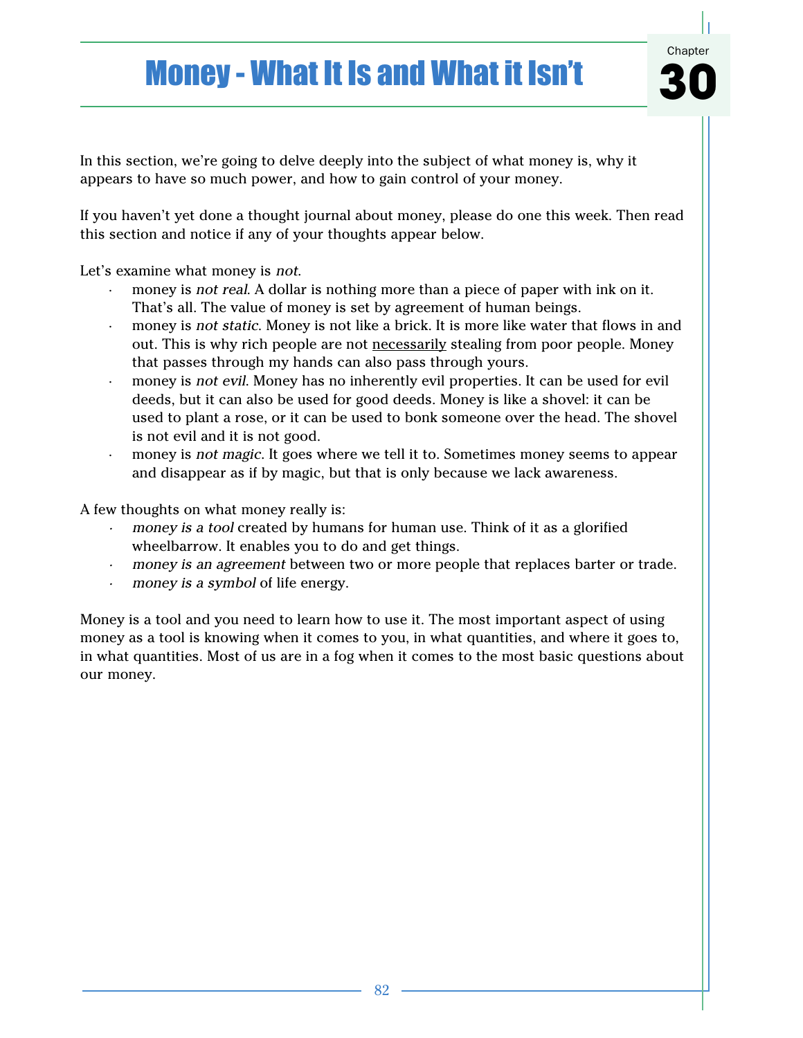# Money - What It Is and What it Isn't

Chapter 30

In this section, we're going to delve deeply into the subject of what money is, why it appears to have so much power, and how to gain control of your money.

If you haven't yet done a thought journal about money, please do one this week. Then read this section and notice if any of your thoughts appear below.

Let's examine what money is *not*.

- money is *not real*. A dollar is nothing more than a piece of paper with ink on it. That's all. The value of money is set by agreement of human beings.
- money is *not static*. Money is not like a brick. It is more like water that flows in and out. This is why rich people are not <u>necessarily</u> stealing from poor people. Money that passes through my hands can also pass through yours.
- money is *not evil*. Money has no inherently evil properties. It can be used for evil deeds, but it can also be used for good deeds. Money is like a shovel: it can be used to plant a rose, or it can be used to bonk someone over the head. The shovel is not evil and it is not good.
- money is *not magic*. It goes where we tell it to. Sometimes money seems to appear and disappear as if by magic, but that is only because we lack awareness.

A few thoughts on what money really is:

- *money is a tool* created by humans for human use. Think of it as a glorified wheelbarrow. It enables you to do and get things.
- *money is an agreement* between two or more people that replaces barter or trade.
- *money is a symbol* of life energy.

Money is a tool and you need to learn how to use it. The most important aspect of using money as a tool is knowing when it comes to you, in what quantities, and where it goes to, in what quantities. Most of us are in a fog when it comes to the most basic questions about our money.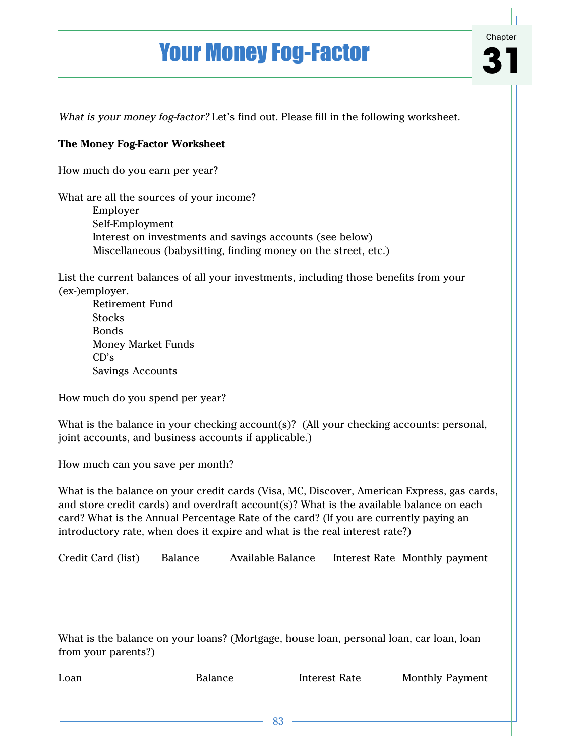Chapter 31

# Your Money Fog-Factor

*What is your money fog-factor?* Let's find out. Please fill in the following worksheet.

**The Money Fog-Factor Worksheet**

How much do you earn per year?

What are all the sources of your income?

- Employer
- Self-Employment
- Interest on investments and savings accounts (see below)
- Miscellaneous (babysitting, finding money on the street, etc.)

List the current balances of all your investments, including those benefits from your (ex-)employer.

- Retirement Fund
- Stocks
- Bonds
- Money Market Funds
- CD's
- Savings Accounts

How much do you spend per year?

What is the balance in your checking account(s)? (All your checking accounts: personal, joint accounts, and business accounts if applicable.)

How much can you save per month?

What is the balance on your credit cards (Visa, MC, Discover, American Express, gas cards, and store credit cards) and overdraft account(s)? What is the available balance on each card? What is the Annual Percentage Rate of the card? (If you are currently paying an introductory rate, when does it expire and what is the real interest rate?)

| Credit Card (list) | Balance | Available Balance | Interest Rate | Monthly payment |
|---|---|---|---|---|
| | | | | |

What is the balance on your loans? (Mortgage, house loan, personal loan, car loan, loan from your parents?)

| Loan | Balance | Interest Rate | Monthly Payment |
|---|---|---|---|
| | | | |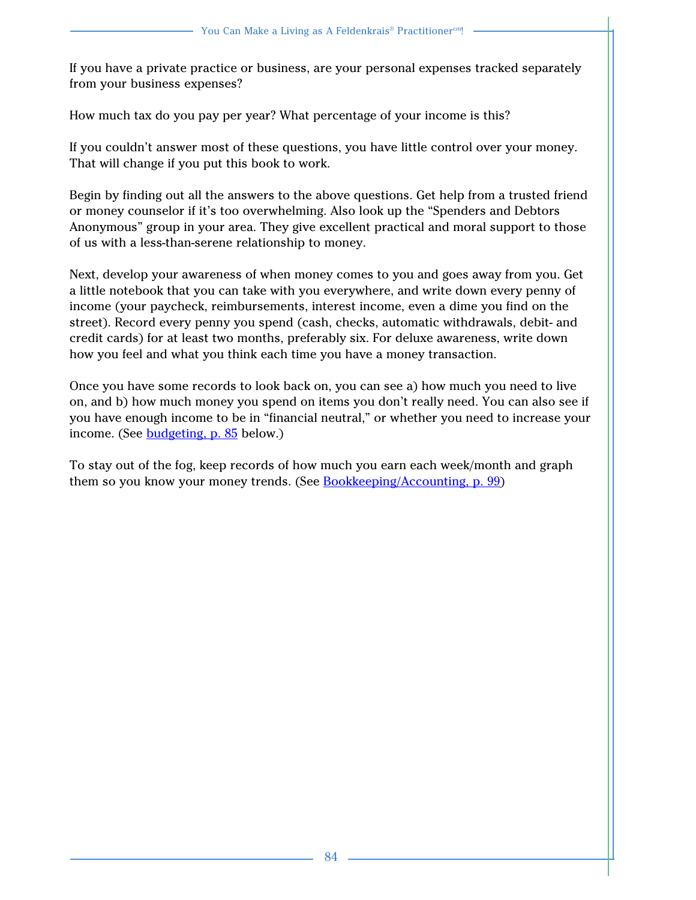If you have a private practice or business, are your personal expenses tracked separately from your business expenses?

How much tax do you pay per year? What percentage of your income is this?

If you couldn't answer most of these questions, you have little control over your money. That will change if you put this book to work.

Begin by finding out all the answers to the above questions. Get help from a trusted friend or money counselor if it's too overwhelming. Also look up the "Spenders and Debtors Anonymous" group in your area. They give excellent practical and moral support to those of us with a less-than-serene relationship to money.

Next, develop your awareness of when money comes to you and goes away from you. Get a little notebook that you can take with you everywhere, and write down every penny of income (your paycheck, reimbursements, interest income, even a dime you find on the street). Record every penny you spend (cash, checks, automatic withdrawals, debit- and credit cards) for at least two months, preferably six. For deluxe awareness, write down how you feel and what you think each time you have a money transaction.

Once you have some records to look back on, you can see a) how much you need to live on, and b) how much money you spend on items you don't really need. You can also see if you have enough income to be in "financial neutral," or whether you need to increase your income. (See budgeting, p. 85 below.)

To stay out of the fog, keep records of how much you earn each week/month and graph them so you know your money trends. (See Bookkeeping/Accounting, p. 99)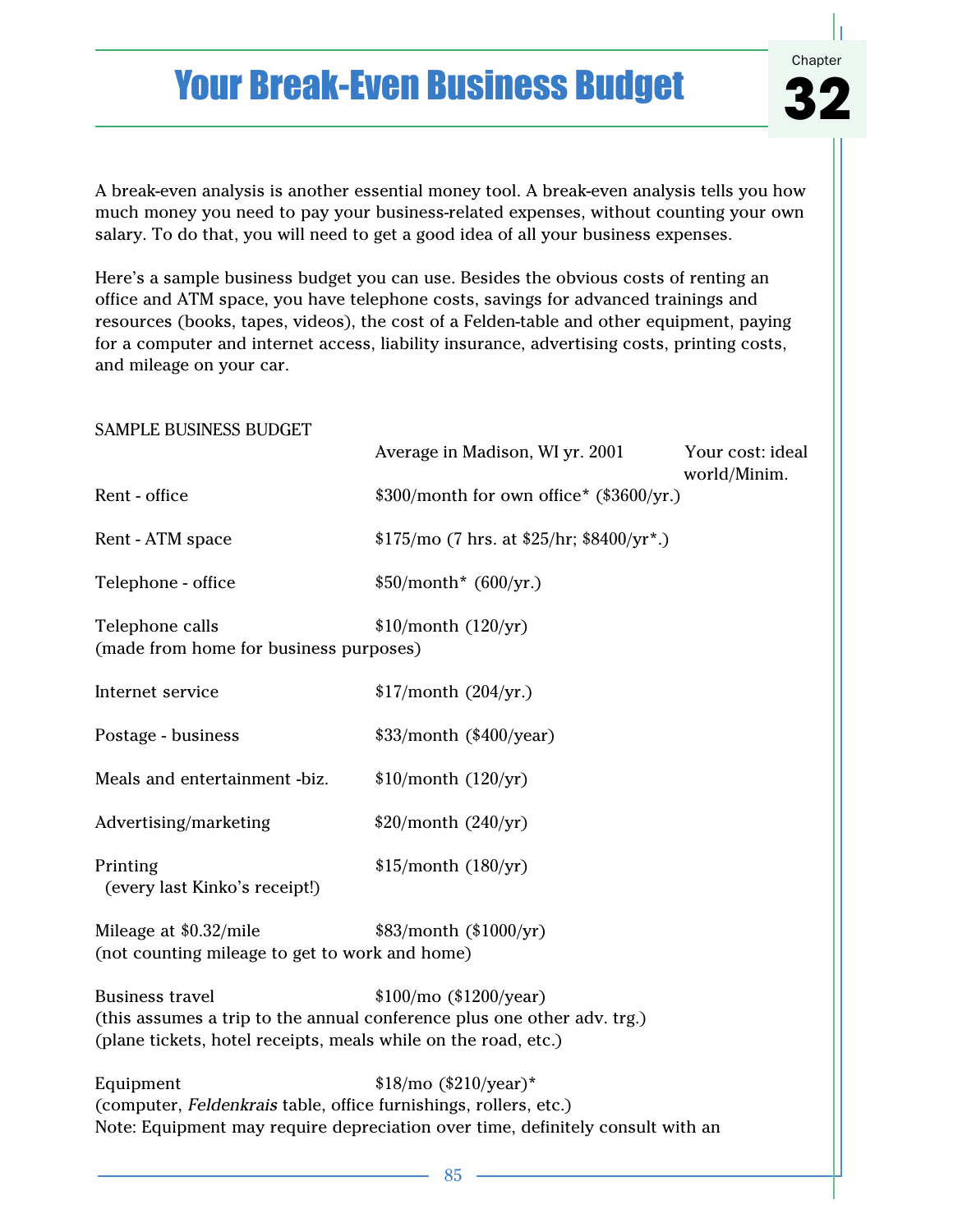# Your Break-Even Business Budget

Chapter 32

A break-even analysis is another essential money tool. A break-even analysis tells you how much money you need to pay your business-related expenses, without counting your own salary. To do that, you will need to get a good idea of all your business expenses.

Here's a sample business budget you can use. Besides the obvious costs of renting an office and ATM space, you have telephone costs, savings for advanced trainings and resources (books, tapes, videos), the cost of a Felden-table and other equipment, paying for a computer and internet access, liability insurance, advertising costs, printing costs, and mileage on your car.

SAMPLE BUSINESS BUDGET

| | Average in Madison, WI yr. 2001 | Your cost: ideal world/Minim. |
|---|---|---|
| Rent - office | $300/month for own office* ($3600/yr.) | |
| Rent - ATM space | $175/mo (7 hrs. at $25/hr; $8400/yr*.) | |
| Telephone - office | $50/month* (600/yr.) | |
| Telephone calls (made from home for business purposes) | $10/month (120/yr) | |
| Internet service | $17/month (204/yr.) | |
| Postage - business | $33/month ($400/year) | |
| Meals and entertainment -biz. | $10/month (120/yr) | |
| Advertising/marketing | $20/month (240/yr) | |
| Printing (every last Kinko's receipt!) | $15/month (180/yr) | |
| Mileage at $0.32/mile (not counting mileage to get to work and home) | $83/month ($1000/yr) | |
| Business travel (this assumes a trip to the annual conference plus one other adv. trg.) (plane tickets, hotel receipts, meals while on the road, etc.) | $100/mo ($1200/year) | |
| Equipment (computer, *Feldenkrais* table, office furnishings, rollers, etc.) | $18/mo ($210/year)* | |

Note: Equipment may require depreciation over time, definitely consult with an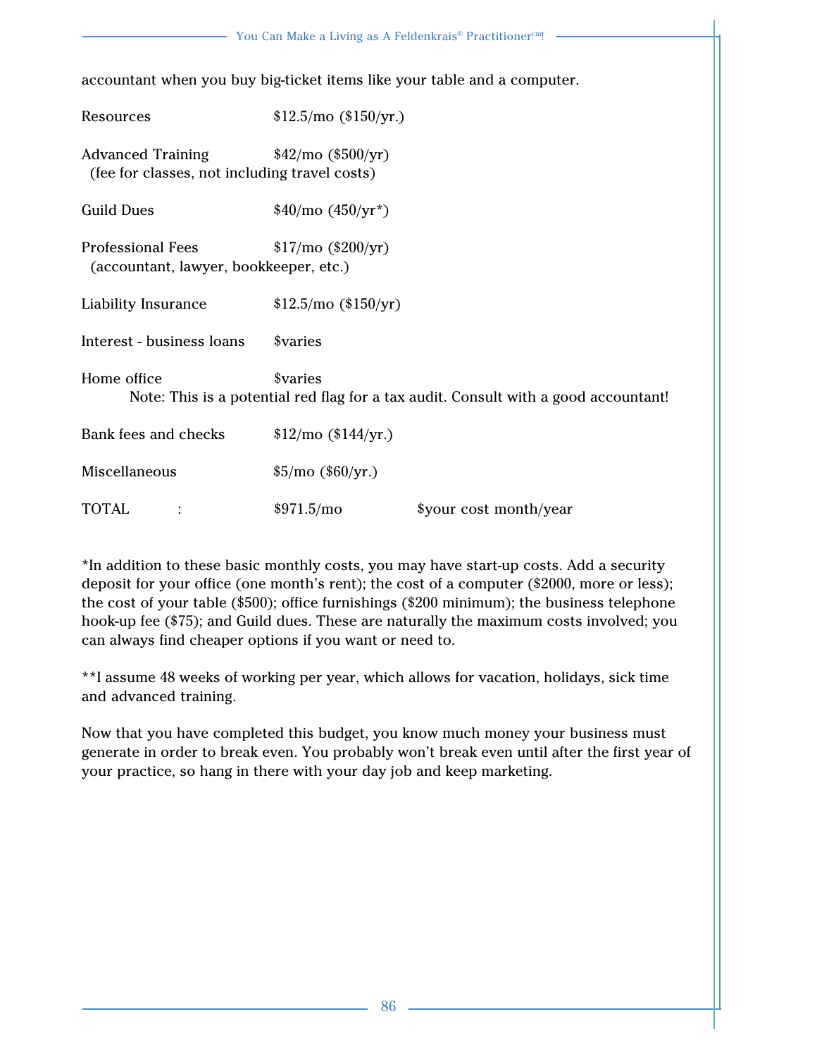accountant when you buy big-ticket items like your table and a computer.

| | | |
|---|---|---|
| Resources | \$12.5/mo (\$150/yr.) | |
| Advanced Training<br>(fee for classes, not including travel costs) | \$42/mo (\$500/yr) | |
| Guild Dues | \$40/mo (450/yr*) | |
| Professional Fees<br>(accountant, lawyer, bookkeeper, etc.) | \$17/mo (\$200/yr) | |
| Liability Insurance | \$12.5/mo (\$150/yr) | |
| Interest - business loans | \$varies | |
| Home office<br>Note: This is a potential red flag for a tax audit. Consult with a good accountant! | \$varies | |
| Bank fees and checks | \$12/mo (\$144/yr.) | |
| Miscellaneous | \$5/mo (\$60/yr.) | |
| TOTAL : | \$971.5/mo | \$your cost month/year |

*In addition to these basic monthly costs, you may have start-up costs. Add a security deposit for your office (one month's rent); the cost of a computer (\$2000, more or less); the cost of your table (\$500); office furnishings (\$200 minimum); the business telephone hook-up fee (\$75); and Guild dues. These are naturally the maximum costs involved; you can always find cheaper options if you want or need to.

**I assume 48 weeks of working per year, which allows for vacation, holidays, sick time and advanced training.

Now that you have completed this budget, you know much money your business must generate in order to break even. You probably won't break even until after the first year of your practice, so hang in there with your day job and keep marketing.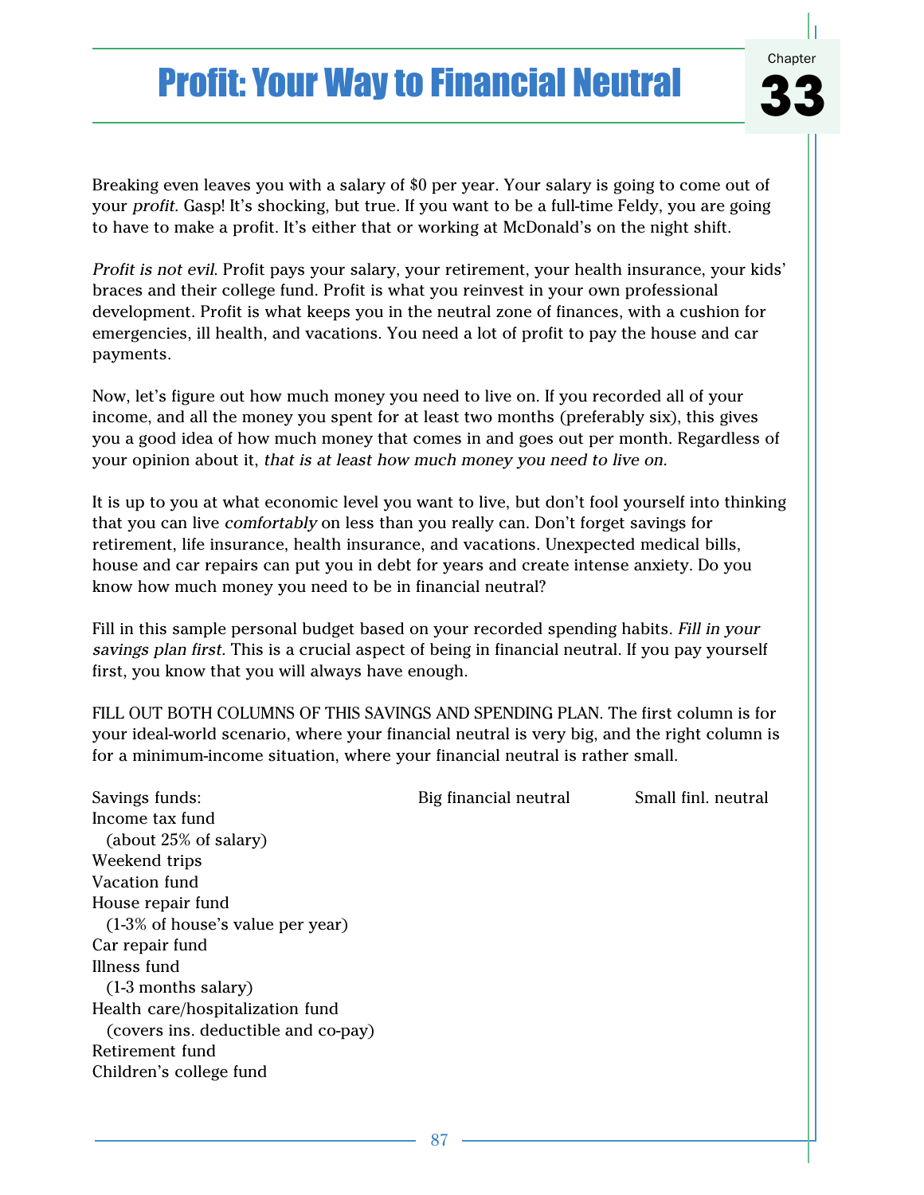# Profit: Your Way to Financial Neutral

Chapter 33

Breaking even leaves you with a salary of $0 per year. Your salary is going to come out of your *profit*. Gasp! It's shocking, but true. If you want to be a full-time Feldy, you are going to have to make a profit. It's either that or working at McDonald's on the night shift.

*Profit is not evil*. Profit pays your salary, your retirement, your health insurance, your kids' braces and their college fund. Profit is what you reinvest in your own professional development. Profit is what keeps you in the neutral zone of finances, with a cushion for emergencies, ill health, and vacations. You need a lot of profit to pay the house and car payments.

Now, let's figure out how much money you need to live on. If you recorded all of your income, and all the money you spent for at least two months (preferably six), this gives you a good idea of how much money that comes in and goes out per month. Regardless of your opinion about it, *that is at least how much money you need to live on.*

It is up to you at what economic level you want to live, but don't fool yourself into thinking that you can live *comfortably* on less than you really can. Don't forget savings for retirement, life insurance, health insurance, and vacations. Unexpected medical bills, house and car repairs can put you in debt for years and create intense anxiety. Do you know how much money you need to be in financial neutral?

Fill in this sample personal budget based on your recorded spending habits. *Fill in your savings plan first.* This is a crucial aspect of being in financial neutral. If you pay yourself first, you know that you will always have enough.

FILL OUT BOTH COLUMNS OF THIS SAVINGS AND SPENDING PLAN. The first column is for your ideal-world scenario, where your financial neutral is very big, and the right column is for a minimum-income situation, where your financial neutral is rather small.

| Savings funds: | Big financial neutral | Small finl. neutral |
|---|---|---|
| Income tax fund (about 25% of salary) | | |
| Weekend trips | | |
| Vacation fund | | |
| House repair fund (1-3% of house's value per year) | | |
| Car repair fund | | |
| Illness fund (1-3 months salary) | | |
| Health care/hospitalization fund (covers ins. deductible and co-pay) | | |
| Retirement fund | | |
| Children's college fund | | |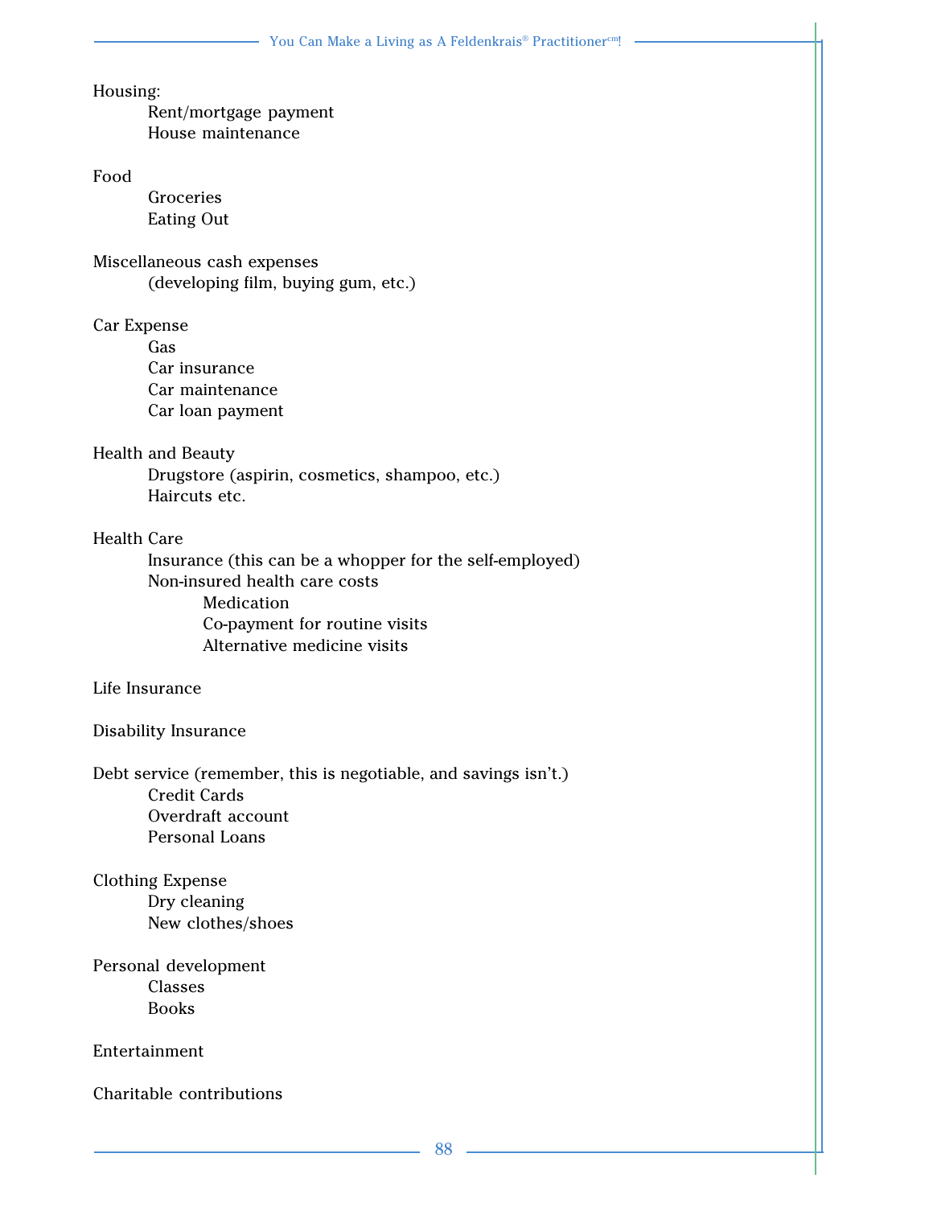Housing:
- Rent/mortgage payment
- House maintenance

Food
- Groceries
- Eating Out

Miscellaneous cash expenses
- (developing film, buying gum, etc.)

Car Expense
- Gas
- Car insurance
- Car maintenance
- Car loan payment

Health and Beauty
- Drugstore (aspirin, cosmetics, shampoo, etc.)
- Haircuts etc.

Health Care
- Insurance (this can be a whopper for the self-employed)
- Non-insured health care costs
  - Medication
  - Co-payment for routine visits
  - Alternative medicine visits

Life Insurance

Disability Insurance

Debt service (remember, this is negotiable, and savings isn't.)
- Credit Cards
- Overdraft account
- Personal Loans

Clothing Expense
- Dry cleaning
- New clothes/shoes

Personal development
- Classes
- Books

Entertainment

Charitable contributions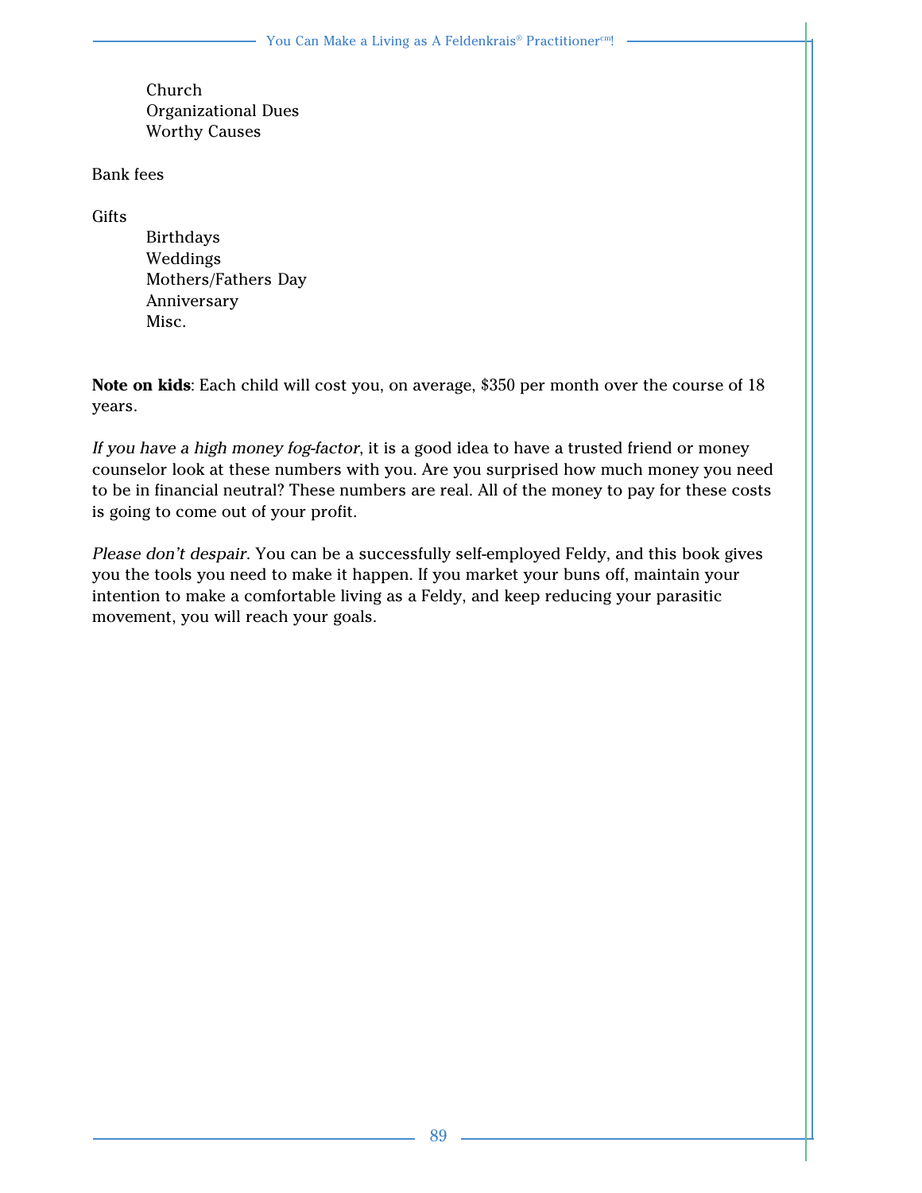- Church
- Organizational Dues
- Worthy Causes

Bank fees

Gifts

- Birthdays
- Weddings
- Mothers/Fathers Day
- Anniversary
- Misc.

**Note on kids**: Each child will cost you, on average, $350 per month over the course of 18 years.

*If you have a high money fog-factor*, it is a good idea to have a trusted friend or money counselor look at these numbers with you. Are you surprised how much money you need to be in financial neutral? These numbers are real. All of the money to pay for these costs is going to come out of your profit.

*Please don't despair*. You can be a successfully self-employed Feldy, and this book gives you the tools you need to make it happen. If you market your buns off, maintain your intention to make a comfortable living as a Feldy, and keep reducing your parasitic movement, you will reach your goals.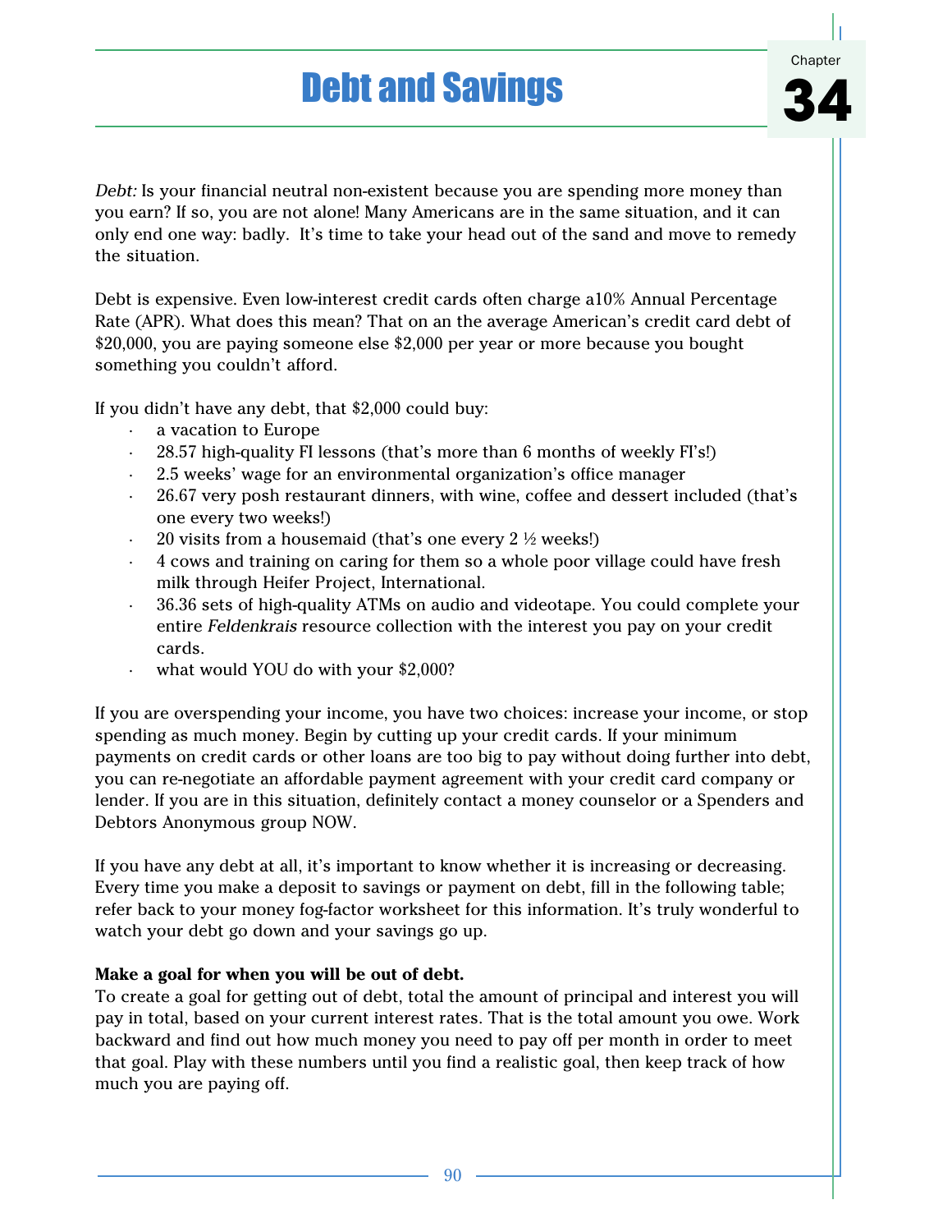# Debt and Savings

Chapter 34

*Debt:* Is your financial neutral non-existent because you are spending more money than you earn? If so, you are not alone! Many Americans are in the same situation, and it can only end one way: badly. It's time to take your head out of the sand and move to remedy the situation.

Debt is expensive. Even low-interest credit cards often charge a10% Annual Percentage Rate (APR). What does this mean? That on an the average American's credit card debt of $20,000, you are paying someone else $2,000 per year or more because you bought something you couldn't afford.

If you didn't have any debt, that $2,000 could buy:

- a vacation to Europe
- 28.57 high-quality FI lessons (that's more than 6 months of weekly FI's!)
- 2.5 weeks' wage for an environmental organization's office manager
- 26.67 very posh restaurant dinners, with wine, coffee and dessert included (that's one every two weeks!)
- 20 visits from a housemaid (that's one every 2 ½ weeks!)
- 4 cows and training on caring for them so a whole poor village could have fresh milk through Heifer Project, International.
- 36.36 sets of high-quality ATMs on audio and videotape. You could complete your entire *Feldenkrais* resource collection with the interest you pay on your credit cards.
- what would YOU do with your $2,000?

If you are overspending your income, you have two choices: increase your income, or stop spending as much money. Begin by cutting up your credit cards. If your minimum payments on credit cards or other loans are too big to pay without doing further into debt, you can re-negotiate an affordable payment agreement with your credit card company or lender. If you are in this situation, definitely contact a money counselor or a Spenders and Debtors Anonymous group NOW.

If you have any debt at all, it's important to know whether it is increasing or decreasing. Every time you make a deposit to savings or payment on debt, fill in the following table; refer back to your money fog-factor worksheet for this information. It's truly wonderful to watch your debt go down and your savings go up.

**Make a goal for when you will be out of debt.**

To create a goal for getting out of debt, total the amount of principal and interest you will pay in total, based on your current interest rates. That is the total amount you owe. Work backward and find out how much money you need to pay off per month in order to meet that goal. Play with these numbers until you find a realistic goal, then keep track of how much you are paying off.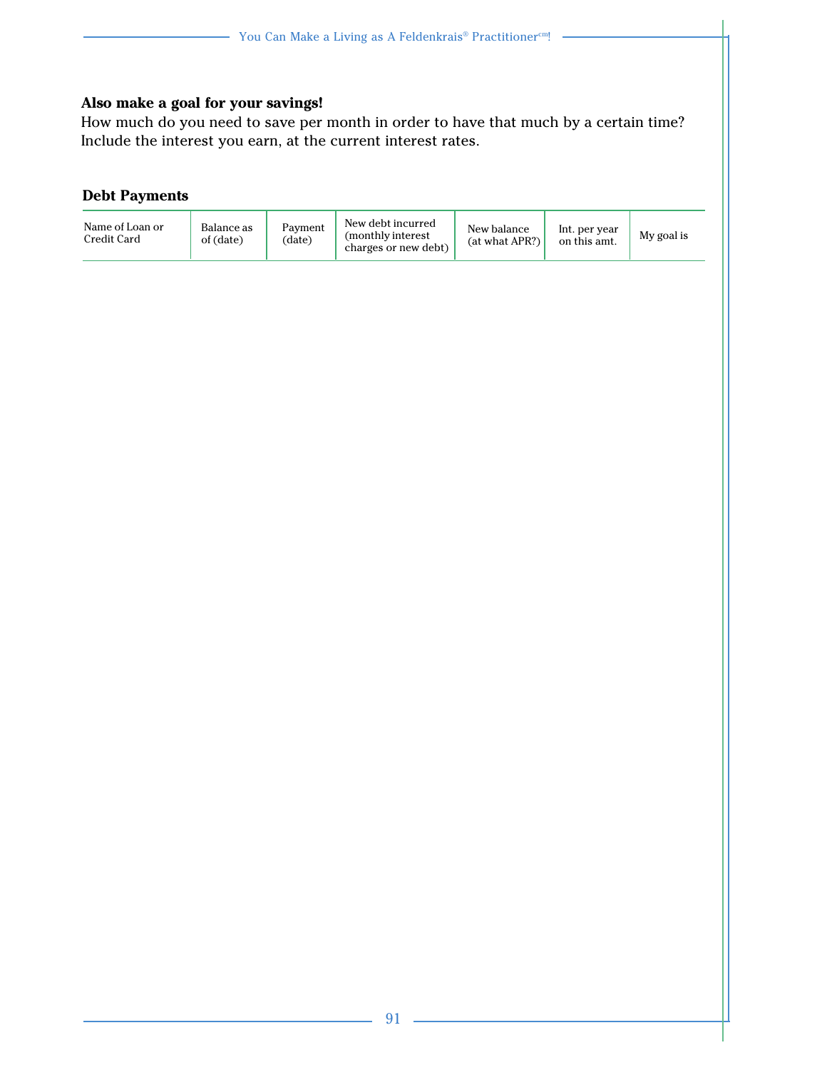**Also make a goal for your savings!**
How much do you need to save per month in order to have that much by a certain time? Include the interest you earn, at the current interest rates.

### Debt Payments

| Name of Loan or Credit Card | Balance as of (date) | Payment (date) | New debt incurred (monthly interest charges or new debt) | New balance (at what APR?) | Int. per year on this amt. | My goal is |
|---|---|---|---|---|---|---|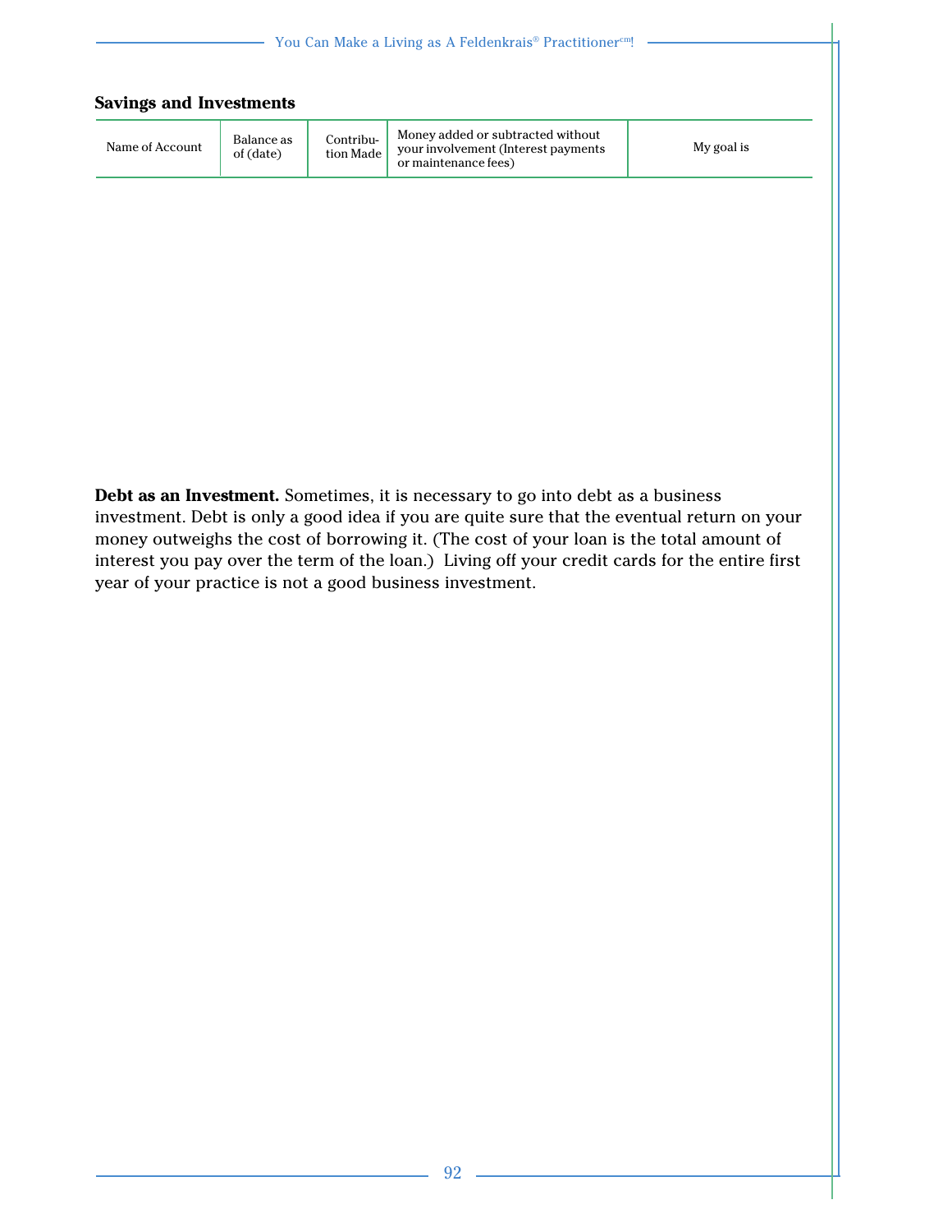**Savings and Investments**

| Name of Account | Balance as of (date) | Contribution Made | Money added or subtracted without your involvement (Interest payments or maintenance fees) | My goal is |
|---|---|---|---|---|
| | | | | |

**Debt as an Investment.** Sometimes, it is necessary to go into debt as a business investment. Debt is only a good idea if you are quite sure that the eventual return on your money outweighs the cost of borrowing it. (The cost of your loan is the total amount of interest you pay over the term of the loan.) Living off your credit cards for the entire first year of your practice is not a good business investment.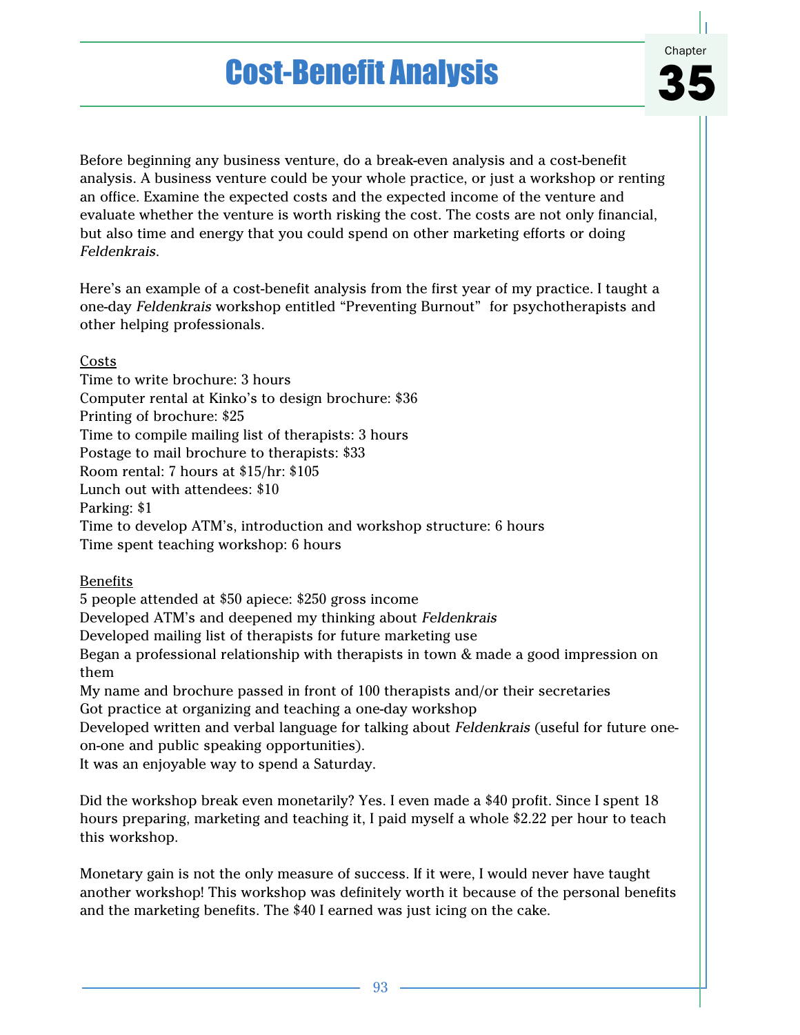# Cost-Benefit Analysis

Chapter 35

Before beginning any business venture, do a break-even analysis and a cost-benefit analysis. A business venture could be your whole practice, or just a workshop or renting an office. Examine the expected costs and the expected income of the venture and evaluate whether the venture is worth risking the cost. The costs are not only financial, but also time and energy that you could spend on other marketing efforts or doing *Feldenkrais*.

Here's an example of a cost-benefit analysis from the first year of my practice. I taught a one-day *Feldenkrais* workshop entitled "Preventing Burnout" for psychotherapists and other helping professionals.

<u>Costs</u>
Time to write brochure: 3 hours
Computer rental at Kinko's to design brochure: $36
Printing of brochure: $25
Time to compile mailing list of therapists: 3 hours
Postage to mail brochure to therapists: $33
Room rental: 7 hours at $15/hr: $105
Lunch out with attendees: $10
Parking: $1
Time to develop ATM's, introduction and workshop structure: 6 hours
Time spent teaching workshop: 6 hours

<u>Benefits</u>
5 people attended at $50 apiece: $250 gross income
Developed ATM's and deepened my thinking about *Feldenkrais*
Developed mailing list of therapists for future marketing use
Began a professional relationship with therapists in town & made a good impression on them
My name and brochure passed in front of 100 therapists and/or their secretaries
Got practice at organizing and teaching a one-day workshop
Developed written and verbal language for talking about *Feldenkrais* (useful for future one-on-one and public speaking opportunities).
It was an enjoyable way to spend a Saturday.

Did the workshop break even monetarily? Yes. I even made a $40 profit. Since I spent 18 hours preparing, marketing and teaching it, I paid myself a whole $2.22 per hour to teach this workshop.

Monetary gain is not the only measure of success. If it were, I would never have taught another workshop! This workshop was definitely worth it because of the personal benefits and the marketing benefits. The $40 I earned was just icing on the cake.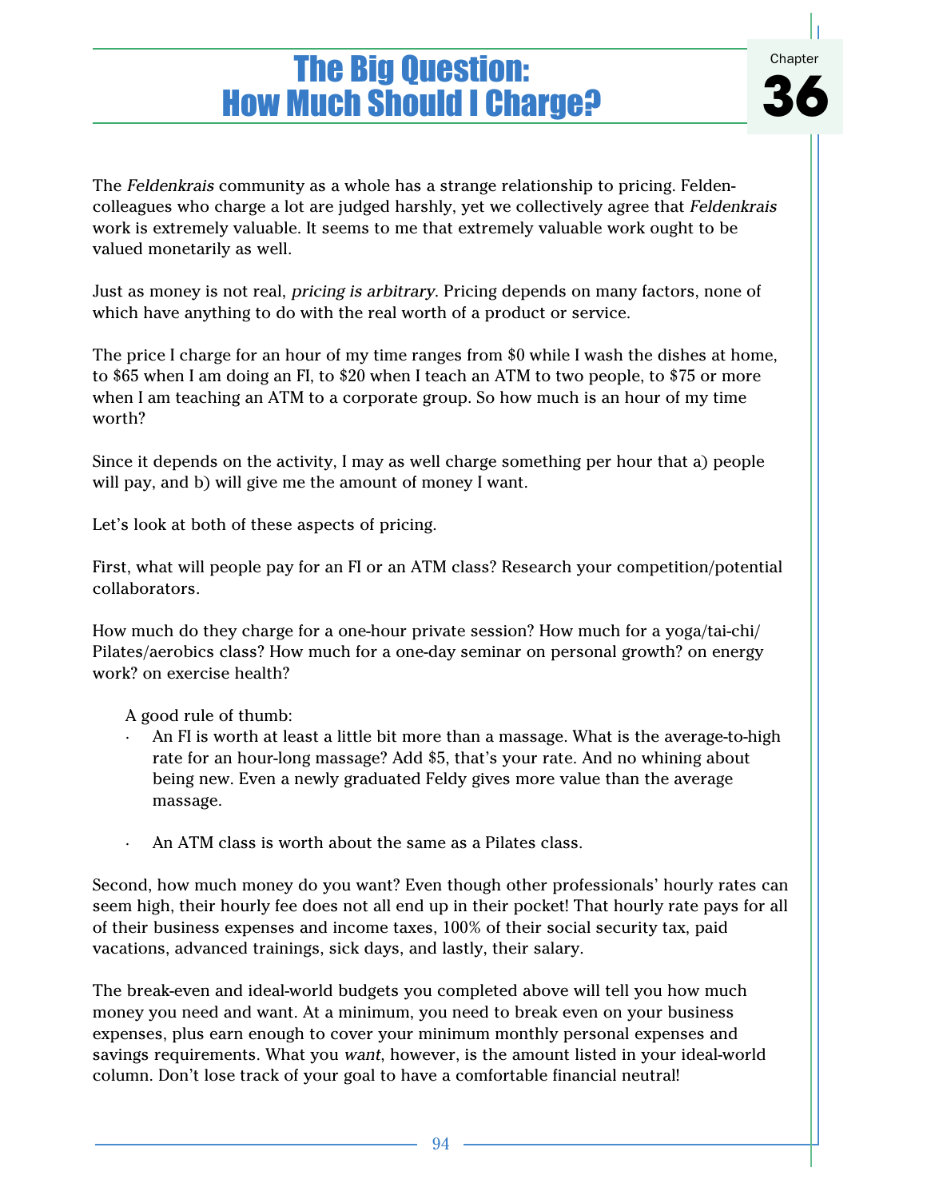# The Big Question: How Much Should I Charge?

Chapter 36

The *Feldenkrais* community as a whole has a strange relationship to pricing. Felden-colleagues who charge a lot are judged harshly, yet we collectively agree that *Feldenkrais* work is extremely valuable. It seems to me that extremely valuable work ought to be valued monetarily as well.

Just as money is not real, *pricing is arbitrary*. Pricing depends on many factors, none of which have anything to do with the real worth of a product or service.

The price I charge for an hour of my time ranges from $0 while I wash the dishes at home, to $65 when I am doing an FI, to $20 when I teach an ATM to two people, to $75 or more when I am teaching an ATM to a corporate group. So how much is an hour of my time worth?

Since it depends on the activity, I may as well charge something per hour that a) people will pay, and b) will give me the amount of money I want.

Let's look at both of these aspects of pricing.

First, what will people pay for an FI or an ATM class? Research your competition/potential collaborators.

How much do they charge for a one-hour private session? How much for a yoga/tai-chi/Pilates/aerobics class? How much for a one-day seminar on personal growth? on energy work? on exercise health?

A good rule of thumb:

- An FI is worth at least a little bit more than a massage. What is the average-to-high rate for an hour-long massage? Add $5, that's your rate. And no whining about being new. Even a newly graduated Feldy gives more value than the average massage.
- An ATM class is worth about the same as a Pilates class.

Second, how much money do you want? Even though other professionals' hourly rates can seem high, their hourly fee does not all end up in their pocket! That hourly rate pays for all of their business expenses and income taxes, 100% of their social security tax, paid vacations, advanced trainings, sick days, and lastly, their salary.

The break-even and ideal-world budgets you completed above will tell you how much money you need and want. At a minimum, you need to break even on your business expenses, plus earn enough to cover your minimum monthly personal expenses and savings requirements. What you *want*, however, is the amount listed in your ideal-world column. Don't lose track of your goal to have a comfortable financial neutral!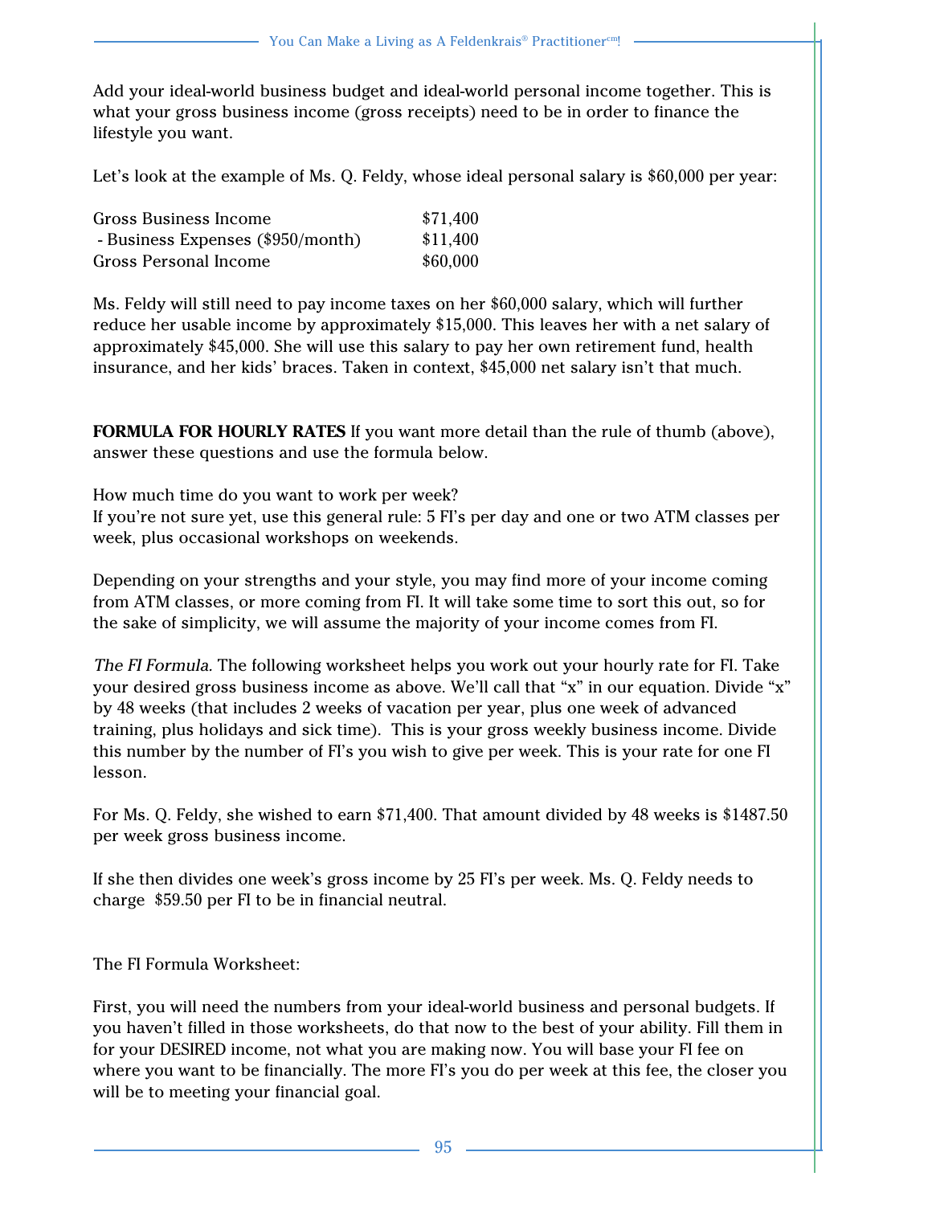Add your ideal-world business budget and ideal-world personal income together. This is what your gross business income (gross receipts) need to be in order to finance the lifestyle you want.

Let's look at the example of Ms. Q. Feldy, whose ideal personal salary is $60,000 per year:

| | |
|---|---|
| Gross Business Income | $71,400 |
| - Business Expenses ($950/month) | $11,400 |
| Gross Personal Income | $60,000 |

Ms. Feldy will still need to pay income taxes on her $60,000 salary, which will further reduce her usable income by approximately $15,000. This leaves her with a net salary of approximately $45,000. She will use this salary to pay her own retirement fund, health insurance, and her kids' braces. Taken in context, $45,000 net salary isn't that much.

**FORMULA FOR HOURLY RATES** If you want more detail than the rule of thumb (above), answer these questions and use the formula below.

How much time do you want to work per week?
If you're not sure yet, use this general rule: 5 FI's per day and one or two ATM classes per week, plus occasional workshops on weekends.

Depending on your strengths and your style, you may find more of your income coming from ATM classes, or more coming from FI. It will take some time to sort this out, so for the sake of simplicity, we will assume the majority of your income comes from FI.

*The FI Formula.* The following worksheet helps you work out your hourly rate for FI. Take your desired gross business income as above. We'll call that "x" in our equation. Divide "x" by 48 weeks (that includes 2 weeks of vacation per year, plus one week of advanced training, plus holidays and sick time). This is your gross weekly business income. Divide this number by the number of FI's you wish to give per week. This is your rate for one FI lesson.

For Ms. Q. Feldy, she wished to earn $71,400. That amount divided by 48 weeks is $1487.50 per week gross business income.

If she then divides one week's gross income by 25 FI's per week. Ms. Q. Feldy needs to charge $59.50 per FI to be in financial neutral.

The FI Formula Worksheet:

First, you will need the numbers from your ideal-world business and personal budgets. If you haven't filled in those worksheets, do that now to the best of your ability. Fill them in for your DESIRED income, not what you are making now. You will base your FI fee on where you want to be financially. The more FI's you do per week at this fee, the closer you will be to meeting your financial goal.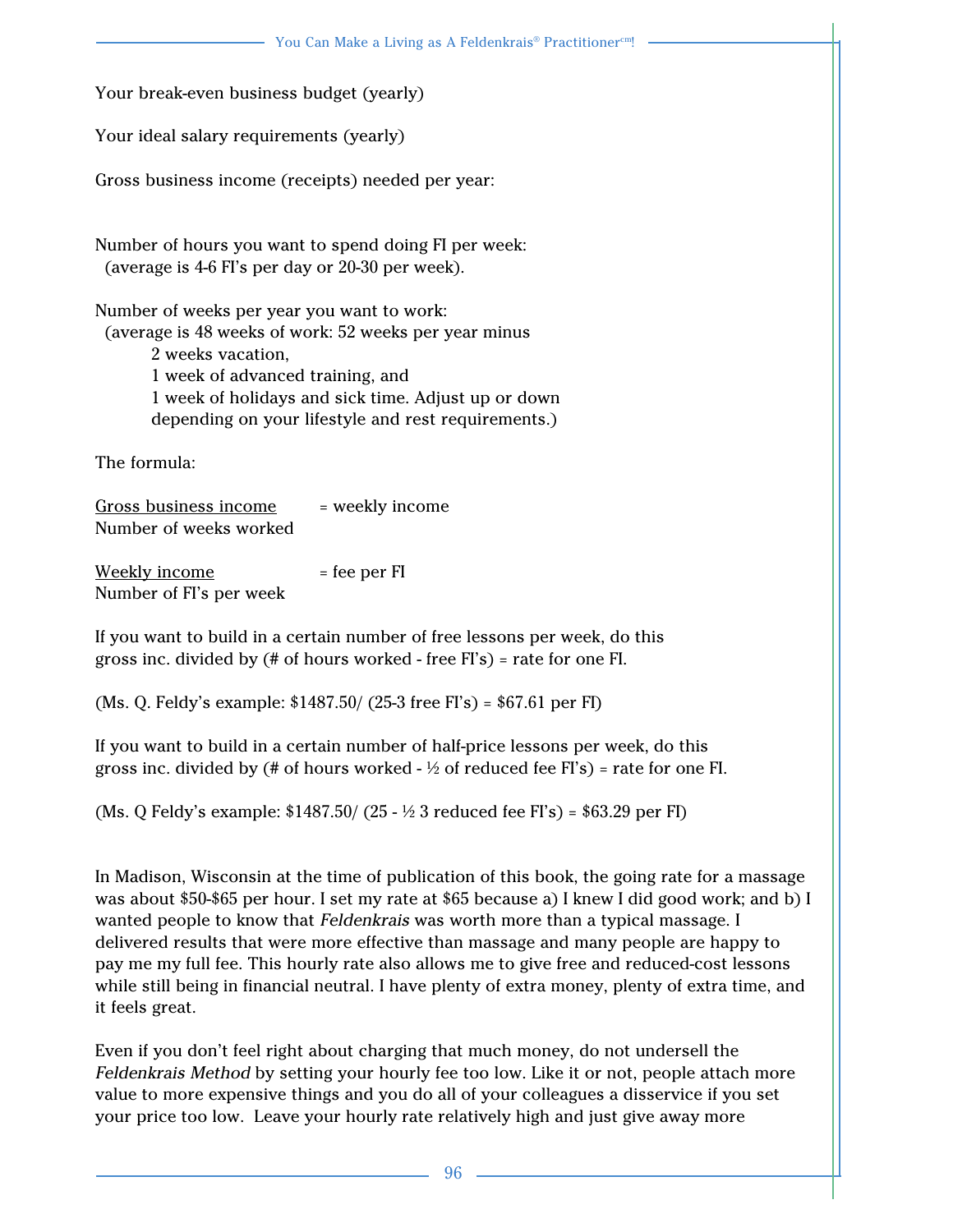Your break-even business budget (yearly)

Your ideal salary requirements (yearly)

Gross business income (receipts) needed per year:

Number of hours you want to spend doing FI per week:
(average is 4-6 FI's per day or 20-30 per week).

Number of weeks per year you want to work:
(average is 48 weeks of work: 52 weeks per year minus
2 weeks vacation,
1 week of advanced training, and
1 week of holidays and sick time. Adjust up or down depending on your lifestyle and rest requirements.)

The formula:

$$\frac{\text{Gross business income}}{\text{Number of weeks worked}} = \text{weekly income}$$

$$\frac{\text{Weekly income}}{\text{Number of FI's per week}} = \text{fee per FI}$$

If you want to build in a certain number of free lessons per week, do this
gross inc. divided by (# of hours worked - free FI's) = rate for one FI.

(Ms. Q. Feldy's example: $1487.50/ (25-3 free FI's) = $67.61 per FI)

If you want to build in a certain number of half-price lessons per week, do this
gross inc. divided by (# of hours worked - ½ of reduced fee FI's) = rate for one FI.

(Ms. Q Feldy's example: $1487.50/ (25 - ½ 3 reduced fee FI's) = $63.29 per FI)

In Madison, Wisconsin at the time of publication of this book, the going rate for a massage was about $50-$65 per hour. I set my rate at $65 because a) I knew I did good work; and b) I wanted people to know that *Feldenkrais* was worth more than a typical massage. I delivered results that were more effective than massage and many people are happy to pay me my full fee. This hourly rate also allows me to give free and reduced-cost lessons while still being in financial neutral. I have plenty of extra money, plenty of extra time, and it feels great.

Even if you don't feel right about charging that much money, do not undersell the *Feldenkrais Method* by setting your hourly fee too low. Like it or not, people attach more value to more expensive things and you do all of your colleagues a disservice if you set your price too low. Leave your hourly rate relatively high and just give away more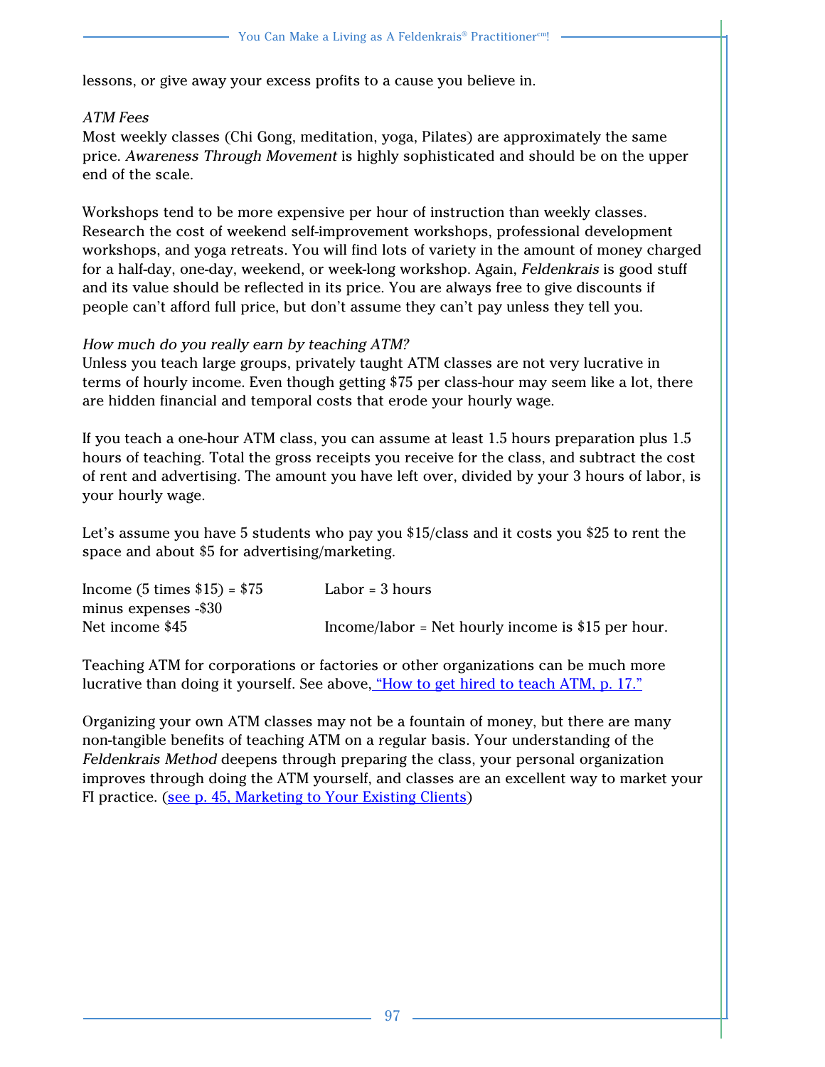lessons, or give away your excess profits to a cause you believe in.

*ATM Fees*

Most weekly classes (Chi Gong, meditation, yoga, Pilates) are approximately the same price. *Awareness Through Movement* is highly sophisticated and should be on the upper end of the scale.

Workshops tend to be more expensive per hour of instruction than weekly classes. Research the cost of weekend self-improvement workshops, professional development workshops, and yoga retreats. You will find lots of variety in the amount of money charged for a half-day, one-day, weekend, or week-long workshop. Again, *Feldenkrais* is good stuff and its value should be reflected in its price. You are always free to give discounts if people can't afford full price, but don't assume they can't pay unless they tell you.

*How much do you really earn by teaching ATM?*

Unless you teach large groups, privately taught ATM classes are not very lucrative in terms of hourly income. Even though getting $75 per class-hour may seem like a lot, there are hidden financial and temporal costs that erode your hourly wage.

If you teach a one-hour ATM class, you can assume at least 1.5 hours preparation plus 1.5 hours of teaching. Total the gross receipts you receive for the class, and subtract the cost of rent and advertising. The amount you have left over, divided by your 3 hours of labor, is your hourly wage.

Let's assume you have 5 students who pay you $15/class and it costs you $25 to rent the space and about $5 for advertising/marketing.

| | |
|---|---|
| Income (5 times $15) = $75 | Labor = 3 hours |
| minus expenses -$30 | |
| Net income $45 | Income/labor = Net hourly income is $15 per hour. |

Teaching ATM for corporations or factories or other organizations can be much more lucrative than doing it yourself. See above, "How to get hired to teach ATM, p. 17."

Organizing your own ATM classes may not be a fountain of money, but there are many non-tangible benefits of teaching ATM on a regular basis. Your understanding of the *Feldenkrais Method* deepens through preparing the class, your personal organization improves through doing the ATM yourself, and classes are an excellent way to market your FI practice. (see p. 45, Marketing to Your Existing Clients)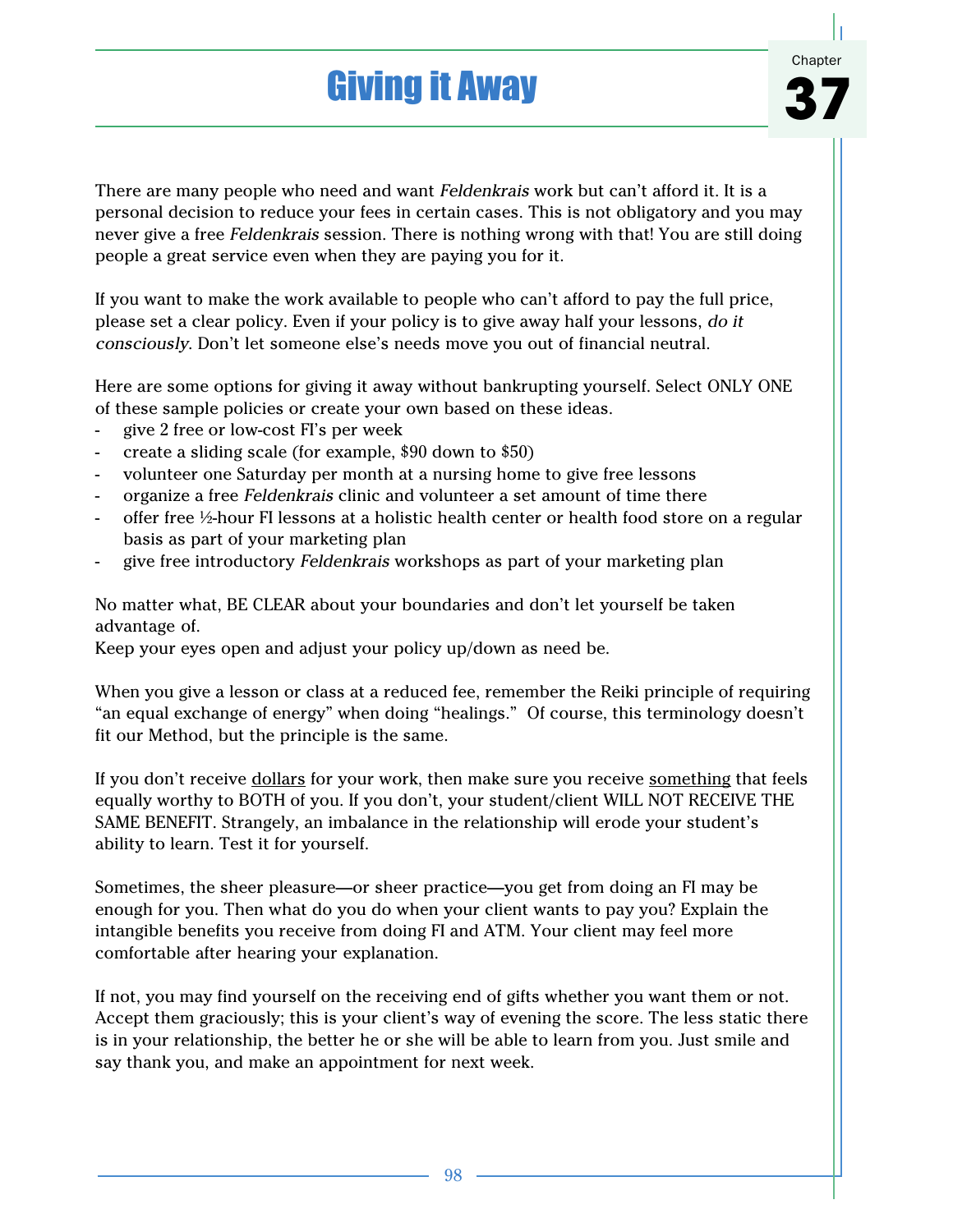# Giving it Away

Chapter 37

There are many people who need and want *Feldenkrais* work but can't afford it. It is a personal decision to reduce your fees in certain cases. This is not obligatory and you may never give a free *Feldenkrais* session. There is nothing wrong with that! You are still doing people a great service even when they are paying you for it.

If you want to make the work available to people who can't afford to pay the full price, please set a clear policy. Even if your policy is to give away half your lessons, *do it consciously*. Don't let someone else's needs move you out of financial neutral.

Here are some options for giving it away without bankrupting yourself. Select ONLY ONE of these sample policies or create your own based on these ideas.

- give 2 free or low-cost FI's per week
- create a sliding scale (for example, $90 down to $50)
- volunteer one Saturday per month at a nursing home to give free lessons
- organize a free *Feldenkrais* clinic and volunteer a set amount of time there
- offer free ½-hour FI lessons at a holistic health center or health food store on a regular basis as part of your marketing plan
- give free introductory *Feldenkrais* workshops as part of your marketing plan

No matter what, BE CLEAR about your boundaries and don't let yourself be taken advantage of.
Keep your eyes open and adjust your policy up/down as need be.

When you give a lesson or class at a reduced fee, remember the Reiki principle of requiring "an equal exchange of energy" when doing "healings." Of course, this terminology doesn't fit our Method, but the principle is the same.

If you don't receive <u>dollars</u> for your work, then make sure you receive <u>something</u> that feels equally worthy to BOTH of you. If you don't, your student/client WILL NOT RECEIVE THE SAME BENEFIT. Strangely, an imbalance in the relationship will erode your student's ability to learn. Test it for yourself.

Sometimes, the sheer pleasure—or sheer practice—you get from doing an FI may be enough for you. Then what do you do when your client wants to pay you? Explain the intangible benefits you receive from doing FI and ATM. Your client may feel more comfortable after hearing your explanation.

If not, you may find yourself on the receiving end of gifts whether you want them or not. Accept them graciously; this is your client's way of evening the score. The less static there is in your relationship, the better he or she will be able to learn from you. Just smile and say thank you, and make an appointment for next week.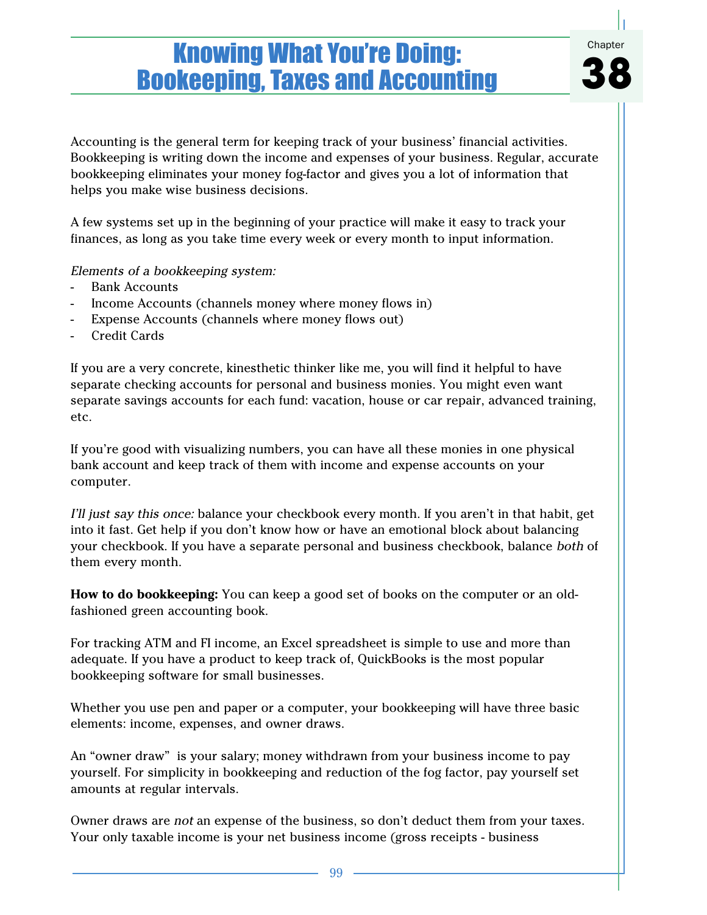# Knowing What You're Doing: Bookeeping, Taxes and Accounting

Chapter 38

Accounting is the general term for keeping track of your business' financial activities. Bookkeeping is writing down the income and expenses of your business. Regular, accurate bookkeeping eliminates your money fog-factor and gives you a lot of information that helps you make wise business decisions.

A few systems set up in the beginning of your practice will make it easy to track your finances, as long as you take time every week or every month to input information.

*Elements of a bookkeeping system:*

- Bank Accounts
- Income Accounts (channels money where money flows in)
- Expense Accounts (channels where money flows out)
- Credit Cards

If you are a very concrete, kinesthetic thinker like me, you will find it helpful to have separate checking accounts for personal and business monies. You might even want separate savings accounts for each fund: vacation, house or car repair, advanced training, etc.

If you're good with visualizing numbers, you can have all these monies in one physical bank account and keep track of them with income and expense accounts on your computer.

*I'll just say this once:* balance your checkbook every month. If you aren't in that habit, get into it fast. Get help if you don't know how or have an emotional block about balancing your checkbook. If you have a separate personal and business checkbook, balance *both* of them every month.

**How to do bookkeeping:** You can keep a good set of books on the computer or an old-fashioned green accounting book.

For tracking ATM and FI income, an Excel spreadsheet is simple to use and more than adequate. If you have a product to keep track of, QuickBooks is the most popular bookkeeping software for small businesses.

Whether you use pen and paper or a computer, your bookkeeping will have three basic elements: income, expenses, and owner draws.

An "owner draw" is your salary; money withdrawn from your business income to pay yourself. For simplicity in bookkeeping and reduction of the fog factor, pay yourself set amounts at regular intervals.

Owner draws are *not* an expense of the business, so don't deduct them from your taxes. Your only taxable income is your net business income (gross receipts - business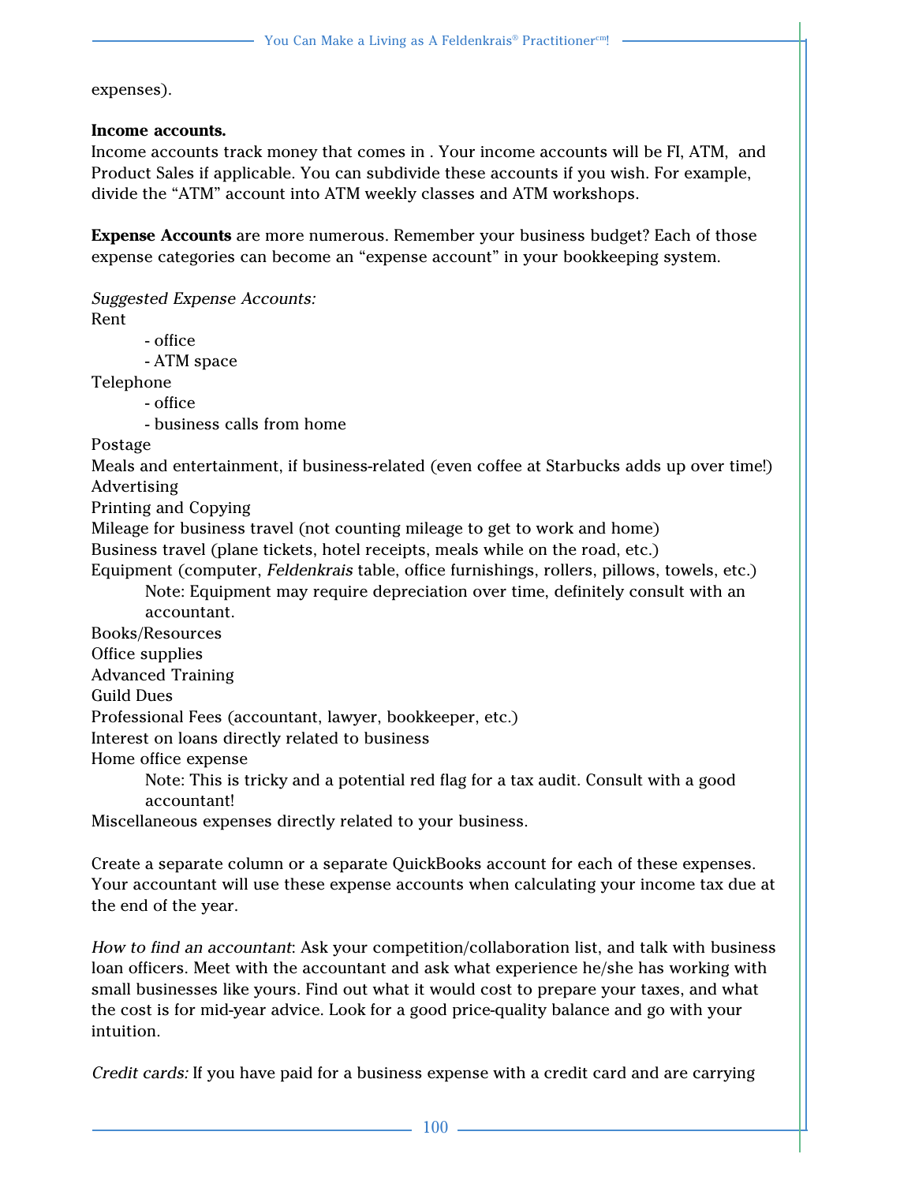expenses).

**Income accounts.**
Income accounts track money that comes in . Your income accounts will be FI, ATM, and Product Sales if applicable. You can subdivide these accounts if you wish. For example, divide the “ATM” account into ATM weekly classes and ATM workshops.

**Expense Accounts** are more numerous. Remember your business budget? Each of those expense categories can become an “expense account” in your bookkeeping system.

*Suggested Expense Accounts:*

Rent
- office
- ATM space

Telephone
- office
- business calls from home

Postage

Meals and entertainment, if business-related (even coffee at Starbucks adds up over time!)

Advertising

Printing and Copying

Mileage for business travel (not counting mileage to get to work and home)

Business travel (plane tickets, hotel receipts, meals while on the road, etc.)

Equipment (computer, *Feldenkrais* table, office furnishings, rollers, pillows, towels, etc.)
 Note: Equipment may require depreciation over time, definitely consult with an accountant.

Books/Resources

Office supplies

Advanced Training

Guild Dues

Professional Fees (accountant, lawyer, bookkeeper, etc.)

Interest on loans directly related to business

Home office expense
 Note: This is tricky and a potential red flag for a tax audit. Consult with a good accountant!

Miscellaneous expenses directly related to your business.

Create a separate column or a separate QuickBooks account for each of these expenses. Your accountant will use these expense accounts when calculating your income tax due at the end of the year.

*How to find an accountant*: Ask your competition/collaboration list, and talk with business loan officers. Meet with the accountant and ask what experience he/she has working with small businesses like yours. Find out what it would cost to prepare your taxes, and what the cost is for mid-year advice. Look for a good price-quality balance and go with your intuition.

*Credit cards:* If you have paid for a business expense with a credit card and are carrying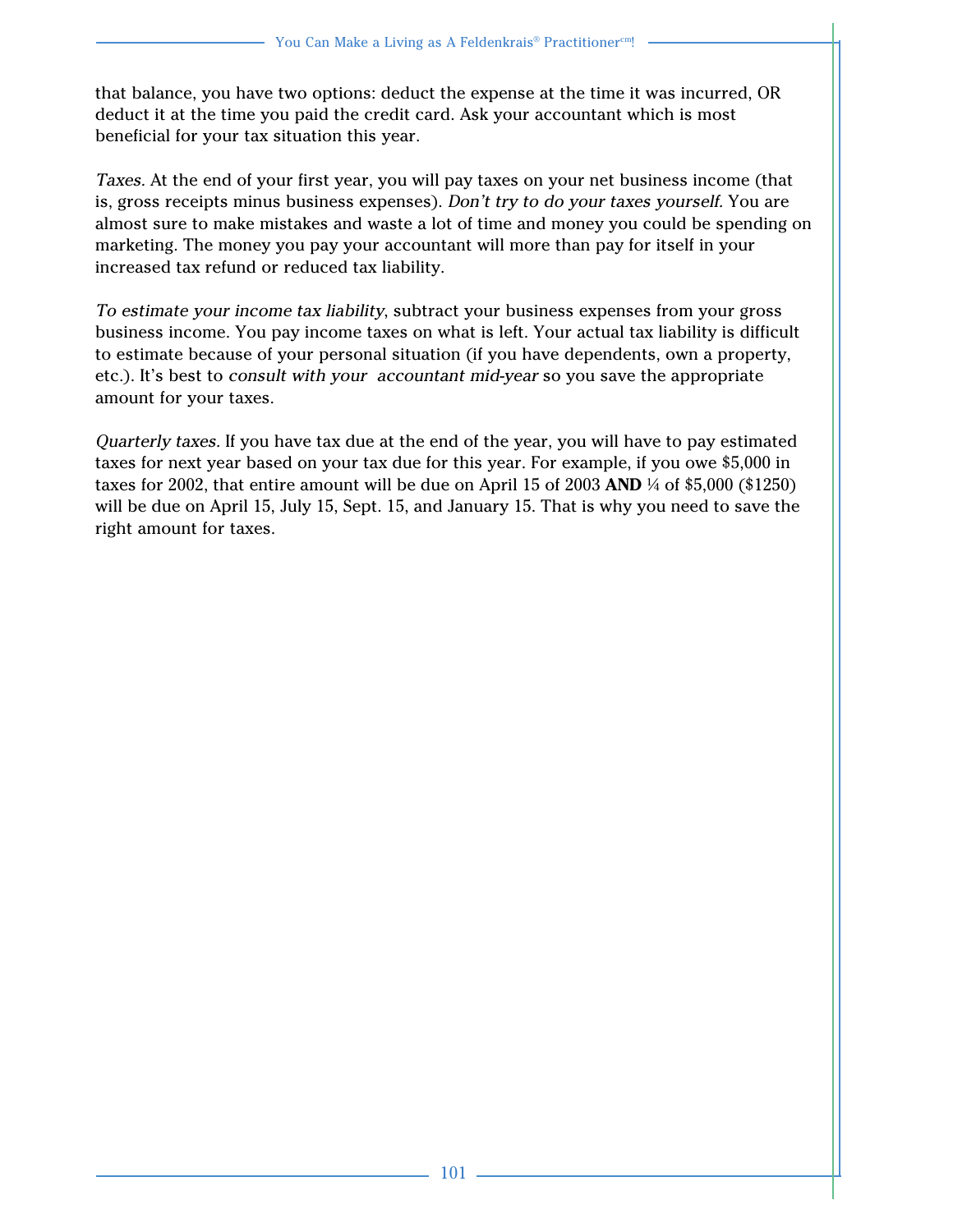that balance, you have two options: deduct the expense at the time it was incurred, OR deduct it at the time you paid the credit card. Ask your accountant which is most beneficial for your tax situation this year.

*Taxes.* At the end of your first year, you will pay taxes on your net business income (that is, gross receipts minus business expenses). *Don't try to do your taxes yourself.* You are almost sure to make mistakes and waste a lot of time and money you could be spending on marketing. The money you pay your accountant will more than pay for itself in your increased tax refund or reduced tax liability.

*To estimate your income tax liability*, subtract your business expenses from your gross business income. You pay income taxes on what is left. Your actual tax liability is difficult to estimate because of your personal situation (if you have dependents, own a property, etc.). It's best to *consult with your accountant mid-year* so you save the appropriate amount for your taxes.

*Quarterly taxes.* If you have tax due at the end of the year, you will have to pay estimated taxes for next year based on your tax due for this year. For example, if you owe $5,000 in taxes for 2002, that entire amount will be due on April 15 of 2003 **AND** ¼ of $5,000 ($1250) will be due on April 15, July 15, Sept. 15, and January 15. That is why you need to save the right amount for taxes.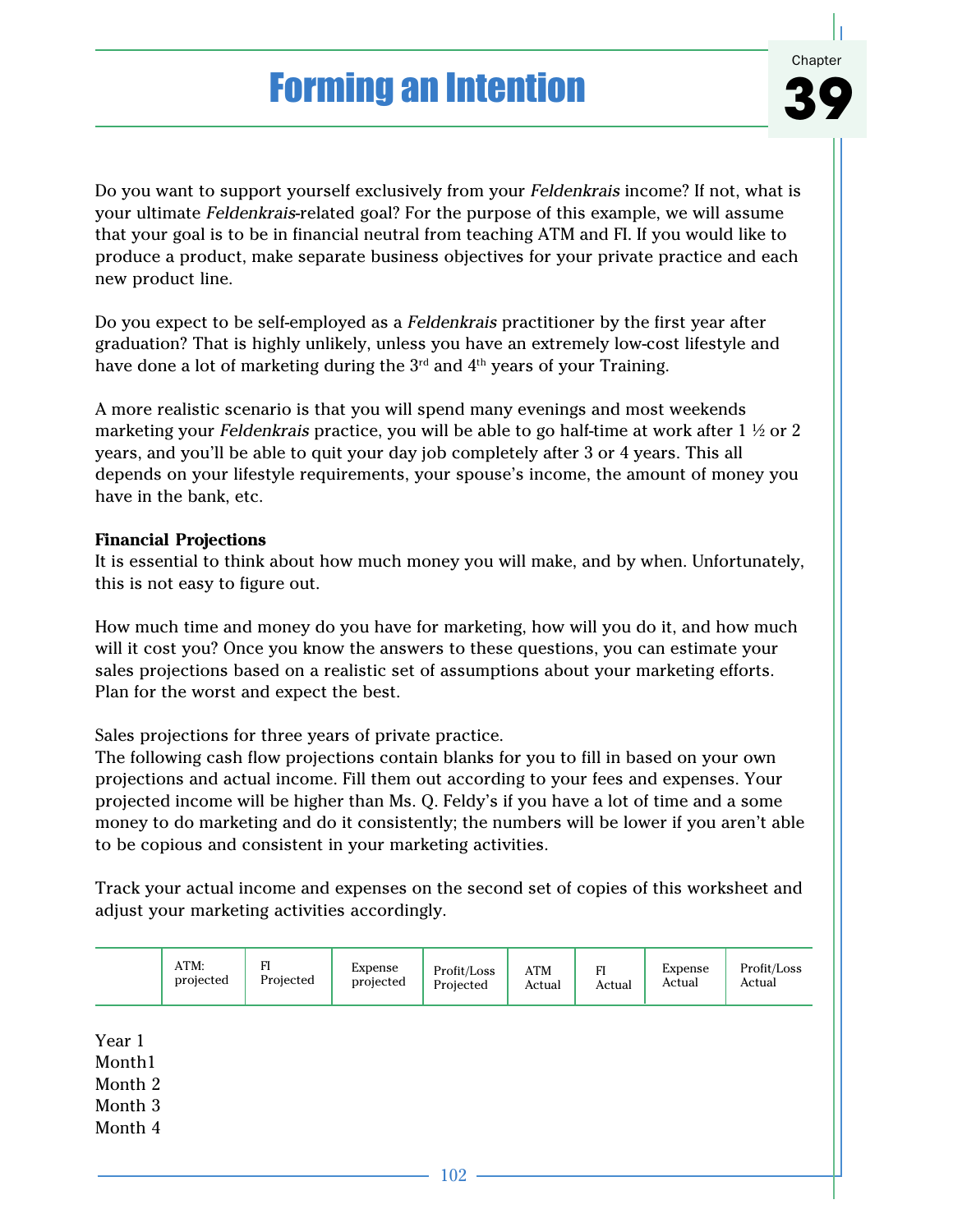# Forming an Intention

Chapter 39

Do you want to support yourself exclusively from your *Feldenkrais* income? If not, what is your ultimate *Feldenkrais*-related goal? For the purpose of this example, we will assume that your goal is to be in financial neutral from teaching ATM and FI. If you would like to produce a product, make separate business objectives for your private practice and each new product line.

Do you expect to be self-employed as a *Feldenkrais* practitioner by the first year after graduation? That is highly unlikely, unless you have an extremely low-cost lifestyle and have done a lot of marketing during the 3rd and 4th years of your Training.

A more realistic scenario is that you will spend many evenings and most weekends marketing your *Feldenkrais* practice, you will be able to go half-time at work after 1 ½ or 2 years, and you'll be able to quit your day job completely after 3 or 4 years. This all depends on your lifestyle requirements, your spouse's income, the amount of money you have in the bank, etc.

**Financial Projections**

It is essential to think about how much money you will make, and by when. Unfortunately, this is not easy to figure out.

How much time and money do you have for marketing, how will you do it, and how much will it cost you? Once you know the answers to these questions, you can estimate your sales projections based on a realistic set of assumptions about your marketing efforts. Plan for the worst and expect the best.

Sales projections for three years of private practice.

The following cash flow projections contain blanks for you to fill in based on your own projections and actual income. Fill them out according to your fees and expenses. Your projected income will be higher than Ms. Q. Feldy's if you have a lot of time and a some money to do marketing and do it consistently; the numbers will be lower if you aren't able to be copious and consistent in your marketing activities.

Track your actual income and expenses on the second set of copies of this worksheet and adjust your marketing activities accordingly.

| | ATM: projected | FI Projected | Expense projected | Profit/Loss Projected | ATM Actual | FI Actual | Expense Actual | Profit/Loss Actual |
|---|---|---|---|---|---|---|---|---|
| Year 1 | | | | | | | | |
| Month1 | | | | | | | | |
| Month 2 | | | | | | | | |
| Month 3 | | | | | | | | |
| Month 4 | | | | | | | | |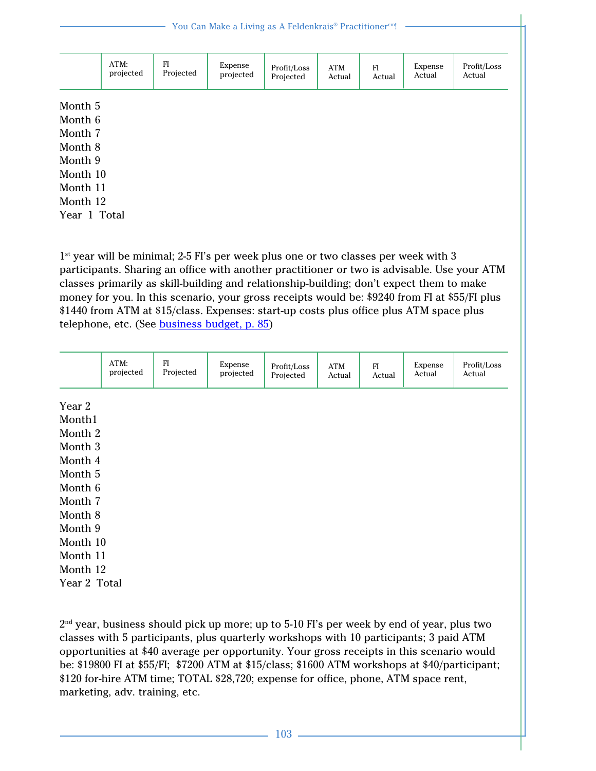| | ATM: projected | FI Projected | Expense projected | Profit/Loss Projected | ATM Actual | FI Actual | Expense Actual | Profit/Loss Actual |
|---|---|---|---|---|---|---|---|---|
| Month 5 | | | | | | | | |
| Month 6 | | | | | | | | |
| Month 7 | | | | | | | | |
| Month 8 | | | | | | | | |
| Month 9 | | | | | | | | |
| Month 10 | | | | | | | | |
| Month 11 | | | | | | | | |
| Month 12 | | | | | | | | |
| Year 1 Total | | | | | | | | |

1st year will be minimal; 2-5 FI's per week plus one or two classes per week with 3 participants. Sharing an office with another practitioner or two is advisable. Use your ATM classes primarily as skill-building and relationship-building; don't expect them to make money for you. In this scenario, your gross receipts would be: $9240 from FI at $55/FI plus $1440 from ATM at $15/class. Expenses: start-up costs plus office plus ATM space plus telephone, etc. (See business budget, p. 85)

| | ATM: projected | FI Projected | Expense projected | Profit/Loss Projected | ATM Actual | FI Actual | Expense Actual | Profit/Loss Actual |
|---|---|---|---|---|---|---|---|---|
| Year 2 | | | | | | | | |
| Month1 | | | | | | | | |
| Month 2 | | | | | | | | |
| Month 3 | | | | | | | | |
| Month 4 | | | | | | | | |
| Month 5 | | | | | | | | |
| Month 6 | | | | | | | | |
| Month 7 | | | | | | | | |
| Month 8 | | | | | | | | |
| Month 9 | | | | | | | | |
| Month 10 | | | | | | | | |
| Month 11 | | | | | | | | |
| Month 12 | | | | | | | | |
| Year 2 Total | | | | | | | | |

2nd year, business should pick up more; up to 5-10 FI's per week by end of year, plus two classes with 5 participants, plus quarterly workshops with 10 participants; 3 paid ATM opportunities at $40 average per opportunity. Your gross receipts in this scenario would be: $19800 FI at $55/FI; $7200 ATM at $15/class; $1600 ATM workshops at $40/participant; $120 for-hire ATM time; TOTAL $28,720; expense for office, phone, ATM space rent, marketing, adv. training, etc.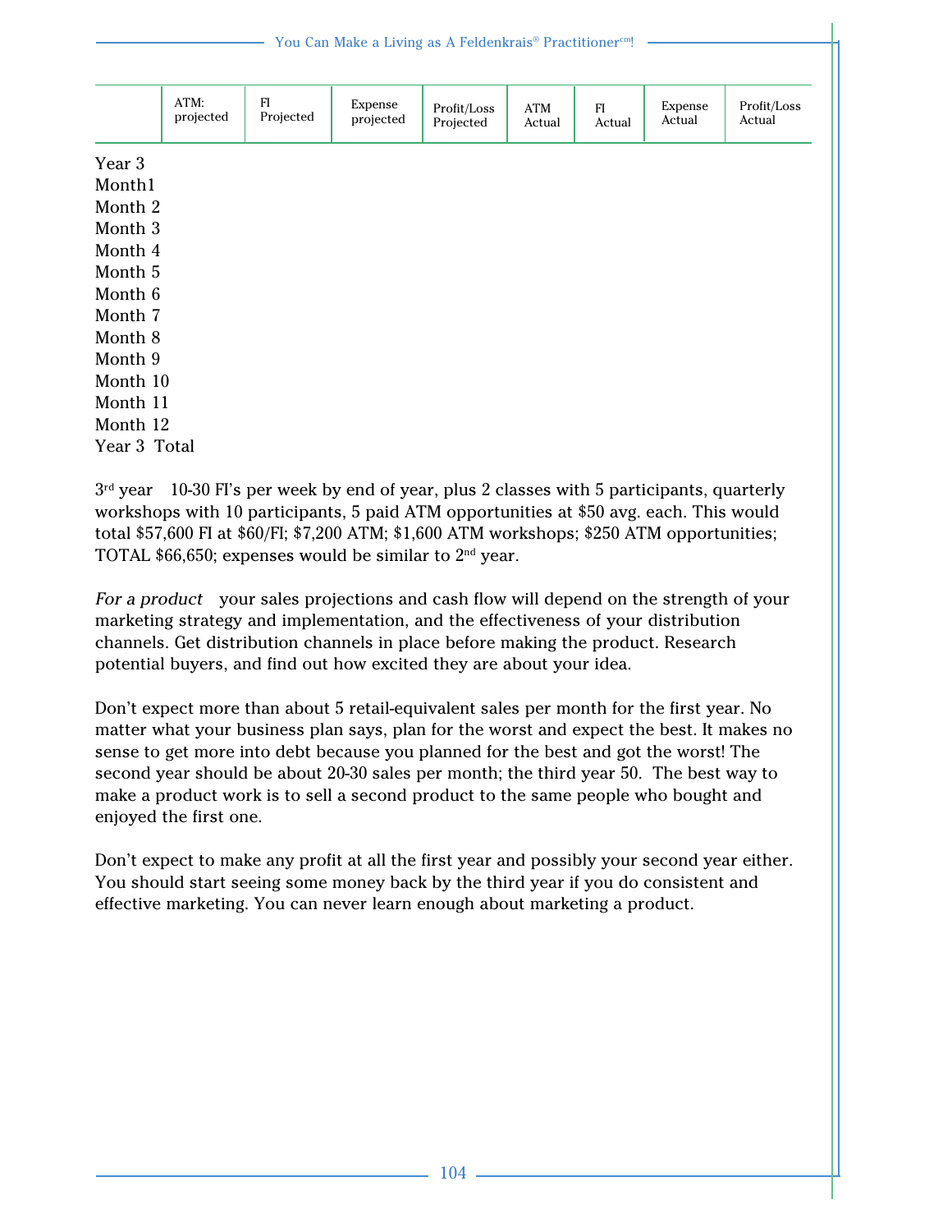| | ATM: projected | FI Projected | Expense projected | Profit/Loss Projected | ATM Actual | FI Actual | Expense Actual | Profit/Loss Actual |
|---|---|---|---|---|---|---|---|---|
| Year 3 | | | | | | | | |
| Month1 | | | | | | | | |
| Month 2 | | | | | | | | |
| Month 3 | | | | | | | | |
| Month 4 | | | | | | | | |
| Month 5 | | | | | | | | |
| Month 6 | | | | | | | | |
| Month 7 | | | | | | | | |
| Month 8 | | | | | | | | |
| Month 9 | | | | | | | | |
| Month 10 | | | | | | | | |
| Month 11 | | | | | | | | |
| Month 12 | | | | | | | | |
| Year 3 Total | | | | | | | | |

3rd year 10-30 FI's per week by end of year, plus 2 classes with 5 participants, quarterly workshops with 10 participants, 5 paid ATM opportunities at $50 avg. each. This would total $57,600 FI at $60/FI; $7,200 ATM; $1,600 ATM workshops; $250 ATM opportunities; TOTAL $66,650; expenses would be similar to 2nd year.

*For a product* your sales projections and cash flow will depend on the strength of your marketing strategy and implementation, and the effectiveness of your distribution channels. Get distribution channels in place before making the product. Research potential buyers, and find out how excited they are about your idea.

Don't expect more than about 5 retail-equivalent sales per month for the first year. No matter what your business plan says, plan for the worst and expect the best. It makes no sense to get more into debt because you planned for the best and got the worst! The second year should be about 20-30 sales per month; the third year 50. The best way to make a product work is to sell a second product to the same people who bought and enjoyed the first one.

Don't expect to make any profit at all the first year and possibly your second year either. You should start seeing some money back by the third year if you do consistent and effective marketing. You can never learn enough about marketing a product.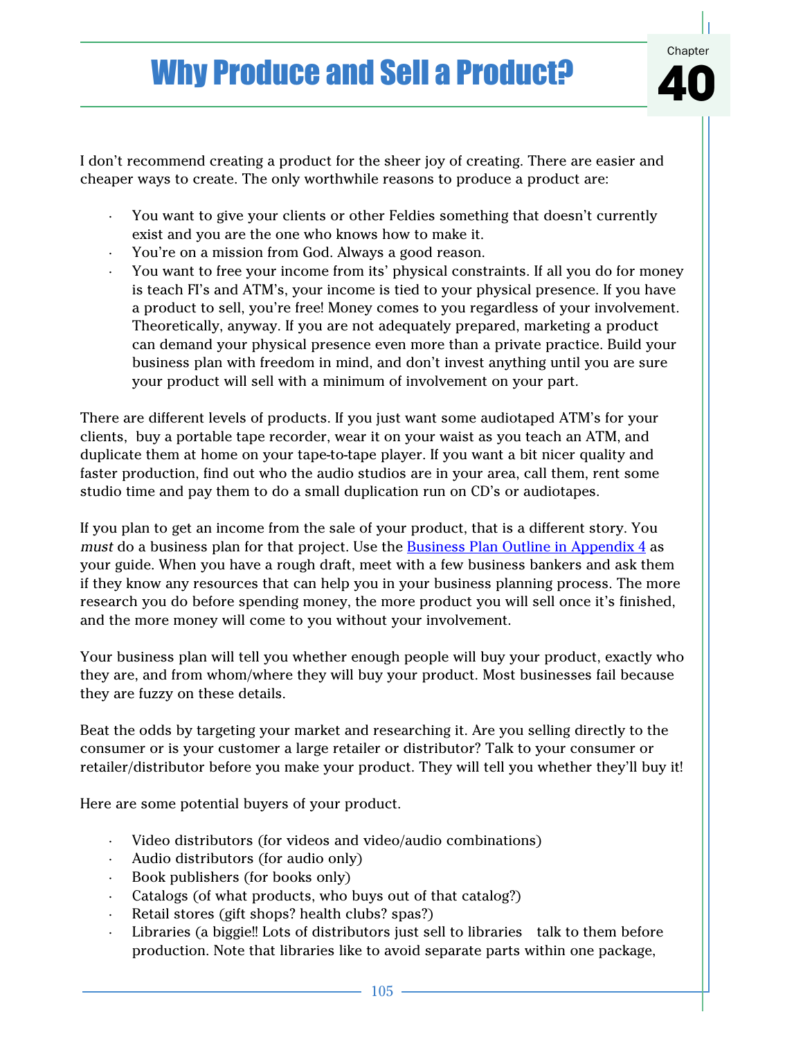# Why Produce and Sell a Product?

Chapter 40

I don't recommend creating a product for the sheer joy of creating. There are easier and cheaper ways to create. The only worthwhile reasons to produce a product are:

- You want to give your clients or other Feldies something that doesn't currently exist and you are the one who knows how to make it.
- You're on a mission from God. Always a good reason.
- You want to free your income from its' physical constraints. If all you do for money is teach FI's and ATM's, your income is tied to your physical presence. If you have a product to sell, you're free! Money comes to you regardless of your involvement. Theoretically, anyway. If you are not adequately prepared, marketing a product can demand your physical presence even more than a private practice. Build your business plan with freedom in mind, and don't invest anything until you are sure your product will sell with a minimum of involvement on your part.

There are different levels of products. If you just want some audiotaped ATM's for your clients, buy a portable tape recorder, wear it on your waist as you teach an ATM, and duplicate them at home on your tape-to-tape player. If you want a bit nicer quality and faster production, find out who the audio studios are in your area, call them, rent some studio time and pay them to do a small duplication run on CD's or audiotapes.

If you plan to get an income from the sale of your product, that is a different story. You *must* do a business plan for that project. Use the Business Plan Outline in Appendix 4 as your guide. When you have a rough draft, meet with a few business bankers and ask them if they know any resources that can help you in your business planning process. The more research you do before spending money, the more product you will sell once it's finished, and the more money will come to you without your involvement.

Your business plan will tell you whether enough people will buy your product, exactly who they are, and from whom/where they will buy your product. Most businesses fail because they are fuzzy on these details.

Beat the odds by targeting your market and researching it. Are you selling directly to the consumer or is your customer a large retailer or distributor? Talk to your consumer or retailer/distributor before you make your product. They will tell you whether they'll buy it!

Here are some potential buyers of your product.

- Video distributors (for videos and video/audio combinations)
- Audio distributors (for audio only)
- Book publishers (for books only)
- Catalogs (of what products, who buys out of that catalog?)
- Retail stores (gift shops? health clubs? spas?)
- Libraries (a biggie!! Lots of distributors just sell to libraries talk to them before production. Note that libraries like to avoid separate parts within one package,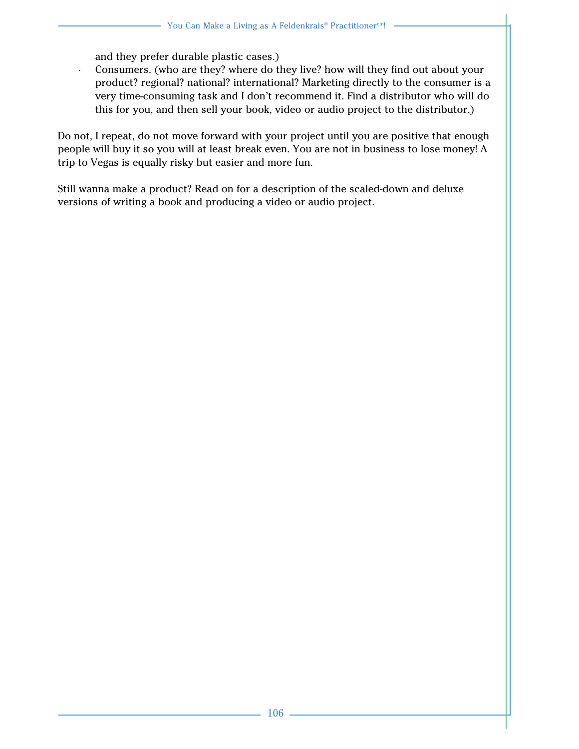and they prefer durable plastic cases.)

- Consumers. (who are they? where do they live? how will they find out about your product? regional? national? international? Marketing directly to the consumer is a very time-consuming task and I don't recommend it. Find a distributor who will do this for you, and then sell your book, video or audio project to the distributor.)

Do not, I repeat, do not move forward with your project until you are positive that enough people will buy it so you will at least break even. You are not in business to lose money! A trip to Vegas is equally risky but easier and more fun.

Still wanna make a product? Read on for a description of the scaled-down and deluxe versions of writing a book and producing a video or audio project.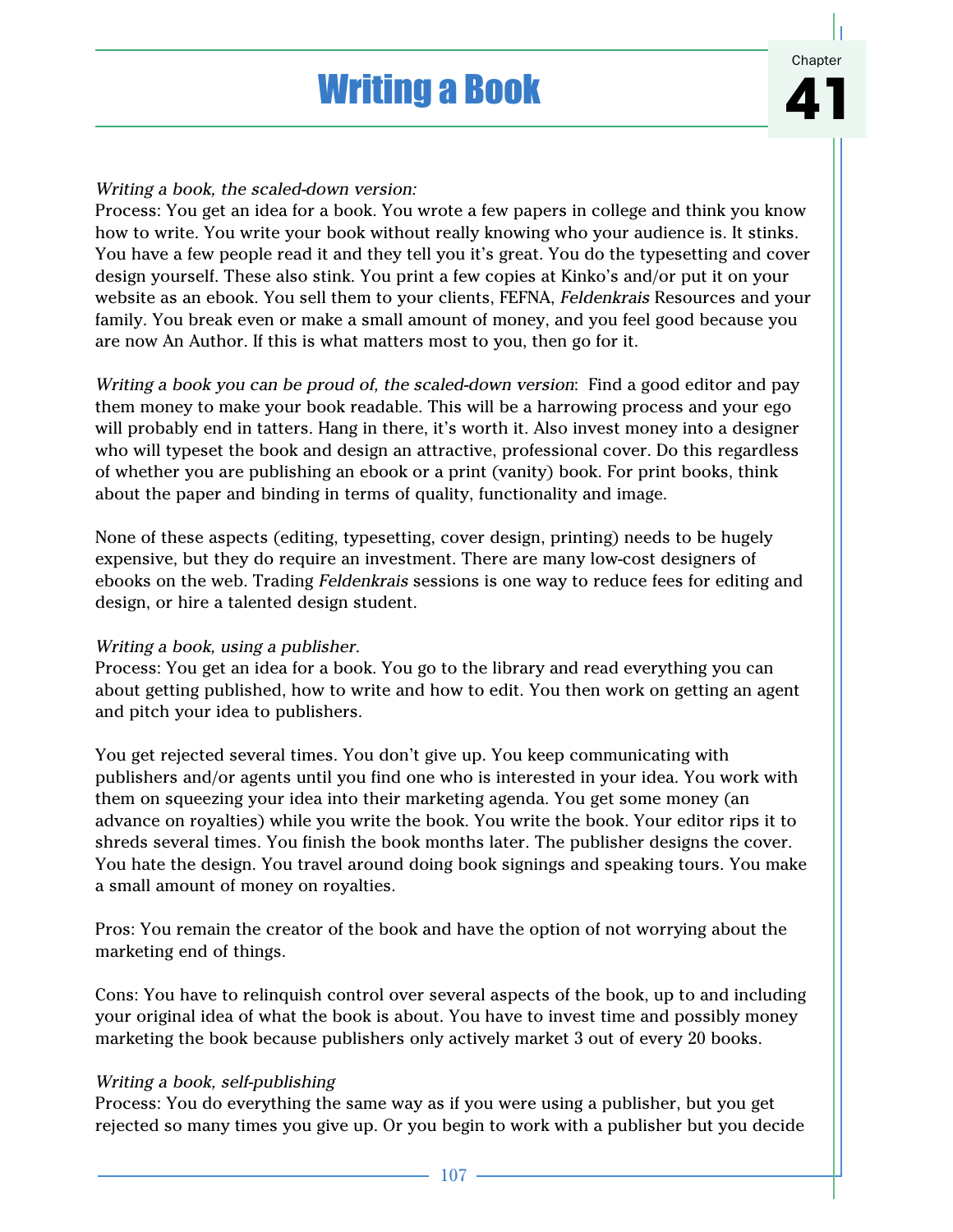# Writing a Book

Chapter 41

*Writing a book, the scaled-down version:*
Process: You get an idea for a book. You wrote a few papers in college and think you know how to write. You write your book without really knowing who your audience is. It stinks. You have a few people read it and they tell you it's great. You do the typesetting and cover design yourself. These also stink. You print a few copies at Kinko's and/or put it on your website as an ebook. You sell them to your clients, FEFNA, *Feldenkrais* Resources and your family. You break even or make a small amount of money, and you feel good because you are now An Author. If this is what matters most to you, then go for it.

*Writing a book you can be proud of, the scaled-down version*: Find a good editor and pay them money to make your book readable. This will be a harrowing process and your ego will probably end in tatters. Hang in there, it's worth it. Also invest money into a designer who will typeset the book and design an attractive, professional cover. Do this regardless of whether you are publishing an ebook or a print (vanity) book. For print books, think about the paper and binding in terms of quality, functionality and image.

None of these aspects (editing, typesetting, cover design, printing) needs to be hugely expensive, but they do require an investment. There are many low-cost designers of ebooks on the web. Trading *Feldenkrais* sessions is one way to reduce fees for editing and design, or hire a talented design student.

*Writing a book, using a publisher.*
Process: You get an idea for a book. You go to the library and read everything you can about getting published, how to write and how to edit. You then work on getting an agent and pitch your idea to publishers.

You get rejected several times. You don't give up. You keep communicating with publishers and/or agents until you find one who is interested in your idea. You work with them on squeezing your idea into their marketing agenda. You get some money (an advance on royalties) while you write the book. You write the book. Your editor rips it to shreds several times. You finish the book months later. The publisher designs the cover. You hate the design. You travel around doing book signings and speaking tours. You make a small amount of money on royalties.

Pros: You remain the creator of the book and have the option of not worrying about the marketing end of things.

Cons: You have to relinquish control over several aspects of the book, up to and including your original idea of what the book is about. You have to invest time and possibly money marketing the book because publishers only actively market 3 out of every 20 books.

*Writing a book, self-publishing*
Process: You do everything the same way as if you were using a publisher, but you get rejected so many times you give up. Or you begin to work with a publisher but you decide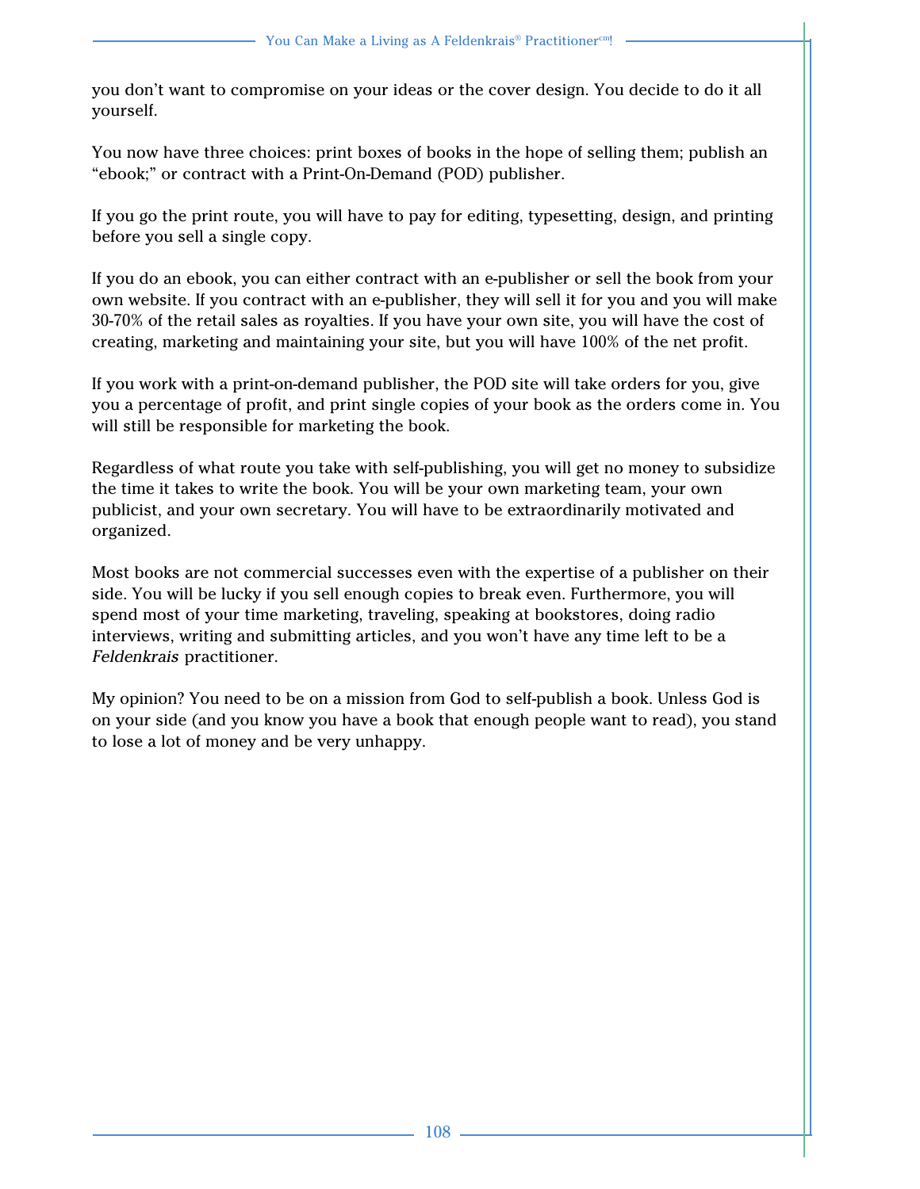you don’t want to compromise on your ideas or the cover design. You decide to do it all yourself.

You now have three choices: print boxes of books in the hope of selling them; publish an “ebook;” or contract with a Print-On-Demand (POD) publisher.

If you go the print route, you will have to pay for editing, typesetting, design, and printing before you sell a single copy.

If you do an ebook, you can either contract with an e-publisher or sell the book from your own website. If you contract with an e-publisher, they will sell it for you and you will make 30-70% of the retail sales as royalties. If you have your own site, you will have the cost of creating, marketing and maintaining your site, but you will have 100% of the net profit.

If you work with a print-on-demand publisher, the POD site will take orders for you, give you a percentage of profit, and print single copies of your book as the orders come in. You will still be responsible for marketing the book.

Regardless of what route you take with self-publishing, you will get no money to subsidize the time it takes to write the book. You will be your own marketing team, your own publicist, and your own secretary. You will have to be extraordinarily motivated and organized.

Most books are not commercial successes even with the expertise of a publisher on their side. You will be lucky if you sell enough copies to break even. Furthermore, you will spend most of your time marketing, traveling, speaking at bookstores, doing radio interviews, writing and submitting articles, and you won’t have any time left to be a *Feldenkrais* practitioner.

My opinion? You need to be on a mission from God to self-publish a book. Unless God is on your side (and you know you have a book that enough people want to read), you stand to lose a lot of money and be very unhappy.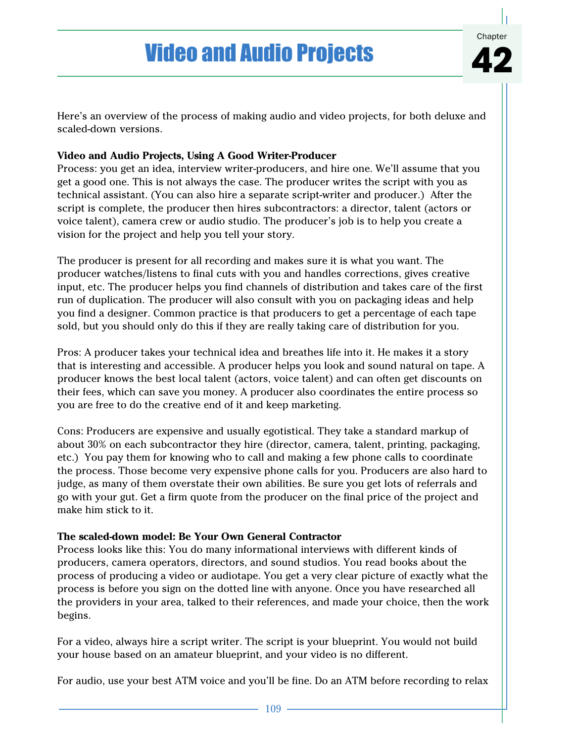# Video and Audio Projects

Chapter 42

Here's an overview of the process of making audio and video projects, for both deluxe and scaled-down versions.

**Video and Audio Projects, Using A Good Writer-Producer**

Process: you get an idea, interview writer-producers, and hire one. We'll assume that you get a good one. This is not always the case. The producer writes the script with you as technical assistant. (You can also hire a separate script-writer and producer.) After the script is complete, the producer then hires subcontractors: a director, talent (actors or voice talent), camera crew or audio studio. The producer's job is to help you create a vision for the project and help you tell your story.

The producer is present for all recording and makes sure it is what you want. The producer watches/listens to final cuts with you and handles corrections, gives creative input, etc. The producer helps you find channels of distribution and takes care of the first run of duplication. The producer will also consult with you on packaging ideas and help you find a designer. Common practice is that producers to get a percentage of each tape sold, but you should only do this if they are really taking care of distribution for you.

Pros: A producer takes your technical idea and breathes life into it. He makes it a story that is interesting and accessible. A producer helps you look and sound natural on tape. A producer knows the best local talent (actors, voice talent) and can often get discounts on their fees, which can save you money. A producer also coordinates the entire process so you are free to do the creative end of it and keep marketing.

Cons: Producers are expensive and usually egotistical. They take a standard markup of about 30% on each subcontractor they hire (director, camera, talent, printing, packaging, etc.) You pay them for knowing who to call and making a few phone calls to coordinate the process. Those become very expensive phone calls for you. Producers are also hard to judge, as many of them overstate their own abilities. Be sure you get lots of referrals and go with your gut. Get a firm quote from the producer on the final price of the project and make him stick to it.

**The scaled-down model: Be Your Own General Contractor**

Process looks like this: You do many informational interviews with different kinds of producers, camera operators, directors, and sound studios. You read books about the process of producing a video or audiotape. You get a very clear picture of exactly what the process is before you sign on the dotted line with anyone. Once you have researched all the providers in your area, talked to their references, and made your choice, then the work begins.

For a video, always hire a script writer. The script is your blueprint. You would not build your house based on an amateur blueprint, and your video is no different.

For audio, use your best ATM voice and you'll be fine. Do an ATM before recording to relax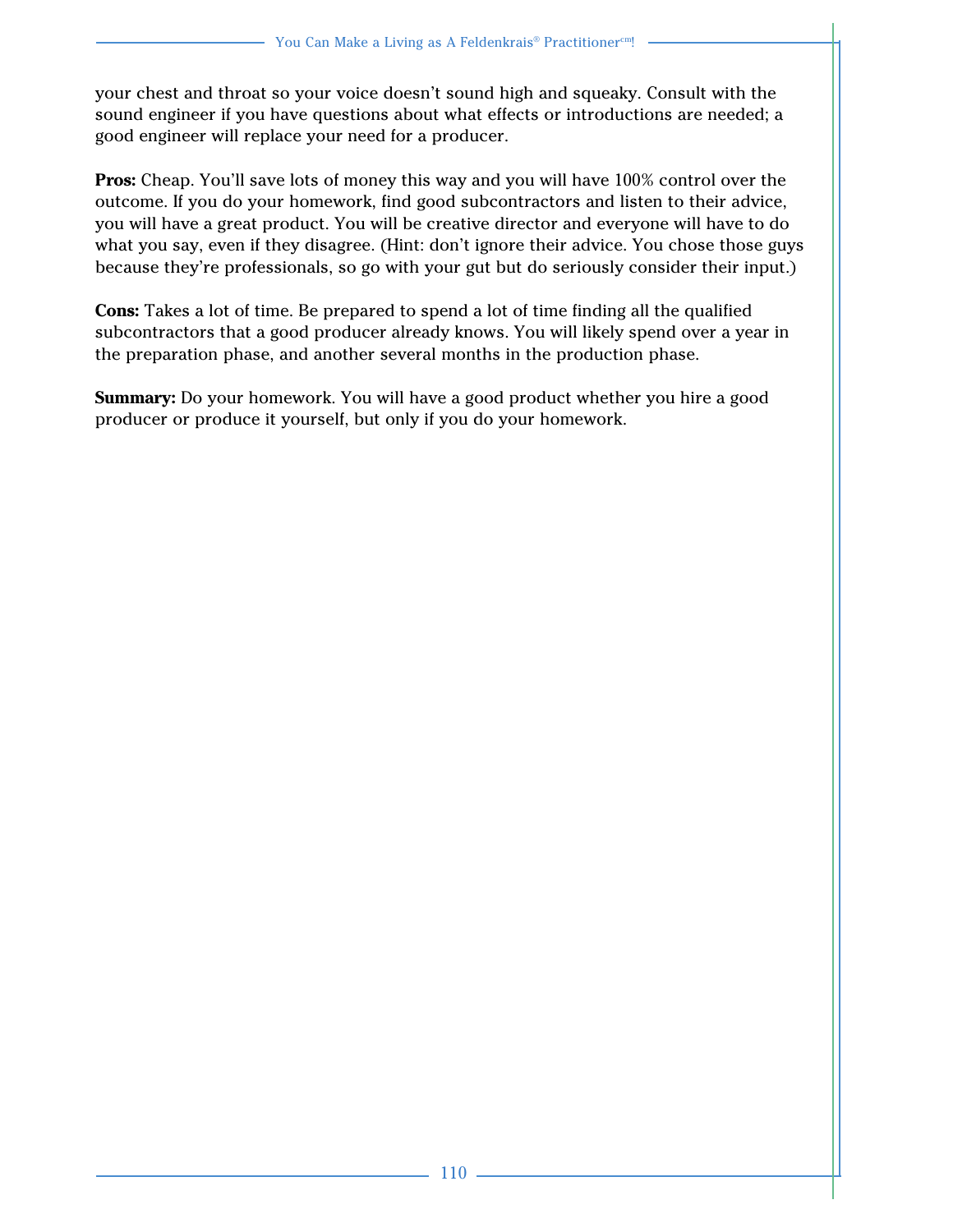your chest and throat so your voice doesn't sound high and squeaky. Consult with the sound engineer if you have questions about what effects or introductions are needed; a good engineer will replace your need for a producer.

**Pros:** Cheap. You'll save lots of money this way and you will have 100% control over the outcome. If you do your homework, find good subcontractors and listen to their advice, you will have a great product. You will be creative director and everyone will have to do what you say, even if they disagree. (Hint: don't ignore their advice. You chose those guys because they're professionals, so go with your gut but do seriously consider their input.)

**Cons:** Takes a lot of time. Be prepared to spend a lot of time finding all the qualified subcontractors that a good producer already knows. You will likely spend over a year in the preparation phase, and another several months in the production phase.

**Summary:** Do your homework. You will have a good product whether you hire a good producer or produce it yourself, but only if you do your homework.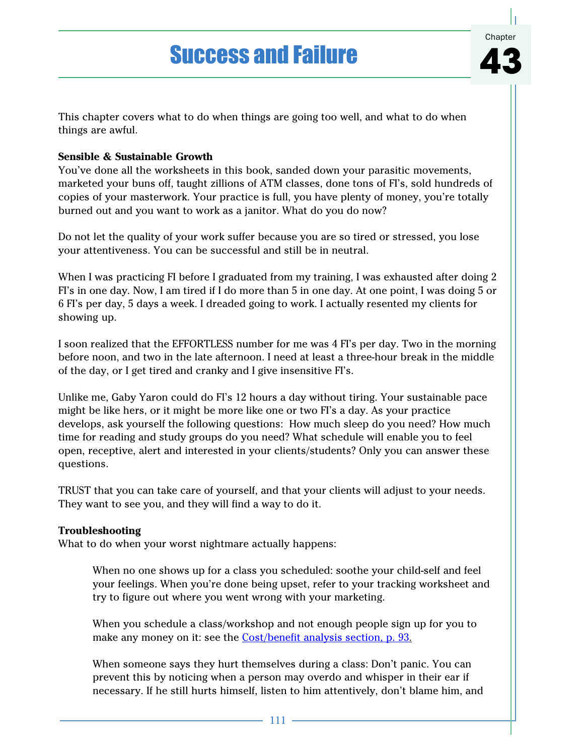# Success and Failure

Chapter 43

This chapter covers what to do when things are going too well, and what to do when things are awful.

**Sensible & Sustainable Growth**

You've done all the worksheets in this book, sanded down your parasitic movements, marketed your buns off, taught zillions of ATM classes, done tons of FI's, sold hundreds of copies of your masterwork. Your practice is full, you have plenty of money, you're totally burned out and you want to work as a janitor. What do you do now?

Do not let the quality of your work suffer because you are so tired or stressed, you lose your attentiveness. You can be successful and still be in neutral.

When I was practicing FI before I graduated from my training, I was exhausted after doing 2 FI's in one day. Now, I am tired if I do more than 5 in one day. At one point, I was doing 5 or 6 FI's per day, 5 days a week. I dreaded going to work. I actually resented my clients for showing up.

I soon realized that the EFFORTLESS number for me was 4 FI's per day. Two in the morning before noon, and two in the late afternoon. I need at least a three-hour break in the middle of the day, or I get tired and cranky and I give insensitive FI's.

Unlike me, Gaby Yaron could do FI's 12 hours a day without tiring. Your sustainable pace might be like hers, or it might be more like one or two FI's a day. As your practice develops, ask yourself the following questions: How much sleep do you need? How much time for reading and study groups do you need? What schedule will enable you to feel open, receptive, alert and interested in your clients/students? Only you can answer these questions.

TRUST that you can take care of yourself, and that your clients will adjust to your needs. They want to see you, and they will find a way to do it.

**Troubleshooting**

What to do when your worst nightmare actually happens:

> When no one shows up for a class you scheduled: soothe your child-self and feel your feelings. When you're done being upset, refer to your tracking worksheet and try to figure out where you went wrong with your marketing.
>
> When you schedule a class/workshop and not enough people sign up for you to make any money on it: see the Cost/benefit analysis section, p. 93.
>
> When someone says they hurt themselves during a class: Don't panic. You can prevent this by noticing when a person may overdo and whisper in their ear if necessary. If he still hurts himself, listen to him attentively, don't blame him, and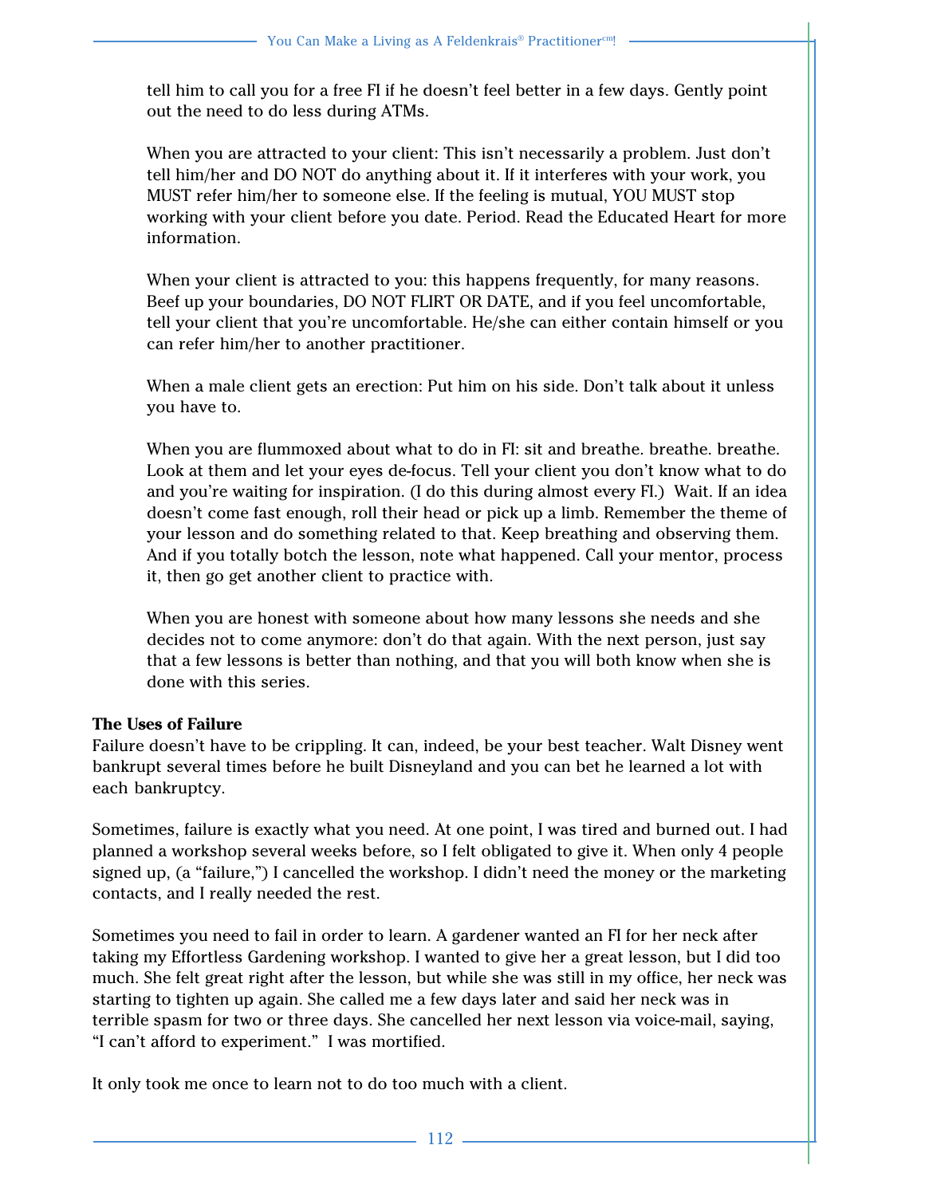tell him to call you for a free FI if he doesn't feel better in a few days. Gently point out the need to do less during ATMs.

When you are attracted to your client: This isn't necessarily a problem. Just don't tell him/her and DO NOT do anything about it. If it interferes with your work, you MUST refer him/her to someone else. If the feeling is mutual, YOU MUST stop working with your client before you date. Period. Read the Educated Heart for more information.

When your client is attracted to you: this happens frequently, for many reasons. Beef up your boundaries, DO NOT FLIRT OR DATE, and if you feel uncomfortable, tell your client that you're uncomfortable. He/she can either contain himself or you can refer him/her to another practitioner.

When a male client gets an erection: Put him on his side. Don't talk about it unless you have to.

When you are flummoxed about what to do in FI: sit and breathe. breathe. breathe. Look at them and let your eyes de-focus. Tell your client you don't know what to do and you're waiting for inspiration. (I do this during almost every FI.) Wait. If an idea doesn't come fast enough, roll their head or pick up a limb. Remember the theme of your lesson and do something related to that. Keep breathing and observing them. And if you totally botch the lesson, note what happened. Call your mentor, process it, then go get another client to practice with.

When you are honest with someone about how many lessons she needs and she decides not to come anymore: don't do that again. With the next person, just say that a few lessons is better than nothing, and that you will both know when she is done with this series.

**The Uses of Failure**

Failure doesn't have to be crippling. It can, indeed, be your best teacher. Walt Disney went bankrupt several times before he built Disneyland and you can bet he learned a lot with each bankruptcy.

Sometimes, failure is exactly what you need. At one point, I was tired and burned out. I had planned a workshop several weeks before, so I felt obligated to give it. When only 4 people signed up, (a "failure,") I cancelled the workshop. I didn't need the money or the marketing contacts, and I really needed the rest.

Sometimes you need to fail in order to learn. A gardener wanted an FI for her neck after taking my Effortless Gardening workshop. I wanted to give her a great lesson, but I did too much. She felt great right after the lesson, but while she was still in my office, her neck was starting to tighten up again. She called me a few days later and said her neck was in terrible spasm for two or three days. She cancelled her next lesson via voice-mail, saying, "I can't afford to experiment." I was mortified.

It only took me once to learn not to do too much with a client.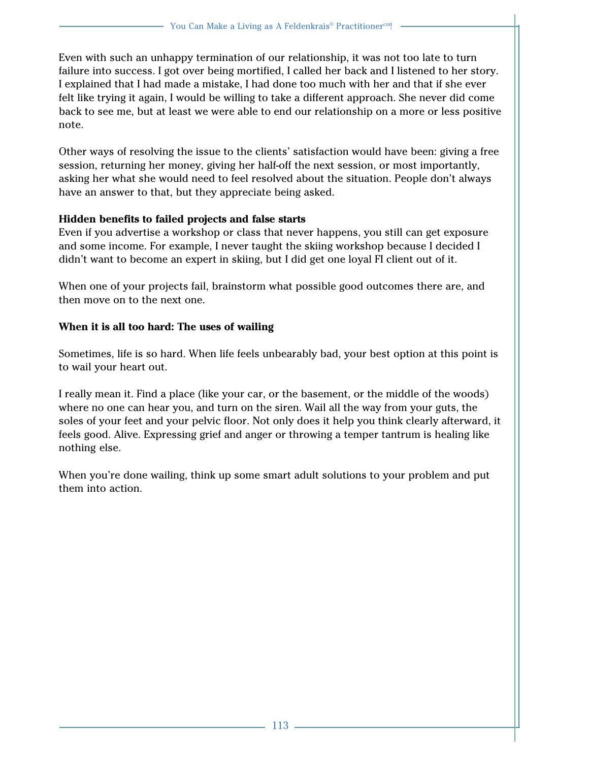Even with such an unhappy termination of our relationship, it was not too late to turn failure into success. I got over being mortified, I called her back and I listened to her story. I explained that I had made a mistake, I had done too much with her and that if she ever felt like trying it again, I would be willing to take a different approach. She never did come back to see me, but at least we were able to end our relationship on a more or less positive note.

Other ways of resolving the issue to the clients' satisfaction would have been: giving a free session, returning her money, giving her half-off the next session, or most importantly, asking her what she would need to feel resolved about the situation. People don't always have an answer to that, but they appreciate being asked.

**Hidden benefits to failed projects and false starts**

Even if you advertise a workshop or class that never happens, you still can get exposure and some income. For example, I never taught the skiing workshop because I decided I didn't want to become an expert in skiing, but I did get one loyal FI client out of it.

When one of your projects fail, brainstorm what possible good outcomes there are, and then move on to the next one.

**When it is all too hard: The uses of wailing**

Sometimes, life is so hard. When life feels unbearably bad, your best option at this point is to wail your heart out.

I really mean it. Find a place (like your car, or the basement, or the middle of the woods) where no one can hear you, and turn on the siren. Wail all the way from your guts, the soles of your feet and your pelvic floor. Not only does it help you think clearly afterward, it feels good. Alive. Expressing grief and anger or throwing a temper tantrum is healing like nothing else.

When you're done wailing, think up some smart adult solutions to your problem and put them into action.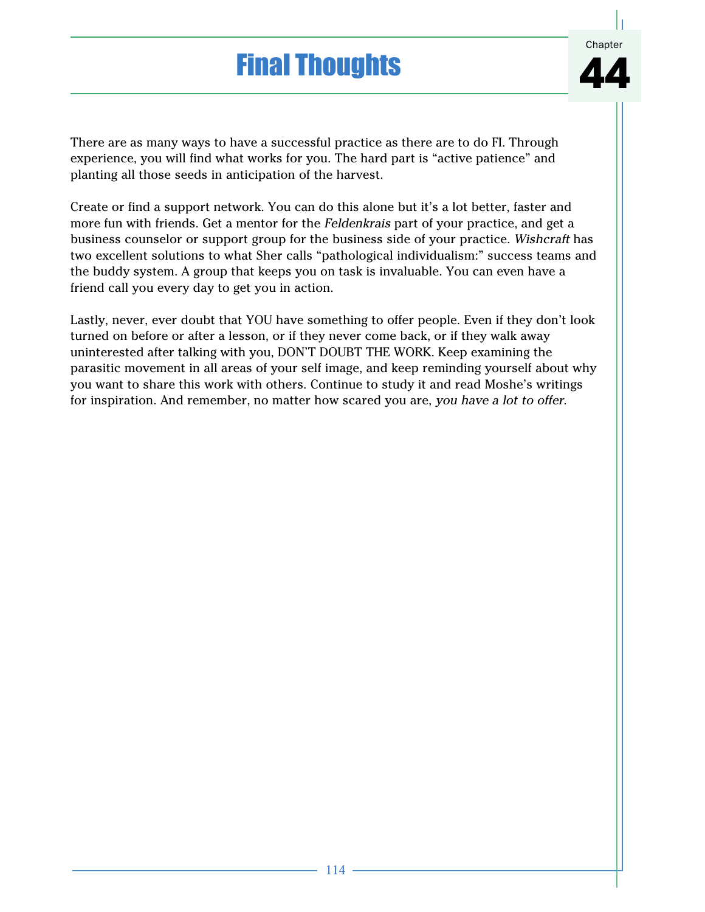# Final Thoughts

Chapter 44

There are as many ways to have a successful practice as there are to do FI. Through experience, you will find what works for you. The hard part is "active patience" and planting all those seeds in anticipation of the harvest.

Create or find a support network. You can do this alone but it's a lot better, faster and more fun with friends. Get a mentor for the *Feldenkrais* part of your practice, and get a business counselor or support group for the business side of your practice. *Wishcraft* has two excellent solutions to what Sher calls "pathological individualism:" success teams and the buddy system. A group that keeps you on task is invaluable. You can even have a friend call you every day to get you in action.

Lastly, never, ever doubt that YOU have something to offer people. Even if they don't look turned on before or after a lesson, or if they never come back, or if they walk away uninterested after talking with you, DON'T DOUBT THE WORK. Keep examining the parasitic movement in all areas of your self image, and keep reminding yourself about why you want to share this work with others. Continue to study it and read Moshe's writings for inspiration. And remember, no matter how scared you are, *you have a lot to offer*.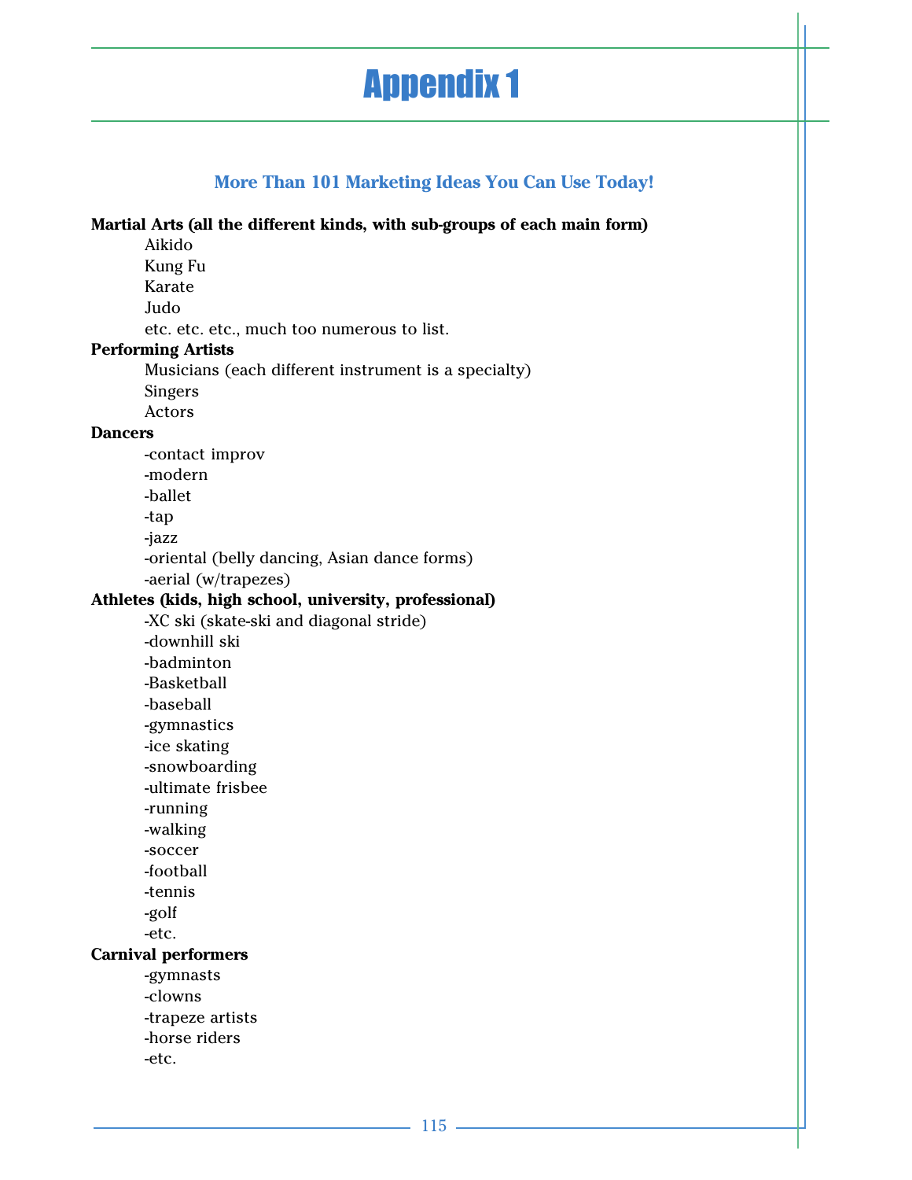# Appendix 1

## More Than 101 Marketing Ideas You Can Use Today!

**Martial Arts (all the different kinds, with sub-groups of each main form)**

- Aikido
- Kung Fu
- Karate
- Judo
- etc. etc. etc., much too numerous to list.

**Performing Artists**

- Musicians (each different instrument is a specialty)
- Singers
- Actors

**Dancers**

- -contact improv
- -modern
- -ballet
- -tap
- -jazz
- -oriental (belly dancing, Asian dance forms)
- -aerial (w/trapezes)

**Athletes (kids, high school, university, professional)**

- -XC ski (skate-ski and diagonal stride)
- -downhill ski
- -badminton
- -Basketball
- -baseball
- -gymnastics
- -ice skating
- -snowboarding
- -ultimate frisbee
- -running
- -walking
- -soccer
- -football
- -tennis
- -golf
- -etc.

**Carnival performers**

- -gymnasts
- -clowns
- -trapeze artists
- -horse riders
- -etc.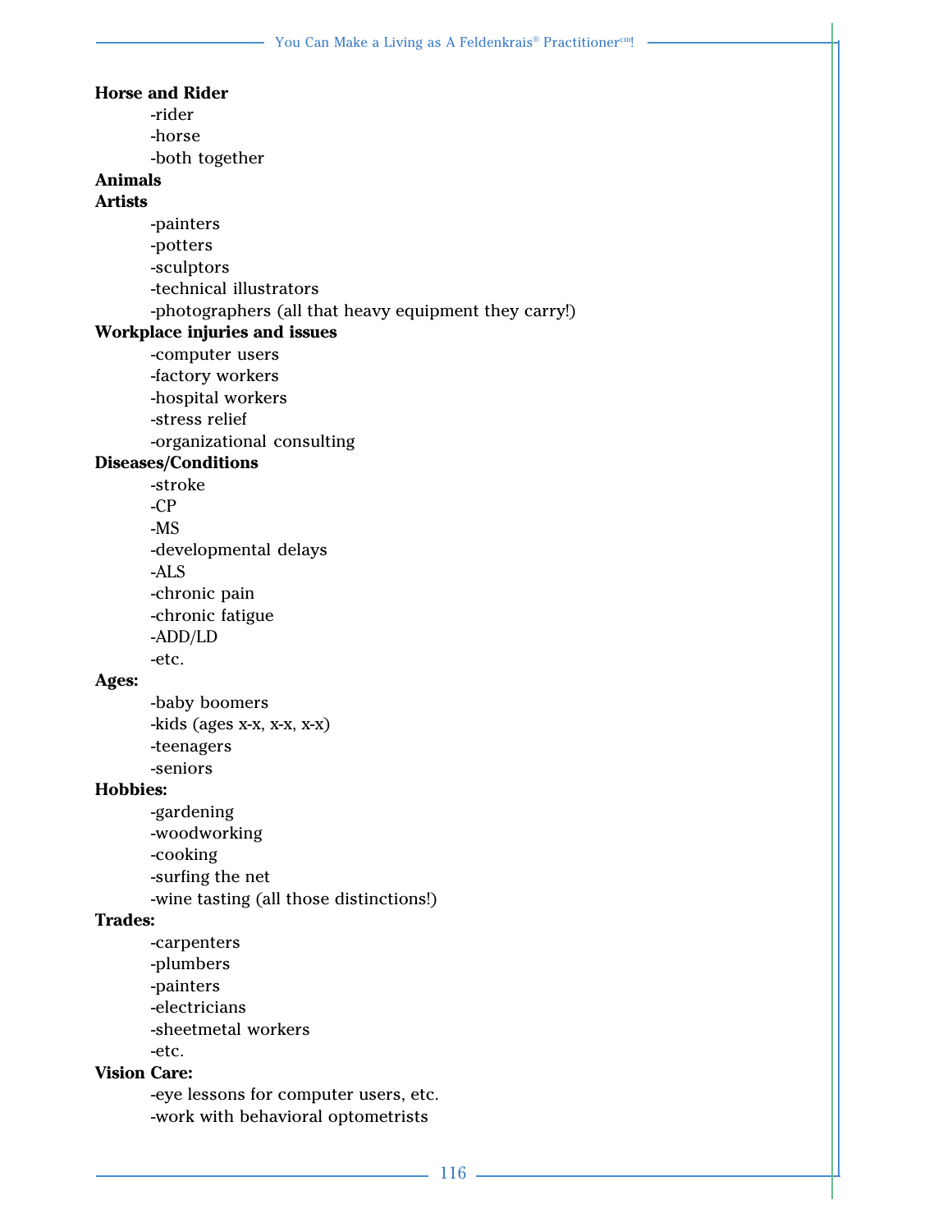**Horse and Rider**

-rider
-horse
-both together

**Animals**

**Artists**

-painters
-potters
-sculptors
-technical illustrators
-photographers (all that heavy equipment they carry!)

**Workplace injuries and issues**

-computer users
-factory workers
-hospital workers
-stress relief
-organizational consulting

**Diseases/Conditions**

-stroke
-CP
-MS
-developmental delays
-ALS
-chronic pain
-chronic fatigue
-ADD/LD
-etc.

**Ages:**

-baby boomers
-kids (ages x-x, x-x, x-x)
-teenagers
-seniors

**Hobbies:**

-gardening
-woodworking
-cooking
-surfing the net
-wine tasting (all those distinctions!)

**Trades:**

-carpenters
-plumbers
-painters
-electricians
-sheetmetal workers
-etc.

**Vision Care:**

-eye lessons for computer users, etc.
-work with behavioral optometrists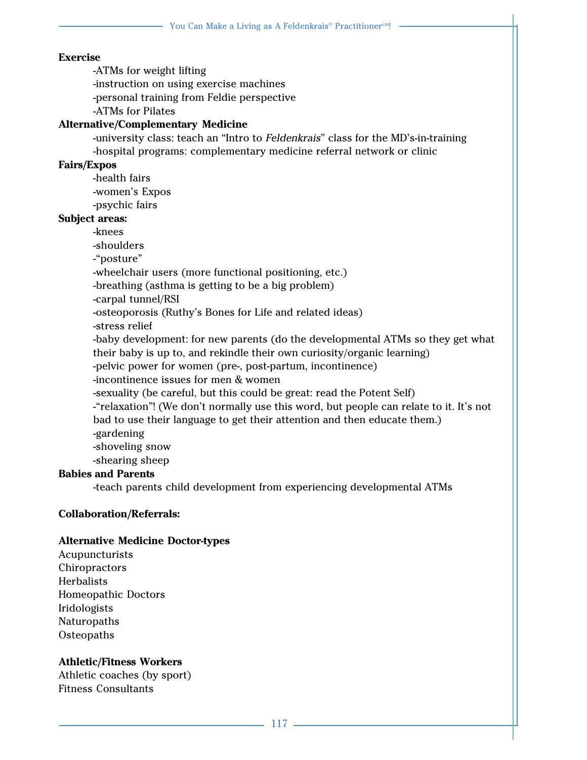**Exercise**

-ATMs for weight lifting
-instruction on using exercise machines
-personal training from Feldie perspective
-ATMs for Pilates

**Alternative/Complementary Medicine**

-university class: teach an "Intro to *Feldenkrais*" class for the MD's-in-training
-hospital programs: complementary medicine referral network or clinic

**Fairs/Expos**

-health fairs
-women's Expos
-psychic fairs

**Subject areas:**

-knees
-shoulders
-"posture"
-wheelchair users (more functional positioning, etc.)
-breathing (asthma is getting to be a big problem)
-carpal tunnel/RSI
-osteoporosis (Ruthy's Bones for Life and related ideas)
-stress relief
-baby development: for new parents (do the developmental ATMs so they get what their baby is up to, and rekindle their own curiosity/organic learning)
-pelvic power for women (pre-, post-partum, incontinence)
-incontinence issues for men & women
-sexuality (be careful, but this could be great: read the Potent Self)
-"relaxation"! (We don't normally use this word, but people can relate to it. It's not bad to use their language to get their attention and then educate them.)
-gardening
-shoveling snow
-shearing sheep

**Babies and Parents**

-teach parents child development from experiencing developmental ATMs

**Collaboration/Referrals:**

**Alternative Medicine Doctor-types**

Acupuncturists
Chiropractors
Herbalists
Homeopathic Doctors
Iridologists
Naturopaths
Osteopaths

**Athletic/Fitness Workers**

Athletic coaches (by sport)
Fitness Consultants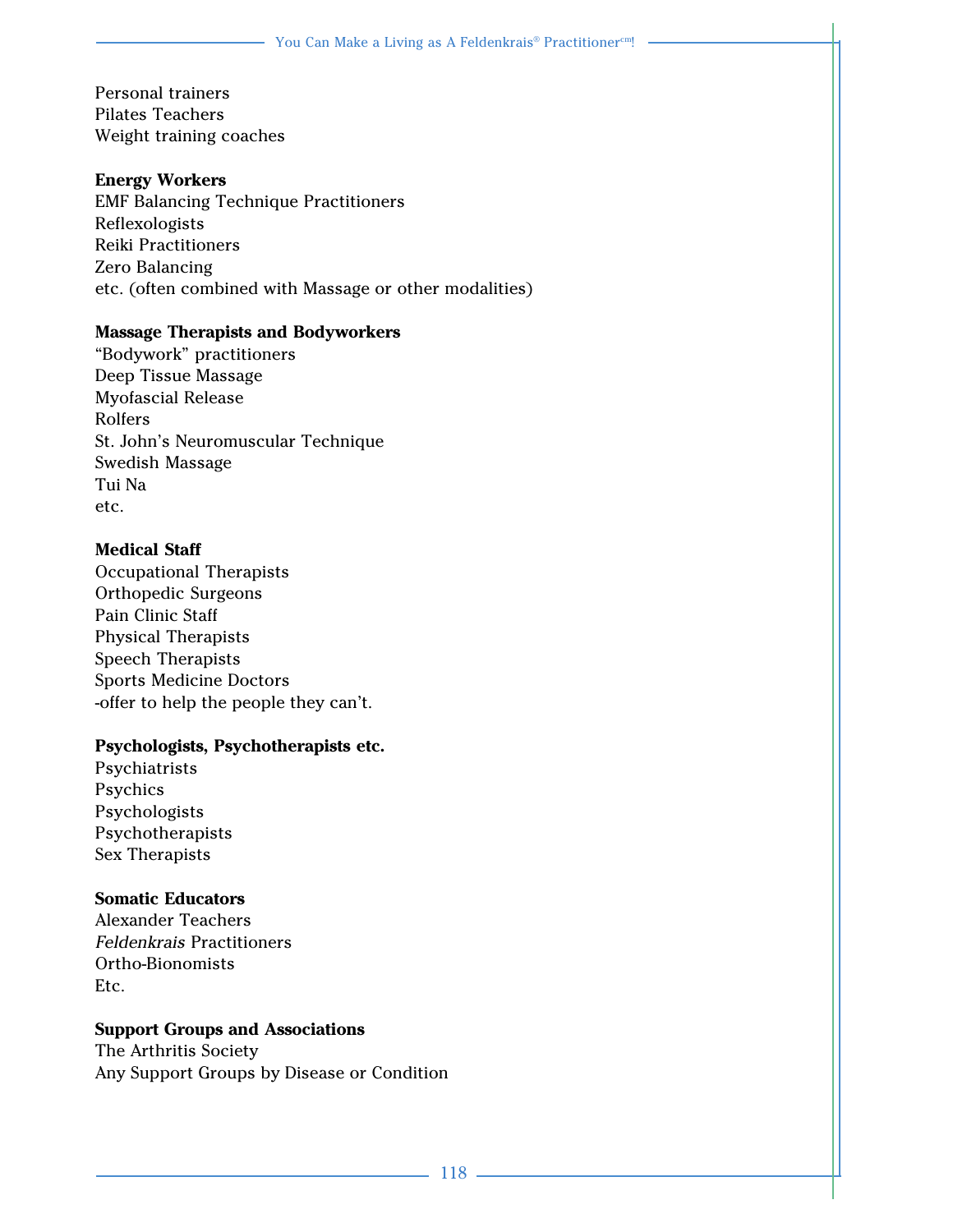Personal trainers
Pilates Teachers
Weight training coaches

**Energy Workers**
EMF Balancing Technique Practitioners
Reflexologists
Reiki Practitioners
Zero Balancing
etc. (often combined with Massage or other modalities)

**Massage Therapists and Bodyworkers**
"Bodywork" practitioners
Deep Tissue Massage
Myofascial Release
Rolfers
St. John's Neuromuscular Technique
Swedish Massage
Tui Na
etc.

**Medical Staff**
Occupational Therapists
Orthopedic Surgeons
Pain Clinic Staff
Physical Therapists
Speech Therapists
Sports Medicine Doctors
-offer to help the people they can't.

**Psychologists, Psychotherapists etc.**
Psychiatrists
Psychics
Psychologists
Psychotherapists
Sex Therapists

**Somatic Educators**
Alexander Teachers
*Feldenkrais* Practitioners
Ortho-Bionomists
Etc.

**Support Groups and Associations**
The Arthritis Society
Any Support Groups by Disease or Condition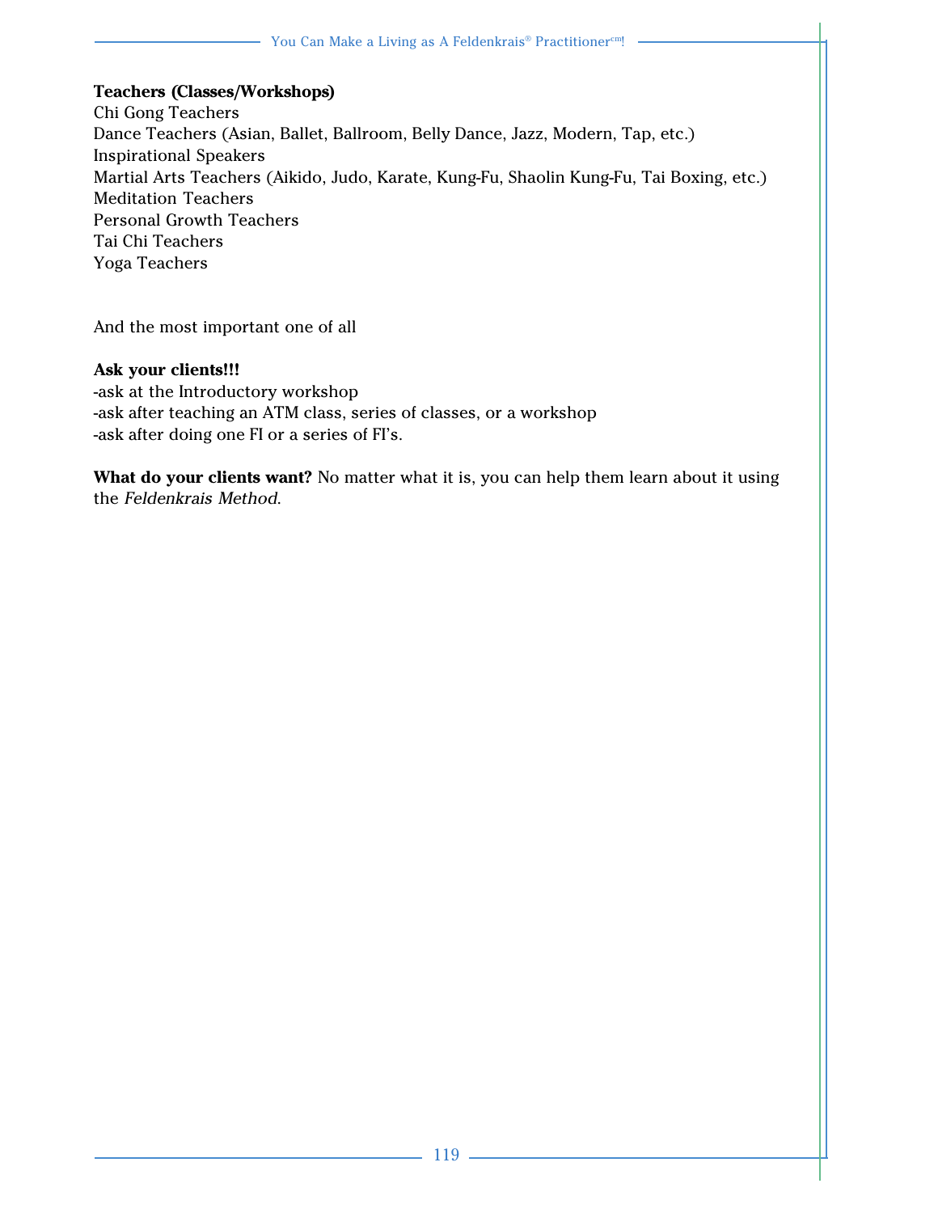**Teachers (Classes/Workshops)**
Chi Gong Teachers
Dance Teachers (Asian, Ballet, Ballroom, Belly Dance, Jazz, Modern, Tap, etc.)
Inspirational Speakers
Martial Arts Teachers (Aikido, Judo, Karate, Kung-Fu, Shaolin Kung-Fu, Tai Boxing, etc.)
Meditation Teachers
Personal Growth Teachers
Tai Chi Teachers
Yoga Teachers

And the most important one of all

**Ask your clients!!!**
-ask at the Introductory workshop
-ask after teaching an ATM class, series of classes, or a workshop
-ask after doing one FI or a series of FI's.

**What do your clients want?** No matter what it is, you can help them learn about it using the *Feldenkrais Method*.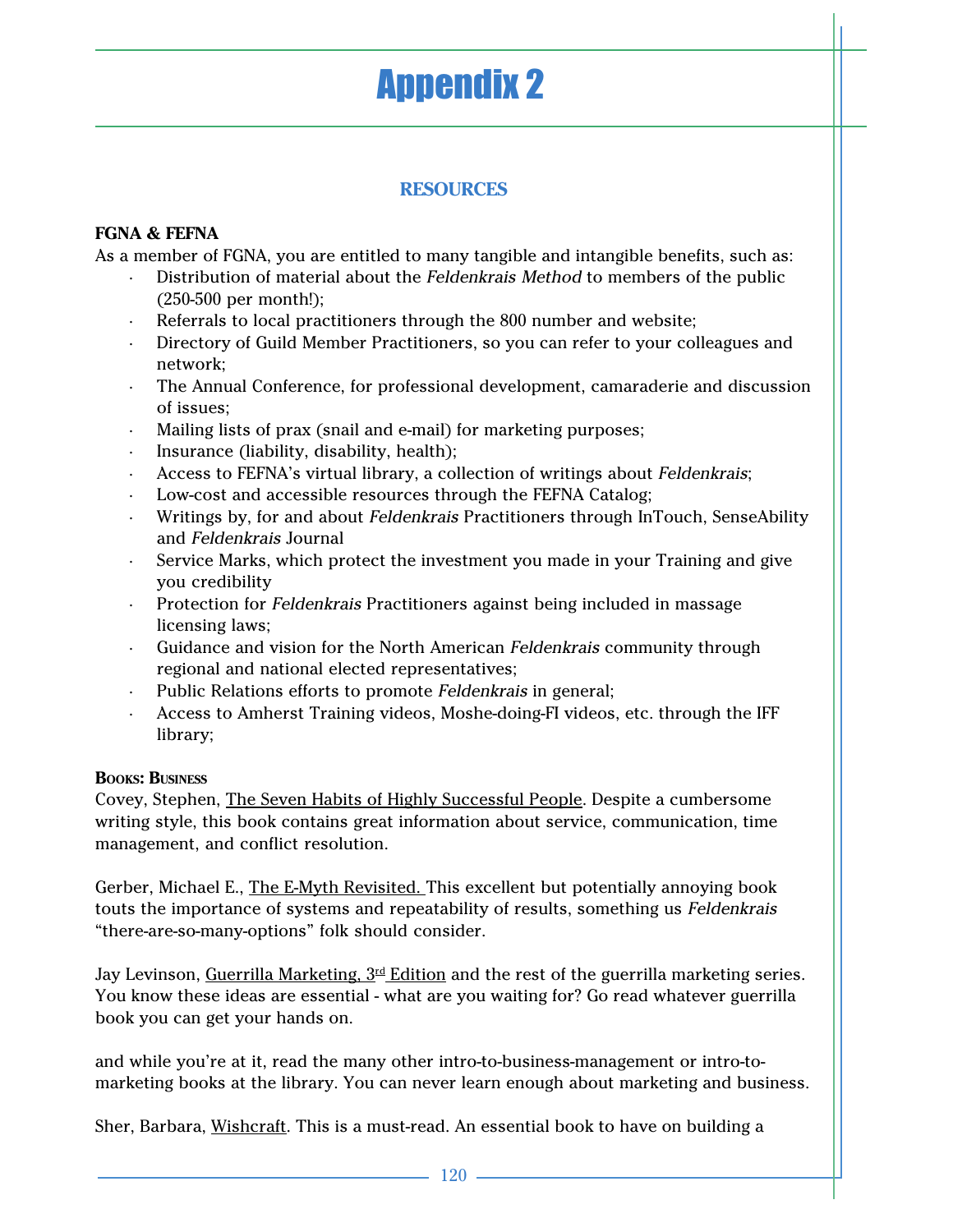# Appendix 2

## RESOURCES

**FGNA & FEFNA**

As a member of FGNA, you are entitled to many tangible and intangible benefits, such as:

- Distribution of material about the *Feldenkrais Method* to members of the public (250-500 per month!);
- Referrals to local practitioners through the 800 number and website;
- Directory of Guild Member Practitioners, so you can refer to your colleagues and network;
- The Annual Conference, for professional development, camaraderie and discussion of issues;
- Mailing lists of prax (snail and e-mail) for marketing purposes;
- Insurance (liability, disability, health);
- Access to FEFNA's virtual library, a collection of writings about *Feldenkrais*;
- Low-cost and accessible resources through the FEFNA Catalog;
- Writings by, for and about *Feldenkrais* Practitioners through InTouch, SenseAbility and *Feldenkrais* Journal
- Service Marks, which protect the investment you made in your Training and give you credibility
- Protection for *Feldenkrais* Practitioners against being included in massage licensing laws;
- Guidance and vision for the North American *Feldenkrais* community through regional and national elected representatives;
- Public Relations efforts to promote *Feldenkrais* in general;
- Access to Amherst Training videos, Moshe-doing-FI videos, etc. through the IFF library;

**Books: Business**

Covey, Stephen, The Seven Habits of Highly Successful People. Despite a cumbersome writing style, this book contains great information about service, communication, time management, and conflict resolution.

Gerber, Michael E., The E-Myth Revisited. This excellent but potentially annoying book touts the importance of systems and repeatability of results, something us *Feldenkrais* "there-are-so-many-options" folk should consider.

Jay Levinson, Guerrilla Marketing, 3rd Edition and the rest of the guerrilla marketing series. You know these ideas are essential - what are you waiting for? Go read whatever guerrilla book you can get your hands on.

and while you're at it, read the many other intro-to-business-management or intro-to-marketing books at the library. You can never learn enough about marketing and business.

Sher, Barbara, Wishcraft. This is a must-read. An essential book to have on building a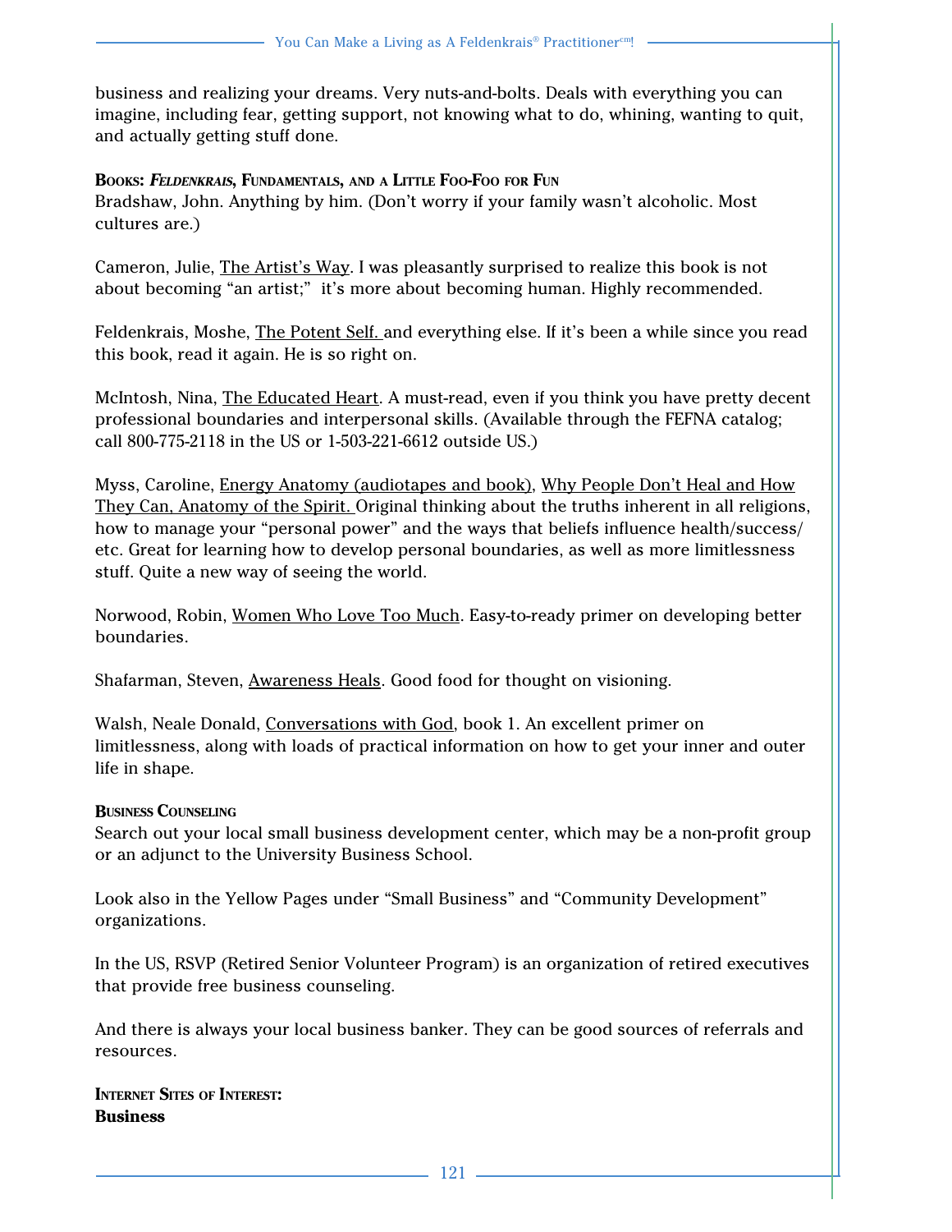business and realizing your dreams. Very nuts-and-bolts. Deals with everything you can imagine, including fear, getting support, not knowing what to do, whining, wanting to quit, and actually getting stuff done.

**BOOKS: *FELDENKRAIS*, FUNDAMENTALS, AND A LITTLE FOO-FOO FOR FUN**

Bradshaw, John. Anything by him. (Don't worry if your family wasn't alcoholic. Most cultures are.)

Cameron, Julie, The Artist's Way. I was pleasantly surprised to realize this book is not about becoming "an artist;" it's more about becoming human. Highly recommended.

Feldenkrais, Moshe, The Potent Self. and everything else. If it's been a while since you read this book, read it again. He is so right on.

McIntosh, Nina, The Educated Heart. A must-read, even if you think you have pretty decent professional boundaries and interpersonal skills. (Available through the FEFNA catalog; call 800-775-2118 in the US or 1-503-221-6612 outside US.)

Myss, Caroline, Energy Anatomy (audiotapes and book), Why People Don't Heal and How They Can, Anatomy of the Spirit. Original thinking about the truths inherent in all religions, how to manage your "personal power" and the ways that beliefs influence health/success/ etc. Great for learning how to develop personal boundaries, as well as more limitlessness stuff. Quite a new way of seeing the world.

Norwood, Robin, Women Who Love Too Much. Easy-to-ready primer on developing better boundaries.

Shafarman, Steven, Awareness Heals. Good food for thought on visioning.

Walsh, Neale Donald, Conversations with God, book 1. An excellent primer on limitlessness, along with loads of practical information on how to get your inner and outer life in shape.

**BUSINESS COUNSELING**

Search out your local small business development center, which may be a non-profit group or an adjunct to the University Business School.

Look also in the Yellow Pages under "Small Business" and "Community Development" organizations.

In the US, RSVP (Retired Senior Volunteer Program) is an organization of retired executives that provide free business counseling.

And there is always your local business banker. They can be good sources of referrals and resources.

**INTERNET SITES OF INTEREST:**

**Business**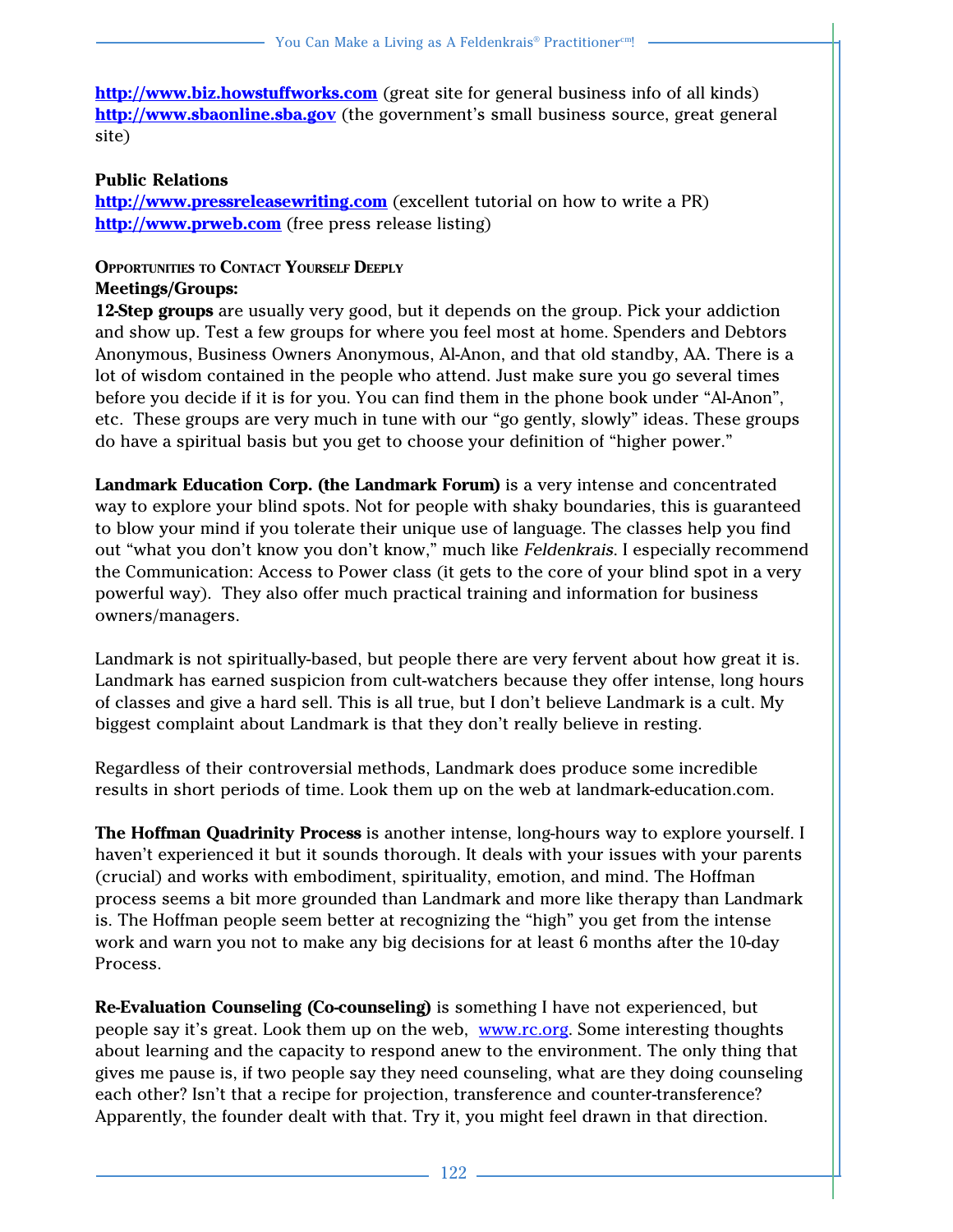**http://www.biz.howstuffworks.com** (great site for general business info of all kinds)
**http://www.sbaonline.sba.gov** (the government's small business source, great general site)

**Public Relations**
**http://www.pressreleasewriting.com** (excellent tutorial on how to write a PR)
**http://www.prweb.com** (free press release listing)

### Opportunities to Contact Yourself Deeply

**Meetings/Groups:**

**12-Step groups** are usually very good, but it depends on the group. Pick your addiction and show up. Test a few groups for where you feel most at home. Spenders and Debtors Anonymous, Business Owners Anonymous, Al-Anon, and that old standby, AA. There is a lot of wisdom contained in the people who attend. Just make sure you go several times before you decide if it is for you. You can find them in the phone book under "Al-Anon", etc. These groups are very much in tune with our "go gently, slowly" ideas. These groups do have a spiritual basis but you get to choose your definition of "higher power."

**Landmark Education Corp. (the Landmark Forum)** is a very intense and concentrated way to explore your blind spots. Not for people with shaky boundaries, this is guaranteed to blow your mind if you tolerate their unique use of language. The classes help you find out "what you don't know you don't know," much like *Feldenkrais*. I especially recommend the Communication: Access to Power class (it gets to the core of your blind spot in a very powerful way). They also offer much practical training and information for business owners/managers.

Landmark is not spiritually-based, but people there are very fervent about how great it is. Landmark has earned suspicion from cult-watchers because they offer intense, long hours of classes and give a hard sell. This is all true, but I don't believe Landmark is a cult. My biggest complaint about Landmark is that they don't really believe in resting.

Regardless of their controversial methods, Landmark does produce some incredible results in short periods of time. Look them up on the web at landmark-education.com.

**The Hoffman Quadrinity Process** is another intense, long-hours way to explore yourself. I haven't experienced it but it sounds thorough. It deals with your issues with your parents (crucial) and works with embodiment, spirituality, emotion, and mind. The Hoffman process seems a bit more grounded than Landmark and more like therapy than Landmark is. The Hoffman people seem better at recognizing the "high" you get from the intense work and warn you not to make any big decisions for at least 6 months after the 10-day Process.

**Re-Evaluation Counseling (Co-counseling)** is something I have not experienced, but people say it's great. Look them up on the web, www.rc.org. Some interesting thoughts about learning and the capacity to respond anew to the environment. The only thing that gives me pause is, if two people say they need counseling, what are they doing counseling each other? Isn't that a recipe for projection, transference and counter-transference? Apparently, the founder dealt with that. Try it, you might feel drawn in that direction.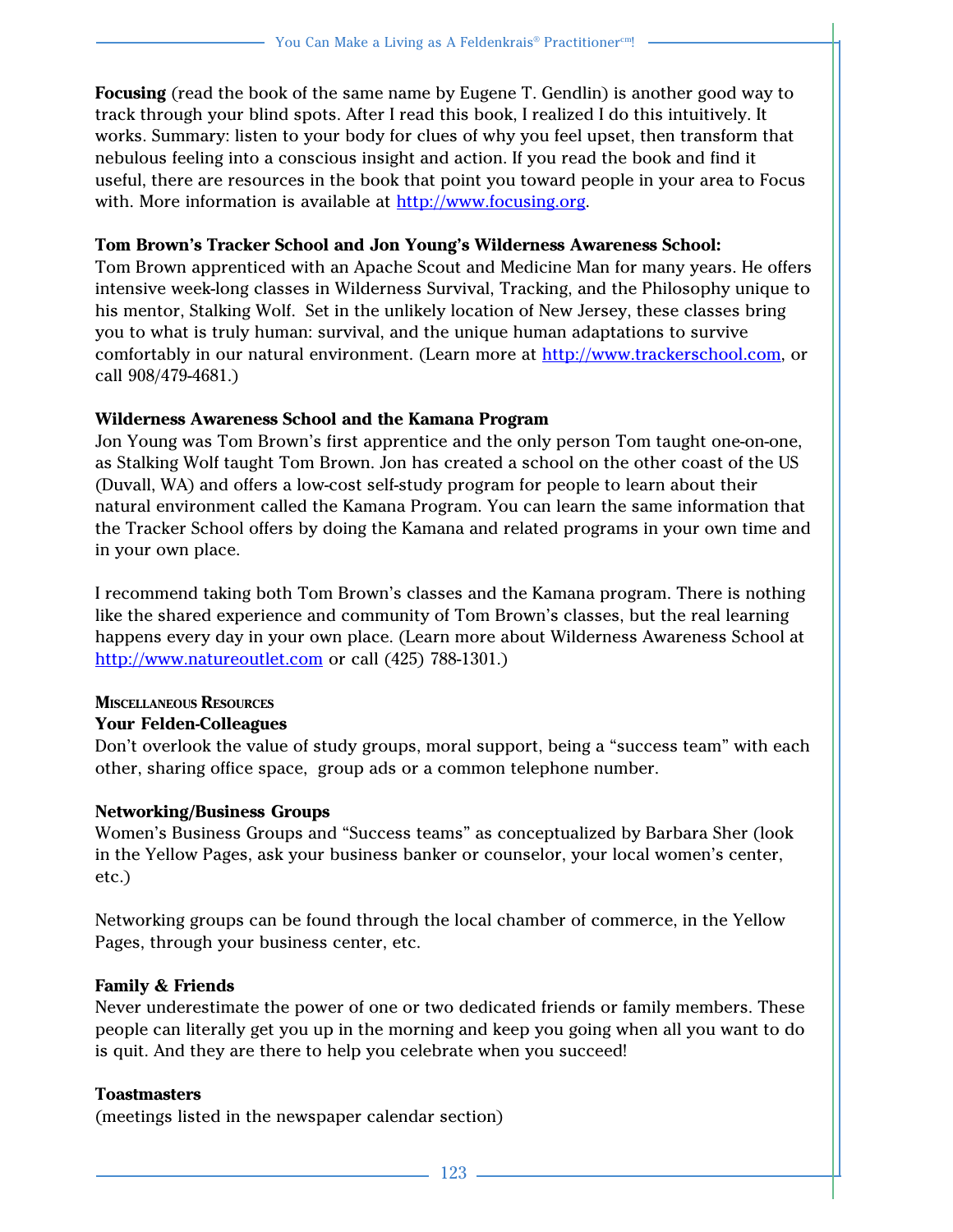**Focusing** (read the book of the same name by Eugene T. Gendlin) is another good way to track through your blind spots. After I read this book, I realized I do this intuitively. It works. Summary: listen to your body for clues of why you feel upset, then transform that nebulous feeling into a conscious insight and action. If you read the book and find it useful, there are resources in the book that point you toward people in your area to Focus with. More information is available at http://www.focusing.org.

**Tom Brown's Tracker School and Jon Young's Wilderness Awareness School:**
Tom Brown apprenticed with an Apache Scout and Medicine Man for many years. He offers intensive week-long classes in Wilderness Survival, Tracking, and the Philosophy unique to his mentor, Stalking Wolf. Set in the unlikely location of New Jersey, these classes bring you to what is truly human: survival, and the unique human adaptations to survive comfortably in our natural environment. (Learn more at http://www.trackerschool.com, or call 908/479-4681.)

**Wilderness Awareness School and the Kamana Program**
Jon Young was Tom Brown's first apprentice and the only person Tom taught one-on-one, as Stalking Wolf taught Tom Brown. Jon has created a school on the other coast of the US (Duvall, WA) and offers a low-cost self-study program for people to learn about their natural environment called the Kamana Program. You can learn the same information that the Tracker School offers by doing the Kamana and related programs in your own time and in your own place.

I recommend taking both Tom Brown's classes and the Kamana program. There is nothing like the shared experience and community of Tom Brown's classes, but the real learning happens every day in your own place. (Learn more about Wilderness Awareness School at http://www.natureoutlet.com or call (425) 788-1301.)

## Miscellaneous Resources

**Your Felden-Colleagues**
Don't overlook the value of study groups, moral support, being a "success team" with each other, sharing office space, group ads or a common telephone number.

**Networking/Business Groups**
Women's Business Groups and "Success teams" as conceptualized by Barbara Sher (look in the Yellow Pages, ask your business banker or counselor, your local women's center, etc.)

Networking groups can be found through the local chamber of commerce, in the Yellow Pages, through your business center, etc.

**Family & Friends**
Never underestimate the power of one or two dedicated friends or family members. These people can literally get you up in the morning and keep you going when all you want to do is quit. And they are there to help you celebrate when you succeed!

**Toastmasters**
(meetings listed in the newspaper calendar section)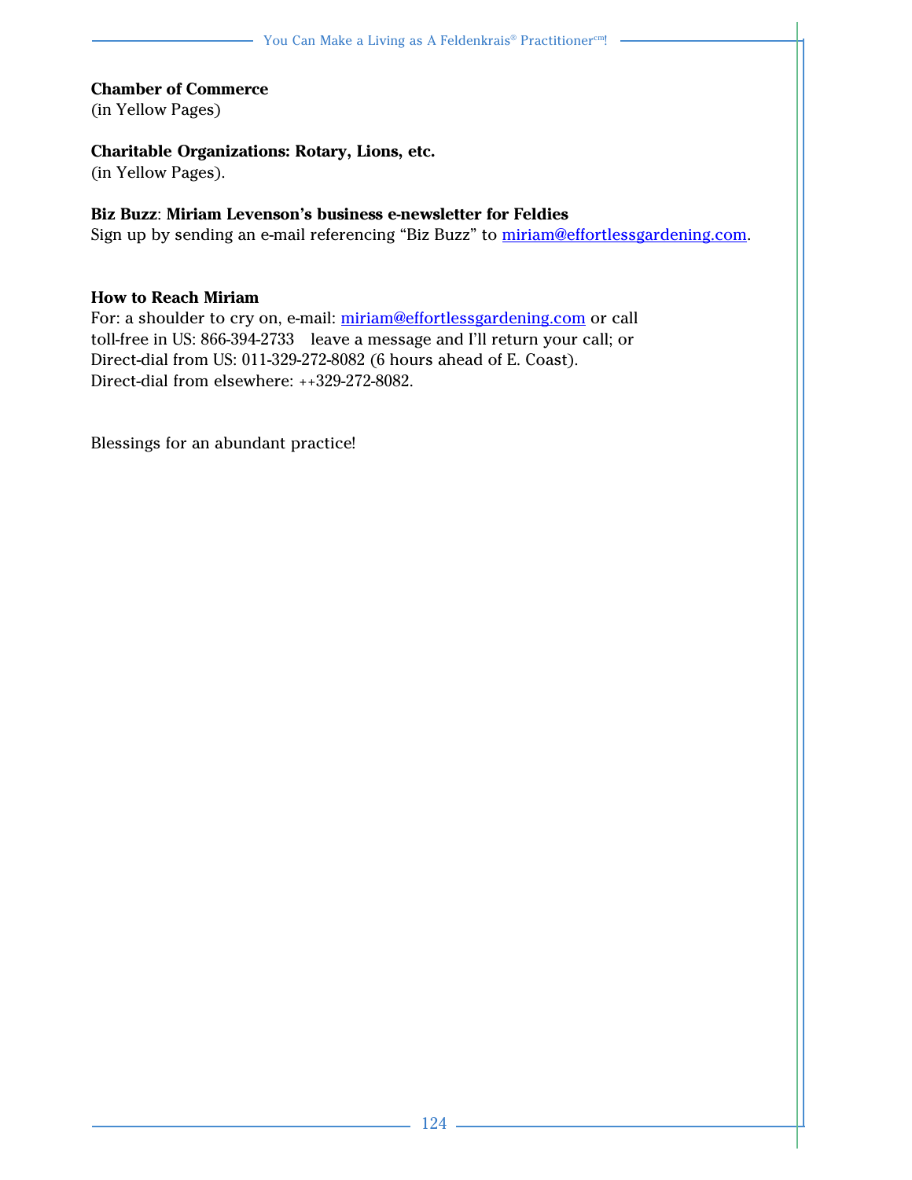**Chamber of Commerce**
(in Yellow Pages)

**Charitable Organizations: Rotary, Lions, etc.**
(in Yellow Pages).

**Biz Buzz**: **Miriam Levenson's business e-newsletter for Feldies**
Sign up by sending an e-mail referencing "Biz Buzz" to miriam@effortlessgardening.com.

**How to Reach Miriam**
For: a shoulder to cry on, e-mail: miriam@effortlessgardening.com or call
toll-free in US: 866-394-2733 leave a message and I'll return your call; or
Direct-dial from US: 011-329-272-8082 (6 hours ahead of E. Coast).
Direct-dial from elsewhere: ++329-272-8082.

Blessings for an abundant practice!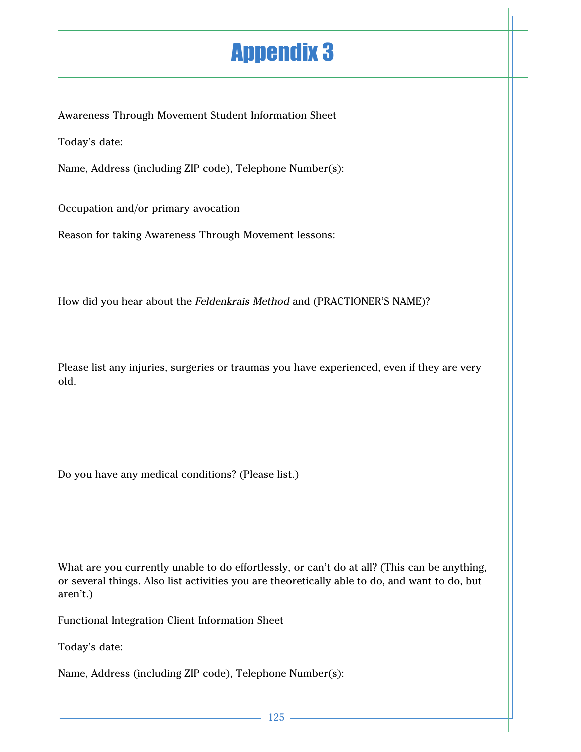# Appendix 3

Awareness Through Movement Student Information Sheet

Today's date:

Name, Address (including ZIP code), Telephone Number(s):

Occupation and/or primary avocation

Reason for taking Awareness Through Movement lessons:

How did you hear about the *Feldenkrais Method* and (PRACTIONER'S NAME)?

Please list any injuries, surgeries or traumas you have experienced, even if they are very old.

Do you have any medical conditions? (Please list.)

What are you currently unable to do effortlessly, or can't do at all? (This can be anything, or several things. Also list activities you are theoretically able to do, and want to do, but aren't.)

Functional Integration Client Information Sheet

Today's date:

Name, Address (including ZIP code), Telephone Number(s):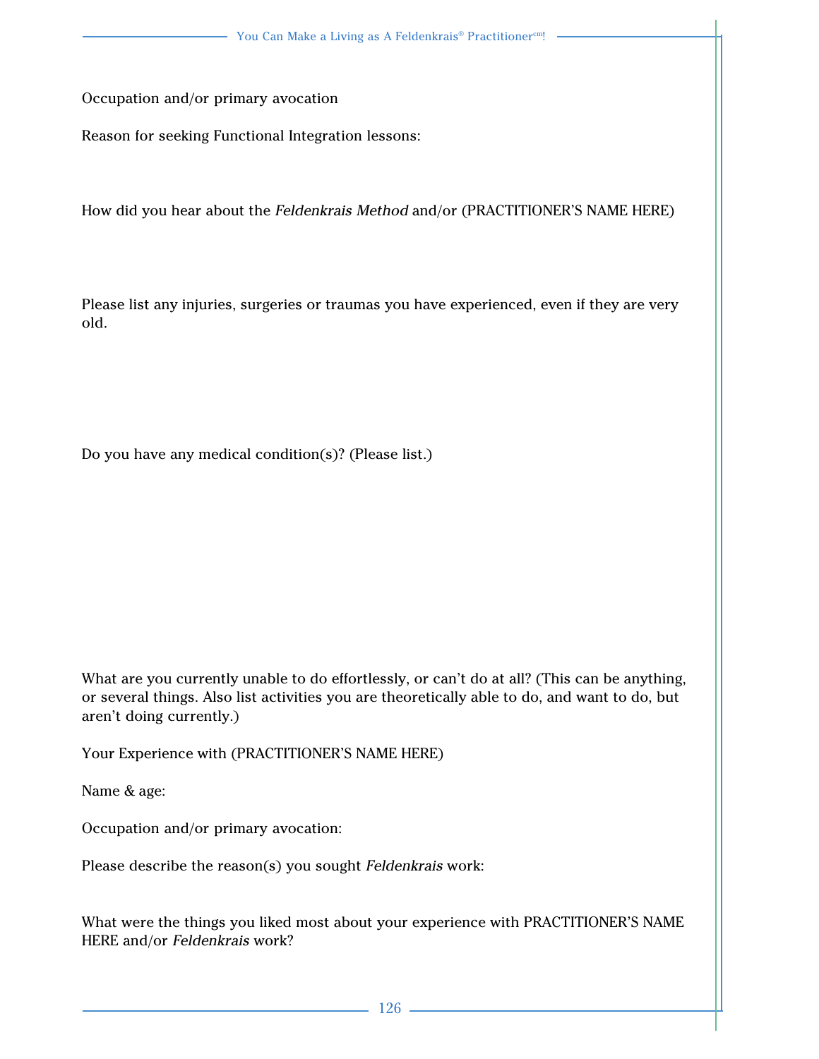Occupation and/or primary avocation

Reason for seeking Functional Integration lessons:

How did you hear about the *Feldenkrais Method* and/or (PRACTITIONER'S NAME HERE)

Please list any injuries, surgeries or traumas you have experienced, even if they are very old.

Do you have any medical condition(s)? (Please list.)

What are you currently unable to do effortlessly, or can't do at all? (This can be anything, or several things. Also list activities you are theoretically able to do, and want to do, but aren't doing currently.)

Your Experience with (PRACTITIONER'S NAME HERE)

Name & age:

Occupation and/or primary avocation:

Please describe the reason(s) you sought *Feldenkrais* work:

What were the things you liked most about your experience with PRACTITIONER'S NAME HERE and/or *Feldenkrais* work?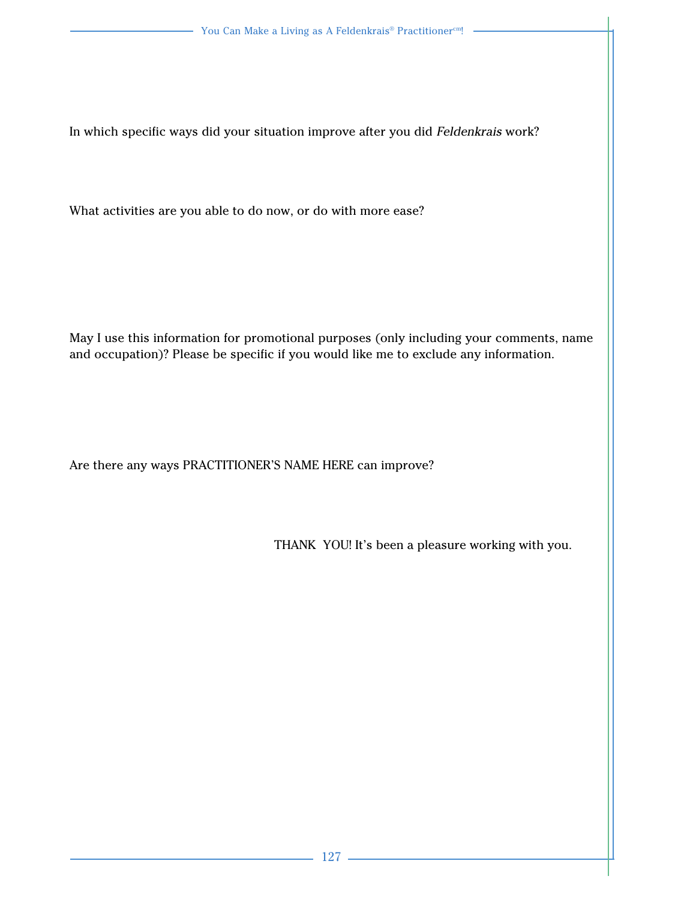In which specific ways did your situation improve after you did *Feldenkrais* work?

What activities are you able to do now, or do with more ease?

May I use this information for promotional purposes (only including your comments, name and occupation)? Please be specific if you would like me to exclude any information.

Are there any ways PRACTITIONER'S NAME HERE can improve?

THANK YOU! It's been a pleasure working with you.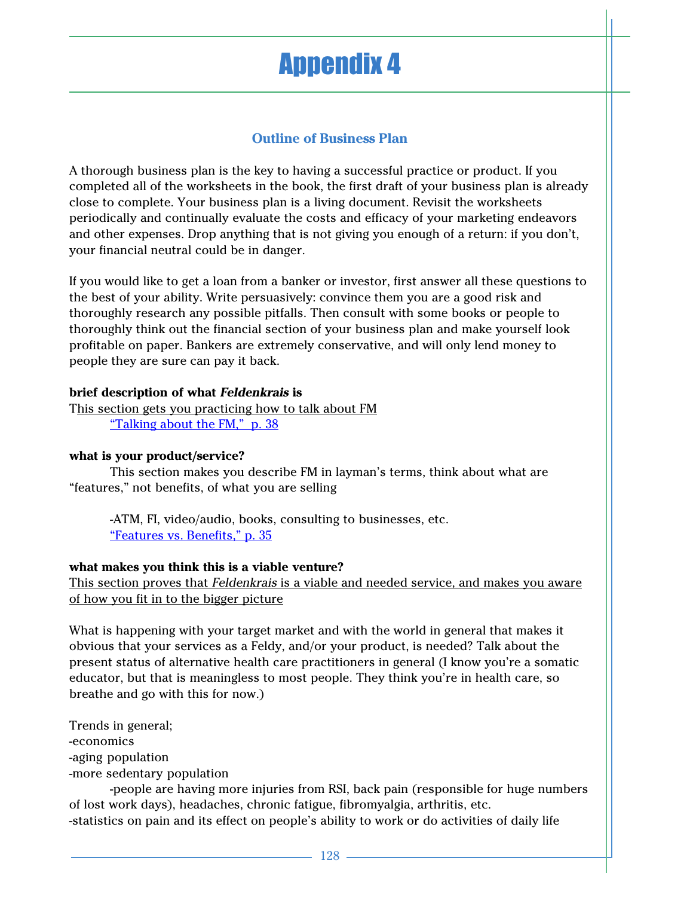# Appendix 4

## Outline of Business Plan

A thorough business plan is the key to having a successful practice or product. If you completed all of the worksheets in the book, the first draft of your business plan is already close to complete. Your business plan is a living document. Revisit the worksheets periodically and continually evaluate the costs and efficacy of your marketing endeavors and other expenses. Drop anything that is not giving you enough of a return: if you don't, your financial neutral could be in danger.

If you would like to get a loan from a banker or investor, first answer all these questions to the best of your ability. Write persuasively: convince them you are a good risk and thoroughly research any possible pitfalls. Then consult with some books or people to thoroughly think out the financial section of your business plan and make yourself look profitable on paper. Bankers are extremely conservative, and will only lend money to people they are sure can pay it back.

**brief description of what *Feldenkrais* is**

This section gets you practicing how to talk about FM

"Talking about the FM," p. 38

**what is your product/service?**

This section makes you describe FM in layman's terms, think about what are "features," not benefits, of what you are selling

-ATM, FI, video/audio, books, consulting to businesses, etc.

"Features vs. Benefits," p. 35

**what makes you think this is a viable venture?**

This section proves that *Feldenkrais* is a viable and needed service, and makes you aware of how you fit in to the bigger picture

What is happening with your target market and with the world in general that makes it obvious that your services as a Feldy, and/or your product, is needed? Talk about the present status of alternative health care practitioners in general (I know you're a somatic educator, but that is meaningless to most people. They think you're in health care, so breathe and go with this for now.)

Trends in general;
-economics
-aging population
-more sedentary population
 -people are having more injuries from RSI, back pain (responsible for huge numbers of lost work days), headaches, chronic fatigue, fibromyalgia, arthritis, etc.
-statistics on pain and its effect on people's ability to work or do activities of daily life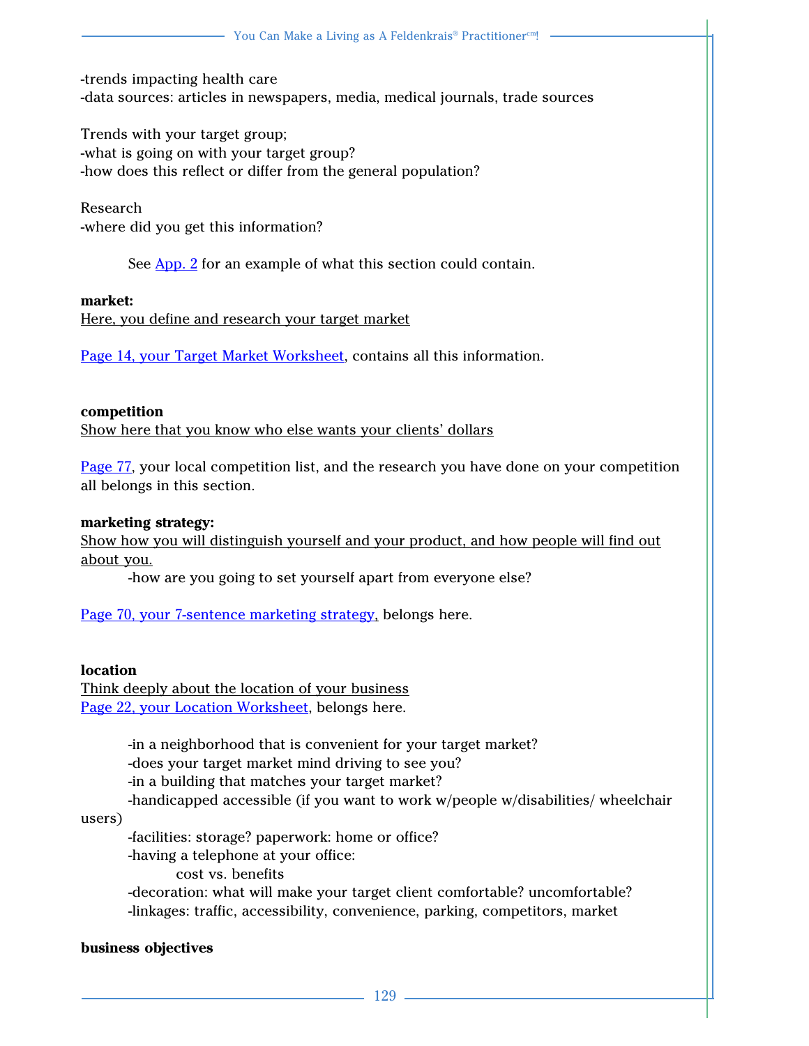-trends impacting health care
-data sources: articles in newspapers, media, medical journals, trade sources

Trends with your target group;
-what is going on with your target group?
-how does this reflect or differ from the general population?

Research
-where did you get this information?

See App. 2 for an example of what this section could contain.

**market:**
Here, you define and research your target market

Page 14, your Target Market Worksheet, contains all this information.

**competition**
Show here that you know who else wants your clients' dollars

Page 77, your local competition list, and the research you have done on your competition all belongs in this section.

**marketing strategy:**
Show how you will distinguish yourself and your product, and how people will find out about you.
-how are you going to set yourself apart from everyone else?

Page 70, your 7-sentence marketing strategy, belongs here.

**location**
Think deeply about the location of your business
Page 22, your Location Worksheet, belongs here.

-in a neighborhood that is convenient for your target market?
-does your target market mind driving to see you?
-in a building that matches your target market?
-handicapped accessible (if you want to work w/people w/disabilities/ wheelchair users)
-facilities: storage? paperwork: home or office?
-having a telephone at your office:
cost vs. benefits
-decoration: what will make your target client comfortable? uncomfortable?
-linkages: traffic, accessibility, convenience, parking, competitors, market

**business objectives**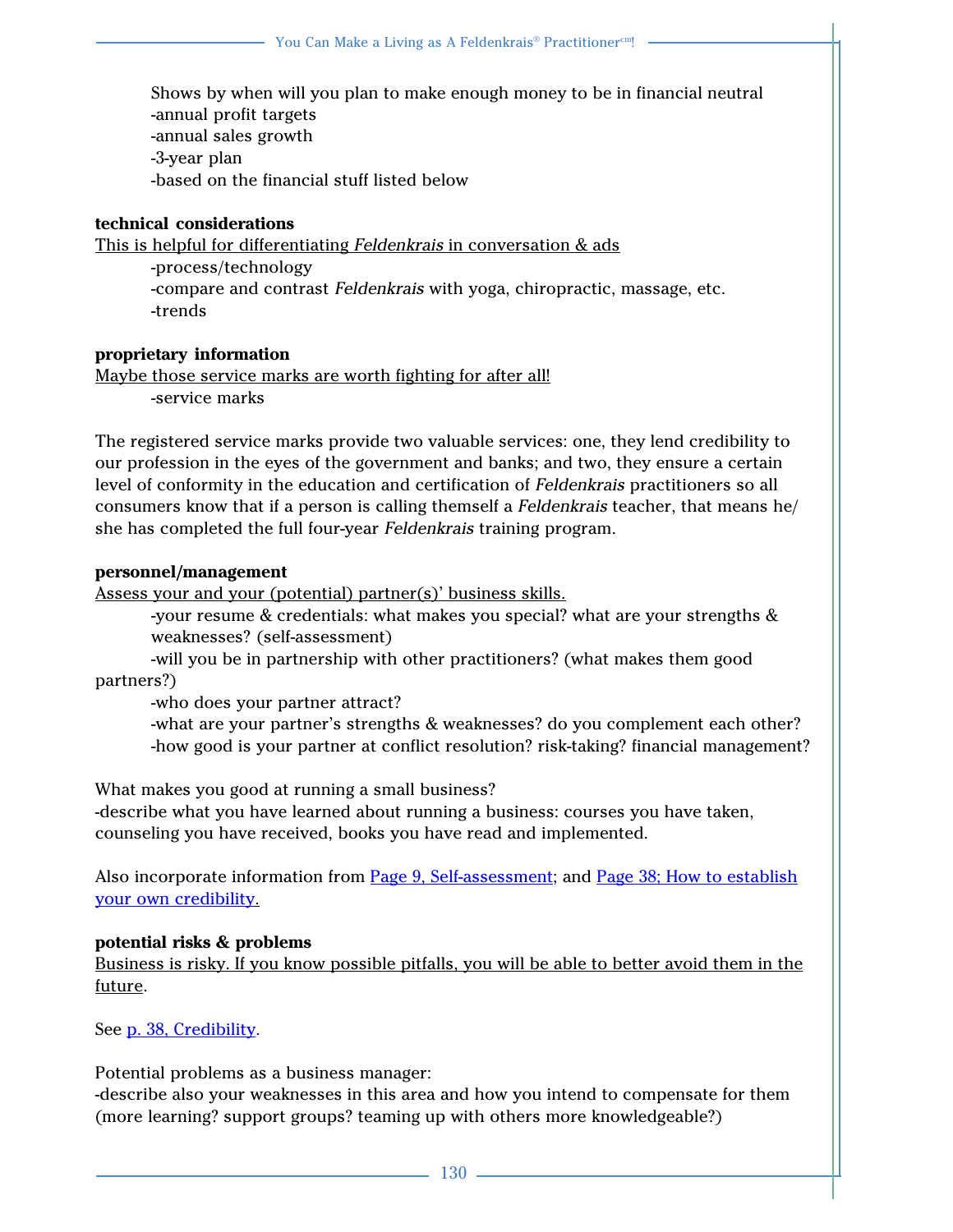Shows by when will you plan to make enough money to be in financial neutral
-annual profit targets
-annual sales growth
-3-year plan
-based on the financial stuff listed below

**technical considerations**

<u>This is helpful for differentiating *Feldenkrais* in conversation & ads</u>
-process/technology
-compare and contrast *Feldenkrais* with yoga, chiropractic, massage, etc.
-trends

**proprietary information**

<u>Maybe those service marks are worth fighting for after all!</u>
-service marks

The registered service marks provide two valuable services: one, they lend credibility to our profession in the eyes of the government and banks; and two, they ensure a certain level of conformity in the education and certification of *Feldenkrais* practitioners so all consumers know that if a person is calling themself a *Feldenkrais* teacher, that means he/she has completed the full four-year *Feldenkrais* training program.

**personnel/management**

<u>Assess your and your (potential) partner(s)' business skills.</u>
-your resume & credentials: what makes you special? what are your strengths & weaknesses? (self-assessment)
-will you be in partnership with other practitioners? (what makes them good partners?)
-who does your partner attract?
-what are your partner's strengths & weaknesses? do you complement each other?
-how good is your partner at conflict resolution? risk-taking? financial management?

What makes you good at running a small business?
-describe what you have learned about running a business: courses you have taken, counseling you have received, books you have read and implemented.

Also incorporate information from Page 9, Self-assessment; and Page 38; How to establish your own credibility.

**potential risks & problems**

<u>Business is risky. If you know possible pitfalls, you will be able to better avoid them in the future</u>.

See p. 38, Credibility.

Potential problems as a business manager:
-describe also your weaknesses in this area and how you intend to compensate for them (more learning? support groups? teaming up with others more knowledgeable?)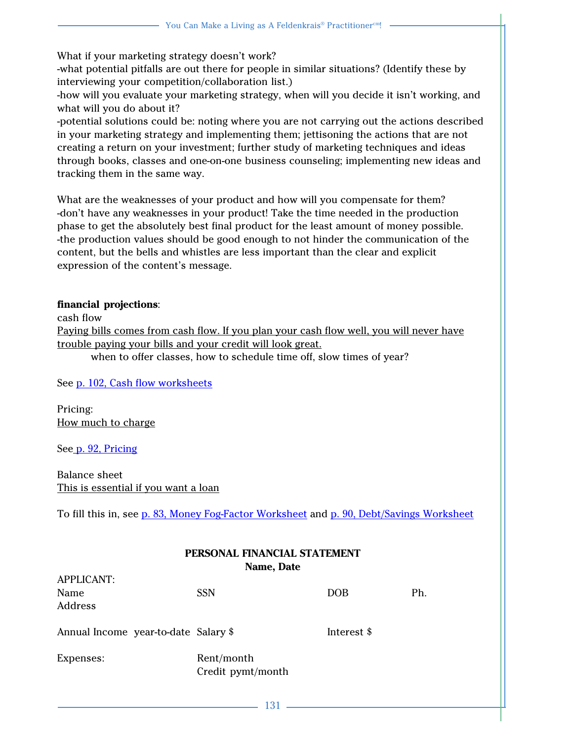What if your marketing strategy doesn't work?
-what potential pitfalls are out there for people in similar situations? (Identify these by interviewing your competition/collaboration list.)
-how will you evaluate your marketing strategy, when will you decide it isn't working, and what will you do about it?
-potential solutions could be: noting where you are not carrying out the actions described in your marketing strategy and implementing them; jettisoning the actions that are not creating a return on your investment; further study of marketing techniques and ideas through books, classes and one-on-one business counseling; implementing new ideas and tracking them in the same way.

What are the weaknesses of your product and how will you compensate for them?
-don't have any weaknesses in your product! Take the time needed in the production phase to get the absolutely best final product for the least amount of money possible.
-the production values should be good enough to not hinder the communication of the content, but the bells and whistles are less important than the clear and explicit expression of the content's message.

**financial projections**:
cash flow
<u>Paying bills comes from cash flow. If you plan your cash flow well, you will never have trouble paying your bills and your credit will look great.</u>
    when to offer classes, how to schedule time off, slow times of year?

See [p. 102, Cash flow worksheets]()

Pricing:
<u>How much to charge</u>

See [p. 92, Pricing]()

Balance sheet
<u>This is essential if you want a loan</u>

To fill this in, see [p. 83, Money Fog-Factor Worksheet]() and [p. 90, Debt/Savings Worksheet]()

**PERSONAL FINANCIAL STATEMENT**
**Name, Date**

| APPLICANT: | | | |
|---|---|---|---|
| Name | SSN | DOB | Ph. |
| Address | | | |
| Annual Income year-to-date | Salary $ | Interest $ | |
| Expenses: | Rent/month | | |
| | Credit pymt/month | | |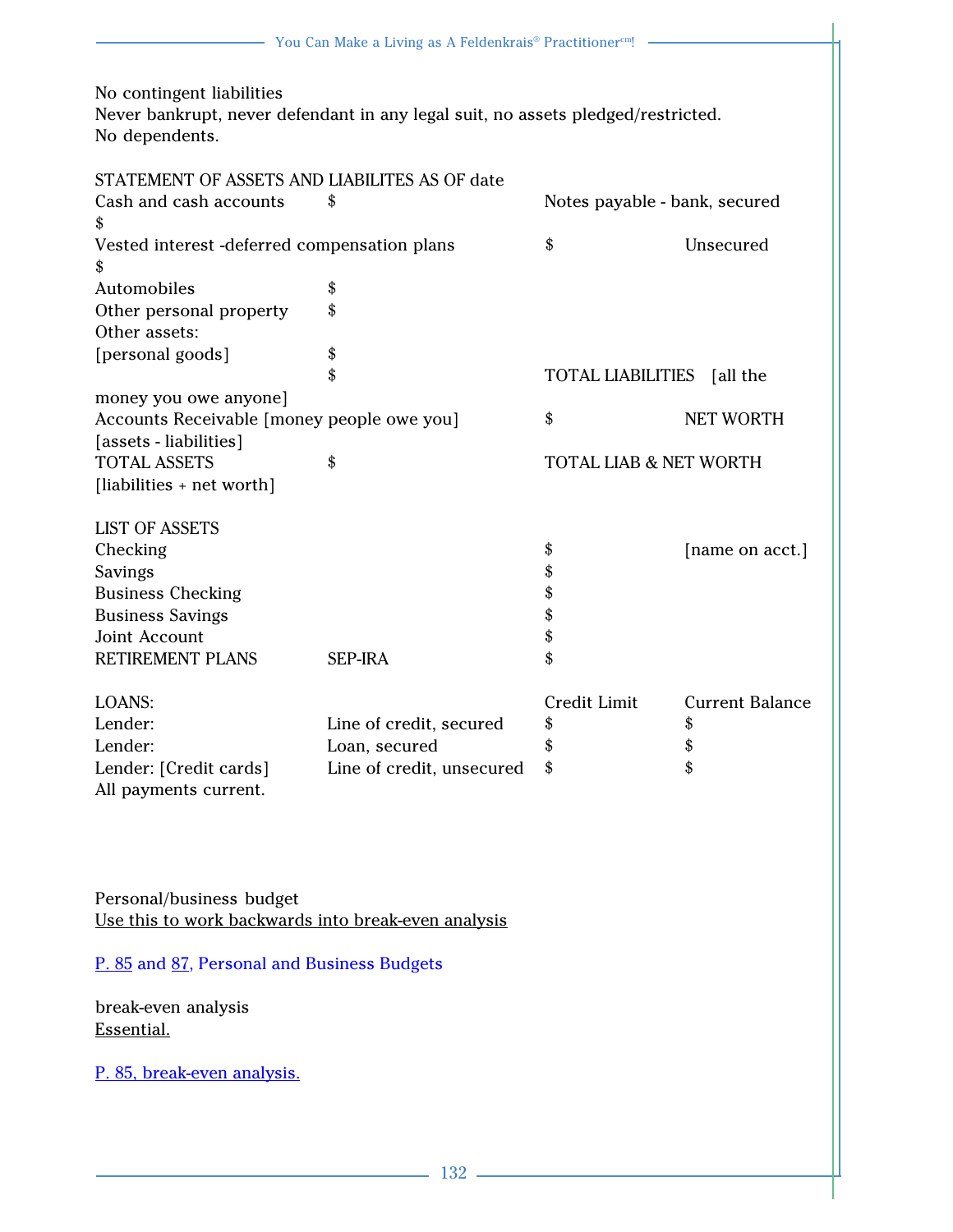No contingent liabilities
Never bankrupt, never defendant in any legal suit, no assets pledged/restricted.
No dependents.

STATEMENT OF ASSETS AND LIABILITES AS OF date

| | | | |
|---|---|---|---|
| Cash and cash accounts | $ | Notes payable - bank, secured | $ |
| Vested interest -deferred compensation plans | $ | Unsecured | $ |
| Automobiles | $ | | |
| Other personal property | $ | | |
| Other assets: | | | |
| [personal goods] | $ | | |
| | $ | TOTAL LIABILITIES [all the money you owe anyone] | |
| Accounts Receivable [money people owe you] | $ | NET WORTH [assets - liabilities] | |
| TOTAL ASSETS | $ | TOTAL LIAB & NET WORTH [liabilities + net worth] | |

LIST OF ASSETS

| | | | |
|---|---|---|---|
| Checking | | $ | [name on acct.] |
| Savings | | $ | |
| Business Checking | | $ | |
| Business Savings | | $ | |
| Joint Account | | $ | |
| RETIREMENT PLANS | SEP-IRA | $ | |

| LOANS: | | Credit Limit | Current Balance |
|---|---|---|---|
| Lender: | Line of credit, secured | $ | $ |
| Lender: | Loan, secured | $ | $ |
| Lender: [Credit cards] | Line of credit, unsecured | $ | $ |

All payments current.

Personal/business budget
<u>Use this to work backwards into break-even analysis</u>

P. 85 and 87, Personal and Business Budgets

break-even analysis
<u>Essential.</u>

P. 85, break-even analysis.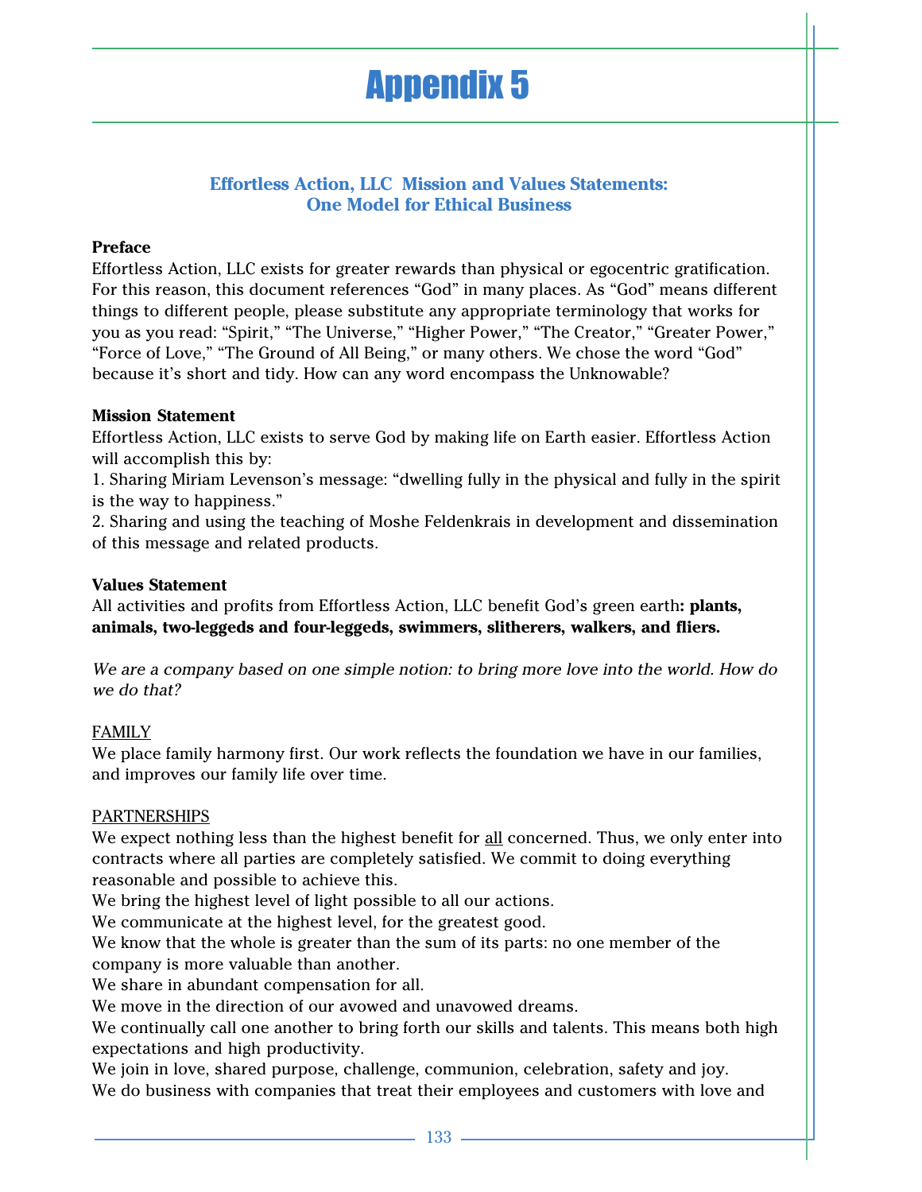# Appendix 5

### Effortless Action, LLC Mission and Values Statements: One Model for Ethical Business

**Preface**
Effortless Action, LLC exists for greater rewards than physical or egocentric gratification. For this reason, this document references "God" in many places. As "God" means different things to different people, please substitute any appropriate terminology that works for you as you read: "Spirit," "The Universe," "Higher Power," "The Creator," "Greater Power," "Force of Love," "The Ground of All Being," or many others. We chose the word "God" because it's short and tidy. How can any word encompass the Unknowable?

**Mission Statement**
Effortless Action, LLC exists to serve God by making life on Earth easier. Effortless Action will accomplish this by:
1. Sharing Miriam Levenson's message: "dwelling fully in the physical and fully in the spirit is the way to happiness."
2. Sharing and using the teaching of Moshe Feldenkrais in development and dissemination of this message and related products.

**Values Statement**
All activities and profits from Effortless Action, LLC benefit God's green earth**: plants, animals, two-leggeds and four-leggeds, swimmers, slitherers, walkers, and fliers.**

*We are a company based on one simple notion: to bring more love into the world. How do we do that?*

<u>FAMILY</u>
We place family harmony first. Our work reflects the foundation we have in our families, and improves our family life over time.

<u>PARTNERSHIPS</u>
We expect nothing less than the highest benefit for <u>all</u> concerned. Thus, we only enter into contracts where all parties are completely satisfied. We commit to doing everything reasonable and possible to achieve this.
We bring the highest level of light possible to all our actions.
We communicate at the highest level, for the greatest good.
We know that the whole is greater than the sum of its parts: no one member of the company is more valuable than another.
We share in abundant compensation for all.
We move in the direction of our avowed and unavowed dreams.
We continually call one another to bring forth our skills and talents. This means both high expectations and high productivity.
We join in love, shared purpose, challenge, communion, celebration, safety and joy.
We do business with companies that treat their employees and customers with love and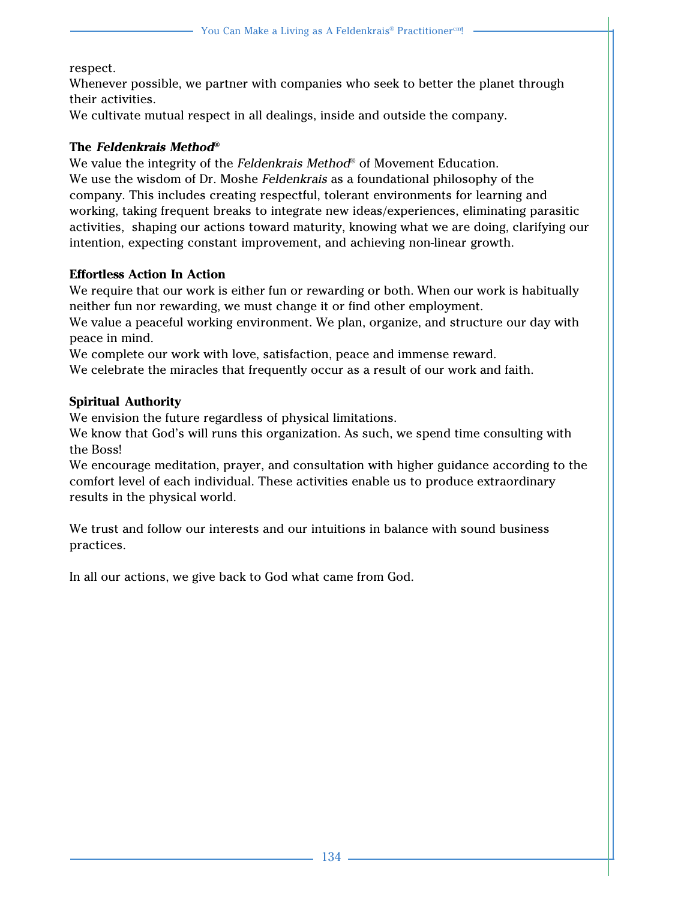respect.

Whenever possible, we partner with companies who seek to better the planet through their activities.

We cultivate mutual respect in all dealings, inside and outside the company.

**The *Feldenkrais Method*®**

We value the integrity of the *Feldenkrais Method*® of Movement Education.

We use the wisdom of Dr. Moshe *Feldenkrais* as a foundational philosophy of the company. This includes creating respectful, tolerant environments for learning and working, taking frequent breaks to integrate new ideas/experiences, eliminating parasitic activities, shaping our actions toward maturity, knowing what we are doing, clarifying our intention, expecting constant improvement, and achieving non-linear growth.

**Effortless Action In Action**

We require that our work is either fun or rewarding or both. When our work is habitually neither fun nor rewarding, we must change it or find other employment.

We value a peaceful working environment. We plan, organize, and structure our day with peace in mind.

We complete our work with love, satisfaction, peace and immense reward.

We celebrate the miracles that frequently occur as a result of our work and faith.

**Spiritual Authority**

We envision the future regardless of physical limitations.

We know that God's will runs this organization. As such, we spend time consulting with the Boss!

We encourage meditation, prayer, and consultation with higher guidance according to the comfort level of each individual. These activities enable us to produce extraordinary results in the physical world.

We trust and follow our interests and our intuitions in balance with sound business practices.

In all our actions, we give back to God what came from God.